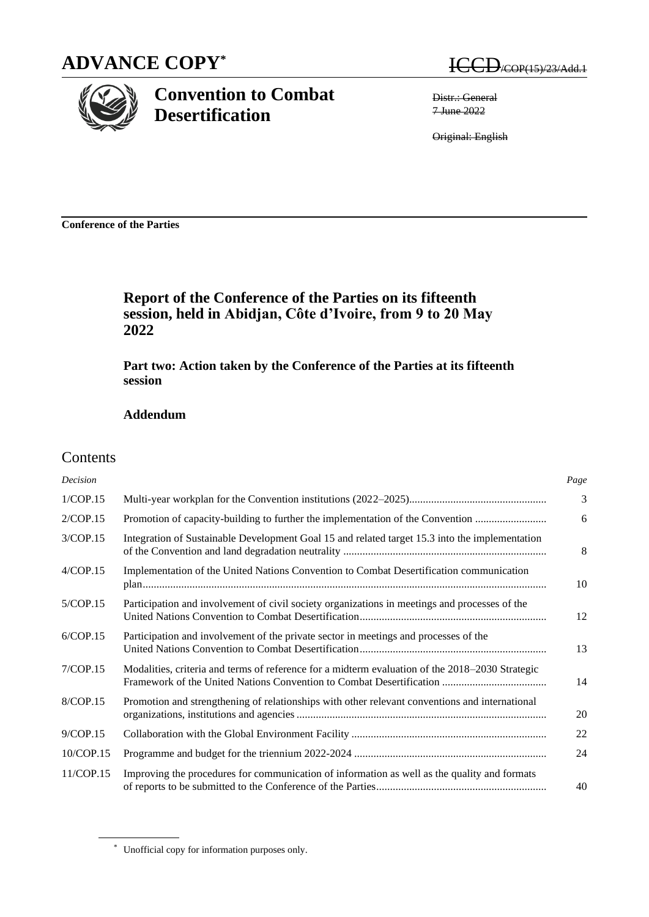# ADVANCE COPY*

ICCD/COP(15)/23/Add.1

## Convention to Combat Desertification

Distr.: General
7 June 2022

Original: English

**Conference of the Parties**

## Report of the Conference of the Parties on its fifteenth session, held in Abidjan, Côte d'Ivoire, from 9 to 20 May 2022

### Part two: Action taken by the Conference of the Parties at its fifteenth session

### Addendum

## Contents

| *Decision* | | *Page* |
|---|---|---|
| 1/COP.15 | Multi-year workplan for the Convention institutions (2022–2025) | 3 |
| 2/COP.15 | Promotion of capacity-building to further the implementation of the Convention | 6 |
| 3/COP.15 | Integration of Sustainable Development Goal 15 and related target 15.3 into the implementation of the Convention and land degradation neutrality | 8 |
| 4/COP.15 | Implementation of the United Nations Convention to Combat Desertification communication plan | 10 |
| 5/COP.15 | Participation and involvement of civil society organizations in meetings and processes of the United Nations Convention to Combat Desertification | 12 |
| 6/COP.15 | Participation and involvement of the private sector in meetings and processes of the United Nations Convention to Combat Desertification | 13 |
| 7/COP.15 | Modalities, criteria and terms of reference for a midterm evaluation of the 2018–2030 Strategic Framework of the United Nations Convention to Combat Desertification | 14 |
| 8/COP.15 | Promotion and strengthening of relationships with other relevant conventions and international organizations, institutions and agencies | 20 |
| 9/COP.15 | Collaboration with the Global Environment Facility | 22 |
| 10/COP.15 | Programme and budget for the triennium 2022-2024 | 24 |
| 11/COP.15 | Improving the procedures for communication of information as well as the quality and formats of reports to be submitted to the Conference of the Parties | 40 |

\* Unofficial copy for information purposes only.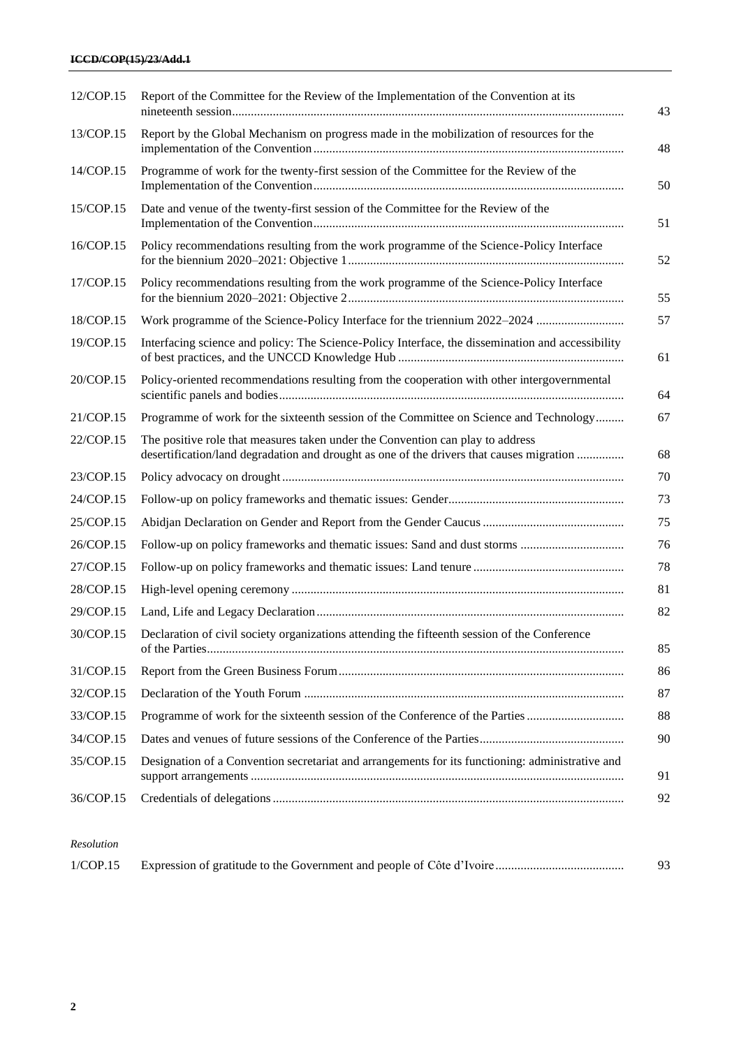| | | |
|---|---|---|
| 12/COP.15 | Report of the Committee for the Review of the Implementation of the Convention at its nineteenth session | 43 |
| 13/COP.15 | Report by the Global Mechanism on progress made in the mobilization of resources for the implementation of the Convention | 48 |
| 14/COP.15 | Programme of work for the twenty-first session of the Committee for the Review of the Implementation of the Convention | 50 |
| 15/COP.15 | Date and venue of the twenty-first session of the Committee for the Review of the Implementation of the Convention | 51 |
| 16/COP.15 | Policy recommendations resulting from the work programme of the Science-Policy Interface for the biennium 2020–2021: Objective 1 | 52 |
| 17/COP.15 | Policy recommendations resulting from the work programme of the Science-Policy Interface for the biennium 2020–2021: Objective 2 | 55 |
| 18/COP.15 | Work programme of the Science-Policy Interface for the triennium 2022–2024 | 57 |
| 19/COP.15 | Interfacing science and policy: The Science-Policy Interface, the dissemination and accessibility of best practices, and the UNCCD Knowledge Hub | 61 |
| 20/COP.15 | Policy-oriented recommendations resulting from the cooperation with other intergovernmental scientific panels and bodies | 64 |
| 21/COP.15 | Programme of work for the sixteenth session of the Committee on Science and Technology | 67 |
| 22/COP.15 | The positive role that measures taken under the Convention can play to address desertification/land degradation and drought as one of the drivers that causes migration | 68 |
| 23/COP.15 | Policy advocacy on drought | 70 |
| 24/COP.15 | Follow-up on policy frameworks and thematic issues: Gender | 73 |
| 25/COP.15 | Abidjan Declaration on Gender and Report from the Gender Caucus | 75 |
| 26/COP.15 | Follow-up on policy frameworks and thematic issues: Sand and dust storms | 76 |
| 27/COP.15 | Follow-up on policy frameworks and thematic issues: Land tenure | 78 |
| 28/COP.15 | High-level opening ceremony | 81 |
| 29/COP.15 | Land, Life and Legacy Declaration | 82 |
| 30/COP.15 | Declaration of civil society organizations attending the fifteenth session of the Conference of the Parties | 85 |
| 31/COP.15 | Report from the Green Business Forum | 86 |
| 32/COP.15 | Declaration of the Youth Forum | 87 |
| 33/COP.15 | Programme of work for the sixteenth session of the Conference of the Parties | 88 |
| 34/COP.15 | Dates and venues of future sessions of the Conference of the Parties | 90 |
| 35/COP.15 | Designation of a Convention secretariat and arrangements for its functioning: administrative and support arrangements | 91 |
| 36/COP.15 | Credentials of delegations | 92 |

*Resolution*

| | | |
|---|---|---|
| 1/COP.15 | Expression of gratitude to the Government and people of Côte d'Ivoire | 93 |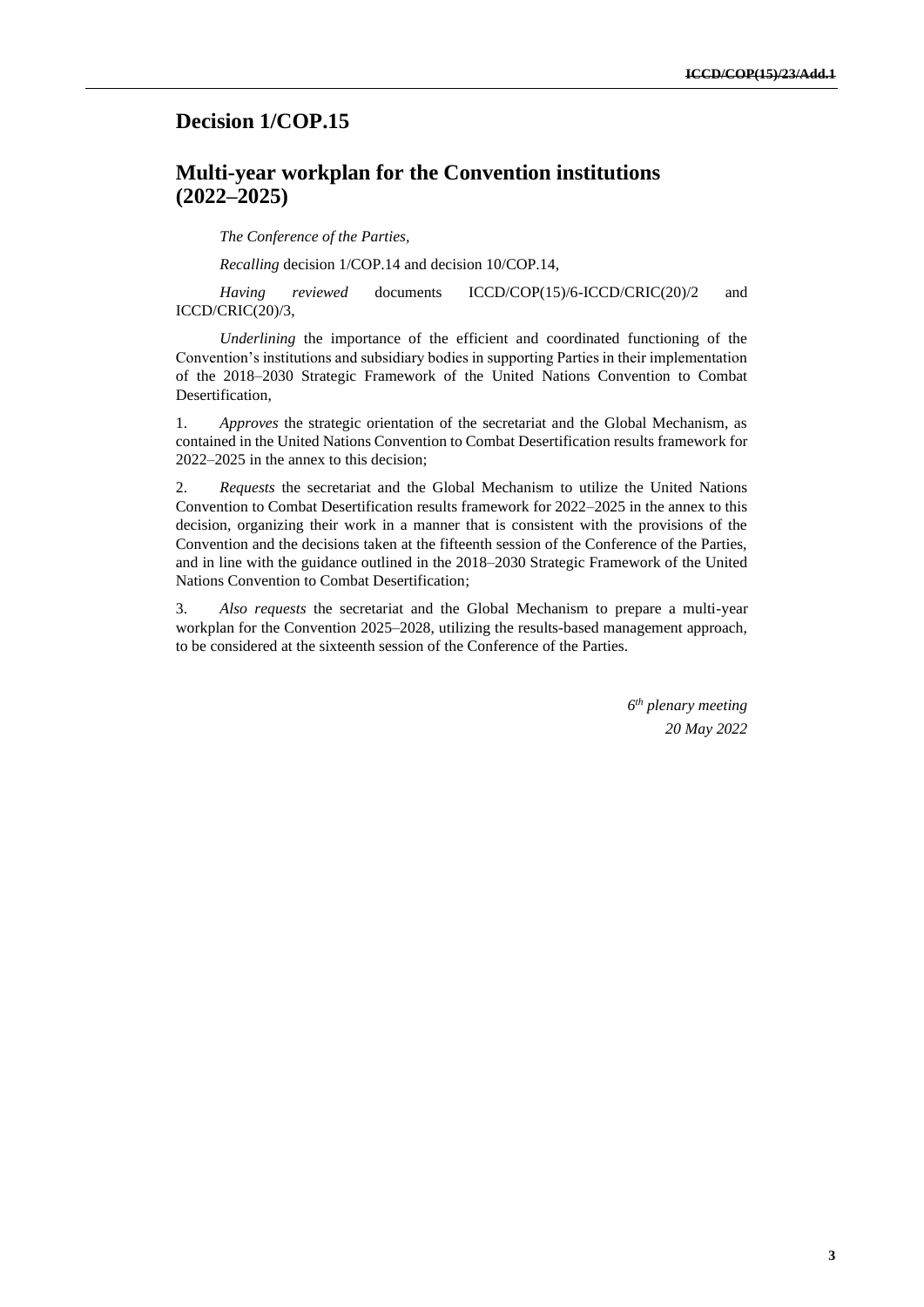# Decision 1/COP.15

## Multi-year workplan for the Convention institutions (2022–2025)

*The Conference of the Parties,*

*Recalling* decision 1/COP.14 and decision 10/COP.14,

*Having reviewed* documents ICCD/COP(15)/6-ICCD/CRIC(20)/2 and ICCD/CRIC(20)/3,

*Underlining* the importance of the efficient and coordinated functioning of the Convention's institutions and subsidiary bodies in supporting Parties in their implementation of the 2018–2030 Strategic Framework of the United Nations Convention to Combat Desertification,

1. *Approves* the strategic orientation of the secretariat and the Global Mechanism, as contained in the United Nations Convention to Combat Desertification results framework for 2022–2025 in the annex to this decision;

2. *Requests* the secretariat and the Global Mechanism to utilize the United Nations Convention to Combat Desertification results framework for 2022–2025 in the annex to this decision, organizing their work in a manner that is consistent with the provisions of the Convention and the decisions taken at the fifteenth session of the Conference of the Parties, and in line with the guidance outlined in the 2018–2030 Strategic Framework of the United Nations Convention to Combat Desertification;

3. *Also requests* the secretariat and the Global Mechanism to prepare a multi-year workplan for the Convention 2025–2028, utilizing the results-based management approach, to be considered at the sixteenth session of the Conference of the Parties.

*6th plenary meeting*
*20 May 2022*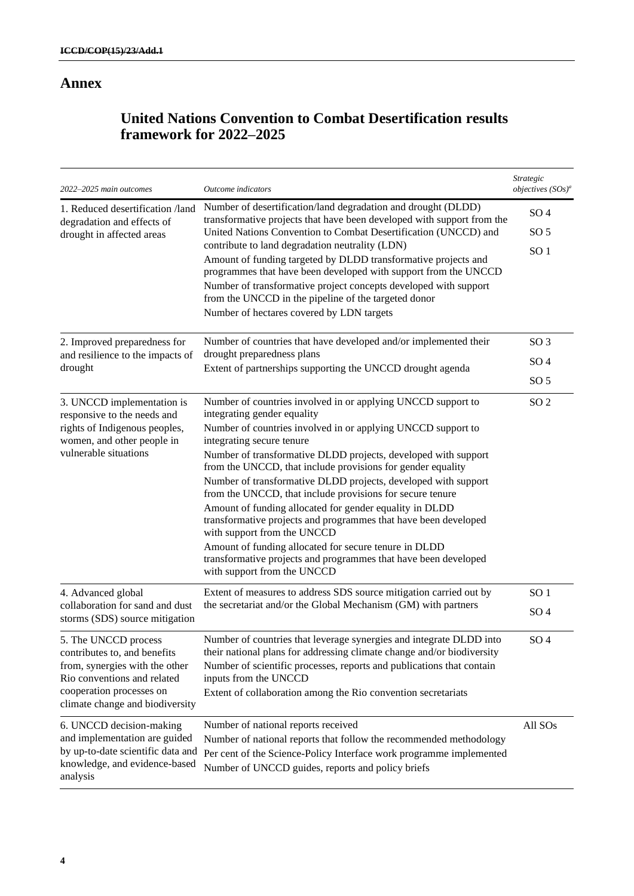# Annex

## United Nations Convention to Combat Desertification results framework for 2022–2025

| *2022–2025 main outcomes* | *Outcome indicators* | *Strategic objectives (SOs)[a]* |
|---|---|---|
| 1. Reduced desertification /land degradation and effects of drought in affected areas | Number of desertification/land degradation and drought (DLDD) transformative projects that have been developed with support from the United Nations Convention to Combat Desertification (UNCCD) and contribute to land degradation neutrality (LDN)<br>Amount of funding targeted by DLDD transformative projects and programmes that have been developed with support from the UNCCD<br>Number of transformative project concepts developed with support from the UNCCD in the pipeline of the targeted donor<br>Number of hectares covered by LDN targets | SO 4<br>SO 5<br>SO 1 |
| 2. Improved preparedness for and resilience to the impacts of drought | Number of countries that have developed and/or implemented their drought preparedness plans<br>Extent of partnerships supporting the UNCCD drought agenda | SO 3<br>SO 4<br>SO 5 |
| 3. UNCCD implementation is responsive to the needs and rights of Indigenous peoples, women, and other people in vulnerable situations | Number of countries involved in or applying UNCCD support to integrating gender equality<br>Number of countries involved in or applying UNCCD support to integrating secure tenure<br>Number of transformative DLDD projects, developed with support from the UNCCD, that include provisions for gender equality<br>Number of transformative DLDD projects, developed with support from the UNCCD, that include provisions for secure tenure<br>Amount of funding allocated for gender equality in DLDD transformative projects and programmes that have been developed with support from the UNCCD<br>Amount of funding allocated for secure tenure in DLDD transformative projects and programmes that have been developed with support from the UNCCD | SO 2 |
| 4. Advanced global collaboration for sand and dust storms (SDS) source mitigation | Extent of measures to address SDS source mitigation carried out by the secretariat and/or the Global Mechanism (GM) with partners | SO 1<br>SO 4 |
| 5. The UNCCD process contributes to, and benefits from, synergies with the other Rio conventions and related cooperation processes on climate change and biodiversity | Number of countries that leverage synergies and integrate DLDD into their national plans for addressing climate change and/or biodiversity<br>Number of scientific processes, reports and publications that contain inputs from the UNCCD<br>Extent of collaboration among the Rio convention secretariats | SO 4 |
| 6. UNCCD decision-making and implementation are guided by up-to-date scientific data and knowledge, and evidence-based analysis | Number of national reports received<br>Number of national reports that follow the recommended methodology<br>Per cent of the Science-Policy Interface work programme implemented<br>Number of UNCCD guides, reports and policy briefs | All SOs |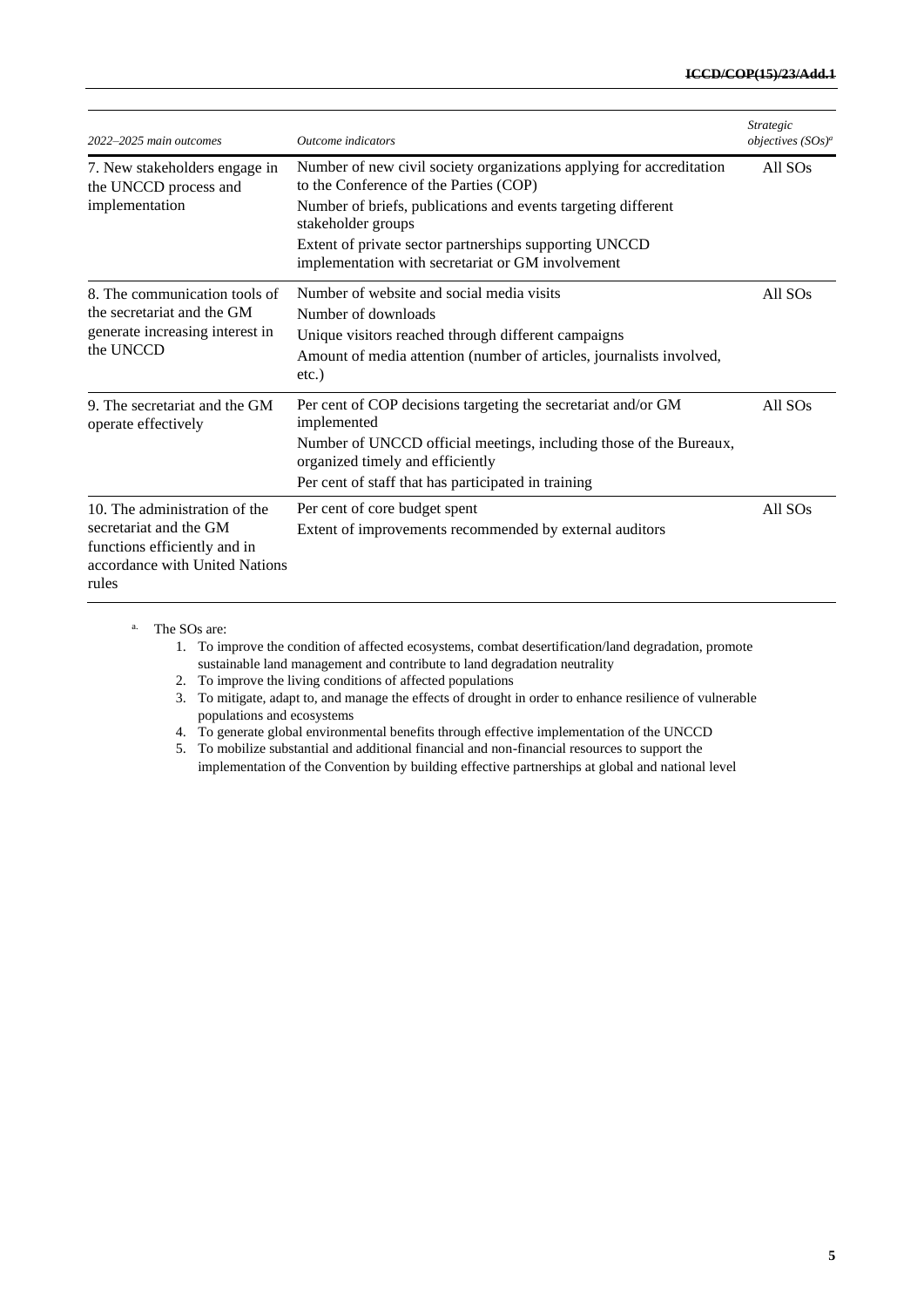| *2022–2025 main outcomes* | *Outcome indicators* | *Strategic objectives (SOs)*[a] |
|---|---|---|
| 7. New stakeholders engage in the UNCCD process and implementation | Number of new civil society organizations applying for accreditation to the Conference of the Parties (COP)<br>Number of briefs, publications and events targeting different stakeholder groups<br>Extent of private sector partnerships supporting UNCCD implementation with secretariat or GM involvement | All SOs |
| 8. The communication tools of the secretariat and the GM generate increasing interest in the UNCCD | Number of website and social media visits<br>Number of downloads<br>Unique visitors reached through different campaigns<br>Amount of media attention (number of articles, journalists involved, etc.) | All SOs |
| 9. The secretariat and the GM operate effectively | Per cent of COP decisions targeting the secretariat and/or GM implemented<br>Number of UNCCD official meetings, including those of the Bureaux, organized timely and efficiently<br>Per cent of staff that has participated in training | All SOs |
| 10. The administration of the secretariat and the GM functions efficiently and in accordance with United Nations rules | Per cent of core budget spent<br>Extent of improvements recommended by external auditors | All SOs |

[a.] The SOs are:

1. To improve the condition of affected ecosystems, combat desertification/land degradation, promote sustainable land management and contribute to land degradation neutrality
2. To improve the living conditions of affected populations
3. To mitigate, adapt to, and manage the effects of drought in order to enhance resilience of vulnerable populations and ecosystems
4. To generate global environmental benefits through effective implementation of the UNCCD
5. To mobilize substantial and additional financial and non-financial resources to support the implementation of the Convention by building effective partnerships at global and national level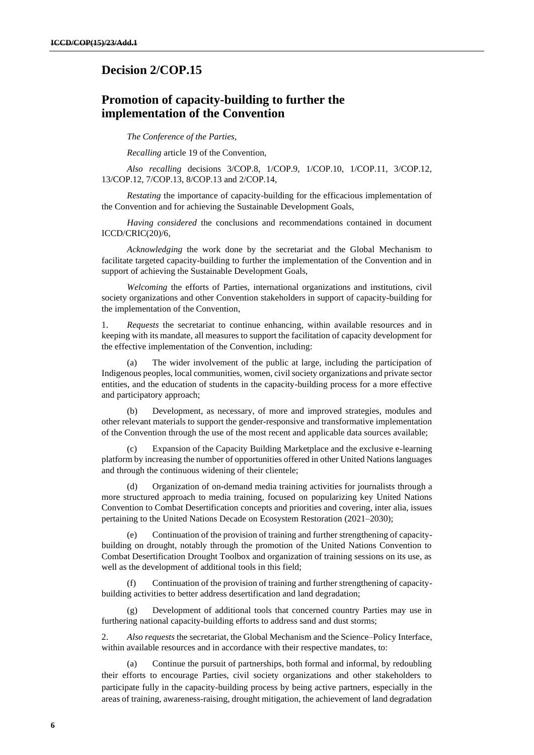## Decision 2/COP.15

## Promotion of capacity-building to further the implementation of the Convention

*The Conference of the Parties,*

*Recalling* article 19 of the Convention,

*Also recalling* decisions 3/COP.8, 1/COP.9, 1/COP.10, 1/COP.11, 3/COP.12, 13/COP.12, 7/COP.13, 8/COP.13 and 2/COP.14,

*Restating* the importance of capacity-building for the efficacious implementation of the Convention and for achieving the Sustainable Development Goals,

*Having considered* the conclusions and recommendations contained in document ICCD/CRIC(20)/6,

*Acknowledging* the work done by the secretariat and the Global Mechanism to facilitate targeted capacity-building to further the implementation of the Convention and in support of achieving the Sustainable Development Goals,

*Welcoming* the efforts of Parties, international organizations and institutions, civil society organizations and other Convention stakeholders in support of capacity-building for the implementation of the Convention,

1. *Requests* the secretariat to continue enhancing, within available resources and in keeping with its mandate, all measures to support the facilitation of capacity development for the effective implementation of the Convention, including:

(a) The wider involvement of the public at large, including the participation of Indigenous peoples, local communities, women, civil society organizations and private sector entities, and the education of students in the capacity-building process for a more effective and participatory approach;

(b) Development, as necessary, of more and improved strategies, modules and other relevant materials to support the gender-responsive and transformative implementation of the Convention through the use of the most recent and applicable data sources available;

(c) Expansion of the Capacity Building Marketplace and the exclusive e-learning platform by increasing the number of opportunities offered in other United Nations languages and through the continuous widening of their clientele;

(d) Organization of on-demand media training activities for journalists through a more structured approach to media training, focused on popularizing key United Nations Convention to Combat Desertification concepts and priorities and covering, inter alia, issues pertaining to the United Nations Decade on Ecosystem Restoration (2021–2030);

(e) Continuation of the provision of training and further strengthening of capacity-building on drought, notably through the promotion of the United Nations Convention to Combat Desertification Drought Toolbox and organization of training sessions on its use, as well as the development of additional tools in this field;

(f) Continuation of the provision of training and further strengthening of capacity-building activities to better address desertification and land degradation;

(g) Development of additional tools that concerned country Parties may use in furthering national capacity-building efforts to address sand and dust storms;

2. *Also requests* the secretariat, the Global Mechanism and the Science–Policy Interface, within available resources and in accordance with their respective mandates, to:

(a) Continue the pursuit of partnerships, both formal and informal, by redoubling their efforts to encourage Parties, civil society organizations and other stakeholders to participate fully in the capacity-building process by being active partners, especially in the areas of training, awareness-raising, drought mitigation, the achievement of land degradation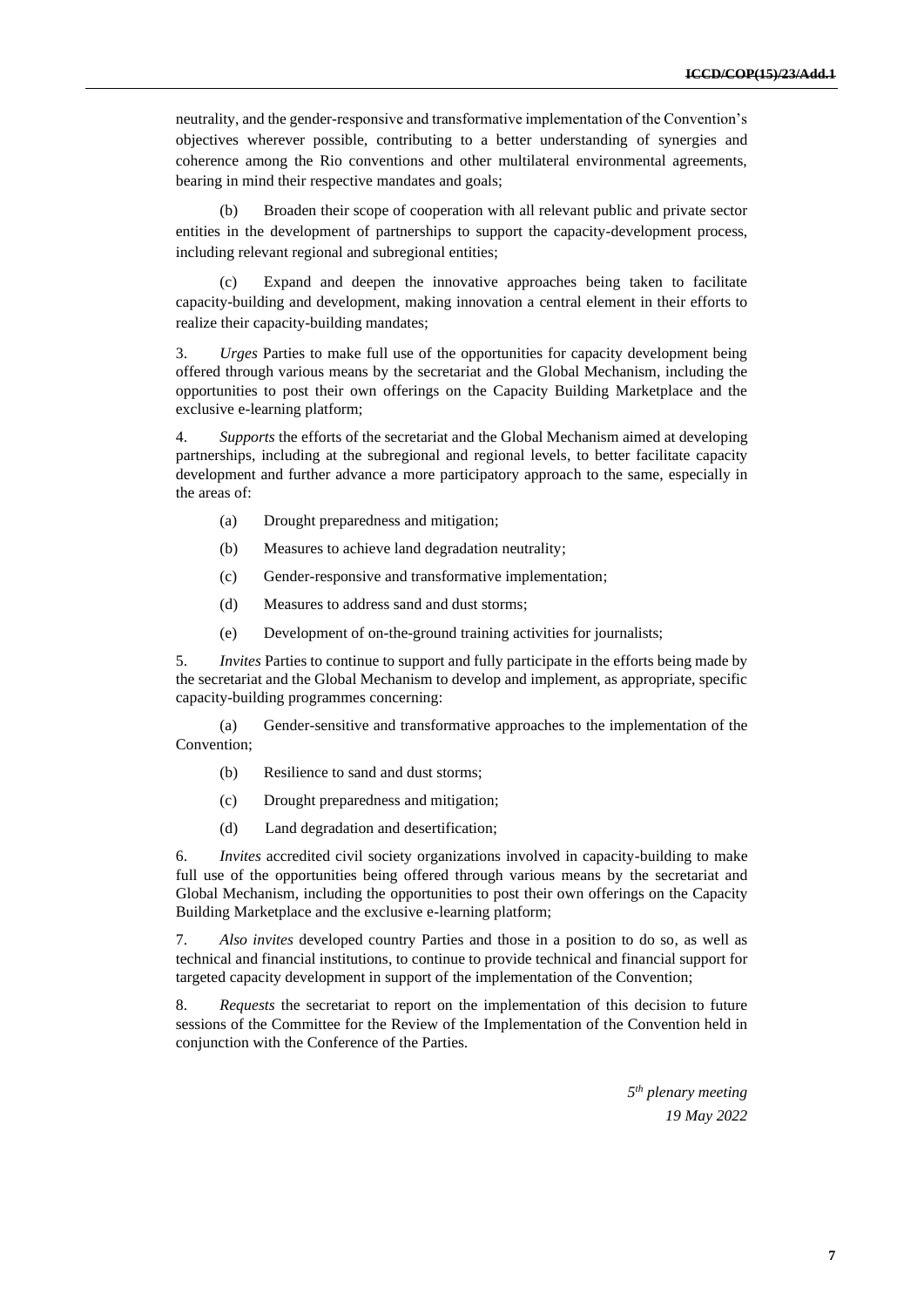neutrality, and the gender-responsive and transformative implementation of the Convention's objectives wherever possible, contributing to a better understanding of synergies and coherence among the Rio conventions and other multilateral environmental agreements, bearing in mind their respective mandates and goals;

(b) Broaden their scope of cooperation with all relevant public and private sector entities in the development of partnerships to support the capacity-development process, including relevant regional and subregional entities;

(c) Expand and deepen the innovative approaches being taken to facilitate capacity-building and development, making innovation a central element in their efforts to realize their capacity-building mandates;

3. *Urges* Parties to make full use of the opportunities for capacity development being offered through various means by the secretariat and the Global Mechanism, including the opportunities to post their own offerings on the Capacity Building Marketplace and the exclusive e-learning platform;

4. *Supports* the efforts of the secretariat and the Global Mechanism aimed at developing partnerships, including at the subregional and regional levels, to better facilitate capacity development and further advance a more participatory approach to the same, especially in the areas of:

(a) Drought preparedness and mitigation;

(b) Measures to achieve land degradation neutrality;

(c) Gender-responsive and transformative implementation;

(d) Measures to address sand and dust storms;

(e) Development of on-the-ground training activities for journalists;

5. *Invites* Parties to continue to support and fully participate in the efforts being made by the secretariat and the Global Mechanism to develop and implement, as appropriate, specific capacity-building programmes concerning:

(a) Gender-sensitive and transformative approaches to the implementation of the Convention;

(b) Resilience to sand and dust storms;

(c) Drought preparedness and mitigation;

(d) Land degradation and desertification;

6. *Invites* accredited civil society organizations involved in capacity-building to make full use of the opportunities being offered through various means by the secretariat and Global Mechanism, including the opportunities to post their own offerings on the Capacity Building Marketplace and the exclusive e-learning platform;

7. *Also invites* developed country Parties and those in a position to do so, as well as technical and financial institutions, to continue to provide technical and financial support for targeted capacity development in support of the implementation of the Convention;

8. *Requests* the secretariat to report on the implementation of this decision to future sessions of the Committee for the Review of the Implementation of the Convention held in conjunction with the Conference of the Parties.

*5th plenary meeting*
*19 May 2022*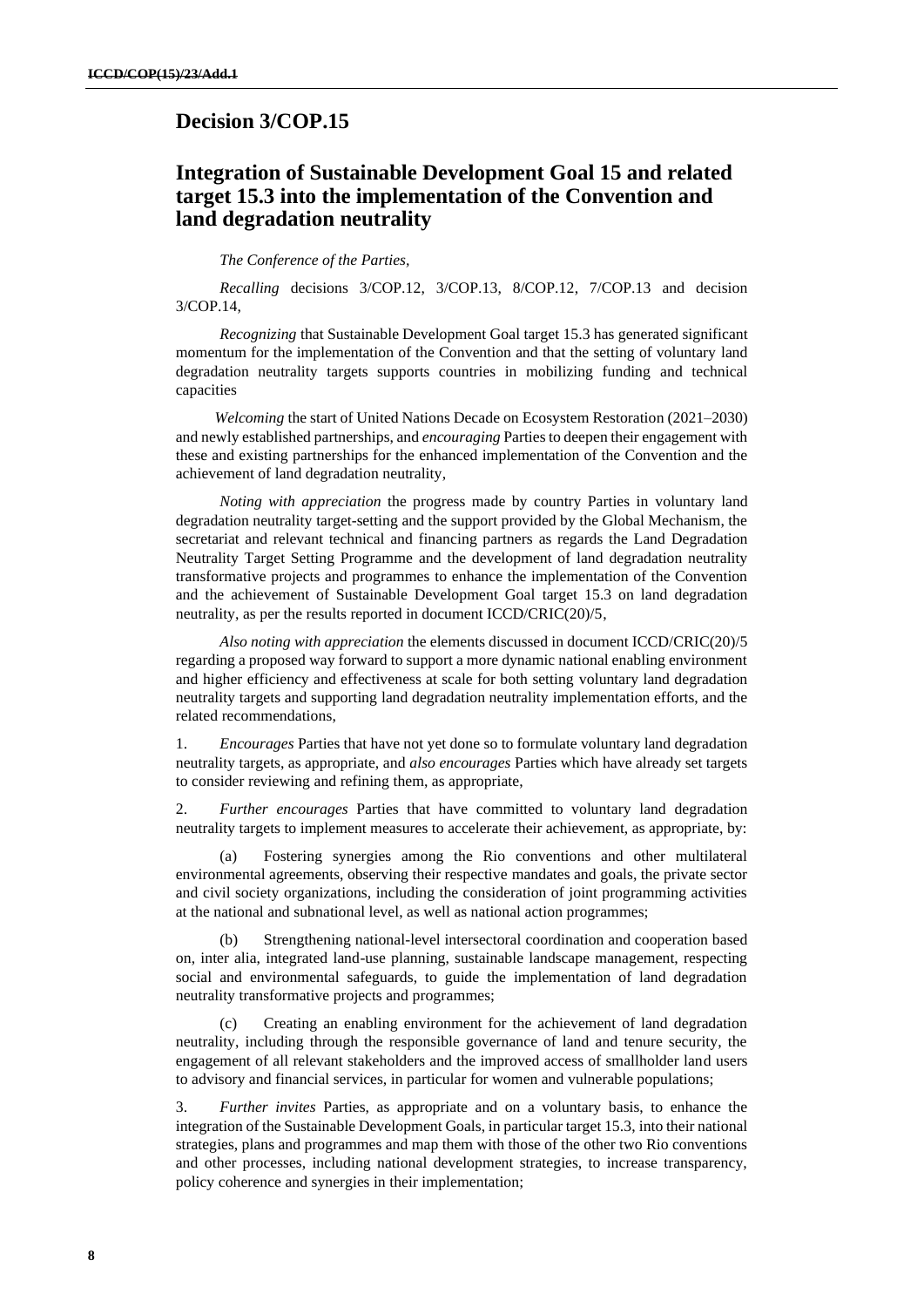## Decision 3/COP.15

## Integration of Sustainable Development Goal 15 and related target 15.3 into the implementation of the Convention and land degradation neutrality

*The Conference of the Parties*,

*Recalling* decisions 3/COP.12, 3/COP.13, 8/COP.12, 7/COP.13 and decision 3/COP.14,

*Recognizing* that Sustainable Development Goal target 15.3 has generated significant momentum for the implementation of the Convention and that the setting of voluntary land degradation neutrality targets supports countries in mobilizing funding and technical capacities

*Welcoming* the start of United Nations Decade on Ecosystem Restoration (2021–2030) and newly established partnerships, and *encouraging* Parties to deepen their engagement with these and existing partnerships for the enhanced implementation of the Convention and the achievement of land degradation neutrality,

*Noting with appreciation* the progress made by country Parties in voluntary land degradation neutrality target-setting and the support provided by the Global Mechanism, the secretariat and relevant technical and financing partners as regards the Land Degradation Neutrality Target Setting Programme and the development of land degradation neutrality transformative projects and programmes to enhance the implementation of the Convention and the achievement of Sustainable Development Goal target 15.3 on land degradation neutrality, as per the results reported in document ICCD/CRIC(20)/5,

*Also noting with appreciation* the elements discussed in document ICCD/CRIC(20)/5 regarding a proposed way forward to support a more dynamic national enabling environment and higher efficiency and effectiveness at scale for both setting voluntary land degradation neutrality targets and supporting land degradation neutrality implementation efforts, and the related recommendations,

1. *Encourages* Parties that have not yet done so to formulate voluntary land degradation neutrality targets, as appropriate, and *also encourages* Parties which have already set targets to consider reviewing and refining them, as appropriate,

2. *Further encourages* Parties that have committed to voluntary land degradation neutrality targets to implement measures to accelerate their achievement, as appropriate, by:

(a) Fostering synergies among the Rio conventions and other multilateral environmental agreements, observing their respective mandates and goals, the private sector and civil society organizations, including the consideration of joint programming activities at the national and subnational level, as well as national action programmes;

(b) Strengthening national-level intersectoral coordination and cooperation based on, inter alia, integrated land-use planning, sustainable landscape management, respecting social and environmental safeguards, to guide the implementation of land degradation neutrality transformative projects and programmes;

(c) Creating an enabling environment for the achievement of land degradation neutrality, including through the responsible governance of land and tenure security, the engagement of all relevant stakeholders and the improved access of smallholder land users to advisory and financial services, in particular for women and vulnerable populations;

3. *Further invites* Parties, as appropriate and on a voluntary basis, to enhance the integration of the Sustainable Development Goals, in particular target 15.3, into their national strategies, plans and programmes and map them with those of the other two Rio conventions and other processes, including national development strategies, to increase transparency, policy coherence and synergies in their implementation;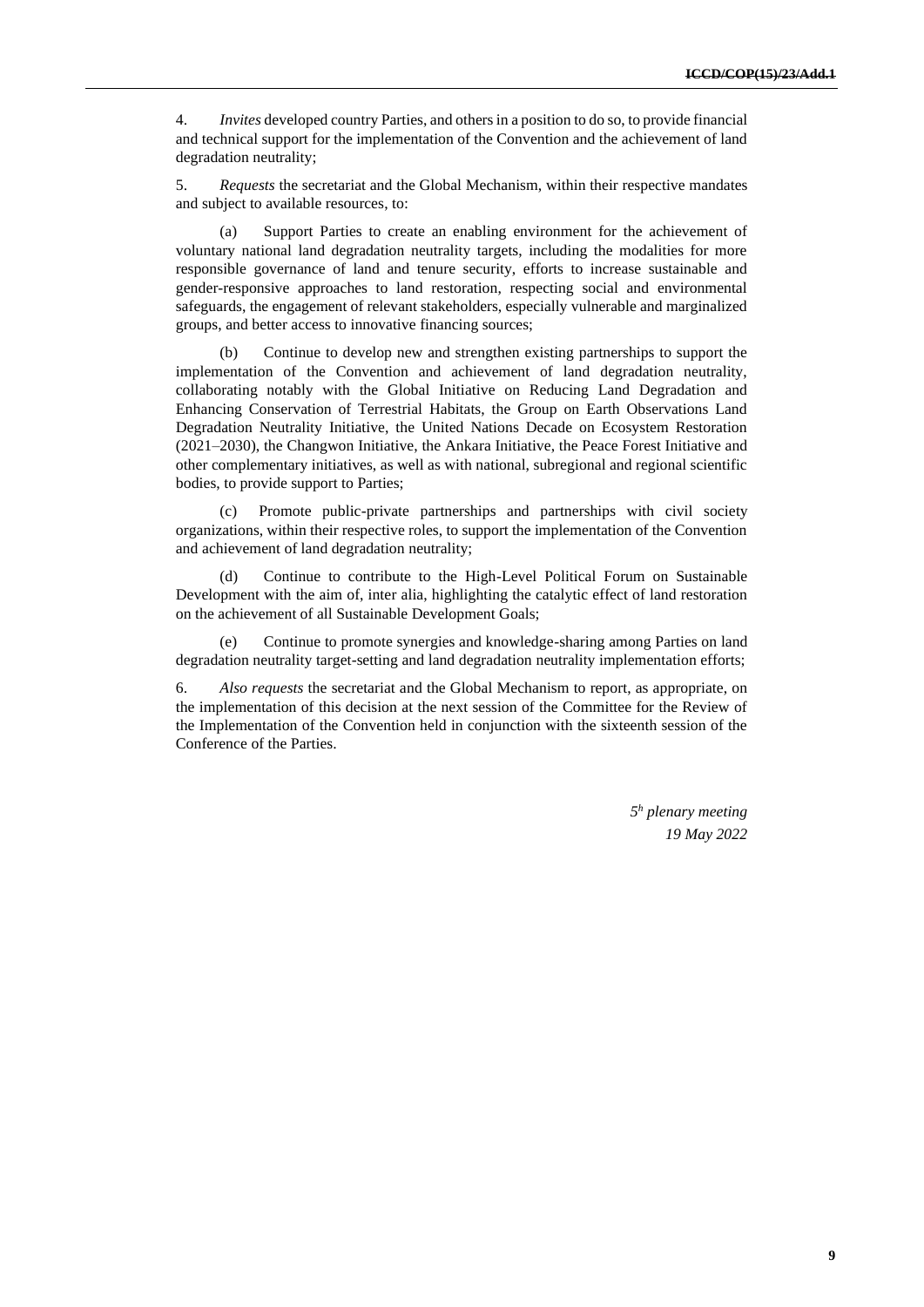4. *Invites* developed country Parties, and others in a position to do so, to provide financial and technical support for the implementation of the Convention and the achievement of land degradation neutrality;

5. *Requests* the secretariat and the Global Mechanism, within their respective mandates and subject to available resources, to:

(a) Support Parties to create an enabling environment for the achievement of voluntary national land degradation neutrality targets, including the modalities for more responsible governance of land and tenure security, efforts to increase sustainable and gender-responsive approaches to land restoration, respecting social and environmental safeguards, the engagement of relevant stakeholders, especially vulnerable and marginalized groups, and better access to innovative financing sources;

(b) Continue to develop new and strengthen existing partnerships to support the implementation of the Convention and achievement of land degradation neutrality, collaborating notably with the Global Initiative on Reducing Land Degradation and Enhancing Conservation of Terrestrial Habitats, the Group on Earth Observations Land Degradation Neutrality Initiative, the United Nations Decade on Ecosystem Restoration (2021–2030), the Changwon Initiative, the Ankara Initiative, the Peace Forest Initiative and other complementary initiatives, as well as with national, subregional and regional scientific bodies, to provide support to Parties;

(c) Promote public-private partnerships and partnerships with civil society organizations, within their respective roles, to support the implementation of the Convention and achievement of land degradation neutrality;

(d) Continue to contribute to the High-Level Political Forum on Sustainable Development with the aim of, inter alia, highlighting the catalytic effect of land restoration on the achievement of all Sustainable Development Goals;

(e) Continue to promote synergies and knowledge-sharing among Parties on land degradation neutrality target-setting and land degradation neutrality implementation efforts;

6. *Also requests* the secretariat and the Global Mechanism to report, as appropriate, on the implementation of this decision at the next session of the Committee for the Review of the Implementation of the Convention held in conjunction with the sixteenth session of the Conference of the Parties.

*5h plenary meeting*
*19 May 2022*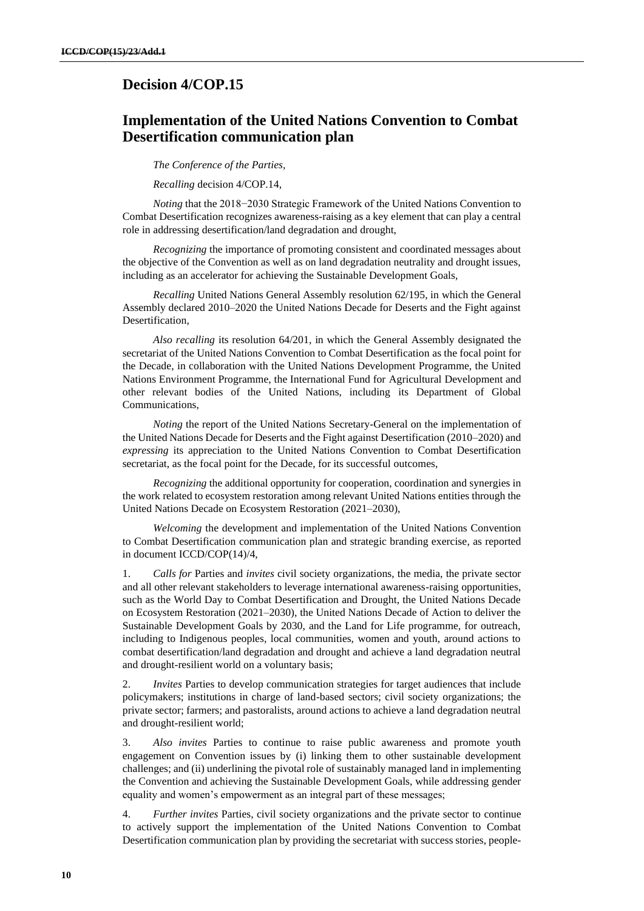## Decision 4/COP.15

## Implementation of the United Nations Convention to Combat Desertification communication plan

*The Conference of the Parties,*

*Recalling* decision 4/COP.14,

*Noting* that the 2018−2030 Strategic Framework of the United Nations Convention to Combat Desertification recognizes awareness-raising as a key element that can play a central role in addressing desertification/land degradation and drought,

*Recognizing* the importance of promoting consistent and coordinated messages about the objective of the Convention as well as on land degradation neutrality and drought issues, including as an accelerator for achieving the Sustainable Development Goals,

*Recalling* United Nations General Assembly resolution 62/195, in which the General Assembly declared 2010–2020 the United Nations Decade for Deserts and the Fight against Desertification,

*Also recalling* its resolution 64/201, in which the General Assembly designated the secretariat of the United Nations Convention to Combat Desertification as the focal point for the Decade, in collaboration with the United Nations Development Programme, the United Nations Environment Programme, the International Fund for Agricultural Development and other relevant bodies of the United Nations, including its Department of Global Communications,

*Noting* the report of the United Nations Secretary-General on the implementation of the United Nations Decade for Deserts and the Fight against Desertification (2010–2020) and *expressing* its appreciation to the United Nations Convention to Combat Desertification secretariat, as the focal point for the Decade, for its successful outcomes,

*Recognizing* the additional opportunity for cooperation, coordination and synergies in the work related to ecosystem restoration among relevant United Nations entities through the United Nations Decade on Ecosystem Restoration (2021–2030),

*Welcoming* the development and implementation of the United Nations Convention to Combat Desertification communication plan and strategic branding exercise, as reported in document ICCD/COP(14)/4,

1. *Calls for* Parties and *invites* civil society organizations, the media, the private sector and all other relevant stakeholders to leverage international awareness-raising opportunities, such as the World Day to Combat Desertification and Drought, the United Nations Decade on Ecosystem Restoration (2021–2030), the United Nations Decade of Action to deliver the Sustainable Development Goals by 2030, and the Land for Life programme, for outreach, including to Indigenous peoples, local communities, women and youth, around actions to combat desertification/land degradation and drought and achieve a land degradation neutral and drought-resilient world on a voluntary basis;

2. *Invites* Parties to develop communication strategies for target audiences that include policymakers; institutions in charge of land-based sectors; civil society organizations; the private sector; farmers; and pastoralists, around actions to achieve a land degradation neutral and drought-resilient world;

3. *Also invites* Parties to continue to raise public awareness and promote youth engagement on Convention issues by (i) linking them to other sustainable development challenges; and (ii) underlining the pivotal role of sustainably managed land in implementing the Convention and achieving the Sustainable Development Goals, while addressing gender equality and women's empowerment as an integral part of these messages;

4. *Further invites* Parties, civil society organizations and the private sector to continue to actively support the implementation of the United Nations Convention to Combat Desertification communication plan by providing the secretariat with success stories, people-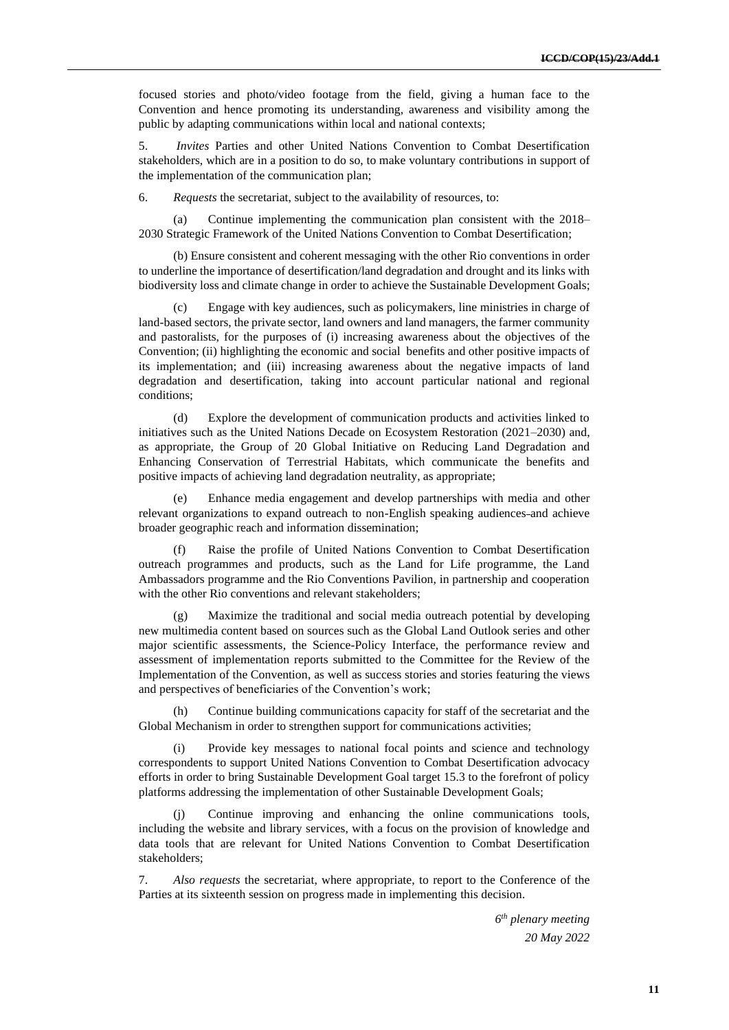focused stories and photo/video footage from the field, giving a human face to the Convention and hence promoting its understanding, awareness and visibility among the public by adapting communications within local and national contexts;

5. *Invites* Parties and other United Nations Convention to Combat Desertification stakeholders, which are in a position to do so, to make voluntary contributions in support of the implementation of the communication plan;

6. *Requests* the secretariat, subject to the availability of resources, to:

(a) Continue implementing the communication plan consistent with the 2018–2030 Strategic Framework of the United Nations Convention to Combat Desertification;

(b) Ensure consistent and coherent messaging with the other Rio conventions in order to underline the importance of desertification/land degradation and drought and its links with biodiversity loss and climate change in order to achieve the Sustainable Development Goals;

(c) Engage with key audiences, such as policymakers, line ministries in charge of land-based sectors, the private sector, land owners and land managers, the farmer community and pastoralists, for the purposes of (i) increasing awareness about the objectives of the Convention; (ii) highlighting the economic and social benefits and other positive impacts of its implementation; and (iii) increasing awareness about the negative impacts of land degradation and desertification, taking into account particular national and regional conditions;

(d) Explore the development of communication products and activities linked to initiatives such as the United Nations Decade on Ecosystem Restoration (2021–2030) and, as appropriate, the Group of 20 Global Initiative on Reducing Land Degradation and Enhancing Conservation of Terrestrial Habitats, which communicate the benefits and positive impacts of achieving land degradation neutrality, as appropriate;

(e) Enhance media engagement and develop partnerships with media and other relevant organizations to expand outreach to non-English speaking audiences and achieve broader geographic reach and information dissemination;

(f) Raise the profile of United Nations Convention to Combat Desertification outreach programmes and products, such as the Land for Life programme, the Land Ambassadors programme and the Rio Conventions Pavilion, in partnership and cooperation with the other Rio conventions and relevant stakeholders;

(g) Maximize the traditional and social media outreach potential by developing new multimedia content based on sources such as the Global Land Outlook series and other major scientific assessments, the Science-Policy Interface, the performance review and assessment of implementation reports submitted to the Committee for the Review of the Implementation of the Convention, as well as success stories and stories featuring the views and perspectives of beneficiaries of the Convention's work;

(h) Continue building communications capacity for staff of the secretariat and the Global Mechanism in order to strengthen support for communications activities;

(i) Provide key messages to national focal points and science and technology correspondents to support United Nations Convention to Combat Desertification advocacy efforts in order to bring Sustainable Development Goal target 15.3 to the forefront of policy platforms addressing the implementation of other Sustainable Development Goals;

(j) Continue improving and enhancing the online communications tools, including the website and library services, with a focus on the provision of knowledge and data tools that are relevant for United Nations Convention to Combat Desertification stakeholders;

7. *Also requests* the secretariat, where appropriate, to report to the Conference of the Parties at its sixteenth session on progress made in implementing this decision.

*6th plenary meeting*
*20 May 2022*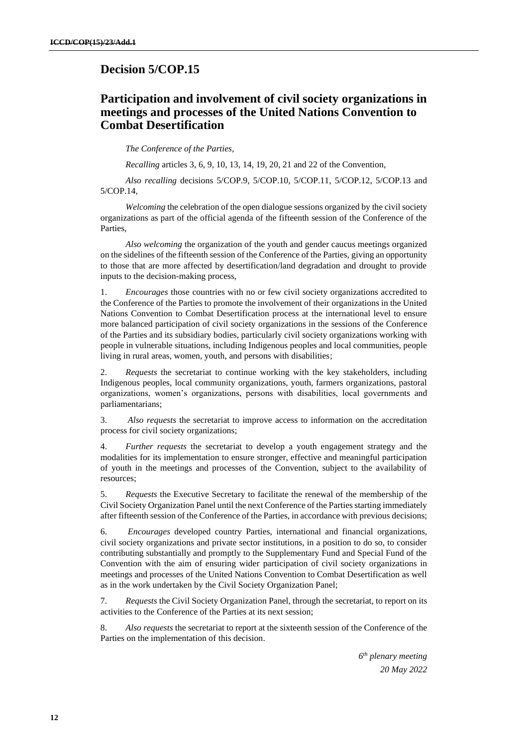## Decision 5/COP.15

## Participation and involvement of civil society organizations in meetings and processes of the United Nations Convention to Combat Desertification

*The Conference of the Parties,*

*Recalling* articles 3, 6, 9, 10, 13, 14, 19, 20, 21 and 22 of the Convention,

*Also recalling* decisions 5/COP.9, 5/COP.10, 5/COP.11, 5/COP.12, 5/COP.13 and 5/COP.14,

*Welcoming* the celebration of the open dialogue sessions organized by the civil society organizations as part of the official agenda of the fifteenth session of the Conference of the Parties,

*Also welcoming* the organization of the youth and gender caucus meetings organized on the sidelines of the fifteenth session of the Conference of the Parties, giving an opportunity to those that are more affected by desertification/land degradation and drought to provide inputs to the decision-making process,

1. *Encourages* those countries with no or few civil society organizations accredited to the Conference of the Parties to promote the involvement of their organizations in the United Nations Convention to Combat Desertification process at the international level to ensure more balanced participation of civil society organizations in the sessions of the Conference of the Parties and its subsidiary bodies, particularly civil society organizations working with people in vulnerable situations, including Indigenous peoples and local communities, people living in rural areas, women, youth, and persons with disabilities;

2. *Requests* the secretariat to continue working with the key stakeholders, including Indigenous peoples, local community organizations, youth, farmers organizations, pastoral organizations, women's organizations, persons with disabilities, local governments and parliamentarians;

3. *Also requests* the secretariat to improve access to information on the accreditation process for civil society organizations;

4. *Further requests* the secretariat to develop a youth engagement strategy and the modalities for its implementation to ensure stronger, effective and meaningful participation of youth in the meetings and processes of the Convention, subject to the availability of resources;

5. *Requests* the Executive Secretary to facilitate the renewal of the membership of the Civil Society Organization Panel until the next Conference of the Parties starting immediately after fifteenth session of the Conference of the Parties, in accordance with previous decisions;

6. *Encourages* developed country Parties, international and financial organizations, civil society organizations and private sector institutions, in a position to do so, to consider contributing substantially and promptly to the Supplementary Fund and Special Fund of the Convention with the aim of ensuring wider participation of civil society organizations in meetings and processes of the United Nations Convention to Combat Desertification as well as in the work undertaken by the Civil Society Organization Panel;

7. *Requests* the Civil Society Organization Panel, through the secretariat, to report on its activities to the Conference of the Parties at its next session;

8. *Also requests* the secretariat to report at the sixteenth session of the Conference of the Parties on the implementation of this decision.

*6th plenary meeting*
*20 May 2022*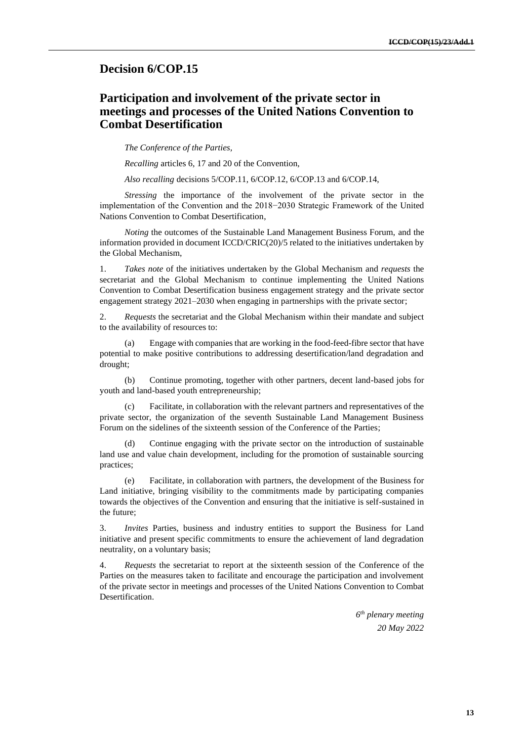## Decision 6/COP.15

## Participation and involvement of the private sector in meetings and processes of the United Nations Convention to Combat Desertification

*The Conference of the Parties*,

*Recalling* articles 6, 17 and 20 of the Convention,

*Also recalling* decisions 5/COP.11, 6/COP.12, 6/COP.13 and 6/COP.14,

*Stressing* the importance of the involvement of the private sector in the implementation of the Convention and the 2018−2030 Strategic Framework of the United Nations Convention to Combat Desertification,

*Noting* the outcomes of the Sustainable Land Management Business Forum, and the information provided in document ICCD/CRIC(20)/5 related to the initiatives undertaken by the Global Mechanism,

1. *Takes note* of the initiatives undertaken by the Global Mechanism and *requests* the secretariat and the Global Mechanism to continue implementing the United Nations Convention to Combat Desertification business engagement strategy and the private sector engagement strategy 2021–2030 when engaging in partnerships with the private sector;

2. *Requests* the secretariat and the Global Mechanism within their mandate and subject to the availability of resources to:

(a) Engage with companies that are working in the food-feed-fibre sector that have potential to make positive contributions to addressing desertification/land degradation and drought;

(b) Continue promoting, together with other partners, decent land-based jobs for youth and land-based youth entrepreneurship;

(c) Facilitate, in collaboration with the relevant partners and representatives of the private sector, the organization of the seventh Sustainable Land Management Business Forum on the sidelines of the sixteenth session of the Conference of the Parties;

(d) Continue engaging with the private sector on the introduction of sustainable land use and value chain development, including for the promotion of sustainable sourcing practices;

(e) Facilitate, in collaboration with partners, the development of the Business for Land initiative, bringing visibility to the commitments made by participating companies towards the objectives of the Convention and ensuring that the initiative is self-sustained in the future;

3. *Invites* Parties, business and industry entities to support the Business for Land initiative and present specific commitments to ensure the achievement of land degradation neutrality, on a voluntary basis;

4. *Requests* the secretariat to report at the sixteenth session of the Conference of the Parties on the measures taken to facilitate and encourage the participation and involvement of the private sector in meetings and processes of the United Nations Convention to Combat Desertification.

*6th plenary meeting*
*20 May 2022*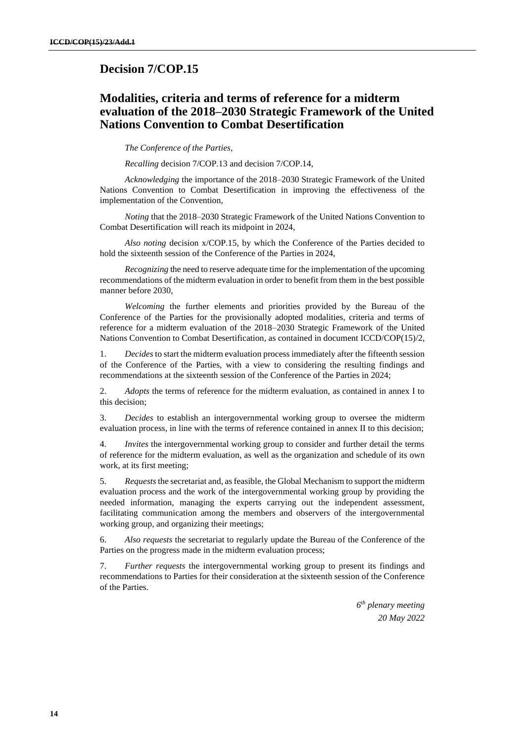## Decision 7/COP.15

## Modalities, criteria and terms of reference for a midterm evaluation of the 2018–2030 Strategic Framework of the United Nations Convention to Combat Desertification

*The Conference of the Parties*,

*Recalling* decision 7/COP.13 and decision 7/COP.14,

*Acknowledging* the importance of the 2018–2030 Strategic Framework of the United Nations Convention to Combat Desertification in improving the effectiveness of the implementation of the Convention,

*Noting* that the 2018–2030 Strategic Framework of the United Nations Convention to Combat Desertification will reach its midpoint in 2024,

*Also noting* decision x/COP.15, by which the Conference of the Parties decided to hold the sixteenth session of the Conference of the Parties in 2024,

*Recognizing* the need to reserve adequate time for the implementation of the upcoming recommendations of the midterm evaluation in order to benefit from them in the best possible manner before 2030,

*Welcoming* the further elements and priorities provided by the Bureau of the Conference of the Parties for the provisionally adopted modalities, criteria and terms of reference for a midterm evaluation of the 2018–2030 Strategic Framework of the United Nations Convention to Combat Desertification, as contained in document ICCD/COP(15)/2,

1. *Decides* to start the midterm evaluation process immediately after the fifteenth session of the Conference of the Parties, with a view to considering the resulting findings and recommendations at the sixteenth session of the Conference of the Parties in 2024;

2. *Adopts* the terms of reference for the midterm evaluation, as contained in annex I to this decision;

3. *Decides* to establish an intergovernmental working group to oversee the midterm evaluation process, in line with the terms of reference contained in annex II to this decision;

4. *Invites* the intergovernmental working group to consider and further detail the terms of reference for the midterm evaluation, as well as the organization and schedule of its own work, at its first meeting;

5. *Requests* the secretariat and, as feasible, the Global Mechanism to support the midterm evaluation process and the work of the intergovernmental working group by providing the needed information, managing the experts carrying out the independent assessment, facilitating communication among the members and observers of the intergovernmental working group, and organizing their meetings;

6. *Also requests* the secretariat to regularly update the Bureau of the Conference of the Parties on the progress made in the midterm evaluation process;

7. *Further requests* the intergovernmental working group to present its findings and recommendations to Parties for their consideration at the sixteenth session of the Conference of the Parties.

*6th plenary meeting*
*20 May 2022*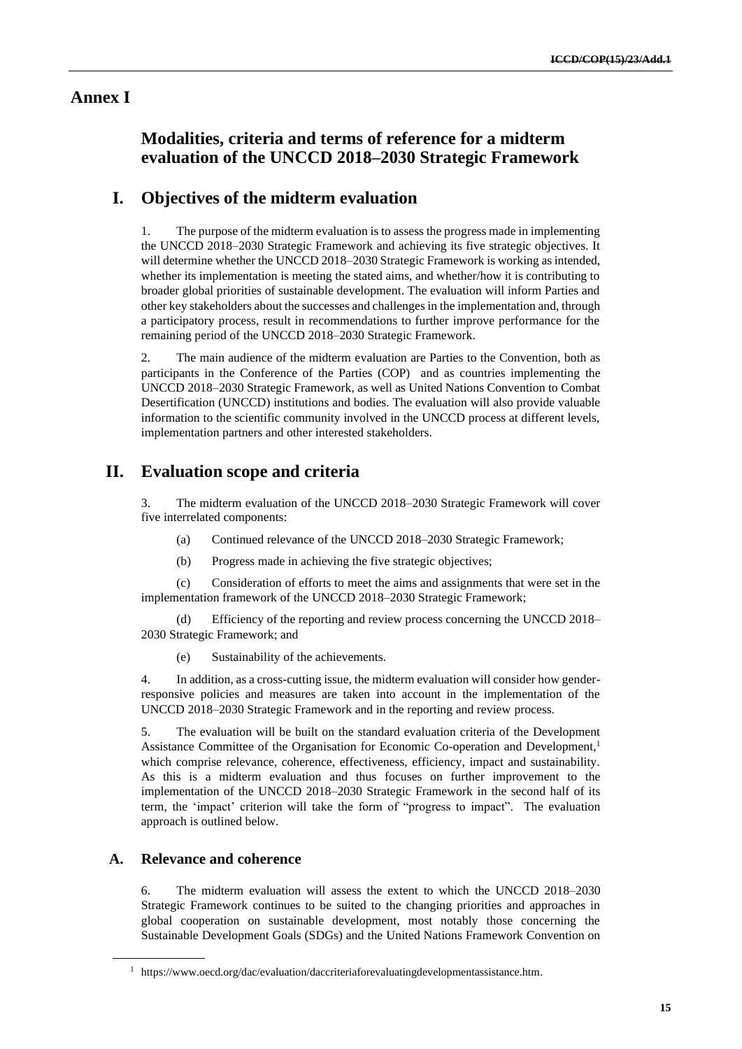# Annex I

## Modalities, criteria and terms of reference for a midterm evaluation of the UNCCD 2018–2030 Strategic Framework

## I. Objectives of the midterm evaluation

1. The purpose of the midterm evaluation is to assess the progress made in implementing the UNCCD 2018–2030 Strategic Framework and achieving its five strategic objectives. It will determine whether the UNCCD 2018–2030 Strategic Framework is working as intended, whether its implementation is meeting the stated aims, and whether/how it is contributing to broader global priorities of sustainable development. The evaluation will inform Parties and other key stakeholders about the successes and challenges in the implementation and, through a participatory process, result in recommendations to further improve performance for the remaining period of the UNCCD 2018–2030 Strategic Framework.

2. The main audience of the midterm evaluation are Parties to the Convention, both as participants in the Conference of the Parties (COP) and as countries implementing the UNCCD 2018–2030 Strategic Framework, as well as United Nations Convention to Combat Desertification (UNCCD) institutions and bodies. The evaluation will also provide valuable information to the scientific community involved in the UNCCD process at different levels, implementation partners and other interested stakeholders.

## II. Evaluation scope and criteria

3. The midterm evaluation of the UNCCD 2018–2030 Strategic Framework will cover five interrelated components:

(a) Continued relevance of the UNCCD 2018–2030 Strategic Framework;

(b) Progress made in achieving the five strategic objectives;

(c) Consideration of efforts to meet the aims and assignments that were set in the implementation framework of the UNCCD 2018–2030 Strategic Framework;

(d) Efficiency of the reporting and review process concerning the UNCCD 2018–2030 Strategic Framework; and

(e) Sustainability of the achievements.

4. In addition, as a cross-cutting issue, the midterm evaluation will consider how gender-responsive policies and measures are taken into account in the implementation of the UNCCD 2018–2030 Strategic Framework and in the reporting and review process.

5. The evaluation will be built on the standard evaluation criteria of the Development Assistance Committee of the Organisation for Economic Co-operation and Development,[1] which comprise relevance, coherence, effectiveness, efficiency, impact and sustainability. As this is a midterm evaluation and thus focuses on further improvement to the implementation of the UNCCD 2018–2030 Strategic Framework in the second half of its term, the 'impact' criterion will take the form of "progress to impact". The evaluation approach is outlined below.

### A. Relevance and coherence

6. The midterm evaluation will assess the extent to which the UNCCD 2018–2030 Strategic Framework continues to be suited to the changing priorities and approaches in global cooperation on sustainable development, most notably those concerning the Sustainable Development Goals (SDGs) and the United Nations Framework Convention on

[1] https://www.oecd.org/dac/evaluation/daccriteriaforevaluatingdevelopmentassistance.htm.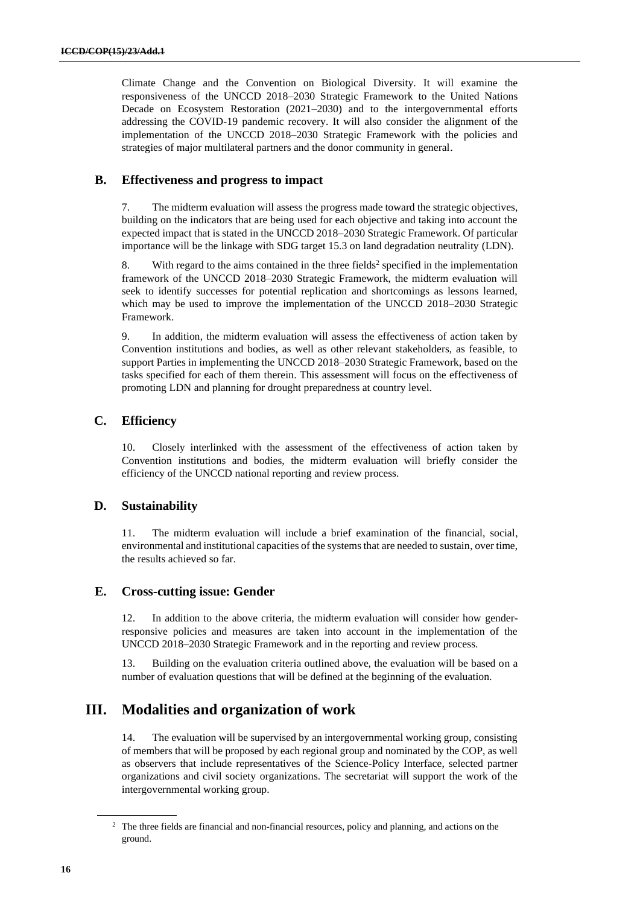Climate Change and the Convention on Biological Diversity. It will examine the responsiveness of the UNCCD 2018–2030 Strategic Framework to the United Nations Decade on Ecosystem Restoration (2021–2030) and to the intergovernmental efforts addressing the COVID-19 pandemic recovery. It will also consider the alignment of the implementation of the UNCCD 2018–2030 Strategic Framework with the policies and strategies of major multilateral partners and the donor community in general.

### B. Effectiveness and progress to impact

7. The midterm evaluation will assess the progress made toward the strategic objectives, building on the indicators that are being used for each objective and taking into account the expected impact that is stated in the UNCCD 2018–2030 Strategic Framework. Of particular importance will be the linkage with SDG target 15.3 on land degradation neutrality (LDN).

8. With regard to the aims contained in the three fields[2] specified in the implementation framework of the UNCCD 2018–2030 Strategic Framework, the midterm evaluation will seek to identify successes for potential replication and shortcomings as lessons learned, which may be used to improve the implementation of the UNCCD 2018–2030 Strategic Framework.

9. In addition, the midterm evaluation will assess the effectiveness of action taken by Convention institutions and bodies, as well as other relevant stakeholders, as feasible, to support Parties in implementing the UNCCD 2018–2030 Strategic Framework, based on the tasks specified for each of them therein. This assessment will focus on the effectiveness of promoting LDN and planning for drought preparedness at country level.

### C. Efficiency

10. Closely interlinked with the assessment of the effectiveness of action taken by Convention institutions and bodies, the midterm evaluation will briefly consider the efficiency of the UNCCD national reporting and review process.

### D. Sustainability

11. The midterm evaluation will include a brief examination of the financial, social, environmental and institutional capacities of the systems that are needed to sustain, over time, the results achieved so far.

### E. Cross-cutting issue: Gender

12. In addition to the above criteria, the midterm evaluation will consider how gender-responsive policies and measures are taken into account in the implementation of the UNCCD 2018–2030 Strategic Framework and in the reporting and review process.

13. Building on the evaluation criteria outlined above, the evaluation will be based on a number of evaluation questions that will be defined at the beginning of the evaluation.

## III. Modalities and organization of work

14. The evaluation will be supervised by an intergovernmental working group, consisting of members that will be proposed by each regional group and nominated by the COP, as well as observers that include representatives of the Science-Policy Interface, selected partner organizations and civil society organizations. The secretariat will support the work of the intergovernmental working group.

[2] The three fields are financial and non-financial resources, policy and planning, and actions on the ground.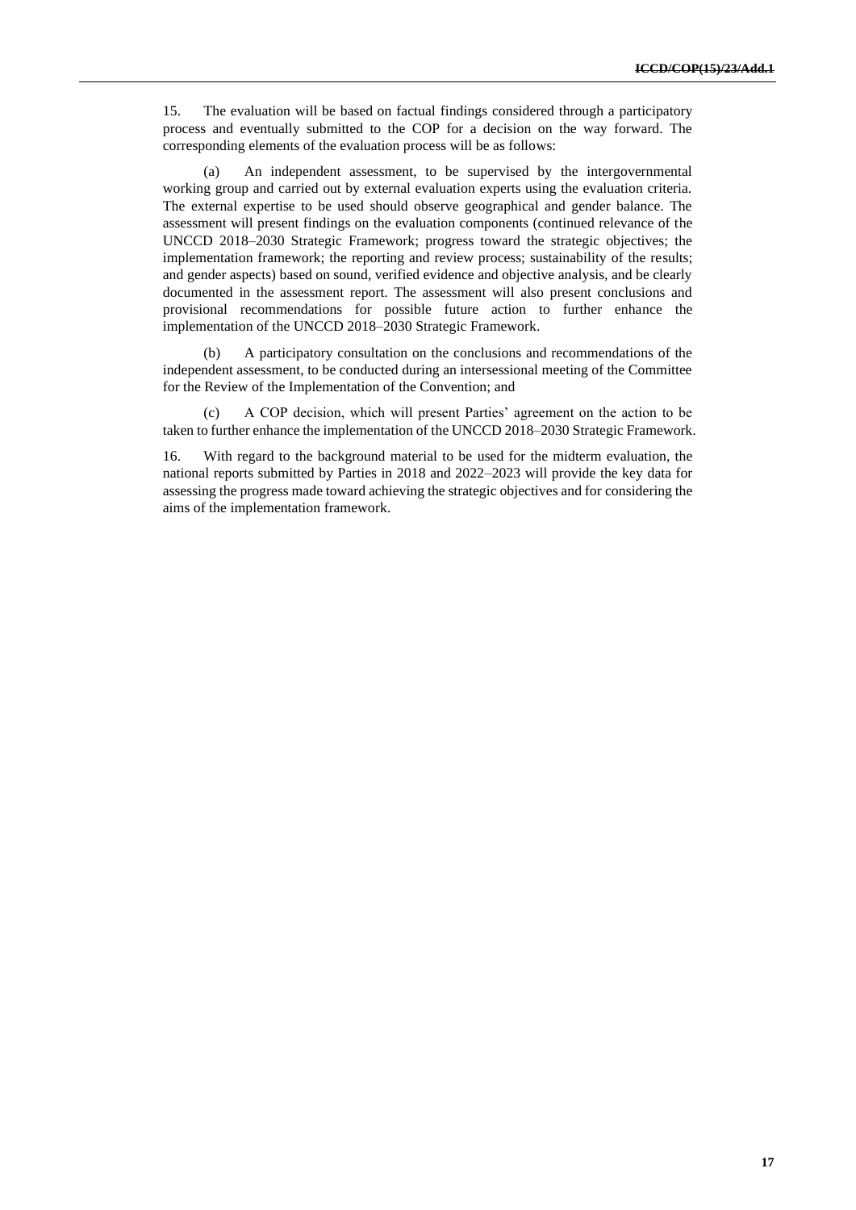15. The evaluation will be based on factual findings considered through a participatory process and eventually submitted to the COP for a decision on the way forward. The corresponding elements of the evaluation process will be as follows:

(a) An independent assessment, to be supervised by the intergovernmental working group and carried out by external evaluation experts using the evaluation criteria. The external expertise to be used should observe geographical and gender balance. The assessment will present findings on the evaluation components (continued relevance of the UNCCD 2018–2030 Strategic Framework; progress toward the strategic objectives; the implementation framework; the reporting and review process; sustainability of the results; and gender aspects) based on sound, verified evidence and objective analysis, and be clearly documented in the assessment report. The assessment will also present conclusions and provisional recommendations for possible future action to further enhance the implementation of the UNCCD 2018–2030 Strategic Framework.

(b) A participatory consultation on the conclusions and recommendations of the independent assessment, to be conducted during an intersessional meeting of the Committee for the Review of the Implementation of the Convention; and

(c) A COP decision, which will present Parties' agreement on the action to be taken to further enhance the implementation of the UNCCD 2018–2030 Strategic Framework.

16. With regard to the background material to be used for the midterm evaluation, the national reports submitted by Parties in 2018 and 2022–2023 will provide the key data for assessing the progress made toward achieving the strategic objectives and for considering the aims of the implementation framework.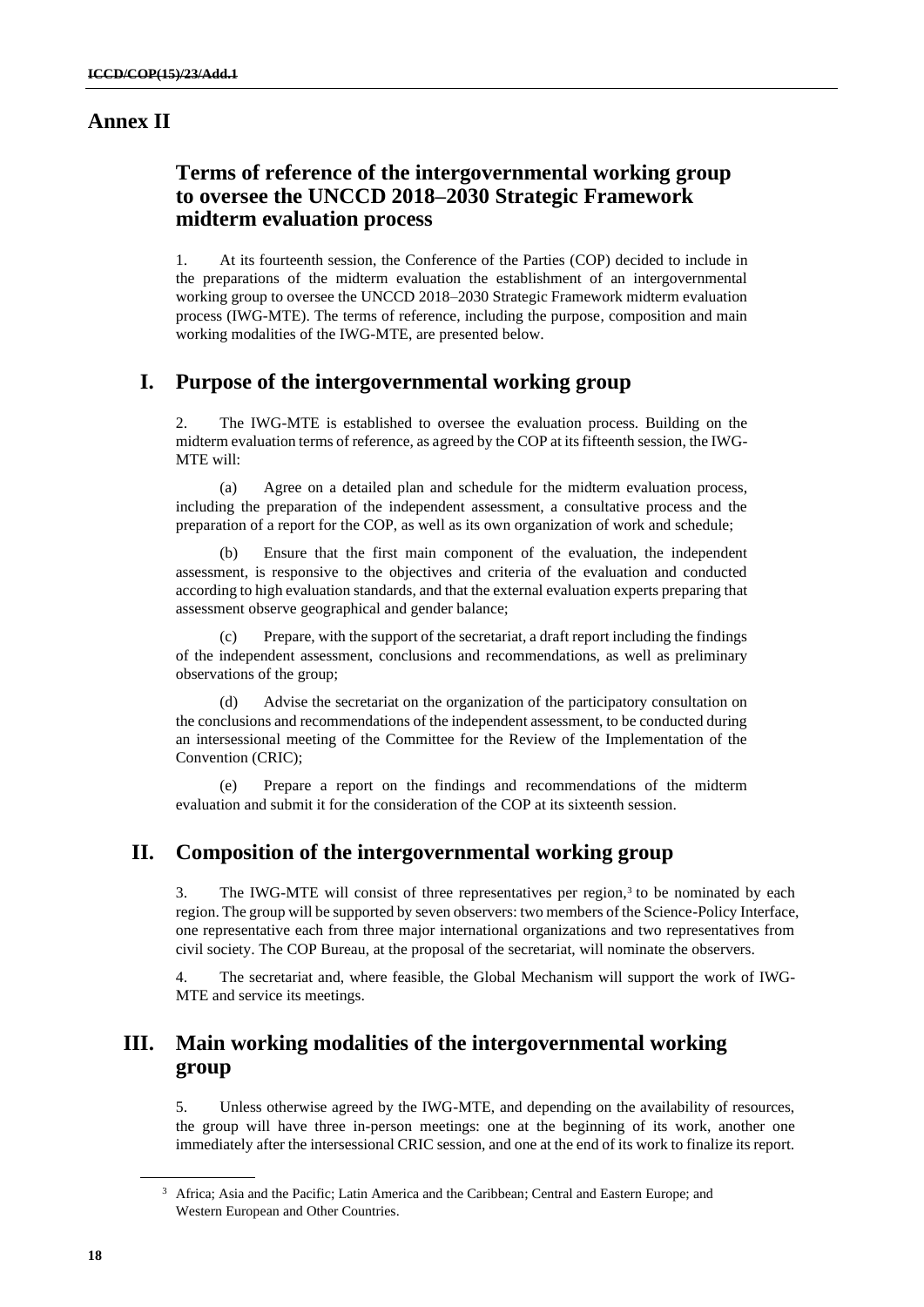# Annex II

## Terms of reference of the intergovernmental working group to oversee the UNCCD 2018–2030 Strategic Framework midterm evaluation process

1. At its fourteenth session, the Conference of the Parties (COP) decided to include in the preparations of the midterm evaluation the establishment of an intergovernmental working group to oversee the UNCCD 2018–2030 Strategic Framework midterm evaluation process (IWG-MTE). The terms of reference, including the purpose, composition and main working modalities of the IWG-MTE, are presented below.

## I. Purpose of the intergovernmental working group

2. The IWG-MTE is established to oversee the evaluation process. Building on the midterm evaluation terms of reference, as agreed by the COP at its fifteenth session, the IWG-MTE will:

(a) Agree on a detailed plan and schedule for the midterm evaluation process, including the preparation of the independent assessment, a consultative process and the preparation of a report for the COP, as well as its own organization of work and schedule;

(b) Ensure that the first main component of the evaluation, the independent assessment, is responsive to the objectives and criteria of the evaluation and conducted according to high evaluation standards, and that the external evaluation experts preparing that assessment observe geographical and gender balance;

(c) Prepare, with the support of the secretariat, a draft report including the findings of the independent assessment, conclusions and recommendations, as well as preliminary observations of the group;

(d) Advise the secretariat on the organization of the participatory consultation on the conclusions and recommendations of the independent assessment, to be conducted during an intersessional meeting of the Committee for the Review of the Implementation of the Convention (CRIC);

(e) Prepare a report on the findings and recommendations of the midterm evaluation and submit it for the consideration of the COP at its sixteenth session.

## II. Composition of the intergovernmental working group

3. The IWG-MTE will consist of three representatives per region,[3] to be nominated by each region. The group will be supported by seven observers: two members of the Science-Policy Interface, one representative each from three major international organizations and two representatives from civil society. The COP Bureau, at the proposal of the secretariat, will nominate the observers.

4. The secretariat and, where feasible, the Global Mechanism will support the work of IWG-MTE and service its meetings.

## III. Main working modalities of the intergovernmental working group

5. Unless otherwise agreed by the IWG-MTE, and depending on the availability of resources, the group will have three in-person meetings: one at the beginning of its work, another one immediately after the intersessional CRIC session, and one at the end of its work to finalize its report.

[3] Africa; Asia and the Pacific; Latin America and the Caribbean; Central and Eastern Europe; and Western European and Other Countries.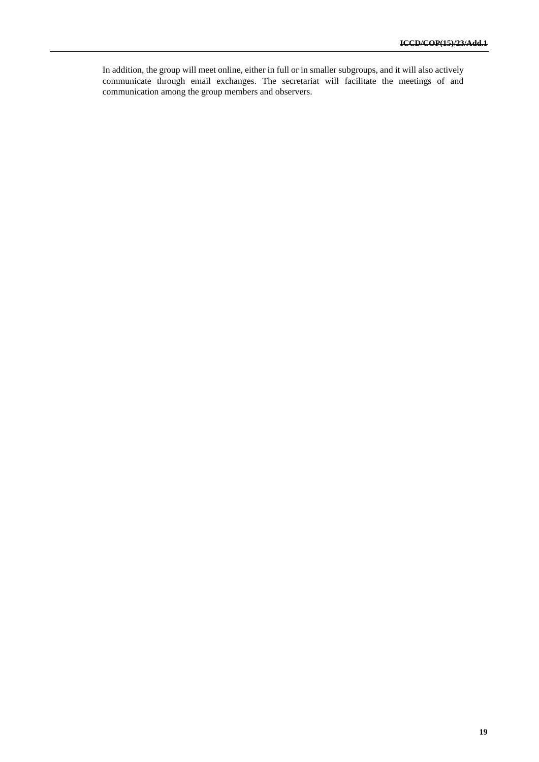In addition, the group will meet online, either in full or in smaller subgroups, and it will also actively communicate through email exchanges. The secretariat will facilitate the meetings of and communication among the group members and observers.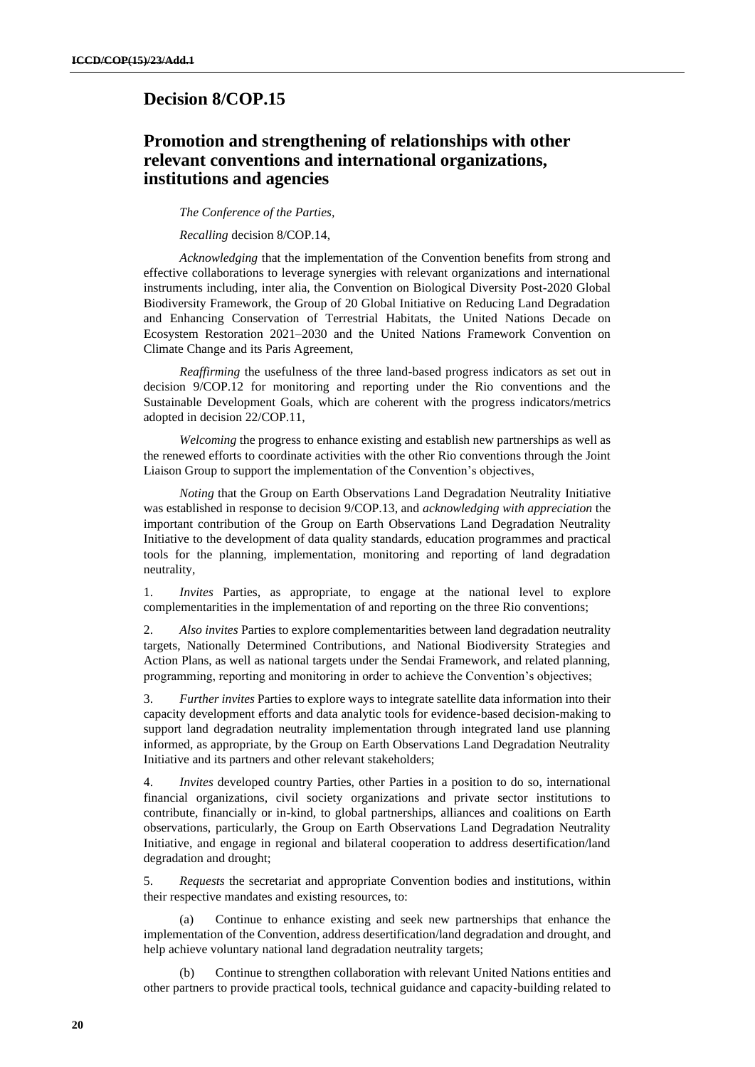## Decision 8/COP.15

## Promotion and strengthening of relationships with other relevant conventions and international organizations, institutions and agencies

*The Conference of the Parties,*

*Recalling* decision 8/COP.14,

*Acknowledging* that the implementation of the Convention benefits from strong and effective collaborations to leverage synergies with relevant organizations and international instruments including, inter alia, the Convention on Biological Diversity Post-2020 Global Biodiversity Framework, the Group of 20 Global Initiative on Reducing Land Degradation and Enhancing Conservation of Terrestrial Habitats, the United Nations Decade on Ecosystem Restoration 2021–2030 and the United Nations Framework Convention on Climate Change and its Paris Agreement,

*Reaffirming* the usefulness of the three land-based progress indicators as set out in decision 9/COP.12 for monitoring and reporting under the Rio conventions and the Sustainable Development Goals, which are coherent with the progress indicators/metrics adopted in decision 22/COP.11,

*Welcoming* the progress to enhance existing and establish new partnerships as well as the renewed efforts to coordinate activities with the other Rio conventions through the Joint Liaison Group to support the implementation of the Convention's objectives,

*Noting* that the Group on Earth Observations Land Degradation Neutrality Initiative was established in response to decision 9/COP.13, and *acknowledging with appreciation* the important contribution of the Group on Earth Observations Land Degradation Neutrality Initiative to the development of data quality standards, education programmes and practical tools for the planning, implementation, monitoring and reporting of land degradation neutrality,

1. *Invites* Parties, as appropriate, to engage at the national level to explore complementarities in the implementation of and reporting on the three Rio conventions;

2. *Also invites* Parties to explore complementarities between land degradation neutrality targets, Nationally Determined Contributions, and National Biodiversity Strategies and Action Plans, as well as national targets under the Sendai Framework, and related planning, programming, reporting and monitoring in order to achieve the Convention's objectives;

3. *Further invites* Parties to explore ways to integrate satellite data information into their capacity development efforts and data analytic tools for evidence-based decision-making to support land degradation neutrality implementation through integrated land use planning informed, as appropriate, by the Group on Earth Observations Land Degradation Neutrality Initiative and its partners and other relevant stakeholders;

4. *Invites* developed country Parties, other Parties in a position to do so, international financial organizations, civil society organizations and private sector institutions to contribute, financially or in-kind, to global partnerships, alliances and coalitions on Earth observations, particularly, the Group on Earth Observations Land Degradation Neutrality Initiative, and engage in regional and bilateral cooperation to address desertification/land degradation and drought;

5. *Requests* the secretariat and appropriate Convention bodies and institutions, within their respective mandates and existing resources, to:

(a) Continue to enhance existing and seek new partnerships that enhance the implementation of the Convention, address desertification/land degradation and drought, and help achieve voluntary national land degradation neutrality targets;

(b) Continue to strengthen collaboration with relevant United Nations entities and other partners to provide practical tools, technical guidance and capacity-building related to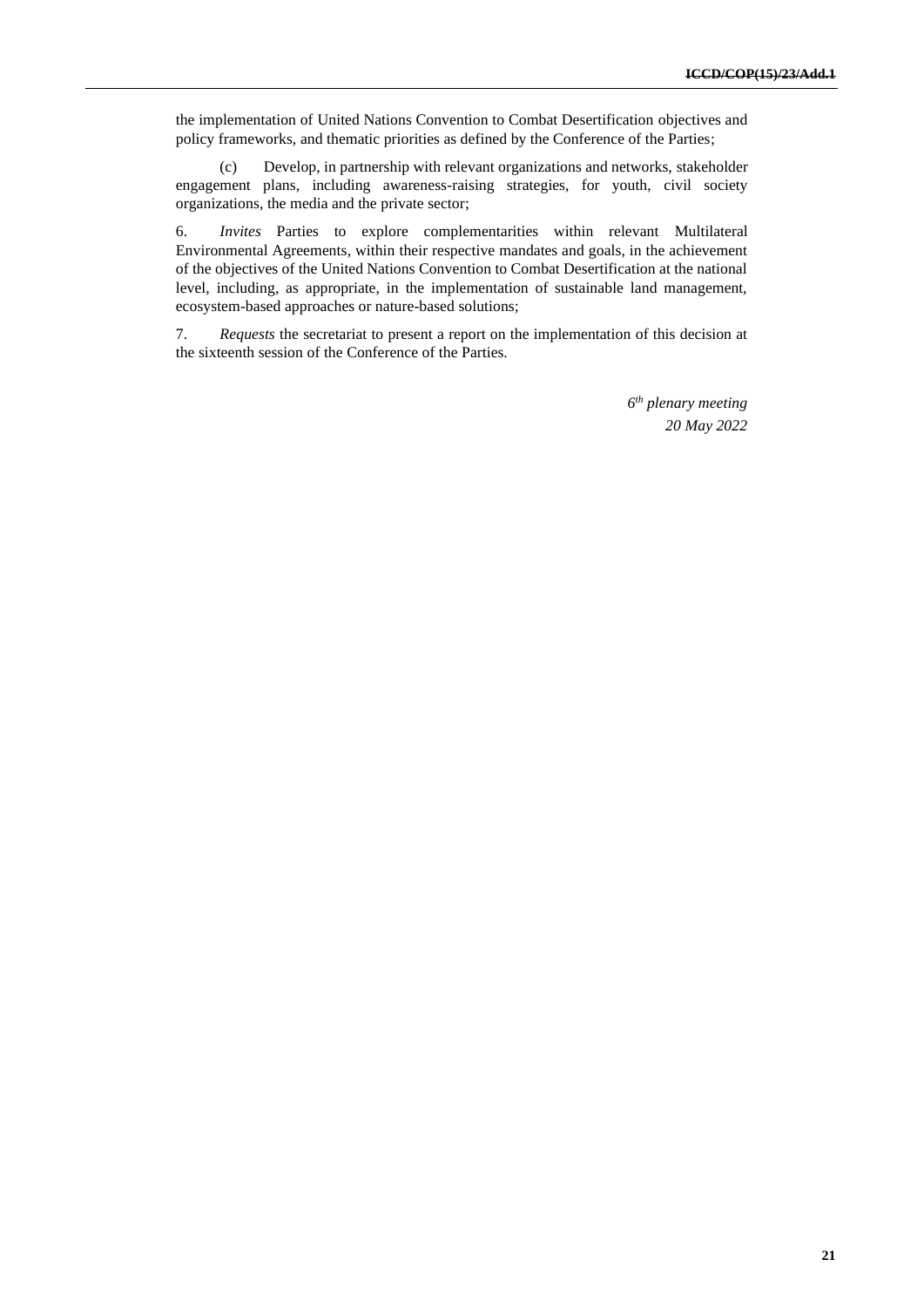the implementation of United Nations Convention to Combat Desertification objectives and policy frameworks, and thematic priorities as defined by the Conference of the Parties;

(c) Develop, in partnership with relevant organizations and networks, stakeholder engagement plans, including awareness-raising strategies, for youth, civil society organizations, the media and the private sector;

6. *Invites* Parties to explore complementarities within relevant Multilateral Environmental Agreements, within their respective mandates and goals, in the achievement of the objectives of the United Nations Convention to Combat Desertification at the national level, including, as appropriate, in the implementation of sustainable land management, ecosystem-based approaches or nature-based solutions;

7. *Requests* the secretariat to present a report on the implementation of this decision at the sixteenth session of the Conference of the Parties.

*6th plenary meeting*
*20 May 2022*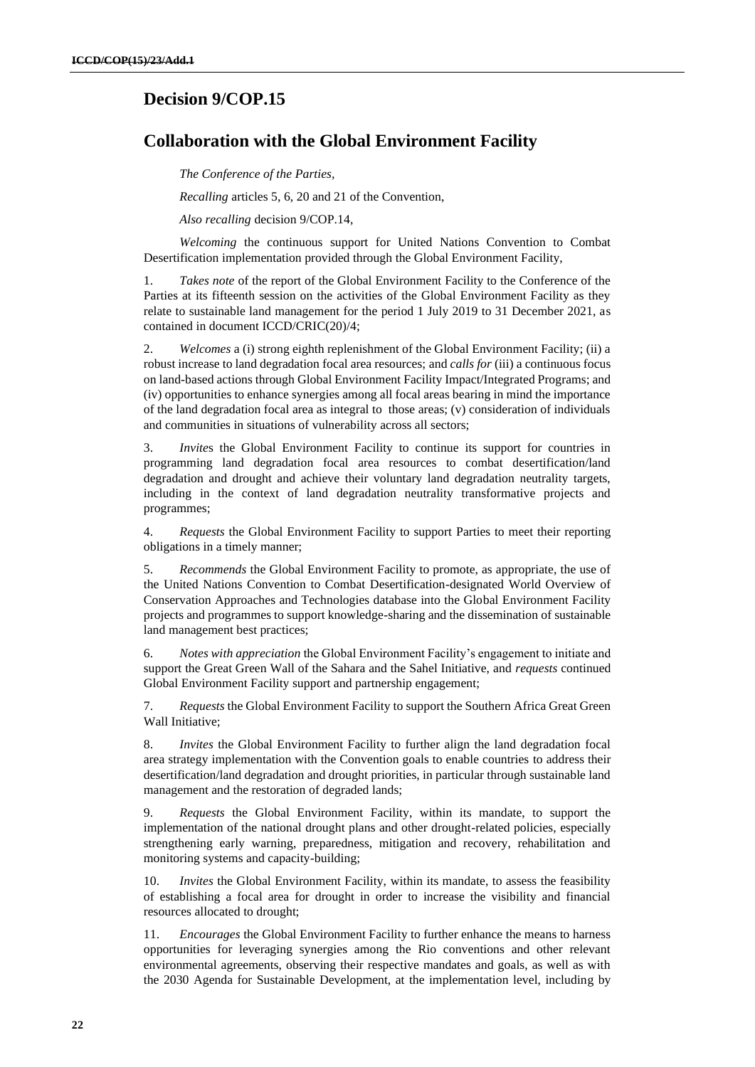## Decision 9/COP.15

## Collaboration with the Global Environment Facility

*The Conference of the Parties*,

*Recalling* articles 5, 6, 20 and 21 of the Convention,

*Also recalling* decision 9/COP.14,

*Welcoming* the continuous support for United Nations Convention to Combat Desertification implementation provided through the Global Environment Facility,

1. *Takes note* of the report of the Global Environment Facility to the Conference of the Parties at its fifteenth session on the activities of the Global Environment Facility as they relate to sustainable land management for the period 1 July 2019 to 31 December 2021, as contained in document ICCD/CRIC(20)/4;

2. *Welcomes* a (i) strong eighth replenishment of the Global Environment Facility; (ii) a robust increase to land degradation focal area resources; and *calls for* (iii) a continuous focus on land-based actions through Global Environment Facility Impact/Integrated Programs; and (iv) opportunities to enhance synergies among all focal areas bearing in mind the importance of the land degradation focal area as integral to those areas; (v) consideration of individuals and communities in situations of vulnerability across all sectors;

3. *Invite*s the Global Environment Facility to continue its support for countries in programming land degradation focal area resources to combat desertification/land degradation and drought and achieve their voluntary land degradation neutrality targets, including in the context of land degradation neutrality transformative projects and programmes;

4. *Requests* the Global Environment Facility to support Parties to meet their reporting obligations in a timely manner;

5. *Recommends* the Global Environment Facility to promote, as appropriate, the use of the United Nations Convention to Combat Desertification-designated World Overview of Conservation Approaches and Technologies database into the Global Environment Facility projects and programmes to support knowledge-sharing and the dissemination of sustainable land management best practices;

6. *Notes with appreciation* the Global Environment Facility's engagement to initiate and support the Great Green Wall of the Sahara and the Sahel Initiative, and *requests* continued Global Environment Facility support and partnership engagement;

7. *Requests* the Global Environment Facility to support the Southern Africa Great Green Wall Initiative;

8. *Invites* the Global Environment Facility to further align the land degradation focal area strategy implementation with the Convention goals to enable countries to address their desertification/land degradation and drought priorities, in particular through sustainable land management and the restoration of degraded lands;

9. *Requests* the Global Environment Facility, within its mandate, to support the implementation of the national drought plans and other drought-related policies, especially strengthening early warning, preparedness, mitigation and recovery, rehabilitation and monitoring systems and capacity-building;

10. *Invites* the Global Environment Facility, within its mandate, to assess the feasibility of establishing a focal area for drought in order to increase the visibility and financial resources allocated to drought;

11. *Encourages* the Global Environment Facility to further enhance the means to harness opportunities for leveraging synergies among the Rio conventions and other relevant environmental agreements, observing their respective mandates and goals, as well as with the 2030 Agenda for Sustainable Development, at the implementation level, including by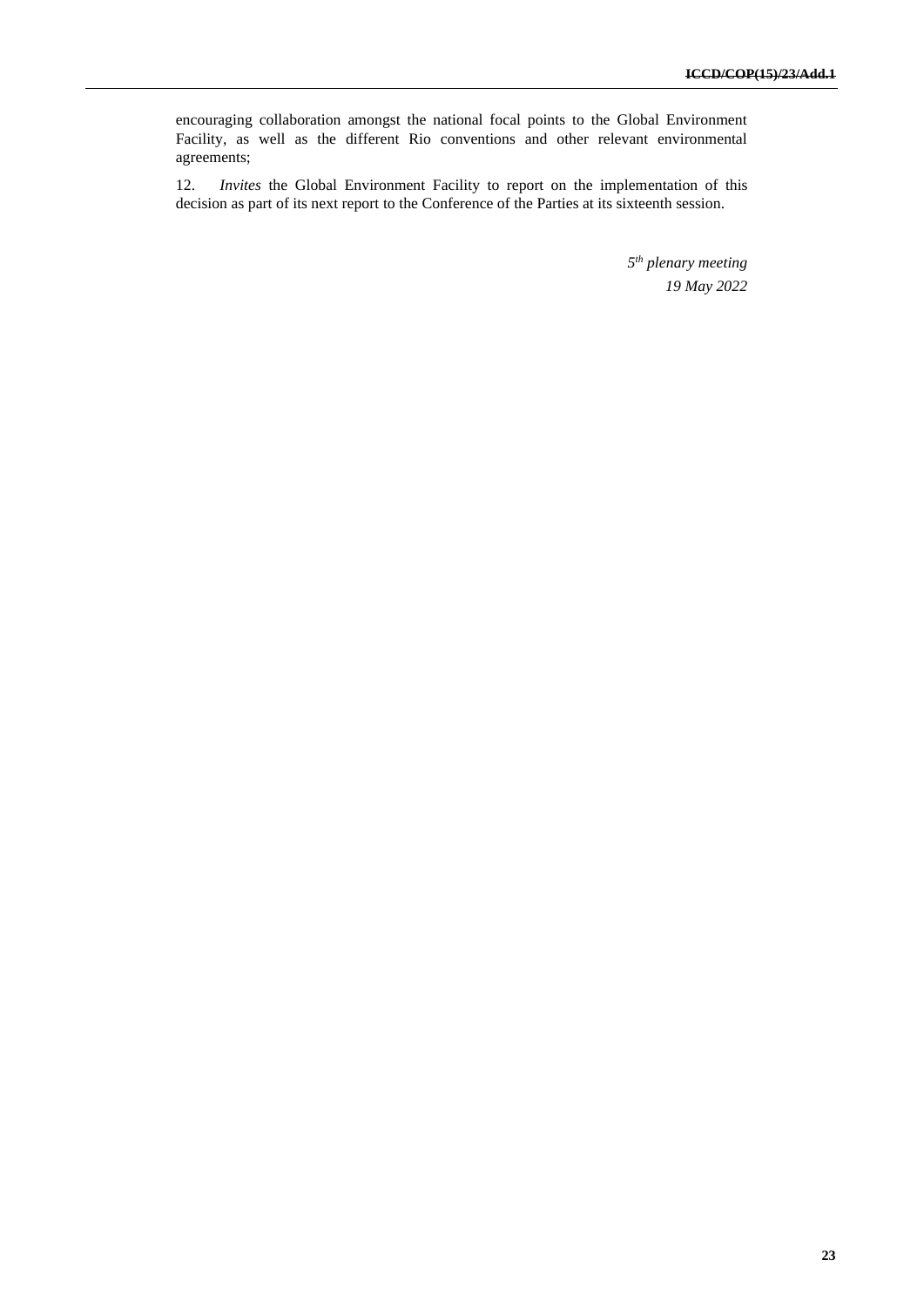encouraging collaboration amongst the national focal points to the Global Environment Facility, as well as the different Rio conventions and other relevant environmental agreements;

12. *Invites* the Global Environment Facility to report on the implementation of this decision as part of its next report to the Conference of the Parties at its sixteenth session.

*5th plenary meeting*
*19 May 2022*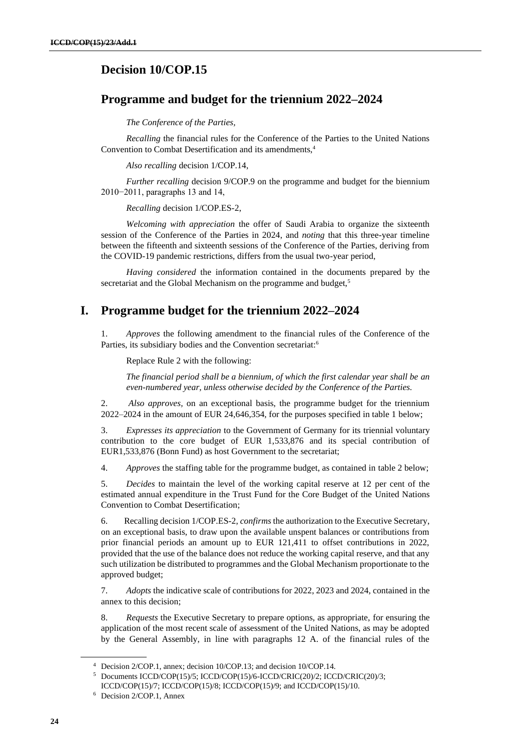## Decision 10/COP.15

## Programme and budget for the triennium 2022–2024

*The Conference of the Parties,*

*Recalling* the financial rules for the Conference of the Parties to the United Nations Convention to Combat Desertification and its amendments,[4]

*Also recalling* decision 1/COP.14,

*Further recalling* decision 9/COP.9 on the programme and budget for the biennium 2010−2011, paragraphs 13 and 14,

*Recalling* decision 1/COP.ES-2,

*Welcoming with appreciation* the offer of Saudi Arabia to organize the sixteenth session of the Conference of the Parties in 2024, and *noting* that this three-year timeline between the fifteenth and sixteenth sessions of the Conference of the Parties, deriving from the COVID-19 pandemic restrictions, differs from the usual two-year period,

*Having considered* the information contained in the documents prepared by the secretariat and the Global Mechanism on the programme and budget,[5]

# I. Programme budget for the triennium 2022–2024

1. *Approves* the following amendment to the financial rules of the Conference of the Parties, its subsidiary bodies and the Convention secretariat:[6]

Replace Rule 2 with the following:

*The financial period shall be a biennium, of which the first calendar year shall be an even-numbered year, unless otherwise decided by the Conference of the Parties.*

2. *Also approves,* on an exceptional basis, the programme budget for the triennium 2022–2024 in the amount of EUR 24,646,354, for the purposes specified in table 1 below;

3. *Expresses its appreciation* to the Government of Germany for its triennial voluntary contribution to the core budget of EUR 1,533,876 and its special contribution of EUR1,533,876 (Bonn Fund) as host Government to the secretariat;

4. *Approves* the staffing table for the programme budget, as contained in table 2 below;

5. *Decides* to maintain the level of the working capital reserve at 12 per cent of the estimated annual expenditure in the Trust Fund for the Core Budget of the United Nations Convention to Combat Desertification;

6. Recalling decision 1/COP.ES-2, *confirms* the authorization to the Executive Secretary, on an exceptional basis, to draw upon the available unspent balances or contributions from prior financial periods an amount up to EUR 121,411 to offset contributions in 2022, provided that the use of the balance does not reduce the working capital reserve, and that any such utilization be distributed to programmes and the Global Mechanism proportionate to the approved budget;

7. *Adopts* the indicative scale of contributions for 2022, 2023 and 2024, contained in the annex to this decision;

8. *Requests* the Executive Secretary to prepare options, as appropriate, for ensuring the application of the most recent scale of assessment of the United Nations, as may be adopted by the General Assembly, in line with paragraphs 12 A. of the financial rules of the

---

[4] Decision 2/COP.1, annex; decision 10/COP.13; and decision 10/COP.14.

[5] Documents ICCD/COP(15)/5; ICCD/COP(15)/6-ICCD/CRIC(20)/2; ICCD/CRIC(20)/3; ICCD/COP(15)/7; ICCD/COP(15)/8; ICCD/COP(15)/9; and ICCD/COP(15)/10.

[6] Decision 2/COP.1, Annex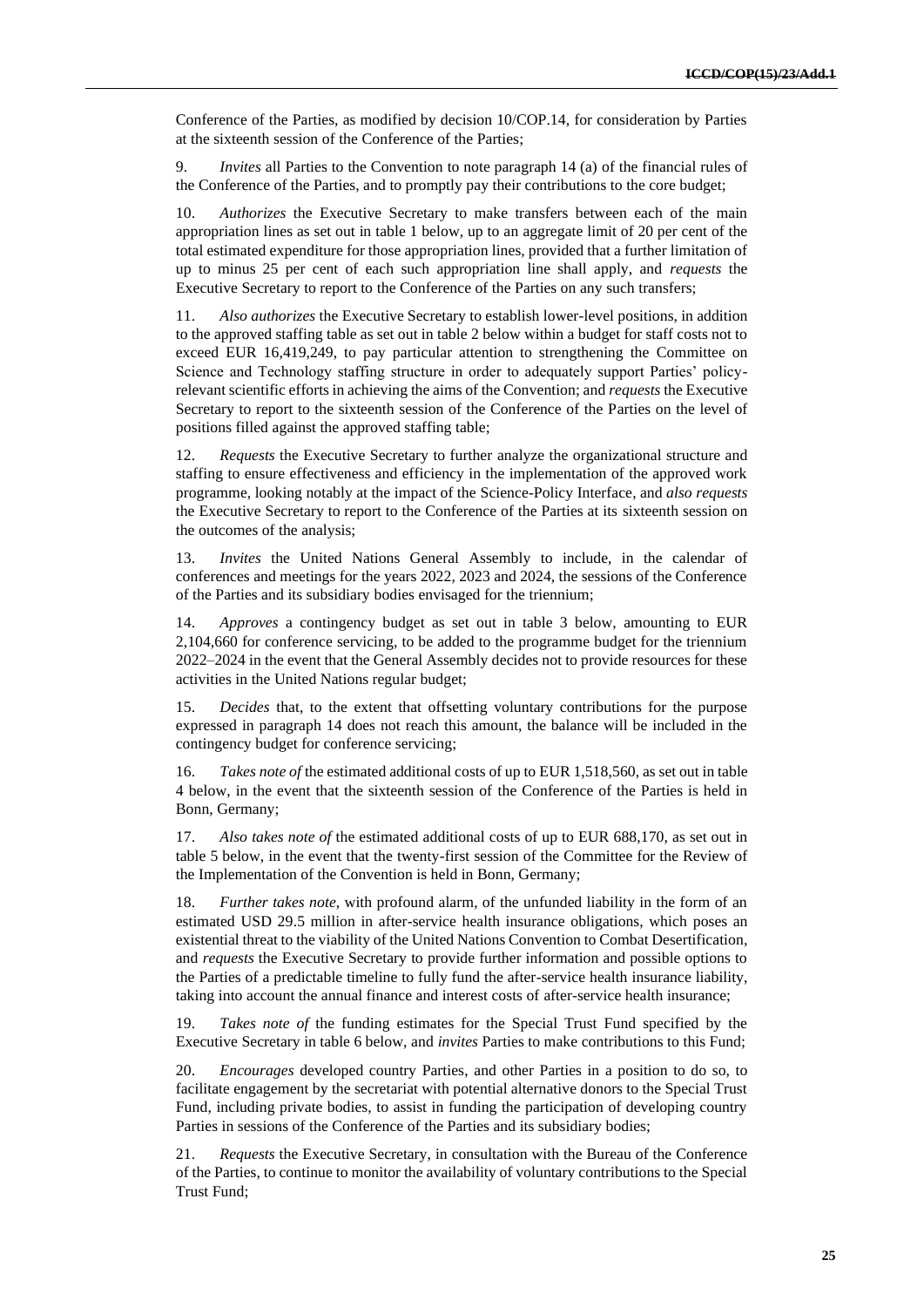Conference of the Parties, as modified by decision 10/COP.14, for consideration by Parties at the sixteenth session of the Conference of the Parties;

9. *Invites* all Parties to the Convention to note paragraph 14 (a) of the financial rules of the Conference of the Parties, and to promptly pay their contributions to the core budget;

10. *Authorizes* the Executive Secretary to make transfers between each of the main appropriation lines as set out in table 1 below, up to an aggregate limit of 20 per cent of the total estimated expenditure for those appropriation lines, provided that a further limitation of up to minus 25 per cent of each such appropriation line shall apply, and *requests* the Executive Secretary to report to the Conference of the Parties on any such transfers;

11. *Also authorizes* the Executive Secretary to establish lower-level positions, in addition to the approved staffing table as set out in table 2 below within a budget for staff costs not to exceed EUR 16,419,249, to pay particular attention to strengthening the Committee on Science and Technology staffing structure in order to adequately support Parties' policy-relevant scientific efforts in achieving the aims of the Convention; and *requests* the Executive Secretary to report to the sixteenth session of the Conference of the Parties on the level of positions filled against the approved staffing table;

12. *Requests* the Executive Secretary to further analyze the organizational structure and staffing to ensure effectiveness and efficiency in the implementation of the approved work programme, looking notably at the impact of the Science-Policy Interface, and *also requests* the Executive Secretary to report to the Conference of the Parties at its sixteenth session on the outcomes of the analysis;

13. *Invites* the United Nations General Assembly to include, in the calendar of conferences and meetings for the years 2022, 2023 and 2024, the sessions of the Conference of the Parties and its subsidiary bodies envisaged for the triennium;

14. *Approves* a contingency budget as set out in table 3 below, amounting to EUR 2,104,660 for conference servicing, to be added to the programme budget for the triennium 2022–2024 in the event that the General Assembly decides not to provide resources for these activities in the United Nations regular budget;

15. *Decides* that, to the extent that offsetting voluntary contributions for the purpose expressed in paragraph 14 does not reach this amount, the balance will be included in the contingency budget for conference servicing;

16. *Takes note of* the estimated additional costs of up to EUR 1,518,560, as set out in table 4 below, in the event that the sixteenth session of the Conference of the Parties is held in Bonn, Germany;

17. *Also takes note of* the estimated additional costs of up to EUR 688,170, as set out in table 5 below, in the event that the twenty-first session of the Committee for the Review of the Implementation of the Convention is held in Bonn, Germany;

18. *Further takes note*, with profound alarm, of the unfunded liability in the form of an estimated USD 29.5 million in after-service health insurance obligations, which poses an existential threat to the viability of the United Nations Convention to Combat Desertification, and *requests* the Executive Secretary to provide further information and possible options to the Parties of a predictable timeline to fully fund the after-service health insurance liability, taking into account the annual finance and interest costs of after-service health insurance;

19. *Takes note of* the funding estimates for the Special Trust Fund specified by the Executive Secretary in table 6 below, and *invites* Parties to make contributions to this Fund;

20. *Encourages* developed country Parties, and other Parties in a position to do so, to facilitate engagement by the secretariat with potential alternative donors to the Special Trust Fund, including private bodies, to assist in funding the participation of developing country Parties in sessions of the Conference of the Parties and its subsidiary bodies;

21. *Requests* the Executive Secretary, in consultation with the Bureau of the Conference of the Parties, to continue to monitor the availability of voluntary contributions to the Special Trust Fund;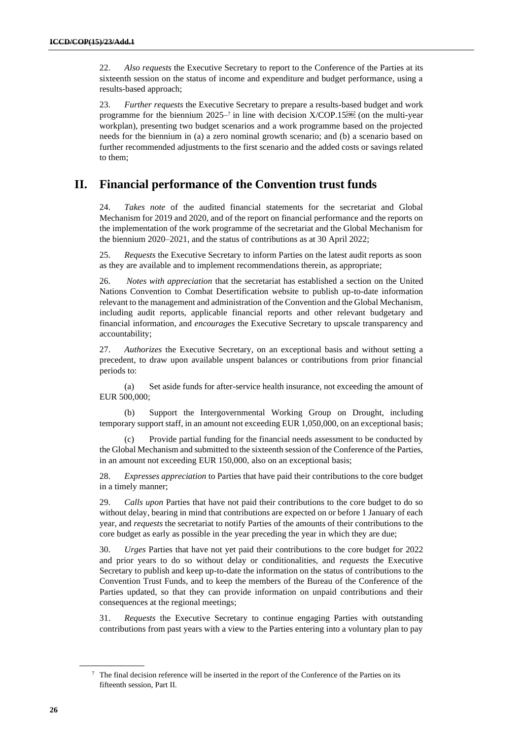22. *Also requests* the Executive Secretary to report to the Conference of the Parties at its sixteenth session on the status of income and expenditure and budget performance, using a results-based approach;

23. *Further requests* the Executive Secretary to prepare a results-based budget and work programme for the biennium 2025–[7] in line with decision X/COP.15 (on the multi-year workplan), presenting two budget scenarios and a work programme based on the projected needs for the biennium in (a) a zero nominal growth scenario; and (b) a scenario based on further recommended adjustments to the first scenario and the added costs or savings related to them;

## II. Financial performance of the Convention trust funds

24. *Takes note* of the audited financial statements for the secretariat and Global Mechanism for 2019 and 2020, and of the report on financial performance and the reports on the implementation of the work programme of the secretariat and the Global Mechanism for the biennium 2020–2021, and the status of contributions as at 30 April 2022;

25. *Requests* the Executive Secretary to inform Parties on the latest audit reports as soon as they are available and to implement recommendations therein, as appropriate;

26. *Notes with appreciation* that the secretariat has established a section on the United Nations Convention to Combat Desertification website to publish up-to-date information relevant to the management and administration of the Convention and the Global Mechanism, including audit reports, applicable financial reports and other relevant budgetary and financial information, and *encourages* the Executive Secretary to upscale transparency and accountability;

27. *Authorizes* the Executive Secretary, on an exceptional basis and without setting a precedent, to draw upon available unspent balances or contributions from prior financial periods to:

(a) Set aside funds for after-service health insurance, not exceeding the amount of EUR 500,000;

(b) Support the Intergovernmental Working Group on Drought, including temporary support staff, in an amount not exceeding EUR 1,050,000, on an exceptional basis;

(c) Provide partial funding for the financial needs assessment to be conducted by the Global Mechanism and submitted to the sixteenth session of the Conference of the Parties, in an amount not exceeding EUR 150,000, also on an exceptional basis;

28. *Expresses appreciation* to Parties that have paid their contributions to the core budget in a timely manner;

29. *Calls upon* Parties that have not paid their contributions to the core budget to do so without delay, bearing in mind that contributions are expected on or before 1 January of each year, and *requests* the secretariat to notify Parties of the amounts of their contributions to the core budget as early as possible in the year preceding the year in which they are due;

30. *Urges* Parties that have not yet paid their contributions to the core budget for 2022 and prior years to do so without delay or conditionalities, and *requests* the Executive Secretary to publish and keep up-to-date the information on the status of contributions to the Convention Trust Funds, and to keep the members of the Bureau of the Conference of the Parties updated, so that they can provide information on unpaid contributions and their consequences at the regional meetings;

31. *Requests* the Executive Secretary to continue engaging Parties with outstanding contributions from past years with a view to the Parties entering into a voluntary plan to pay

[7] The final decision reference will be inserted in the report of the Conference of the Parties on its fifteenth session, Part II.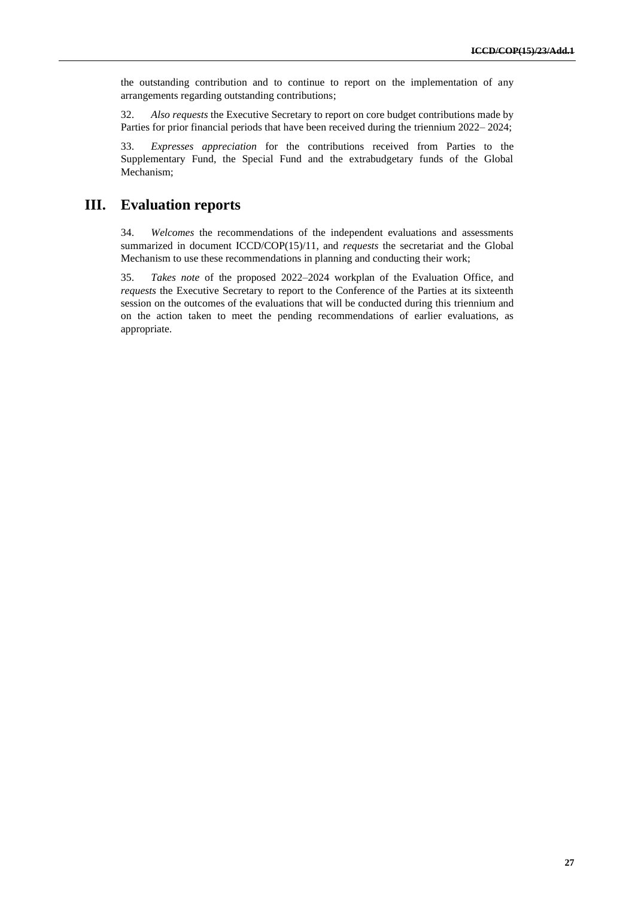the outstanding contribution and to continue to report on the implementation of any arrangements regarding outstanding contributions;

32. *Also requests* the Executive Secretary to report on core budget contributions made by Parties for prior financial periods that have been received during the triennium 2022– 2024;

33. *Expresses appreciation* for the contributions received from Parties to the Supplementary Fund, the Special Fund and the extrabudgetary funds of the Global Mechanism;

## III. Evaluation reports

34. *Welcomes* the recommendations of the independent evaluations and assessments summarized in document ICCD/COP(15)/11, and *requests* the secretariat and the Global Mechanism to use these recommendations in planning and conducting their work;

35. *Takes note* of the proposed 2022–2024 workplan of the Evaluation Office, and *requests* the Executive Secretary to report to the Conference of the Parties at its sixteenth session on the outcomes of the evaluations that will be conducted during this triennium and on the action taken to meet the pending recommendations of earlier evaluations, as appropriate.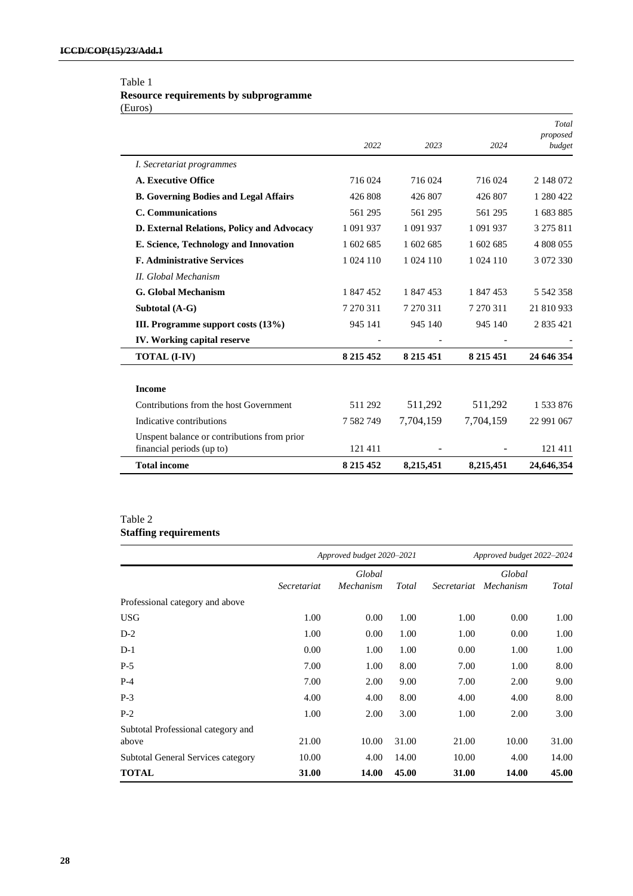Table 1
**Resource requirements by subprogramme**
(Euros)

| | *2022* | *2023* | *2024* | *Total proposed budget* |
|---|---|---|---|---|
| *I. Secretariat programmes* | | | | |
| **A. Executive Office** | 716 024 | 716 024 | 716 024 | 2 148 072 |
| **B. Governing Bodies and Legal Affairs** | 426 808 | 426 807 | 426 807 | 1 280 422 |
| **C. Communications** | 561 295 | 561 295 | 561 295 | 1 683 885 |
| **D. External Relations, Policy and Advocacy** | 1 091 937 | 1 091 937 | 1 091 937 | 3 275 811 |
| **E. Science, Technology and Innovation** | 1 602 685 | 1 602 685 | 1 602 685 | 4 808 055 |
| **F. Administrative Services** | 1 024 110 | 1 024 110 | 1 024 110 | 3 072 330 |
| *II. Global Mechanism* | | | | |
| **G. Global Mechanism** | 1 847 452 | 1 847 453 | 1 847 453 | 5 542 358 |
| **Subtotal (A-G)** | 7 270 311 | 7 270 311 | 7 270 311 | 21 810 933 |
| **III. Programme support costs (13%)** | 945 141 | 945 140 | 945 140 | 2 835 421 |
| **IV. Working capital reserve** | - | - | - | - |
| **TOTAL (I-IV)** | **8 215 452** | **8 215 451** | **8 215 451** | **24 646 354** |
| | | | | |
| **Income** | | | | |
| Contributions from the host Government | 511 292 | 511,292 | 511,292 | 1 533 876 |
| Indicative contributions | 7 582 749 | 7,704,159 | 7,704,159 | 22 991 067 |
| Unspent balance or contributions from prior financial periods (up to) | 121 411 | - | - | 121 411 |
| **Total income** | **8 215 452** | **8,215,451** | **8,215,451** | **24,646,354** |

Table 2
**Staffing requirements**

| | *Approved budget 2020–2021* | | | *Approved budget 2022–2024* | | |
|---|---|---|---|---|---|---|
| | *Secretariat* | *Global Mechanism* | *Total* | *Secretariat* | *Global Mechanism* | *Total* |
| Professional category and above | | | | | | |
| USG | 1.00 | 0.00 | 1.00 | 1.00 | 0.00 | 1.00 |
| D-2 | 1.00 | 0.00 | 1.00 | 1.00 | 0.00 | 1.00 |
| D-1 | 0.00 | 1.00 | 1.00 | 0.00 | 1.00 | 1.00 |
| P-5 | 7.00 | 1.00 | 8.00 | 7.00 | 1.00 | 8.00 |
| P-4 | 7.00 | 2.00 | 9.00 | 7.00 | 2.00 | 9.00 |
| P-3 | 4.00 | 4.00 | 8.00 | 4.00 | 4.00 | 8.00 |
| P-2 | 1.00 | 2.00 | 3.00 | 1.00 | 2.00 | 3.00 |
| Subtotal Professional category and above | 21.00 | 10.00 | 31.00 | 21.00 | 10.00 | 31.00 |
| Subtotal General Services category | 10.00 | 4.00 | 14.00 | 10.00 | 4.00 | 14.00 |
| **TOTAL** | **31.00** | **14.00** | **45.00** | **31.00** | **14.00** | **45.00** |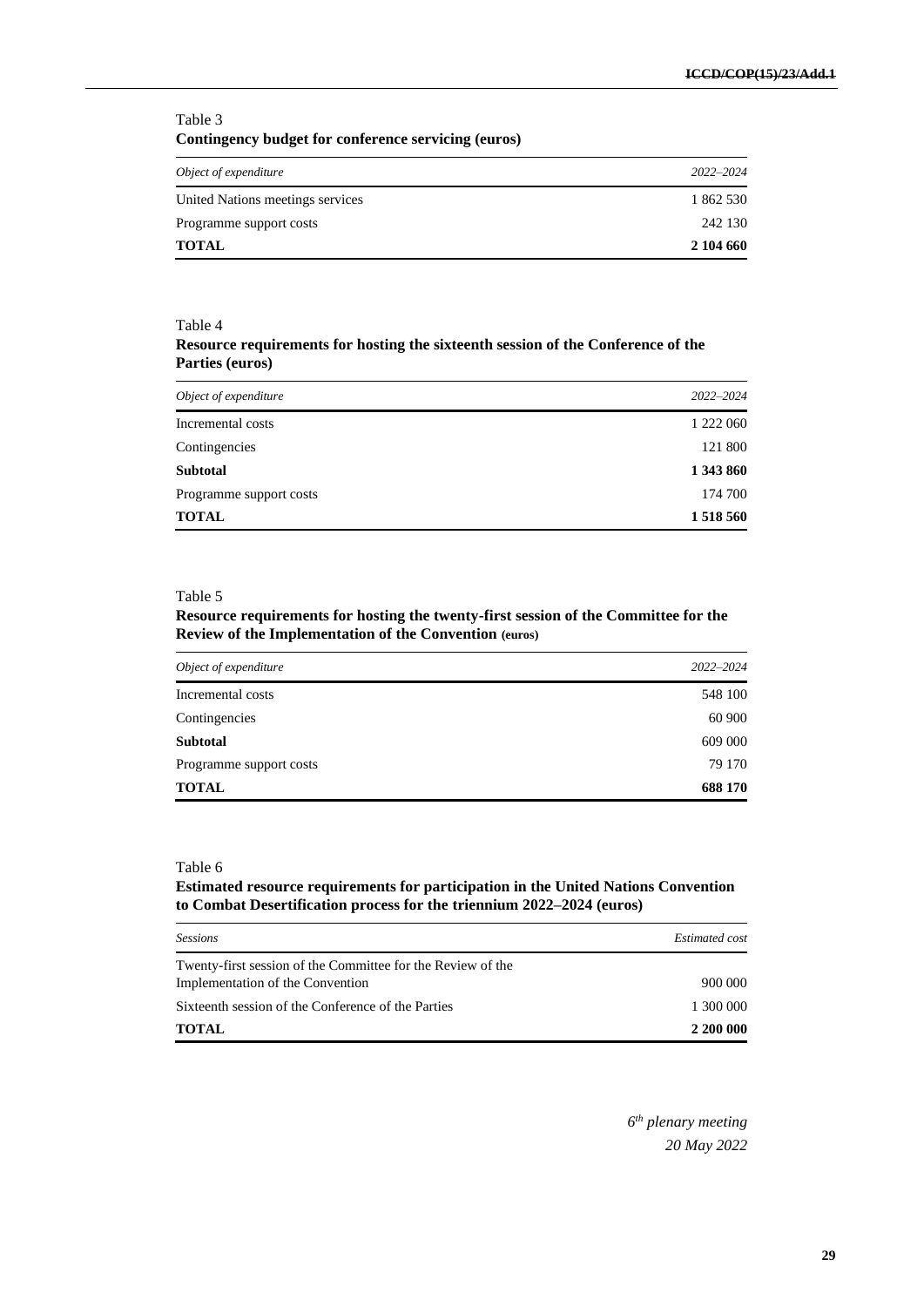Table 3
**Contingency budget for conference servicing (euros)**

| *Object of expenditure* | *2022–2024* |
|---|---|
| United Nations meetings services | 1 862 530 |
| Programme support costs | 242 130 |
| **TOTAL** | **2 104 660** |

Table 4
**Resource requirements for hosting the sixteenth session of the Conference of the Parties (euros)**

| *Object of expenditure* | *2022–2024* |
|---|---|
| Incremental costs | 1 222 060 |
| Contingencies | 121 800 |
| **Subtotal** | **1 343 860** |
| Programme support costs | 174 700 |
| **TOTAL** | **1 518 560** |

Table 5
**Resource requirements for hosting the twenty-first session of the Committee for the Review of the Implementation of the Convention (euros)**

| *Object of expenditure* | *2022–2024* |
|---|---|
| Incremental costs | 548 100 |
| Contingencies | 60 900 |
| **Subtotal** | 609 000 |
| Programme support costs | 79 170 |
| **TOTAL** | **688 170** |

Table 6
**Estimated resource requirements for participation in the United Nations Convention to Combat Desertification process for the triennium 2022–2024 (euros)**

| *Sessions* | *Estimated cost* |
|---|---|
| Twenty-first session of the Committee for the Review of the Implementation of the Convention | 900 000 |
| Sixteenth session of the Conference of the Parties | 1 300 000 |
| **TOTAL** | **2 200 000** |

*6th plenary meeting*
*20 May 2022*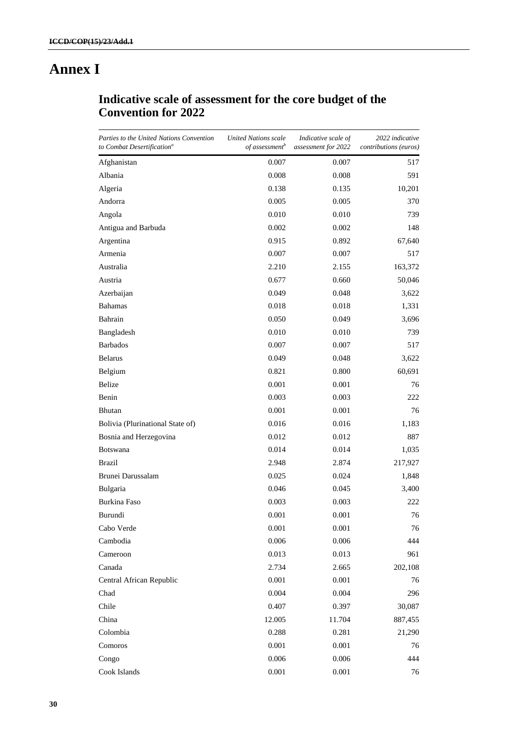# Annex I

## Indicative scale of assessment for the core budget of the Convention for 2022

| *Parties to the United Nations Convention to Combat Desertification*[a] | *United Nations scale of assessment*[b] | *Indicative scale of assessment for 2022* | *2022 indicative contributions (euros)* |
|---|---:|---:|---:|
| Afghanistan | 0.007 | 0.007 | 517 |
| Albania | 0.008 | 0.008 | 591 |
| Algeria | 0.138 | 0.135 | 10,201 |
| Andorra | 0.005 | 0.005 | 370 |
| Angola | 0.010 | 0.010 | 739 |
| Antigua and Barbuda | 0.002 | 0.002 | 148 |
| Argentina | 0.915 | 0.892 | 67,640 |
| Armenia | 0.007 | 0.007 | 517 |
| Australia | 2.210 | 2.155 | 163,372 |
| Austria | 0.677 | 0.660 | 50,046 |
| Azerbaijan | 0.049 | 0.048 | 3,622 |
| Bahamas | 0.018 | 0.018 | 1,331 |
| Bahrain | 0.050 | 0.049 | 3,696 |
| Bangladesh | 0.010 | 0.010 | 739 |
| Barbados | 0.007 | 0.007 | 517 |
| Belarus | 0.049 | 0.048 | 3,622 |
| Belgium | 0.821 | 0.800 | 60,691 |
| Belize | 0.001 | 0.001 | 76 |
| Benin | 0.003 | 0.003 | 222 |
| Bhutan | 0.001 | 0.001 | 76 |
| Bolivia (Plurinational State of) | 0.016 | 0.016 | 1,183 |
| Bosnia and Herzegovina | 0.012 | 0.012 | 887 |
| Botswana | 0.014 | 0.014 | 1,035 |
| Brazil | 2.948 | 2.874 | 217,927 |
| Brunei Darussalam | 0.025 | 0.024 | 1,848 |
| Bulgaria | 0.046 | 0.045 | 3,400 |
| Burkina Faso | 0.003 | 0.003 | 222 |
| Burundi | 0.001 | 0.001 | 76 |
| Cabo Verde | 0.001 | 0.001 | 76 |
| Cambodia | 0.006 | 0.006 | 444 |
| Cameroon | 0.013 | 0.013 | 961 |
| Canada | 2.734 | 2.665 | 202,108 |
| Central African Republic | 0.001 | 0.001 | 76 |
| Chad | 0.004 | 0.004 | 296 |
| Chile | 0.407 | 0.397 | 30,087 |
| China | 12.005 | 11.704 | 887,455 |
| Colombia | 0.288 | 0.281 | 21,290 |
| Comoros | 0.001 | 0.001 | 76 |
| Congo | 0.006 | 0.006 | 444 |
| Cook Islands | 0.001 | 0.001 | 76 |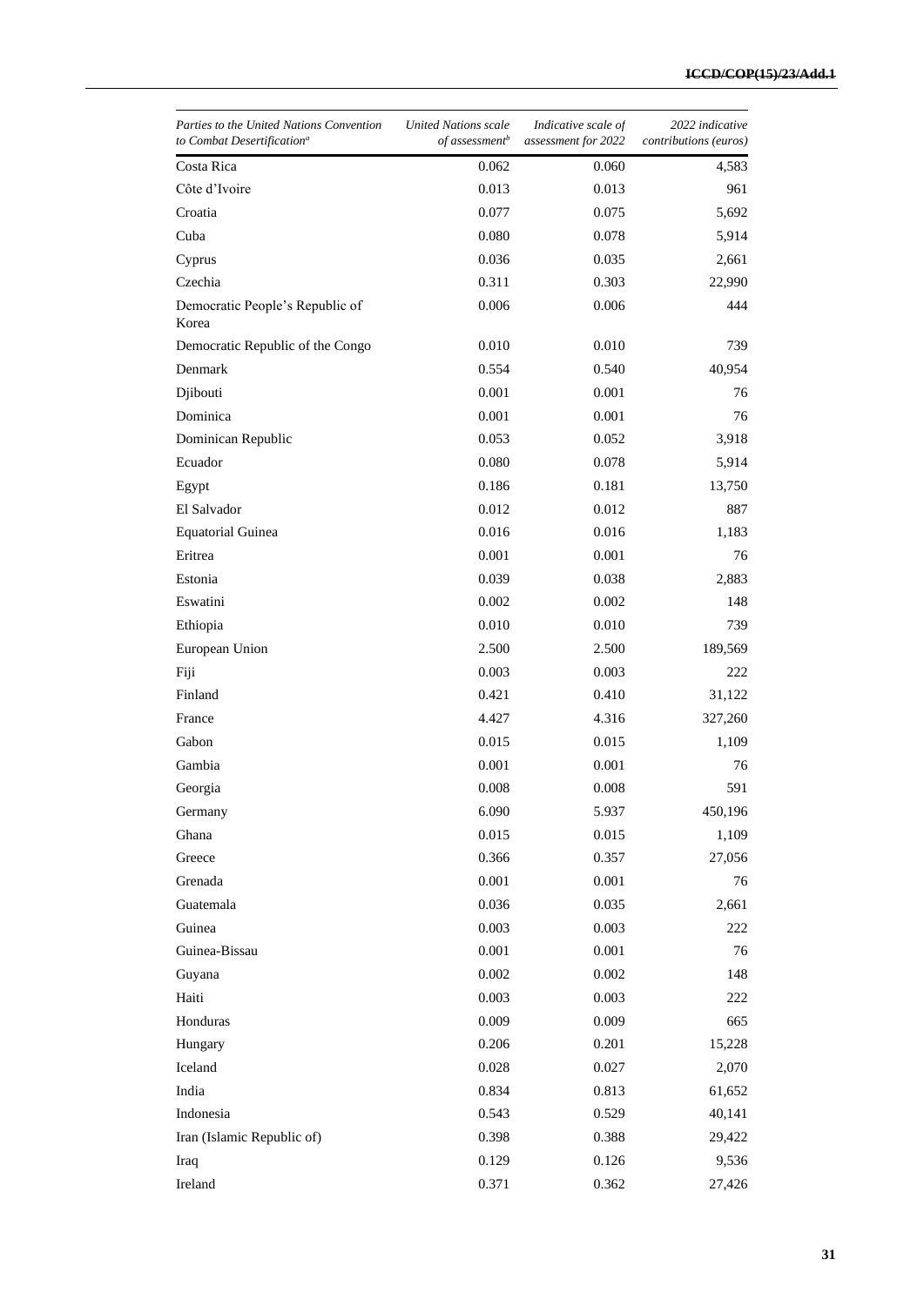| Parties to the United Nations Convention to Combat Desertification[a] | United Nations scale of assessment[b] | Indicative scale of assessment for 2022 | 2022 indicative contributions (euros) |
|---|---|---|---|
| Costa Rica | 0.062 | 0.060 | 4,583 |
| Côte d'Ivoire | 0.013 | 0.013 | 961 |
| Croatia | 0.077 | 0.075 | 5,692 |
| Cuba | 0.080 | 0.078 | 5,914 |
| Cyprus | 0.036 | 0.035 | 2,661 |
| Czechia | 0.311 | 0.303 | 22,990 |
| Democratic People's Republic of Korea | 0.006 | 0.006 | 444 |
| Democratic Republic of the Congo | 0.010 | 0.010 | 739 |
| Denmark | 0.554 | 0.540 | 40,954 |
| Djibouti | 0.001 | 0.001 | 76 |
| Dominica | 0.001 | 0.001 | 76 |
| Dominican Republic | 0.053 | 0.052 | 3,918 |
| Ecuador | 0.080 | 0.078 | 5,914 |
| Egypt | 0.186 | 0.181 | 13,750 |
| El Salvador | 0.012 | 0.012 | 887 |
| Equatorial Guinea | 0.016 | 0.016 | 1,183 |
| Eritrea | 0.001 | 0.001 | 76 |
| Estonia | 0.039 | 0.038 | 2,883 |
| Eswatini | 0.002 | 0.002 | 148 |
| Ethiopia | 0.010 | 0.010 | 739 |
| European Union | 2.500 | 2.500 | 189,569 |
| Fiji | 0.003 | 0.003 | 222 |
| Finland | 0.421 | 0.410 | 31,122 |
| France | 4.427 | 4.316 | 327,260 |
| Gabon | 0.015 | 0.015 | 1,109 |
| Gambia | 0.001 | 0.001 | 76 |
| Georgia | 0.008 | 0.008 | 591 |
| Germany | 6.090 | 5.937 | 450,196 |
| Ghana | 0.015 | 0.015 | 1,109 |
| Greece | 0.366 | 0.357 | 27,056 |
| Grenada | 0.001 | 0.001 | 76 |
| Guatemala | 0.036 | 0.035 | 2,661 |
| Guinea | 0.003 | 0.003 | 222 |
| Guinea-Bissau | 0.001 | 0.001 | 76 |
| Guyana | 0.002 | 0.002 | 148 |
| Haiti | 0.003 | 0.003 | 222 |
| Honduras | 0.009 | 0.009 | 665 |
| Hungary | 0.206 | 0.201 | 15,228 |
| Iceland | 0.028 | 0.027 | 2,070 |
| India | 0.834 | 0.813 | 61,652 |
| Indonesia | 0.543 | 0.529 | 40,141 |
| Iran (Islamic Republic of) | 0.398 | 0.388 | 29,422 |
| Iraq | 0.129 | 0.126 | 9,536 |
| Ireland | 0.371 | 0.362 | 27,426 |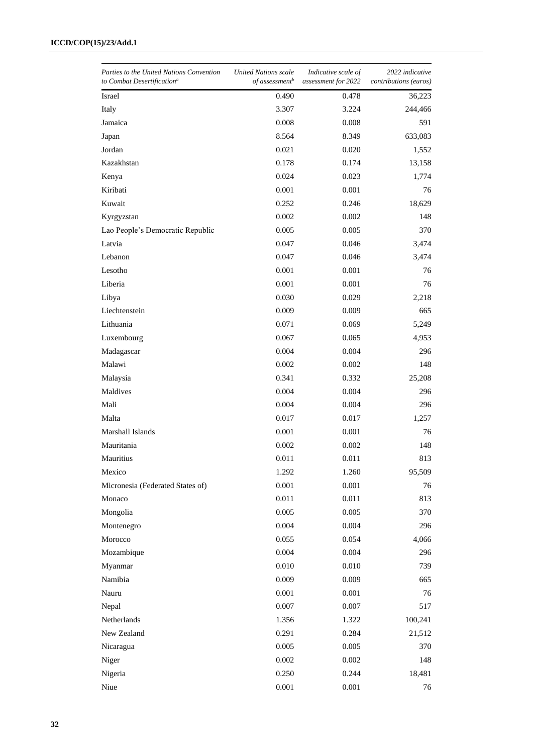| *Parties to the United Nations Convention to Combat Desertification*[a] | *United Nations scale of assessment*[b] | *Indicative scale of assessment for 2022* | *2022 indicative contributions (euros)* |
|---|---|---|---|
| Israel | 0.490 | 0.478 | 36,223 |
| Italy | 3.307 | 3.224 | 244,466 |
| Jamaica | 0.008 | 0.008 | 591 |
| Japan | 8.564 | 8.349 | 633,083 |
| Jordan | 0.021 | 0.020 | 1,552 |
| Kazakhstan | 0.178 | 0.174 | 13,158 |
| Kenya | 0.024 | 0.023 | 1,774 |
| Kiribati | 0.001 | 0.001 | 76 |
| Kuwait | 0.252 | 0.246 | 18,629 |
| Kyrgyzstan | 0.002 | 0.002 | 148 |
| Lao People's Democratic Republic | 0.005 | 0.005 | 370 |
| Latvia | 0.047 | 0.046 | 3,474 |
| Lebanon | 0.047 | 0.046 | 3,474 |
| Lesotho | 0.001 | 0.001 | 76 |
| Liberia | 0.001 | 0.001 | 76 |
| Libya | 0.030 | 0.029 | 2,218 |
| Liechtenstein | 0.009 | 0.009 | 665 |
| Lithuania | 0.071 | 0.069 | 5,249 |
| Luxembourg | 0.067 | 0.065 | 4,953 |
| Madagascar | 0.004 | 0.004 | 296 |
| Malawi | 0.002 | 0.002 | 148 |
| Malaysia | 0.341 | 0.332 | 25,208 |
| Maldives | 0.004 | 0.004 | 296 |
| Mali | 0.004 | 0.004 | 296 |
| Malta | 0.017 | 0.017 | 1,257 |
| Marshall Islands | 0.001 | 0.001 | 76 |
| Mauritania | 0.002 | 0.002 | 148 |
| Mauritius | 0.011 | 0.011 | 813 |
| Mexico | 1.292 | 1.260 | 95,509 |
| Micronesia (Federated States of) | 0.001 | 0.001 | 76 |
| Monaco | 0.011 | 0.011 | 813 |
| Mongolia | 0.005 | 0.005 | 370 |
| Montenegro | 0.004 | 0.004 | 296 |
| Morocco | 0.055 | 0.054 | 4,066 |
| Mozambique | 0.004 | 0.004 | 296 |
| Myanmar | 0.010 | 0.010 | 739 |
| Namibia | 0.009 | 0.009 | 665 |
| Nauru | 0.001 | 0.001 | 76 |
| Nepal | 0.007 | 0.007 | 517 |
| Netherlands | 1.356 | 1.322 | 100,241 |
| New Zealand | 0.291 | 0.284 | 21,512 |
| Nicaragua | 0.005 | 0.005 | 370 |
| Niger | 0.002 | 0.002 | 148 |
| Nigeria | 0.250 | 0.244 | 18,481 |
| Niue | 0.001 | 0.001 | 76 |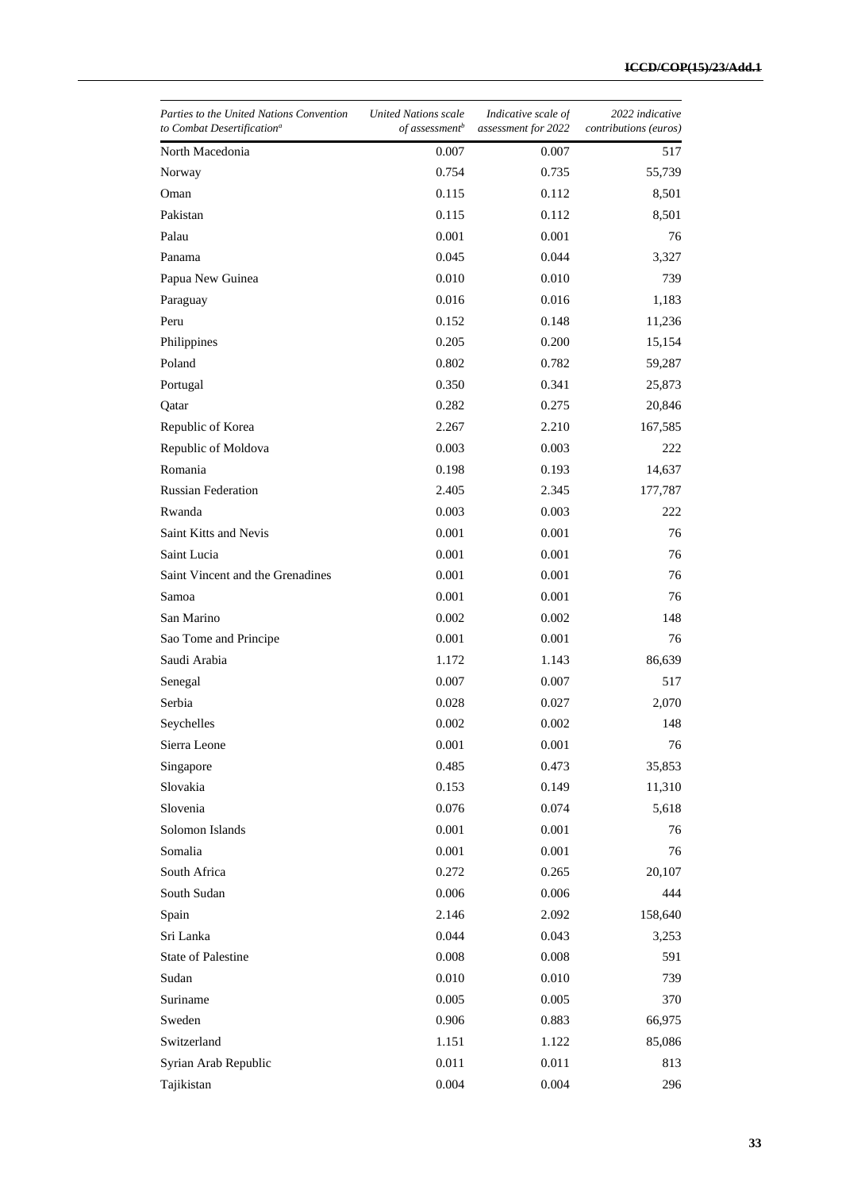| *Parties to the United Nations Convention to Combat Desertification*[a] | *United Nations scale of assessment*[b] | *Indicative scale of assessment for 2022* | *2022 indicative contributions (euros)* |
|---|---:|---:|---:|
| North Macedonia | 0.007 | 0.007 | 517 |
| Norway | 0.754 | 0.735 | 55,739 |
| Oman | 0.115 | 0.112 | 8,501 |
| Pakistan | 0.115 | 0.112 | 8,501 |
| Palau | 0.001 | 0.001 | 76 |
| Panama | 0.045 | 0.044 | 3,327 |
| Papua New Guinea | 0.010 | 0.010 | 739 |
| Paraguay | 0.016 | 0.016 | 1,183 |
| Peru | 0.152 | 0.148 | 11,236 |
| Philippines | 0.205 | 0.200 | 15,154 |
| Poland | 0.802 | 0.782 | 59,287 |
| Portugal | 0.350 | 0.341 | 25,873 |
| Qatar | 0.282 | 0.275 | 20,846 |
| Republic of Korea | 2.267 | 2.210 | 167,585 |
| Republic of Moldova | 0.003 | 0.003 | 222 |
| Romania | 0.198 | 0.193 | 14,637 |
| Russian Federation | 2.405 | 2.345 | 177,787 |
| Rwanda | 0.003 | 0.003 | 222 |
| Saint Kitts and Nevis | 0.001 | 0.001 | 76 |
| Saint Lucia | 0.001 | 0.001 | 76 |
| Saint Vincent and the Grenadines | 0.001 | 0.001 | 76 |
| Samoa | 0.001 | 0.001 | 76 |
| San Marino | 0.002 | 0.002 | 148 |
| Sao Tome and Principe | 0.001 | 0.001 | 76 |
| Saudi Arabia | 1.172 | 1.143 | 86,639 |
| Senegal | 0.007 | 0.007 | 517 |
| Serbia | 0.028 | 0.027 | 2,070 |
| Seychelles | 0.002 | 0.002 | 148 |
| Sierra Leone | 0.001 | 0.001 | 76 |
| Singapore | 0.485 | 0.473 | 35,853 |
| Slovakia | 0.153 | 0.149 | 11,310 |
| Slovenia | 0.076 | 0.074 | 5,618 |
| Solomon Islands | 0.001 | 0.001 | 76 |
| Somalia | 0.001 | 0.001 | 76 |
| South Africa | 0.272 | 0.265 | 20,107 |
| South Sudan | 0.006 | 0.006 | 444 |
| Spain | 2.146 | 2.092 | 158,640 |
| Sri Lanka | 0.044 | 0.043 | 3,253 |
| State of Palestine | 0.008 | 0.008 | 591 |
| Sudan | 0.010 | 0.010 | 739 |
| Suriname | 0.005 | 0.005 | 370 |
| Sweden | 0.906 | 0.883 | 66,975 |
| Switzerland | 1.151 | 1.122 | 85,086 |
| Syrian Arab Republic | 0.011 | 0.011 | 813 |
| Tajikistan | 0.004 | 0.004 | 296 |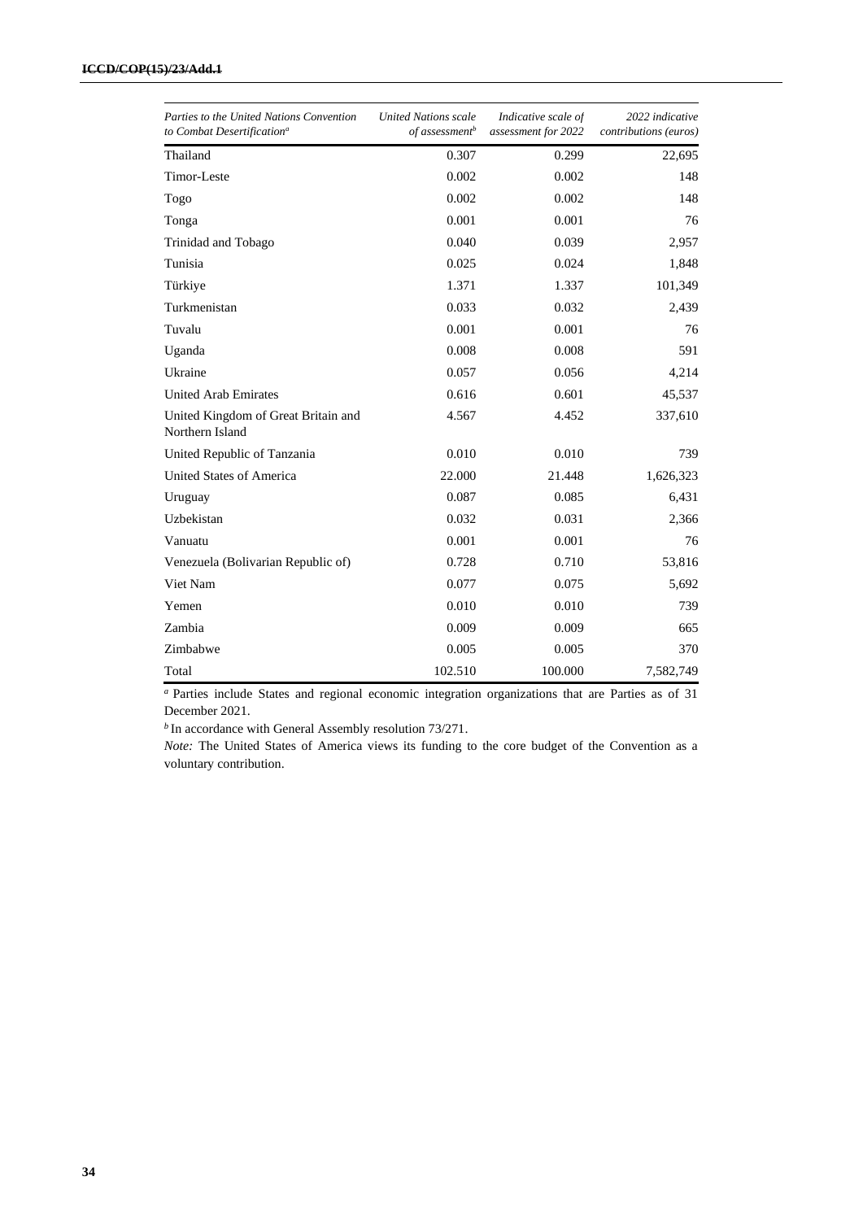| Parties to the United Nations Convention to Combat Desertification[a] | United Nations scale of assessment[b] | Indicative scale of assessment for 2022 | 2022 indicative contributions (euros) |
|---|---|---|---|
| Thailand | 0.307 | 0.299 | 22,695 |
| Timor-Leste | 0.002 | 0.002 | 148 |
| Togo | 0.002 | 0.002 | 148 |
| Tonga | 0.001 | 0.001 | 76 |
| Trinidad and Tobago | 0.040 | 0.039 | 2,957 |
| Tunisia | 0.025 | 0.024 | 1,848 |
| Türkiye | 1.371 | 1.337 | 101,349 |
| Turkmenistan | 0.033 | 0.032 | 2,439 |
| Tuvalu | 0.001 | 0.001 | 76 |
| Uganda | 0.008 | 0.008 | 591 |
| Ukraine | 0.057 | 0.056 | 4,214 |
| United Arab Emirates | 0.616 | 0.601 | 45,537 |
| United Kingdom of Great Britain and Northern Island | 4.567 | 4.452 | 337,610 |
| United Republic of Tanzania | 0.010 | 0.010 | 739 |
| United States of America | 22.000 | 21.448 | 1,626,323 |
| Uruguay | 0.087 | 0.085 | 6,431 |
| Uzbekistan | 0.032 | 0.031 | 2,366 |
| Vanuatu | 0.001 | 0.001 | 76 |
| Venezuela (Bolivarian Republic of) | 0.728 | 0.710 | 53,816 |
| Viet Nam | 0.077 | 0.075 | 5,692 |
| Yemen | 0.010 | 0.010 | 739 |
| Zambia | 0.009 | 0.009 | 665 |
| Zimbabwe | 0.005 | 0.005 | 370 |
| Total | 102.510 | 100.000 | 7,582,749 |

[a] Parties include States and regional economic integration organizations that are Parties as of 31 December 2021.

[b] In accordance with General Assembly resolution 73/271.

*Note:* The United States of America views its funding to the core budget of the Convention as a voluntary contribution.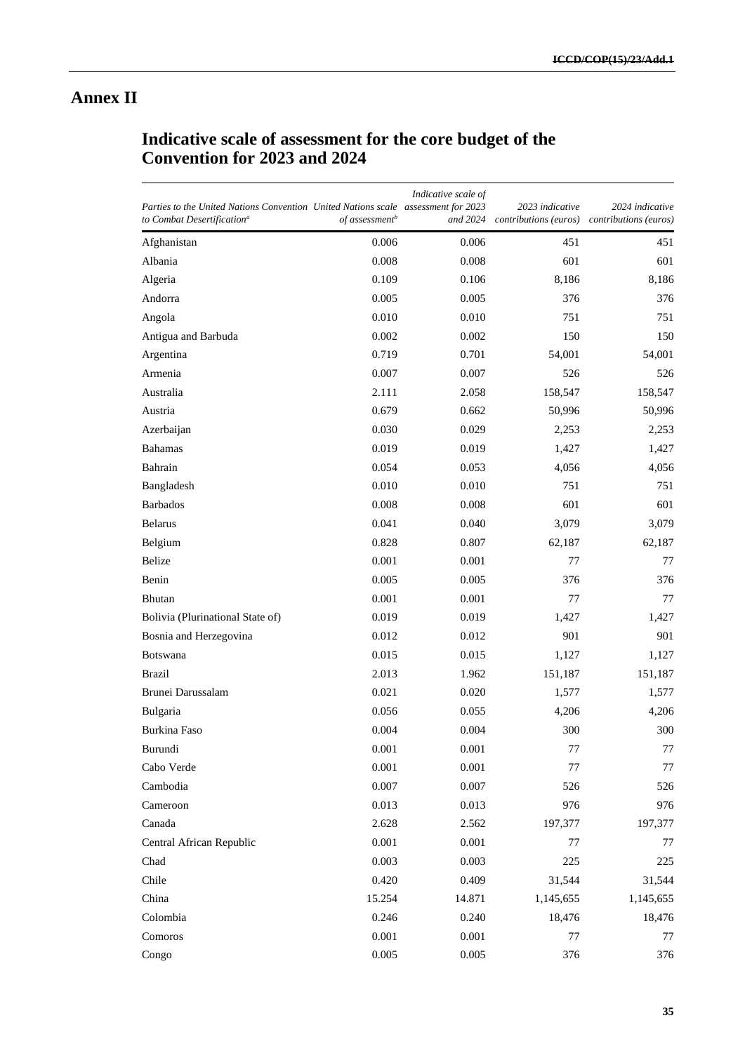# Annex II

## Indicative scale of assessment for the core budget of the Convention for 2023 and 2024

| *Parties to the United Nations Convention to Combat Desertification*[a] | *United Nations scale of assessment*[b] | *Indicative scale of assessment for 2023 and 2024* | *2023 indicative contributions (euros)* | *2024 indicative contributions (euros)* |
|---|---|---|---|---|
| Afghanistan | 0.006 | 0.006 | 451 | 451 |
| Albania | 0.008 | 0.008 | 601 | 601 |
| Algeria | 0.109 | 0.106 | 8,186 | 8,186 |
| Andorra | 0.005 | 0.005 | 376 | 376 |
| Angola | 0.010 | 0.010 | 751 | 751 |
| Antigua and Barbuda | 0.002 | 0.002 | 150 | 150 |
| Argentina | 0.719 | 0.701 | 54,001 | 54,001 |
| Armenia | 0.007 | 0.007 | 526 | 526 |
| Australia | 2.111 | 2.058 | 158,547 | 158,547 |
| Austria | 0.679 | 0.662 | 50,996 | 50,996 |
| Azerbaijan | 0.030 | 0.029 | 2,253 | 2,253 |
| Bahamas | 0.019 | 0.019 | 1,427 | 1,427 |
| Bahrain | 0.054 | 0.053 | 4,056 | 4,056 |
| Bangladesh | 0.010 | 0.010 | 751 | 751 |
| Barbados | 0.008 | 0.008 | 601 | 601 |
| Belarus | 0.041 | 0.040 | 3,079 | 3,079 |
| Belgium | 0.828 | 0.807 | 62,187 | 62,187 |
| Belize | 0.001 | 0.001 | 77 | 77 |
| Benin | 0.005 | 0.005 | 376 | 376 |
| Bhutan | 0.001 | 0.001 | 77 | 77 |
| Bolivia (Plurinational State of) | 0.019 | 0.019 | 1,427 | 1,427 |
| Bosnia and Herzegovina | 0.012 | 0.012 | 901 | 901 |
| Botswana | 0.015 | 0.015 | 1,127 | 1,127 |
| Brazil | 2.013 | 1.962 | 151,187 | 151,187 |
| Brunei Darussalam | 0.021 | 0.020 | 1,577 | 1,577 |
| Bulgaria | 0.056 | 0.055 | 4,206 | 4,206 |
| Burkina Faso | 0.004 | 0.004 | 300 | 300 |
| Burundi | 0.001 | 0.001 | 77 | 77 |
| Cabo Verde | 0.001 | 0.001 | 77 | 77 |
| Cambodia | 0.007 | 0.007 | 526 | 526 |
| Cameroon | 0.013 | 0.013 | 976 | 976 |
| Canada | 2.628 | 2.562 | 197,377 | 197,377 |
| Central African Republic | 0.001 | 0.001 | 77 | 77 |
| Chad | 0.003 | 0.003 | 225 | 225 |
| Chile | 0.420 | 0.409 | 31,544 | 31,544 |
| China | 15.254 | 14.871 | 1,145,655 | 1,145,655 |
| Colombia | 0.246 | 0.240 | 18,476 | 18,476 |
| Comoros | 0.001 | 0.001 | 77 | 77 |
| Congo | 0.005 | 0.005 | 376 | 376 |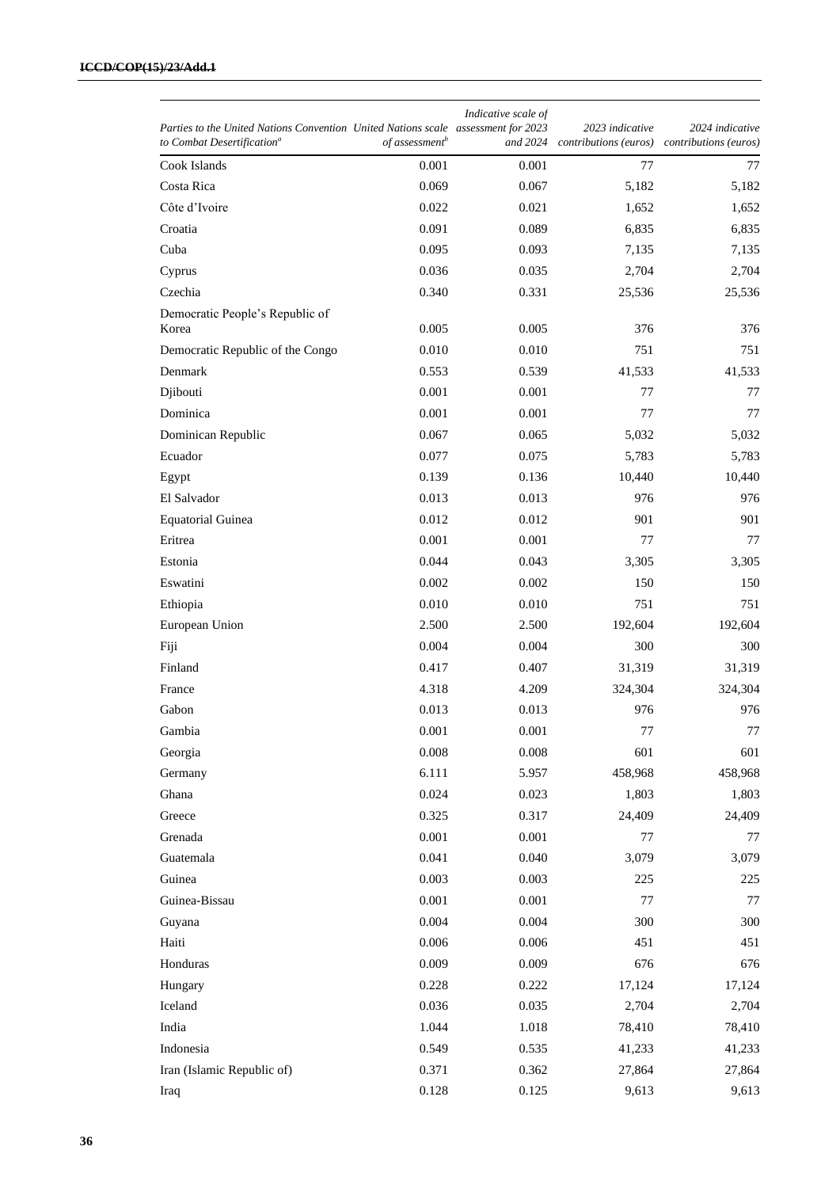| *Parties to the United Nations Convention to Combat Desertification*[a] | *United Nations scale of assessment*[b] | *Indicative scale of assessment for 2023 and 2024* | *2023 indicative contributions (euros)* | *2024 indicative contributions (euros)* |
|---|---|---|---|---|
| Cook Islands | 0.001 | 0.001 | 77 | 77 |
| Costa Rica | 0.069 | 0.067 | 5,182 | 5,182 |
| Côte d'Ivoire | 0.022 | 0.021 | 1,652 | 1,652 |
| Croatia | 0.091 | 0.089 | 6,835 | 6,835 |
| Cuba | 0.095 | 0.093 | 7,135 | 7,135 |
| Cyprus | 0.036 | 0.035 | 2,704 | 2,704 |
| Czechia | 0.340 | 0.331 | 25,536 | 25,536 |
| Democratic People's Republic of Korea | 0.005 | 0.005 | 376 | 376 |
| Democratic Republic of the Congo | 0.010 | 0.010 | 751 | 751 |
| Denmark | 0.553 | 0.539 | 41,533 | 41,533 |
| Djibouti | 0.001 | 0.001 | 77 | 77 |
| Dominica | 0.001 | 0.001 | 77 | 77 |
| Dominican Republic | 0.067 | 0.065 | 5,032 | 5,032 |
| Ecuador | 0.077 | 0.075 | 5,783 | 5,783 |
| Egypt | 0.139 | 0.136 | 10,440 | 10,440 |
| El Salvador | 0.013 | 0.013 | 976 | 976 |
| Equatorial Guinea | 0.012 | 0.012 | 901 | 901 |
| Eritrea | 0.001 | 0.001 | 77 | 77 |
| Estonia | 0.044 | 0.043 | 3,305 | 3,305 |
| Eswatini | 0.002 | 0.002 | 150 | 150 |
| Ethiopia | 0.010 | 0.010 | 751 | 751 |
| European Union | 2.500 | 2.500 | 192,604 | 192,604 |
| Fiji | 0.004 | 0.004 | 300 | 300 |
| Finland | 0.417 | 0.407 | 31,319 | 31,319 |
| France | 4.318 | 4.209 | 324,304 | 324,304 |
| Gabon | 0.013 | 0.013 | 976 | 976 |
| Gambia | 0.001 | 0.001 | 77 | 77 |
| Georgia | 0.008 | 0.008 | 601 | 601 |
| Germany | 6.111 | 5.957 | 458,968 | 458,968 |
| Ghana | 0.024 | 0.023 | 1,803 | 1,803 |
| Greece | 0.325 | 0.317 | 24,409 | 24,409 |
| Grenada | 0.001 | 0.001 | 77 | 77 |
| Guatemala | 0.041 | 0.040 | 3,079 | 3,079 |
| Guinea | 0.003 | 0.003 | 225 | 225 |
| Guinea-Bissau | 0.001 | 0.001 | 77 | 77 |
| Guyana | 0.004 | 0.004 | 300 | 300 |
| Haiti | 0.006 | 0.006 | 451 | 451 |
| Honduras | 0.009 | 0.009 | 676 | 676 |
| Hungary | 0.228 | 0.222 | 17,124 | 17,124 |
| Iceland | 0.036 | 0.035 | 2,704 | 2,704 |
| India | 1.044 | 1.018 | 78,410 | 78,410 |
| Indonesia | 0.549 | 0.535 | 41,233 | 41,233 |
| Iran (Islamic Republic of) | 0.371 | 0.362 | 27,864 | 27,864 |
| Iraq | 0.128 | 0.125 | 9,613 | 9,613 |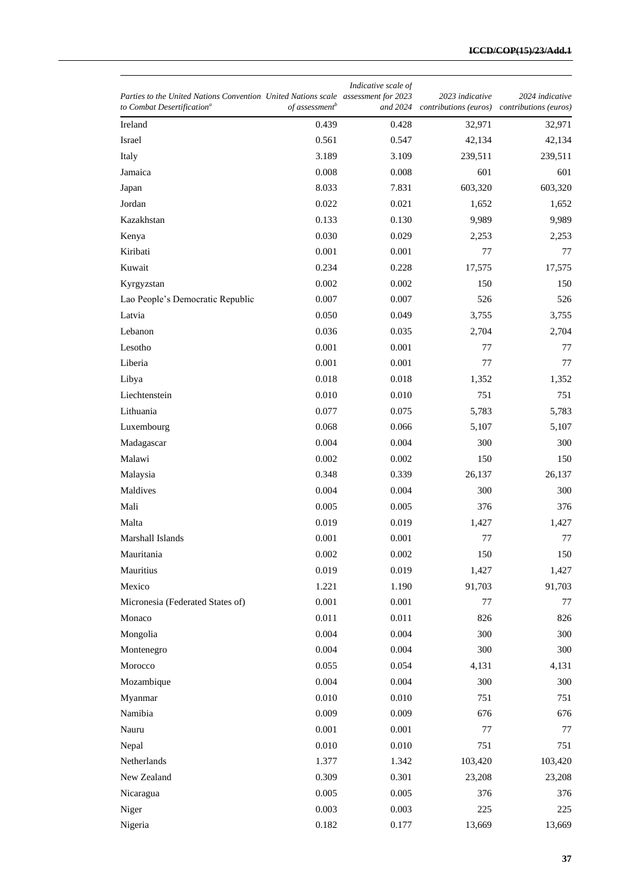| Parties to the United Nations Convention to Combat Desertification[a] | United Nations scale of assessment[b] | Indicative scale of assessment for 2023 and 2024 | 2023 indicative contributions (euros) | 2024 indicative contributions (euros) |
|---|---|---|---|---|
| Ireland | 0.439 | 0.428 | 32,971 | 32,971 |
| Israel | 0.561 | 0.547 | 42,134 | 42,134 |
| Italy | 3.189 | 3.109 | 239,511 | 239,511 |
| Jamaica | 0.008 | 0.008 | 601 | 601 |
| Japan | 8.033 | 7.831 | 603,320 | 603,320 |
| Jordan | 0.022 | 0.021 | 1,652 | 1,652 |
| Kazakhstan | 0.133 | 0.130 | 9,989 | 9,989 |
| Kenya | 0.030 | 0.029 | 2,253 | 2,253 |
| Kiribati | 0.001 | 0.001 | 77 | 77 |
| Kuwait | 0.234 | 0.228 | 17,575 | 17,575 |
| Kyrgyzstan | 0.002 | 0.002 | 150 | 150 |
| Lao People's Democratic Republic | 0.007 | 0.007 | 526 | 526 |
| Latvia | 0.050 | 0.049 | 3,755 | 3,755 |
| Lebanon | 0.036 | 0.035 | 2,704 | 2,704 |
| Lesotho | 0.001 | 0.001 | 77 | 77 |
| Liberia | 0.001 | 0.001 | 77 | 77 |
| Libya | 0.018 | 0.018 | 1,352 | 1,352 |
| Liechtenstein | 0.010 | 0.010 | 751 | 751 |
| Lithuania | 0.077 | 0.075 | 5,783 | 5,783 |
| Luxembourg | 0.068 | 0.066 | 5,107 | 5,107 |
| Madagascar | 0.004 | 0.004 | 300 | 300 |
| Malawi | 0.002 | 0.002 | 150 | 150 |
| Malaysia | 0.348 | 0.339 | 26,137 | 26,137 |
| Maldives | 0.004 | 0.004 | 300 | 300 |
| Mali | 0.005 | 0.005 | 376 | 376 |
| Malta | 0.019 | 0.019 | 1,427 | 1,427 |
| Marshall Islands | 0.001 | 0.001 | 77 | 77 |
| Mauritania | 0.002 | 0.002 | 150 | 150 |
| Mauritius | 0.019 | 0.019 | 1,427 | 1,427 |
| Mexico | 1.221 | 1.190 | 91,703 | 91,703 |
| Micronesia (Federated States of) | 0.001 | 0.001 | 77 | 77 |
| Monaco | 0.011 | 0.011 | 826 | 826 |
| Mongolia | 0.004 | 0.004 | 300 | 300 |
| Montenegro | 0.004 | 0.004 | 300 | 300 |
| Morocco | 0.055 | 0.054 | 4,131 | 4,131 |
| Mozambique | 0.004 | 0.004 | 300 | 300 |
| Myanmar | 0.010 | 0.010 | 751 | 751 |
| Namibia | 0.009 | 0.009 | 676 | 676 |
| Nauru | 0.001 | 0.001 | 77 | 77 |
| Nepal | 0.010 | 0.010 | 751 | 751 |
| Netherlands | 1.377 | 1.342 | 103,420 | 103,420 |
| New Zealand | 0.309 | 0.301 | 23,208 | 23,208 |
| Nicaragua | 0.005 | 0.005 | 376 | 376 |
| Niger | 0.003 | 0.003 | 225 | 225 |
| Nigeria | 0.182 | 0.177 | 13,669 | 13,669 |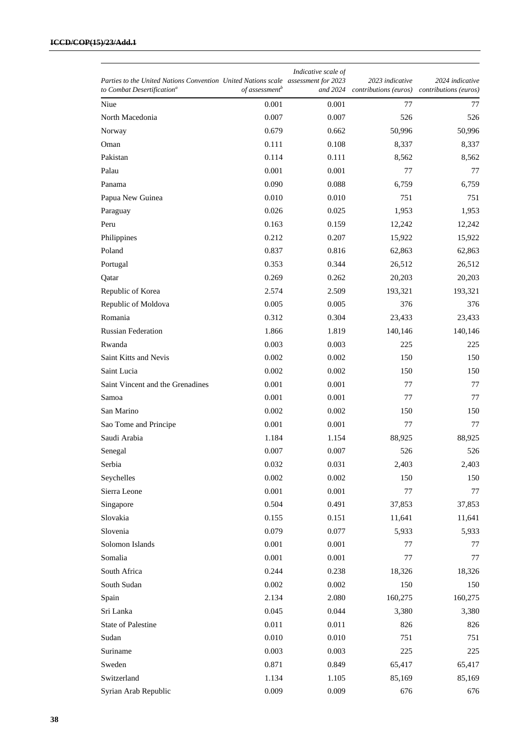| *Parties to the United Nations Convention to Combat Desertification*[a] | *United Nations scale of assessment*[b] | *Indicative scale of assessment for 2023 and 2024* | *2023 indicative contributions (euros)* | *2024 indicative contributions (euros)* |
|---|---|---|---|---|
| Niue | 0.001 | 0.001 | 77 | 77 |
| North Macedonia | 0.007 | 0.007 | 526 | 526 |
| Norway | 0.679 | 0.662 | 50,996 | 50,996 |
| Oman | 0.111 | 0.108 | 8,337 | 8,337 |
| Pakistan | 0.114 | 0.111 | 8,562 | 8,562 |
| Palau | 0.001 | 0.001 | 77 | 77 |
| Panama | 0.090 | 0.088 | 6,759 | 6,759 |
| Papua New Guinea | 0.010 | 0.010 | 751 | 751 |
| Paraguay | 0.026 | 0.025 | 1,953 | 1,953 |
| Peru | 0.163 | 0.159 | 12,242 | 12,242 |
| Philippines | 0.212 | 0.207 | 15,922 | 15,922 |
| Poland | 0.837 | 0.816 | 62,863 | 62,863 |
| Portugal | 0.353 | 0.344 | 26,512 | 26,512 |
| Qatar | 0.269 | 0.262 | 20,203 | 20,203 |
| Republic of Korea | 2.574 | 2.509 | 193,321 | 193,321 |
| Republic of Moldova | 0.005 | 0.005 | 376 | 376 |
| Romania | 0.312 | 0.304 | 23,433 | 23,433 |
| Russian Federation | 1.866 | 1.819 | 140,146 | 140,146 |
| Rwanda | 0.003 | 0.003 | 225 | 225 |
| Saint Kitts and Nevis | 0.002 | 0.002 | 150 | 150 |
| Saint Lucia | 0.002 | 0.002 | 150 | 150 |
| Saint Vincent and the Grenadines | 0.001 | 0.001 | 77 | 77 |
| Samoa | 0.001 | 0.001 | 77 | 77 |
| San Marino | 0.002 | 0.002 | 150 | 150 |
| Sao Tome and Principe | 0.001 | 0.001 | 77 | 77 |
| Saudi Arabia | 1.184 | 1.154 | 88,925 | 88,925 |
| Senegal | 0.007 | 0.007 | 526 | 526 |
| Serbia | 0.032 | 0.031 | 2,403 | 2,403 |
| Seychelles | 0.002 | 0.002 | 150 | 150 |
| Sierra Leone | 0.001 | 0.001 | 77 | 77 |
| Singapore | 0.504 | 0.491 | 37,853 | 37,853 |
| Slovakia | 0.155 | 0.151 | 11,641 | 11,641 |
| Slovenia | 0.079 | 0.077 | 5,933 | 5,933 |
| Solomon Islands | 0.001 | 0.001 | 77 | 77 |
| Somalia | 0.001 | 0.001 | 77 | 77 |
| South Africa | 0.244 | 0.238 | 18,326 | 18,326 |
| South Sudan | 0.002 | 0.002 | 150 | 150 |
| Spain | 2.134 | 2.080 | 160,275 | 160,275 |
| Sri Lanka | 0.045 | 0.044 | 3,380 | 3,380 |
| State of Palestine | 0.011 | 0.011 | 826 | 826 |
| Sudan | 0.010 | 0.010 | 751 | 751 |
| Suriname | 0.003 | 0.003 | 225 | 225 |
| Sweden | 0.871 | 0.849 | 65,417 | 65,417 |
| Switzerland | 1.134 | 1.105 | 85,169 | 85,169 |
| Syrian Arab Republic | 0.009 | 0.009 | 676 | 676 |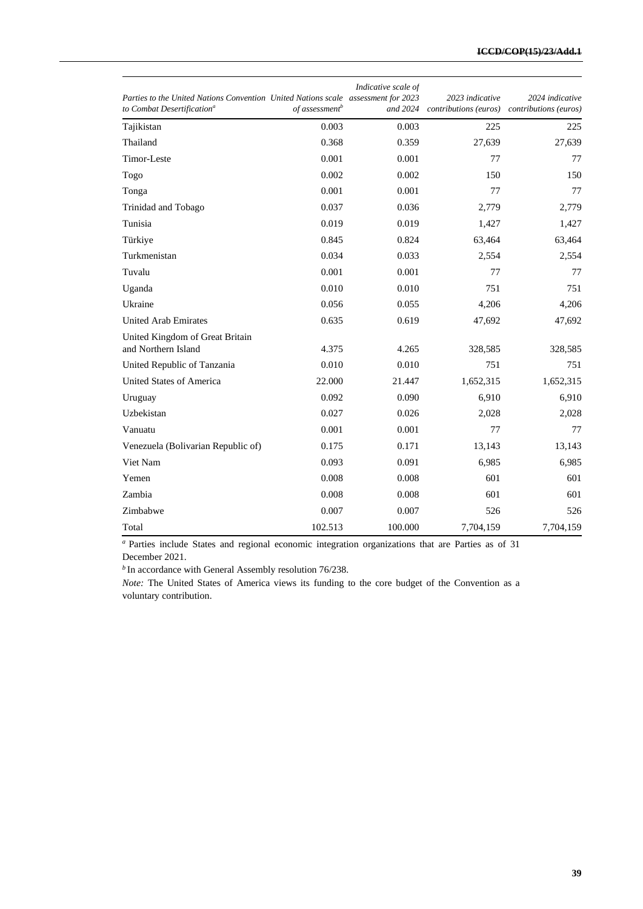| *Parties to the United Nations Convention to Combat Desertification*[a] | *United Nations scale of assessment*[b] | *Indicative scale of assessment for 2023 and 2024* | *2023 indicative contributions (euros)* | *2024 indicative contributions (euros)* |
|---|---|---|---|---|
| Tajikistan | 0.003 | 0.003 | 225 | 225 |
| Thailand | 0.368 | 0.359 | 27,639 | 27,639 |
| Timor-Leste | 0.001 | 0.001 | 77 | 77 |
| Togo | 0.002 | 0.002 | 150 | 150 |
| Tonga | 0.001 | 0.001 | 77 | 77 |
| Trinidad and Tobago | 0.037 | 0.036 | 2,779 | 2,779 |
| Tunisia | 0.019 | 0.019 | 1,427 | 1,427 |
| Türkiye | 0.845 | 0.824 | 63,464 | 63,464 |
| Turkmenistan | 0.034 | 0.033 | 2,554 | 2,554 |
| Tuvalu | 0.001 | 0.001 | 77 | 77 |
| Uganda | 0.010 | 0.010 | 751 | 751 |
| Ukraine | 0.056 | 0.055 | 4,206 | 4,206 |
| United Arab Emirates | 0.635 | 0.619 | 47,692 | 47,692 |
| United Kingdom of Great Britain and Northern Island | 4.375 | 4.265 | 328,585 | 328,585 |
| United Republic of Tanzania | 0.010 | 0.010 | 751 | 751 |
| United States of America | 22.000 | 21.447 | 1,652,315 | 1,652,315 |
| Uruguay | 0.092 | 0.090 | 6,910 | 6,910 |
| Uzbekistan | 0.027 | 0.026 | 2,028 | 2,028 |
| Vanuatu | 0.001 | 0.001 | 77 | 77 |
| Venezuela (Bolivarian Republic of) | 0.175 | 0.171 | 13,143 | 13,143 |
| Viet Nam | 0.093 | 0.091 | 6,985 | 6,985 |
| Yemen | 0.008 | 0.008 | 601 | 601 |
| Zambia | 0.008 | 0.008 | 601 | 601 |
| Zimbabwe | 0.007 | 0.007 | 526 | 526 |
| Total | 102.513 | 100.000 | 7,704,159 | 7,704,159 |

[a] Parties include States and regional economic integration organizations that are Parties as of 31 December 2021.

[b] In accordance with General Assembly resolution 76/238.

*Note:* The United States of America views its funding to the core budget of the Convention as a voluntary contribution.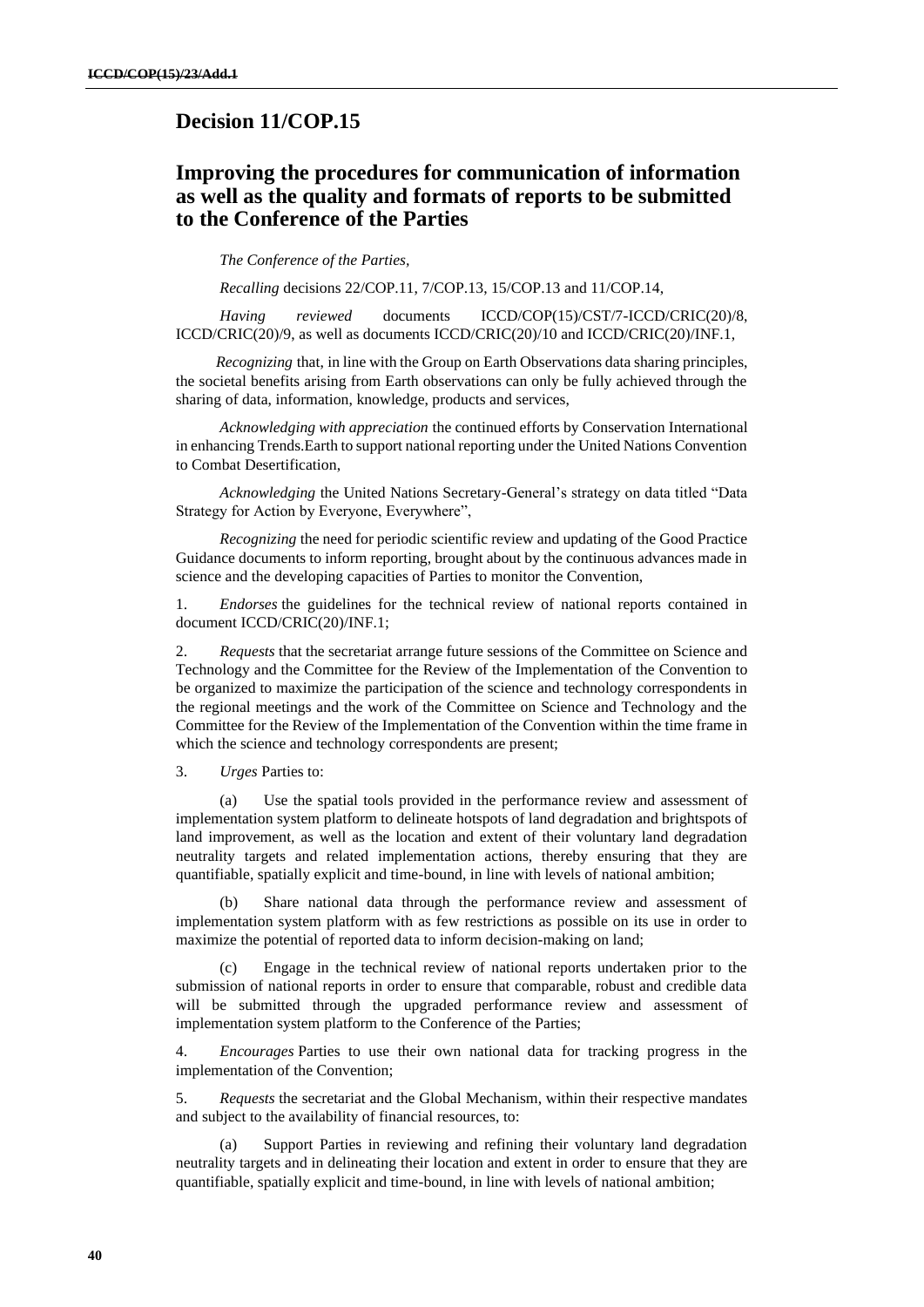## Decision 11/COP.15

## Improving the procedures for communication of information as well as the quality and formats of reports to be submitted to the Conference of the Parties

*The Conference of the Parties,*

*Recalling* decisions 22/COP.11, 7/COP.13, 15/COP.13 and 11/COP.14,

*Having reviewed* documents ICCD/COP(15)/CST/7-ICCD/CRIC(20)/8, ICCD/CRIC(20)/9, as well as documents ICCD/CRIC(20)/10 and ICCD/CRIC(20)/INF.1,

*Recognizing* that, in line with the Group on Earth Observations data sharing principles, the societal benefits arising from Earth observations can only be fully achieved through the sharing of data, information, knowledge, products and services,

*Acknowledging with appreciation* the continued efforts by Conservation International in enhancing Trends.Earth to support national reporting under the United Nations Convention to Combat Desertification,

*Acknowledging* the United Nations Secretary-General's strategy on data titled "Data Strategy for Action by Everyone, Everywhere",

*Recognizing* the need for periodic scientific review and updating of the Good Practice Guidance documents to inform reporting, brought about by the continuous advances made in science and the developing capacities of Parties to monitor the Convention,

1. *Endorses* the guidelines for the technical review of national reports contained in document ICCD/CRIC(20)/INF.1;

2. *Requests* that the secretariat arrange future sessions of the Committee on Science and Technology and the Committee for the Review of the Implementation of the Convention to be organized to maximize the participation of the science and technology correspondents in the regional meetings and the work of the Committee on Science and Technology and the Committee for the Review of the Implementation of the Convention within the time frame in which the science and technology correspondents are present;

3. *Urges* Parties to:

   (a) Use the spatial tools provided in the performance review and assessment of implementation system platform to delineate hotspots of land degradation and brightspots of land improvement, as well as the location and extent of their voluntary land degradation neutrality targets and related implementation actions, thereby ensuring that they are quantifiable, spatially explicit and time-bound, in line with levels of national ambition;

   (b) Share national data through the performance review and assessment of implementation system platform with as few restrictions as possible on its use in order to maximize the potential of reported data to inform decision-making on land;

   (c) Engage in the technical review of national reports undertaken prior to the submission of national reports in order to ensure that comparable, robust and credible data will be submitted through the upgraded performance review and assessment of implementation system platform to the Conference of the Parties;

4. *Encourages* Parties to use their own national data for tracking progress in the implementation of the Convention;

5. *Requests* the secretariat and the Global Mechanism, within their respective mandates and subject to the availability of financial resources, to:

   (a) Support Parties in reviewing and refining their voluntary land degradation neutrality targets and in delineating their location and extent in order to ensure that they are quantifiable, spatially explicit and time-bound, in line with levels of national ambition;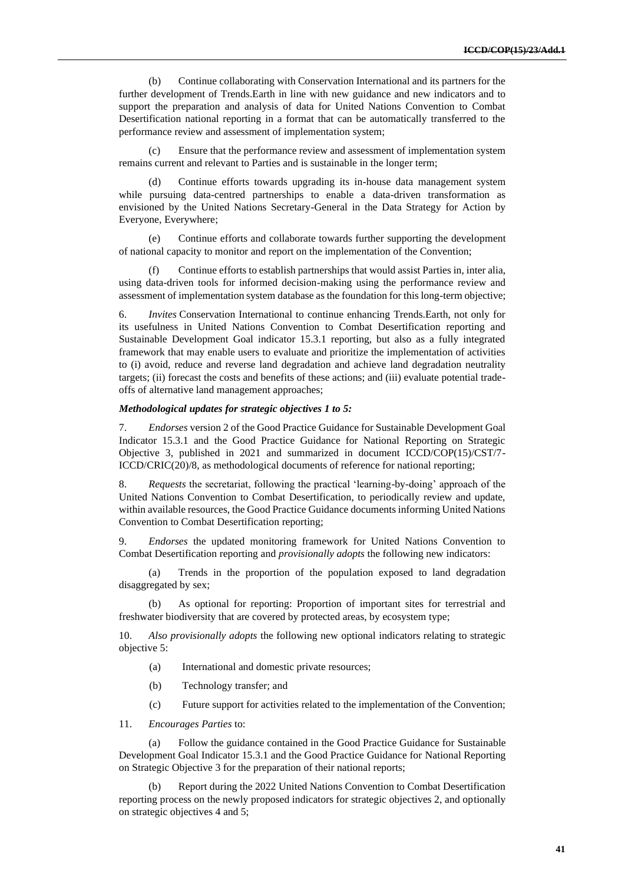(b) Continue collaborating with Conservation International and its partners for the further development of Trends.Earth in line with new guidance and new indicators and to support the preparation and analysis of data for United Nations Convention to Combat Desertification national reporting in a format that can be automatically transferred to the performance review and assessment of implementation system;

(c) Ensure that the performance review and assessment of implementation system remains current and relevant to Parties and is sustainable in the longer term;

(d) Continue efforts towards upgrading its in-house data management system while pursuing data-centred partnerships to enable a data-driven transformation as envisioned by the United Nations Secretary-General in the Data Strategy for Action by Everyone, Everywhere;

(e) Continue efforts and collaborate towards further supporting the development of national capacity to monitor and report on the implementation of the Convention;

(f) Continue efforts to establish partnerships that would assist Parties in, inter alia, using data-driven tools for informed decision-making using the performance review and assessment of implementation system database as the foundation for this long-term objective;

6. *Invites* Conservation International to continue enhancing Trends.Earth, not only for its usefulness in United Nations Convention to Combat Desertification reporting and Sustainable Development Goal indicator 15.3.1 reporting, but also as a fully integrated framework that may enable users to evaluate and prioritize the implementation of activities to (i) avoid, reduce and reverse land degradation and achieve land degradation neutrality targets; (ii) forecast the costs and benefits of these actions; and (iii) evaluate potential trade-offs of alternative land management approaches;

***Methodological updates for strategic objectives 1 to 5:***

7. *Endorses* version 2 of the Good Practice Guidance for Sustainable Development Goal Indicator 15.3.1 and the Good Practice Guidance for National Reporting on Strategic Objective 3, published in 2021 and summarized in document ICCD/COP(15)/CST/7-ICCD/CRIC(20)/8, as methodological documents of reference for national reporting;

8. *Requests* the secretariat, following the practical 'learning-by-doing' approach of the United Nations Convention to Combat Desertification, to periodically review and update, within available resources, the Good Practice Guidance documents informing United Nations Convention to Combat Desertification reporting;

9. *Endorses* the updated monitoring framework for United Nations Convention to Combat Desertification reporting and *provisionally adopts* the following new indicators:

(a) Trends in the proportion of the population exposed to land degradation disaggregated by sex;

(b) As optional for reporting: Proportion of important sites for terrestrial and freshwater biodiversity that are covered by protected areas, by ecosystem type;

10. *Also provisionally adopts* the following new optional indicators relating to strategic objective 5:

(a) International and domestic private resources;

(b) Technology transfer; and

(c) Future support for activities related to the implementation of the Convention;

11. *Encourages Parties* to:

(a) Follow the guidance contained in the Good Practice Guidance for Sustainable Development Goal Indicator 15.3.1 and the Good Practice Guidance for National Reporting on Strategic Objective 3 for the preparation of their national reports;

(b) Report during the 2022 United Nations Convention to Combat Desertification reporting process on the newly proposed indicators for strategic objectives 2, and optionally on strategic objectives 4 and 5;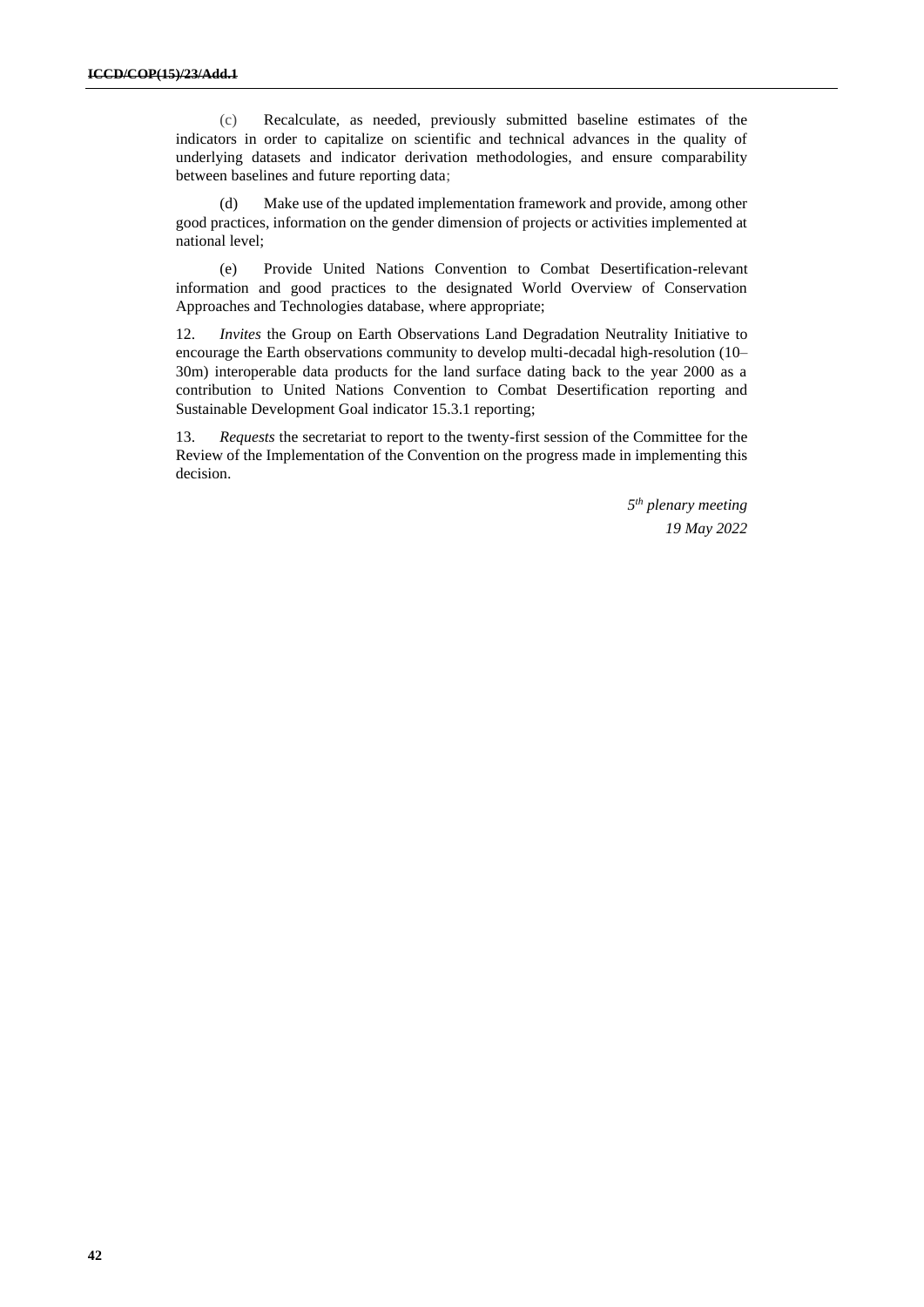(c) Recalculate, as needed, previously submitted baseline estimates of the indicators in order to capitalize on scientific and technical advances in the quality of underlying datasets and indicator derivation methodologies, and ensure comparability between baselines and future reporting data;

(d) Make use of the updated implementation framework and provide, among other good practices, information on the gender dimension of projects or activities implemented at national level;

(e) Provide United Nations Convention to Combat Desertification-relevant information and good practices to the designated World Overview of Conservation Approaches and Technologies database, where appropriate;

12. *Invites* the Group on Earth Observations Land Degradation Neutrality Initiative to encourage the Earth observations community to develop multi-decadal high-resolution (10–30m) interoperable data products for the land surface dating back to the year 2000 as a contribution to United Nations Convention to Combat Desertification reporting and Sustainable Development Goal indicator 15.3.1 reporting;

13. *Requests* the secretariat to report to the twenty-first session of the Committee for the Review of the Implementation of the Convention on the progress made in implementing this decision.

*5th plenary meeting*
*19 May 2022*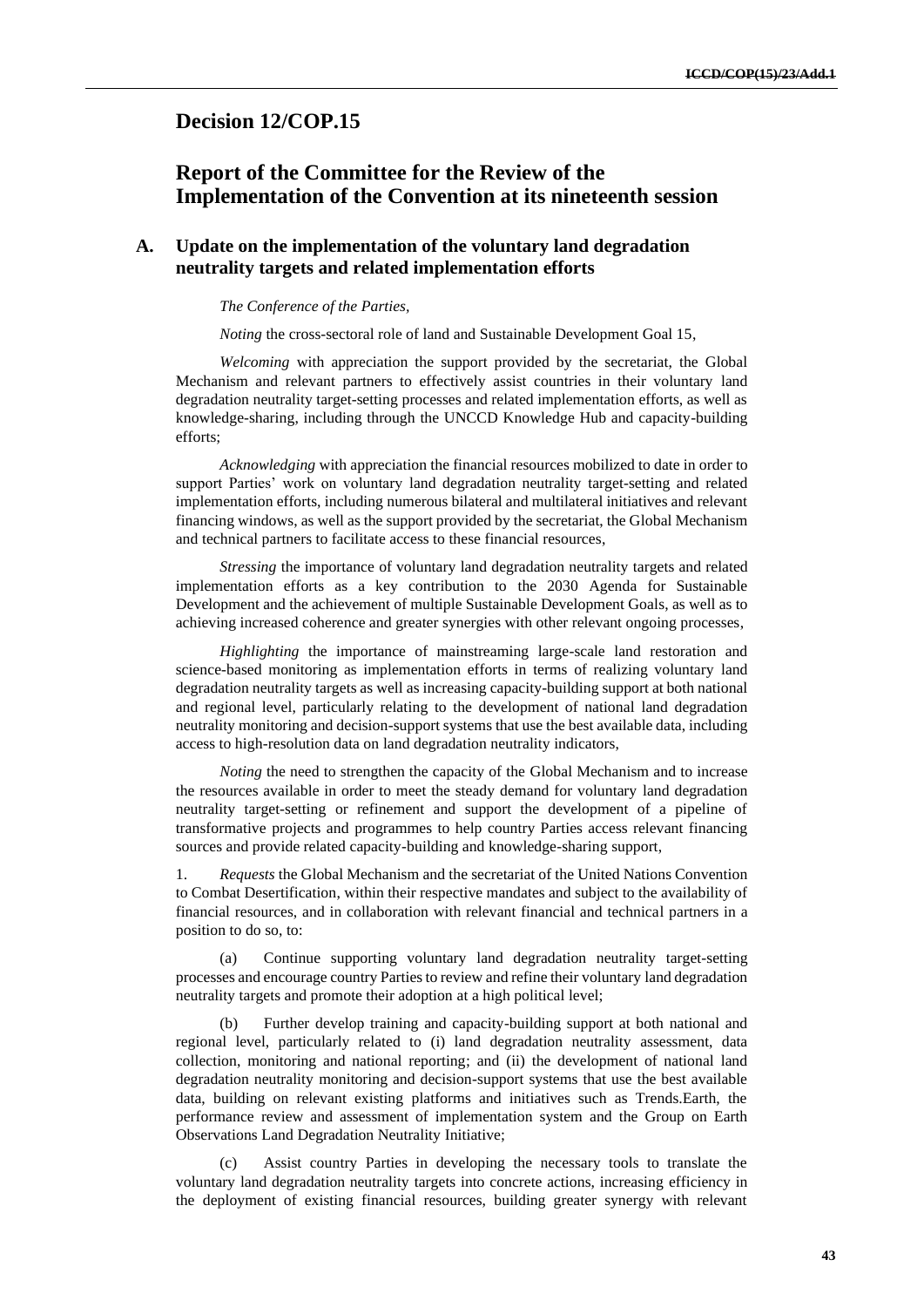## Decision 12/COP.15

## Report of the Committee for the Review of the Implementation of the Convention at its nineteenth session

### A. Update on the implementation of the voluntary land degradation neutrality targets and related implementation efforts

*The Conference of the Parties,*

*Noting* the cross-sectoral role of land and Sustainable Development Goal 15,

*Welcoming* with appreciation the support provided by the secretariat, the Global Mechanism and relevant partners to effectively assist countries in their voluntary land degradation neutrality target-setting processes and related implementation efforts, as well as knowledge-sharing, including through the UNCCD Knowledge Hub and capacity-building efforts;

*Acknowledging* with appreciation the financial resources mobilized to date in order to support Parties' work on voluntary land degradation neutrality target-setting and related implementation efforts, including numerous bilateral and multilateral initiatives and relevant financing windows, as well as the support provided by the secretariat, the Global Mechanism and technical partners to facilitate access to these financial resources,

*Stressing* the importance of voluntary land degradation neutrality targets and related implementation efforts as a key contribution to the 2030 Agenda for Sustainable Development and the achievement of multiple Sustainable Development Goals, as well as to achieving increased coherence and greater synergies with other relevant ongoing processes,

*Highlighting* the importance of mainstreaming large-scale land restoration and science-based monitoring as implementation efforts in terms of realizing voluntary land degradation neutrality targets as well as increasing capacity-building support at both national and regional level, particularly relating to the development of national land degradation neutrality monitoring and decision-support systems that use the best available data, including access to high-resolution data on land degradation neutrality indicators,

*Noting* the need to strengthen the capacity of the Global Mechanism and to increase the resources available in order to meet the steady demand for voluntary land degradation neutrality target-setting or refinement and support the development of a pipeline of transformative projects and programmes to help country Parties access relevant financing sources and provide related capacity-building and knowledge-sharing support,

1. *Requests* the Global Mechanism and the secretariat of the United Nations Convention to Combat Desertification, within their respective mandates and subject to the availability of financial resources, and in collaboration with relevant financial and technical partners in a position to do so, to:

(a) Continue supporting voluntary land degradation neutrality target-setting processes and encourage country Parties to review and refine their voluntary land degradation neutrality targets and promote their adoption at a high political level;

(b) Further develop training and capacity-building support at both national and regional level, particularly related to (i) land degradation neutrality assessment, data collection, monitoring and national reporting; and (ii) the development of national land degradation neutrality monitoring and decision-support systems that use the best available data, building on relevant existing platforms and initiatives such as Trends.Earth, the performance review and assessment of implementation system and the Group on Earth Observations Land Degradation Neutrality Initiative;

(c) Assist country Parties in developing the necessary tools to translate the voluntary land degradation neutrality targets into concrete actions, increasing efficiency in the deployment of existing financial resources, building greater synergy with relevant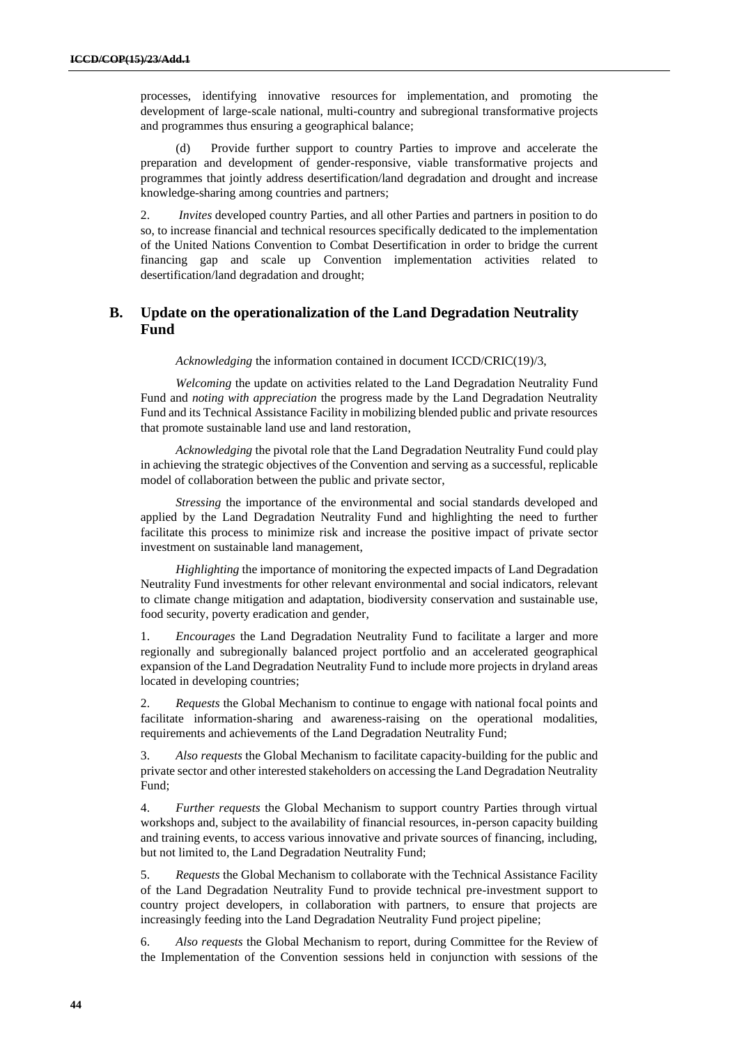processes, identifying innovative resources for implementation, and promoting the development of large-scale national, multi-country and subregional transformative projects and programmes thus ensuring a geographical balance;

(d) Provide further support to country Parties to improve and accelerate the preparation and development of gender-responsive, viable transformative projects and programmes that jointly address desertification/land degradation and drought and increase knowledge-sharing among countries and partners;

2. *Invites* developed country Parties, and all other Parties and partners in position to do so, to increase financial and technical resources specifically dedicated to the implementation of the United Nations Convention to Combat Desertification in order to bridge the current financing gap and scale up Convention implementation activities related to desertification/land degradation and drought;

## B. Update on the operationalization of the Land Degradation Neutrality Fund

*Acknowledging* the information contained in document ICCD/CRIC(19)/3,

*Welcoming* the update on activities related to the Land Degradation Neutrality Fund Fund and *noting with appreciation* the progress made by the Land Degradation Neutrality Fund and its Technical Assistance Facility in mobilizing blended public and private resources that promote sustainable land use and land restoration,

*Acknowledging* the pivotal role that the Land Degradation Neutrality Fund could play in achieving the strategic objectives of the Convention and serving as a successful, replicable model of collaboration between the public and private sector,

*Stressing* the importance of the environmental and social standards developed and applied by the Land Degradation Neutrality Fund and highlighting the need to further facilitate this process to minimize risk and increase the positive impact of private sector investment on sustainable land management,

*Highlighting* the importance of monitoring the expected impacts of Land Degradation Neutrality Fund investments for other relevant environmental and social indicators, relevant to climate change mitigation and adaptation, biodiversity conservation and sustainable use, food security, poverty eradication and gender,

1. *Encourages* the Land Degradation Neutrality Fund to facilitate a larger and more regionally and subregionally balanced project portfolio and an accelerated geographical expansion of the Land Degradation Neutrality Fund to include more projects in dryland areas located in developing countries;

2. *Requests* the Global Mechanism to continue to engage with national focal points and facilitate information-sharing and awareness-raising on the operational modalities, requirements and achievements of the Land Degradation Neutrality Fund;

3. *Also requests* the Global Mechanism to facilitate capacity-building for the public and private sector and other interested stakeholders on accessing the Land Degradation Neutrality Fund;

4. *Further requests* the Global Mechanism to support country Parties through virtual workshops and, subject to the availability of financial resources, in-person capacity building and training events, to access various innovative and private sources of financing, including, but not limited to, the Land Degradation Neutrality Fund;

5. *Requests* the Global Mechanism to collaborate with the Technical Assistance Facility of the Land Degradation Neutrality Fund to provide technical pre-investment support to country project developers, in collaboration with partners, to ensure that projects are increasingly feeding into the Land Degradation Neutrality Fund project pipeline;

6. *Also requests* the Global Mechanism to report, during Committee for the Review of the Implementation of the Convention sessions held in conjunction with sessions of the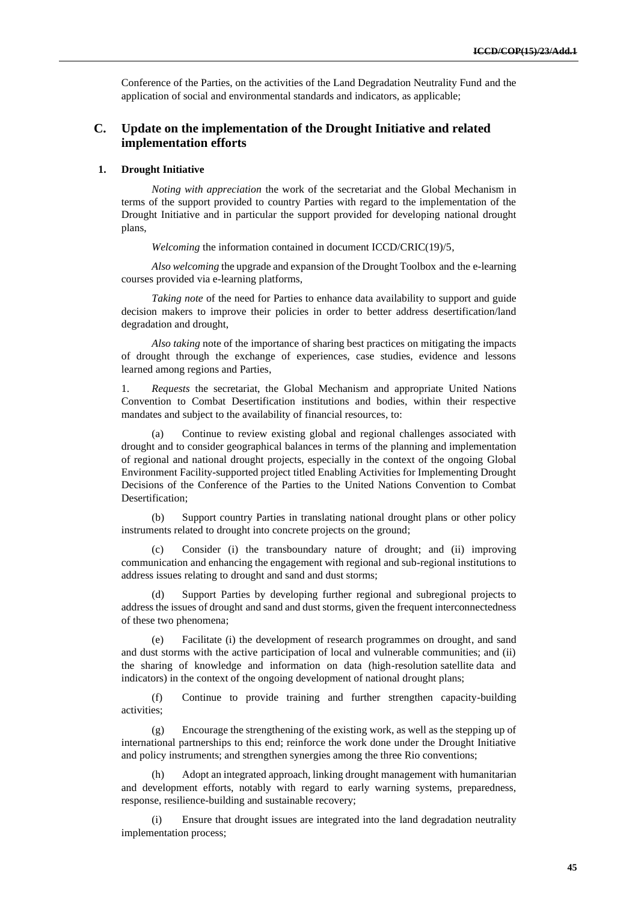Conference of the Parties, on the activities of the Land Degradation Neutrality Fund and the application of social and environmental standards and indicators, as applicable;

## C. Update on the implementation of the Drought Initiative and related implementation efforts

### 1. Drought Initiative

*Noting with appreciation* the work of the secretariat and the Global Mechanism in terms of the support provided to country Parties with regard to the implementation of the Drought Initiative and in particular the support provided for developing national drought plans,

*Welcoming* the information contained in document ICCD/CRIC(19)/5,

*Also welcoming* the upgrade and expansion of the Drought Toolbox and the e-learning courses provided via e-learning platforms,

*Taking note* of the need for Parties to enhance data availability to support and guide decision makers to improve their policies in order to better address desertification/land degradation and drought,

*Also taking* note of the importance of sharing best practices on mitigating the impacts of drought through the exchange of experiences, case studies, evidence and lessons learned among regions and Parties,

1. *Requests* the secretariat, the Global Mechanism and appropriate United Nations Convention to Combat Desertification institutions and bodies, within their respective mandates and subject to the availability of financial resources, to:

(a) Continue to review existing global and regional challenges associated with drought and to consider geographical balances in terms of the planning and implementation of regional and national drought projects, especially in the context of the ongoing Global Environment Facility-supported project titled Enabling Activities for Implementing Drought Decisions of the Conference of the Parties to the United Nations Convention to Combat Desertification;

(b) Support country Parties in translating national drought plans or other policy instruments related to drought into concrete projects on the ground;

(c) Consider (i) the transboundary nature of drought; and (ii) improving communication and enhancing the engagement with regional and sub-regional institutions to address issues relating to drought and sand and dust storms;

(d) Support Parties by developing further regional and subregional projects to address the issues of drought and sand and dust storms, given the frequent interconnectedness of these two phenomena;

(e) Facilitate (i) the development of research programmes on drought, and sand and dust storms with the active participation of local and vulnerable communities; and (ii) the sharing of knowledge and information on data (high-resolution satellite data and indicators) in the context of the ongoing development of national drought plans;

(f) Continue to provide training and further strengthen capacity-building activities;

(g) Encourage the strengthening of the existing work, as well as the stepping up of international partnerships to this end; reinforce the work done under the Drought Initiative and policy instruments; and strengthen synergies among the three Rio conventions;

(h) Adopt an integrated approach, linking drought management with humanitarian and development efforts, notably with regard to early warning systems, preparedness, response, resilience-building and sustainable recovery;

(i) Ensure that drought issues are integrated into the land degradation neutrality implementation process;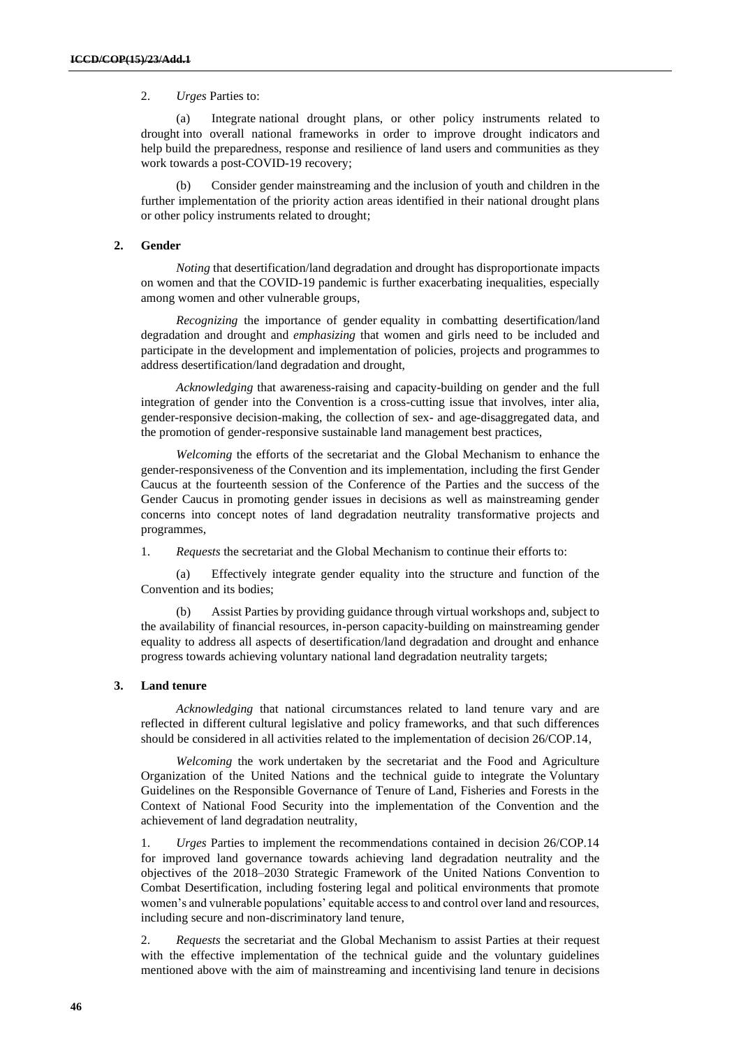2. *Urges* Parties to:

(a) Integrate national drought plans, or other policy instruments related to drought into overall national frameworks in order to improve drought indicators and help build the preparedness, response and resilience of land users and communities as they work towards a post-COVID-19 recovery;

(b) Consider gender mainstreaming and the inclusion of youth and children in the further implementation of the priority action areas identified in their national drought plans or other policy instruments related to drought;

### 2. Gender

*Noting* that desertification/land degradation and drought has disproportionate impacts on women and that the COVID-19 pandemic is further exacerbating inequalities, especially among women and other vulnerable groups,

*Recognizing* the importance of gender equality in combatting desertification/land degradation and drought and *emphasizing* that women and girls need to be included and participate in the development and implementation of policies, projects and programmes to address desertification/land degradation and drought,

*Acknowledging* that awareness-raising and capacity-building on gender and the full integration of gender into the Convention is a cross-cutting issue that involves, inter alia, gender-responsive decision-making, the collection of sex- and age-disaggregated data, and the promotion of gender-responsive sustainable land management best practices,

*Welcoming* the efforts of the secretariat and the Global Mechanism to enhance the gender-responsiveness of the Convention and its implementation, including the first Gender Caucus at the fourteenth session of the Conference of the Parties and the success of the Gender Caucus in promoting gender issues in decisions as well as mainstreaming gender concerns into concept notes of land degradation neutrality transformative projects and programmes,

1. *Requests* the secretariat and the Global Mechanism to continue their efforts to:

(a) Effectively integrate gender equality into the structure and function of the Convention and its bodies;

(b) Assist Parties by providing guidance through virtual workshops and, subject to the availability of financial resources, in-person capacity-building on mainstreaming gender equality to address all aspects of desertification/land degradation and drought and enhance progress towards achieving voluntary national land degradation neutrality targets;

### 3. Land tenure

*Acknowledging* that national circumstances related to land tenure vary and are reflected in different cultural legislative and policy frameworks, and that such differences should be considered in all activities related to the implementation of decision 26/COP.14,

*Welcoming* the work undertaken by the secretariat and the Food and Agriculture Organization of the United Nations and the technical guide to integrate the Voluntary Guidelines on the Responsible Governance of Tenure of Land, Fisheries and Forests in the Context of National Food Security into the implementation of the Convention and the achievement of land degradation neutrality,

1. *Urges* Parties to implement the recommendations contained in decision 26/COP.14 for improved land governance towards achieving land degradation neutrality and the objectives of the 2018–2030 Strategic Framework of the United Nations Convention to Combat Desertification, including fostering legal and political environments that promote women's and vulnerable populations' equitable access to and control over land and resources, including secure and non-discriminatory land tenure,

2. *Requests* the secretariat and the Global Mechanism to assist Parties at their request with the effective implementation of the technical guide and the voluntary guidelines mentioned above with the aim of mainstreaming and incentivising land tenure in decisions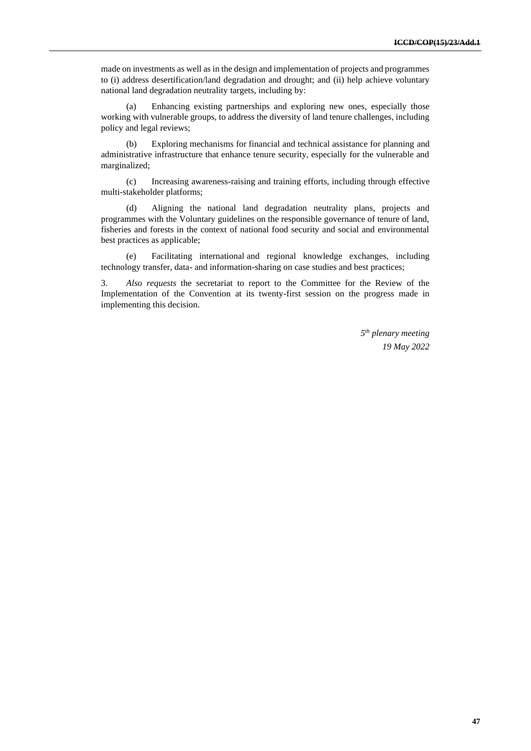made on investments as well as in the design and implementation of projects and programmes to (i) address desertification/land degradation and drought; and (ii) help achieve voluntary national land degradation neutrality targets, including by:

(a) Enhancing existing partnerships and exploring new ones, especially those working with vulnerable groups, to address the diversity of land tenure challenges, including policy and legal reviews;

(b) Exploring mechanisms for financial and technical assistance for planning and administrative infrastructure that enhance tenure security, especially for the vulnerable and marginalized;

(c) Increasing awareness-raising and training efforts, including through effective multi-stakeholder platforms;

(d) Aligning the national land degradation neutrality plans, projects and programmes with the Voluntary guidelines on the responsible governance of tenure of land, fisheries and forests in the context of national food security and social and environmental best practices as applicable;

(e) Facilitating international and regional knowledge exchanges, including technology transfer, data- and information-sharing on case studies and best practices;

3. *Also requests* the secretariat to report to the Committee for the Review of the Implementation of the Convention at its twenty-first session on the progress made in implementing this decision.

*5th plenary meeting*
*19 May 2022*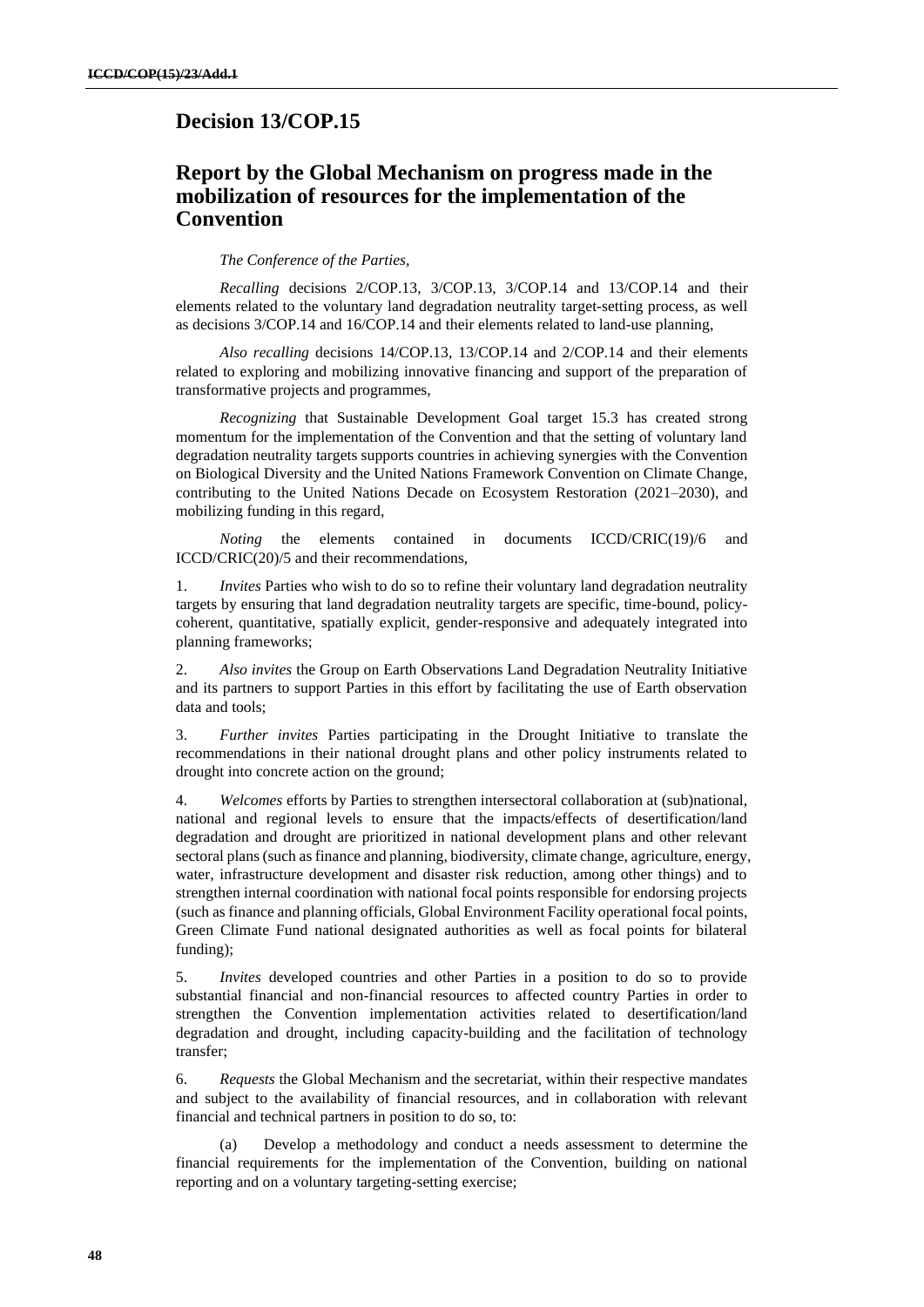## Decision 13/COP.15

## Report by the Global Mechanism on progress made in the mobilization of resources for the implementation of the Convention

*The Conference of the Parties,*

*Recalling* decisions 2/COP.13, 3/COP.13, 3/COP.14 and 13/COP.14 and their elements related to the voluntary land degradation neutrality target-setting process, as well as decisions 3/COP.14 and 16/COP.14 and their elements related to land-use planning,

*Also recalling* decisions 14/COP.13, 13/COP.14 and 2/COP.14 and their elements related to exploring and mobilizing innovative financing and support of the preparation of transformative projects and programmes,

*Recognizing* that Sustainable Development Goal target 15.3 has created strong momentum for the implementation of the Convention and that the setting of voluntary land degradation neutrality targets supports countries in achieving synergies with the Convention on Biological Diversity and the United Nations Framework Convention on Climate Change, contributing to the United Nations Decade on Ecosystem Restoration (2021–2030), and mobilizing funding in this regard,

*Noting* the elements contained in documents ICCD/CRIC(19)/6 and ICCD/CRIC(20)/5 and their recommendations,

1. *Invites* Parties who wish to do so to refine their voluntary land degradation neutrality targets by ensuring that land degradation neutrality targets are specific, time-bound, policy-coherent, quantitative, spatially explicit, gender-responsive and adequately integrated into planning frameworks;

2. *Also invites* the Group on Earth Observations Land Degradation Neutrality Initiative and its partners to support Parties in this effort by facilitating the use of Earth observation data and tools;

3. *Further invites* Parties participating in the Drought Initiative to translate the recommendations in their national drought plans and other policy instruments related to drought into concrete action on the ground;

4. *Welcomes* efforts by Parties to strengthen intersectoral collaboration at (sub)national, national and regional levels to ensure that the impacts/effects of desertification/land degradation and drought are prioritized in national development plans and other relevant sectoral plans (such as finance and planning, biodiversity, climate change, agriculture, energy, water, infrastructure development and disaster risk reduction, among other things) and to strengthen internal coordination with national focal points responsible for endorsing projects (such as finance and planning officials, Global Environment Facility operational focal points, Green Climate Fund national designated authorities as well as focal points for bilateral funding);

5. *Invites* developed countries and other Parties in a position to do so to provide substantial financial and non-financial resources to affected country Parties in order to strengthen the Convention implementation activities related to desertification/land degradation and drought, including capacity-building and the facilitation of technology transfer;

6. *Requests* the Global Mechanism and the secretariat, within their respective mandates and subject to the availability of financial resources, and in collaboration with relevant financial and technical partners in position to do so, to:

(a) Develop a methodology and conduct a needs assessment to determine the financial requirements for the implementation of the Convention, building on national reporting and on a voluntary targeting-setting exercise;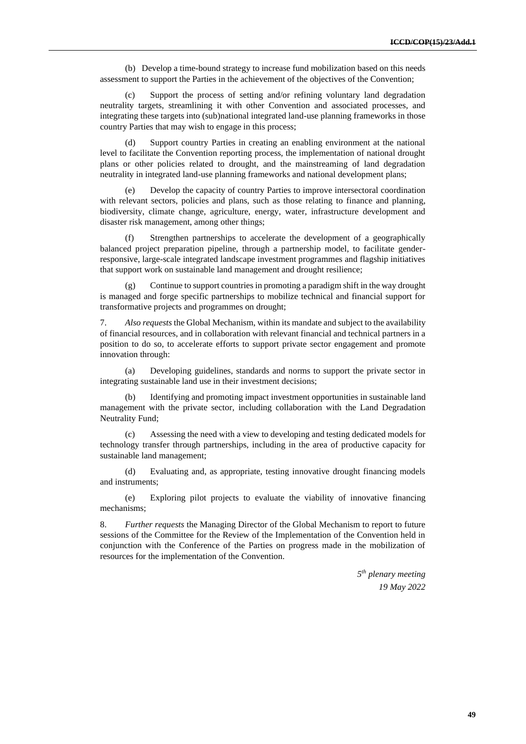(b) Develop a time-bound strategy to increase fund mobilization based on this needs assessment to support the Parties in the achievement of the objectives of the Convention;

(c) Support the process of setting and/or refining voluntary land degradation neutrality targets, streamlining it with other Convention and associated processes, and integrating these targets into (sub)national integrated land-use planning frameworks in those country Parties that may wish to engage in this process;

(d) Support country Parties in creating an enabling environment at the national level to facilitate the Convention reporting process, the implementation of national drought plans or other policies related to drought, and the mainstreaming of land degradation neutrality in integrated land-use planning frameworks and national development plans;

(e) Develop the capacity of country Parties to improve intersectoral coordination with relevant sectors, policies and plans, such as those relating to finance and planning, biodiversity, climate change, agriculture, energy, water, infrastructure development and disaster risk management, among other things;

(f) Strengthen partnerships to accelerate the development of a geographically balanced project preparation pipeline, through a partnership model, to facilitate gender-responsive, large-scale integrated landscape investment programmes and flagship initiatives that support work on sustainable land management and drought resilience;

(g) Continue to support countries in promoting a paradigm shift in the way drought is managed and forge specific partnerships to mobilize technical and financial support for transformative projects and programmes on drought;

7. *Also requests* the Global Mechanism, within its mandate and subject to the availability of financial resources, and in collaboration with relevant financial and technical partners in a position to do so, to accelerate efforts to support private sector engagement and promote innovation through:

(a) Developing guidelines, standards and norms to support the private sector in integrating sustainable land use in their investment decisions;

(b) Identifying and promoting impact investment opportunities in sustainable land management with the private sector, including collaboration with the Land Degradation Neutrality Fund;

(c) Assessing the need with a view to developing and testing dedicated models for technology transfer through partnerships, including in the area of productive capacity for sustainable land management;

(d) Evaluating and, as appropriate, testing innovative drought financing models and instruments;

(e) Exploring pilot projects to evaluate the viability of innovative financing mechanisms;

8. *Further requests* the Managing Director of the Global Mechanism to report to future sessions of the Committee for the Review of the Implementation of the Convention held in conjunction with the Conference of the Parties on progress made in the mobilization of resources for the implementation of the Convention.

*5th plenary meeting*
*19 May 2022*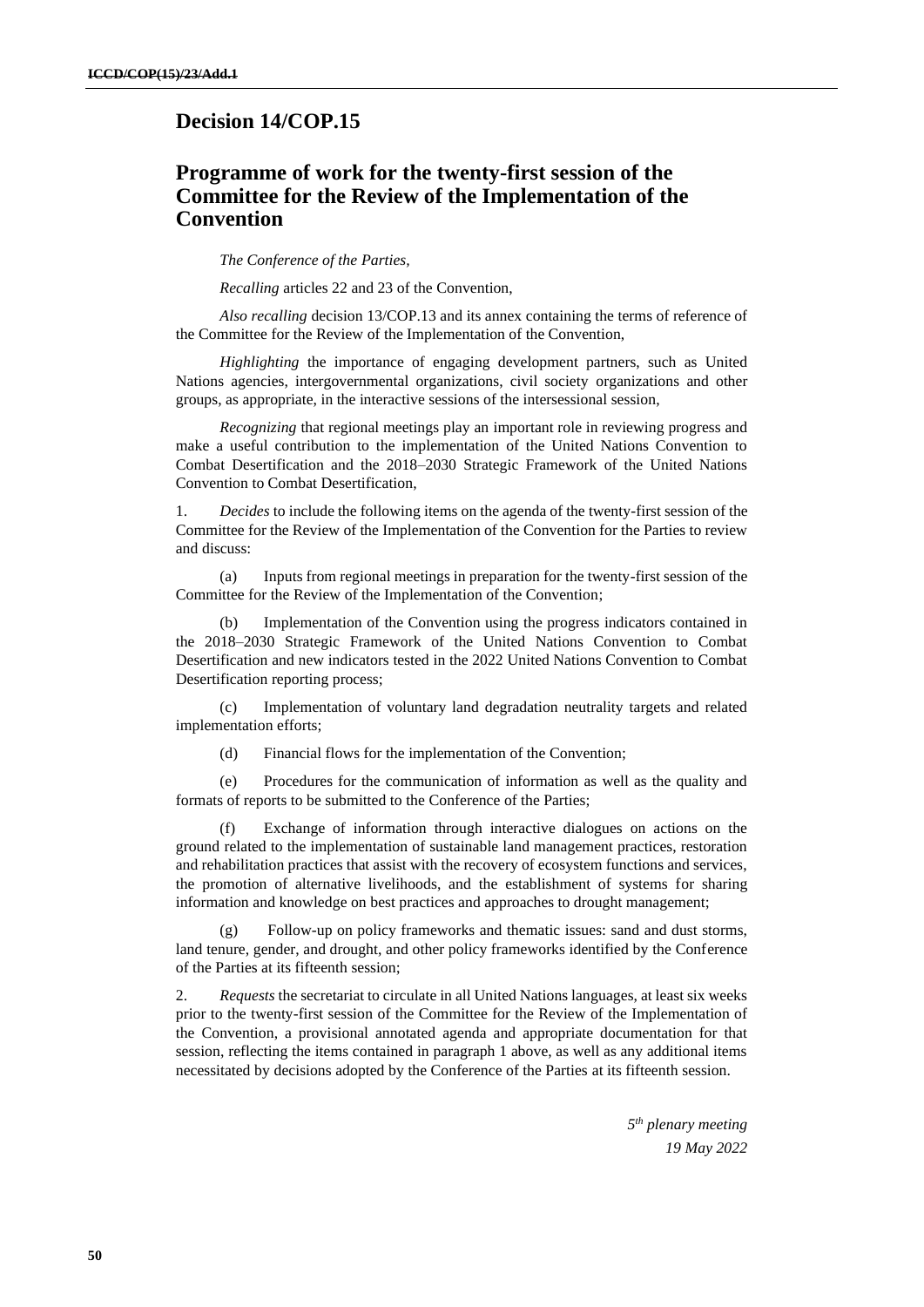## Decision 14/COP.15

## Programme of work for the twenty-first session of the Committee for the Review of the Implementation of the Convention

*The Conference of the Parties*,

*Recalling* articles 22 and 23 of the Convention,

*Also recalling* decision 13/COP.13 and its annex containing the terms of reference of the Committee for the Review of the Implementation of the Convention,

*Highlighting* the importance of engaging development partners, such as United Nations agencies, intergovernmental organizations, civil society organizations and other groups, as appropriate, in the interactive sessions of the intersessional session,

*Recognizing* that regional meetings play an important role in reviewing progress and make a useful contribution to the implementation of the United Nations Convention to Combat Desertification and the 2018–2030 Strategic Framework of the United Nations Convention to Combat Desertification,

1. *Decides* to include the following items on the agenda of the twenty-first session of the Committee for the Review of the Implementation of the Convention for the Parties to review and discuss:

(a) Inputs from regional meetings in preparation for the twenty-first session of the Committee for the Review of the Implementation of the Convention;

(b) Implementation of the Convention using the progress indicators contained in the 2018–2030 Strategic Framework of the United Nations Convention to Combat Desertification and new indicators tested in the 2022 United Nations Convention to Combat Desertification reporting process;

(c) Implementation of voluntary land degradation neutrality targets and related implementation efforts;

(d) Financial flows for the implementation of the Convention;

(e) Procedures for the communication of information as well as the quality and formats of reports to be submitted to the Conference of the Parties;

(f) Exchange of information through interactive dialogues on actions on the ground related to the implementation of sustainable land management practices, restoration and rehabilitation practices that assist with the recovery of ecosystem functions and services, the promotion of alternative livelihoods, and the establishment of systems for sharing information and knowledge on best practices and approaches to drought management;

(g) Follow-up on policy frameworks and thematic issues: sand and dust storms, land tenure, gender, and drought, and other policy frameworks identified by the Conference of the Parties at its fifteenth session;

2. *Requests* the secretariat to circulate in all United Nations languages, at least six weeks prior to the twenty-first session of the Committee for the Review of the Implementation of the Convention, a provisional annotated agenda and appropriate documentation for that session, reflecting the items contained in paragraph 1 above, as well as any additional items necessitated by decisions adopted by the Conference of the Parties at its fifteenth session.

*5th plenary meeting*
*19 May 2022*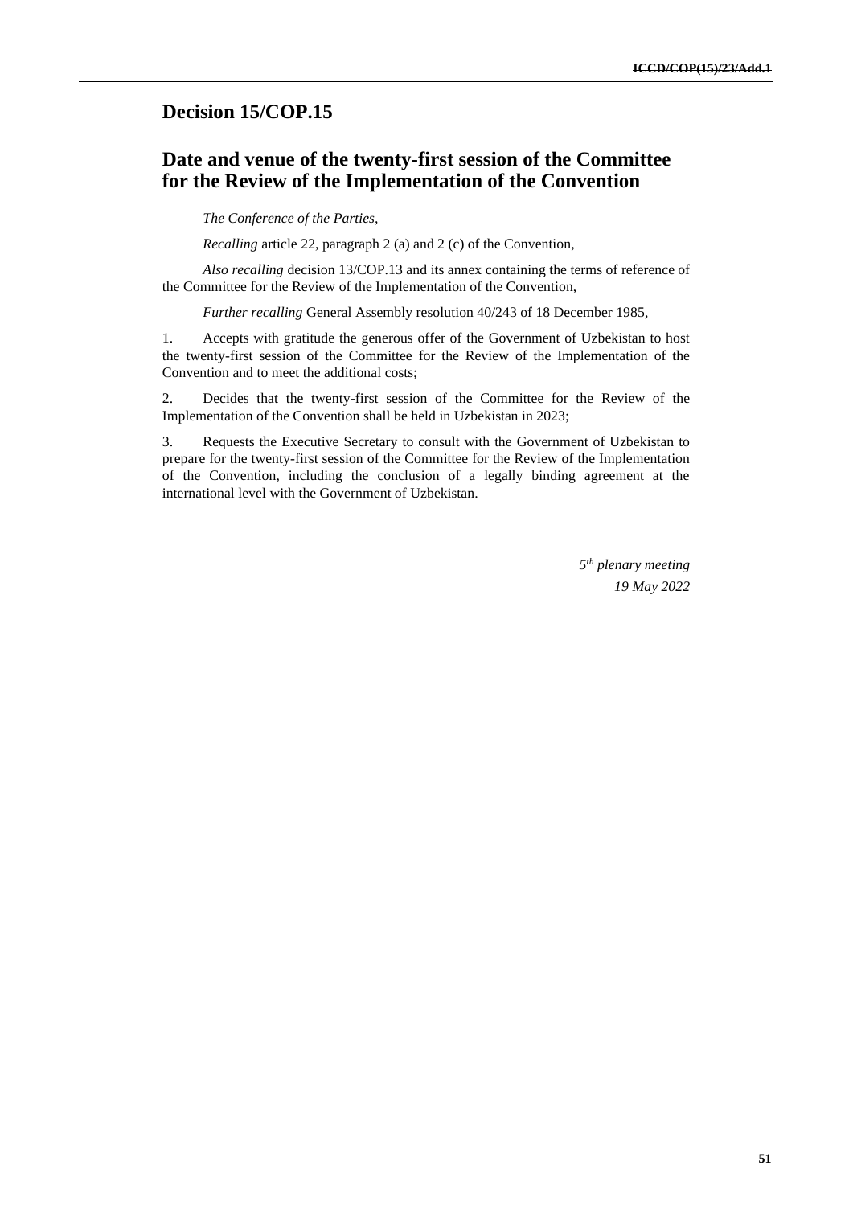## Decision 15/COP.15

## Date and venue of the twenty-first session of the Committee for the Review of the Implementation of the Convention

*The Conference of the Parties,*

*Recalling* article 22, paragraph 2 (a) and 2 (c) of the Convention,

*Also recalling* decision 13/COP.13 and its annex containing the terms of reference of the Committee for the Review of the Implementation of the Convention,

*Further recalling* General Assembly resolution 40/243 of 18 December 1985,

1. Accepts with gratitude the generous offer of the Government of Uzbekistan to host the twenty-first session of the Committee for the Review of the Implementation of the Convention and to meet the additional costs;

2. Decides that the twenty-first session of the Committee for the Review of the Implementation of the Convention shall be held in Uzbekistan in 2023;

3. Requests the Executive Secretary to consult with the Government of Uzbekistan to prepare for the twenty-first session of the Committee for the Review of the Implementation of the Convention, including the conclusion of a legally binding agreement at the international level with the Government of Uzbekistan.

*5th plenary meeting*
*19 May 2022*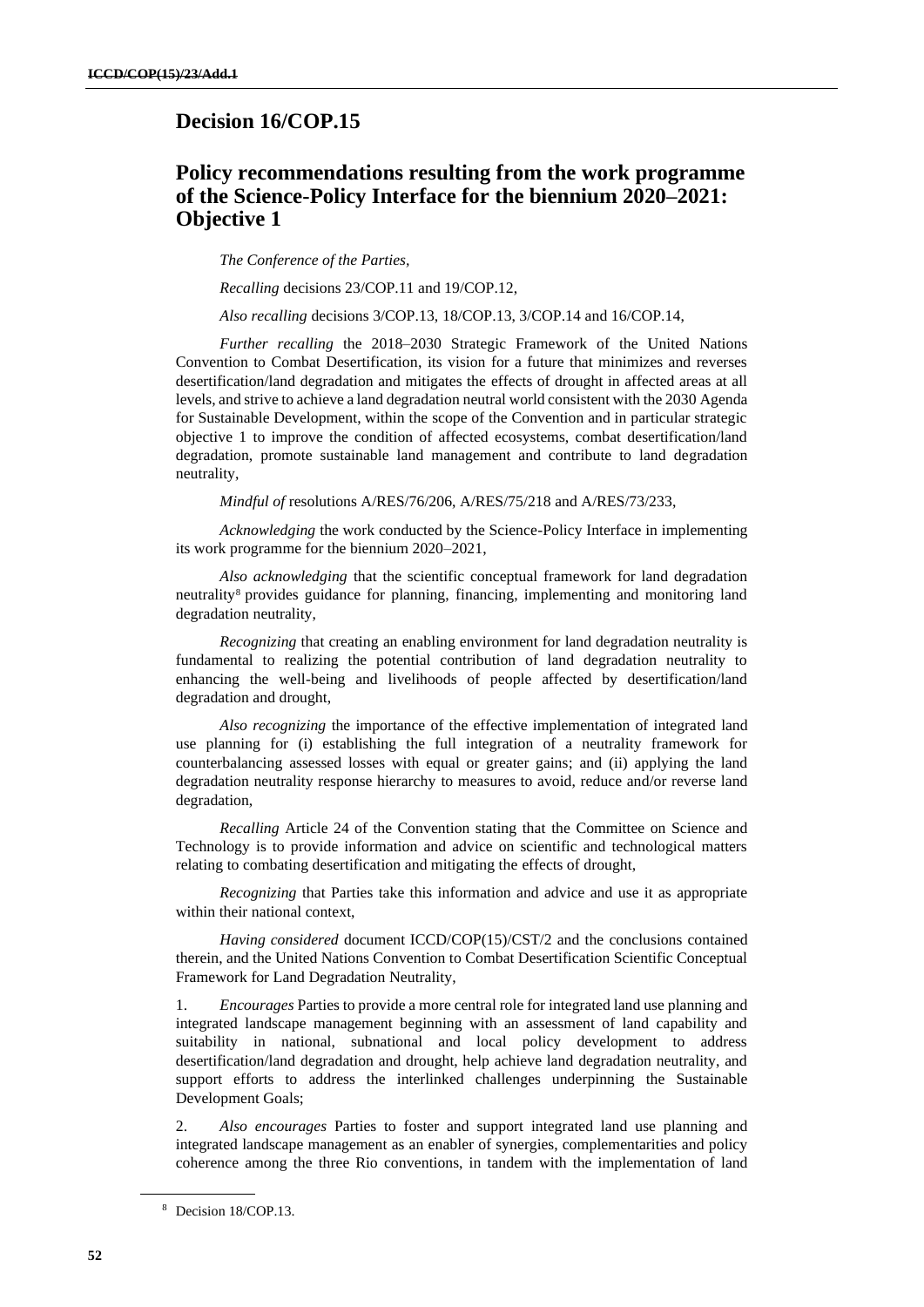## Decision 16/COP.15

## Policy recommendations resulting from the work programme of the Science-Policy Interface for the biennium 2020–2021: Objective 1

*The Conference of the Parties*,

*Recalling* decisions 23/COP.11 and 19/COP.12,

*Also recalling* decisions 3/COP.13, 18/COP.13, 3/COP.14 and 16/COP.14,

*Further recalling* the 2018–2030 Strategic Framework of the United Nations Convention to Combat Desertification, its vision for a future that minimizes and reverses desertification/land degradation and mitigates the effects of drought in affected areas at all levels, and strive to achieve a land degradation neutral world consistent with the 2030 Agenda for Sustainable Development, within the scope of the Convention and in particular strategic objective 1 to improve the condition of affected ecosystems, combat desertification/land degradation, promote sustainable land management and contribute to land degradation neutrality,

*Mindful of* resolutions A/RES/76/206, A/RES/75/218 and A/RES/73/233,

*Acknowledging* the work conducted by the Science-Policy Interface in implementing its work programme for the biennium 2020–2021,

*Also acknowledging* that the scientific conceptual framework for land degradation neutrality[8] provides guidance for planning, financing, implementing and monitoring land degradation neutrality,

*Recognizing* that creating an enabling environment for land degradation neutrality is fundamental to realizing the potential contribution of land degradation neutrality to enhancing the well-being and livelihoods of people affected by desertification/land degradation and drought,

*Also recognizing* the importance of the effective implementation of integrated land use planning for (i) establishing the full integration of a neutrality framework for counterbalancing assessed losses with equal or greater gains; and (ii) applying the land degradation neutrality response hierarchy to measures to avoid, reduce and/or reverse land degradation,

*Recalling* Article 24 of the Convention stating that the Committee on Science and Technology is to provide information and advice on scientific and technological matters relating to combating desertification and mitigating the effects of drought,

*Recognizing* that Parties take this information and advice and use it as appropriate within their national context,

*Having considered* document ICCD/COP(15)/CST/2 and the conclusions contained therein, and the United Nations Convention to Combat Desertification Scientific Conceptual Framework for Land Degradation Neutrality,

1. *Encourages* Parties to provide a more central role for integrated land use planning and integrated landscape management beginning with an assessment of land capability and suitability in national, subnational and local policy development to address desertification/land degradation and drought, help achieve land degradation neutrality, and support efforts to address the interlinked challenges underpinning the Sustainable Development Goals;

2. *Also encourages* Parties to foster and support integrated land use planning and integrated landscape management as an enabler of synergies, complementarities and policy coherence among the three Rio conventions, in tandem with the implementation of land

[8] Decision 18/COP.13.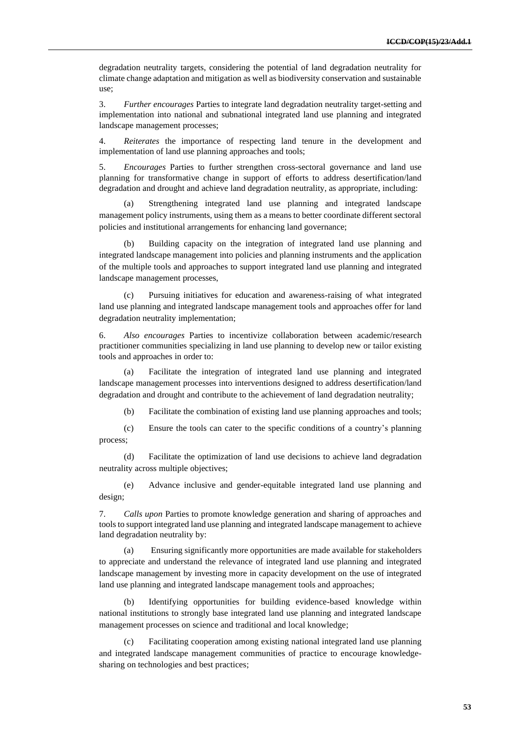degradation neutrality targets, considering the potential of land degradation neutrality for climate change adaptation and mitigation as well as biodiversity conservation and sustainable use;

3. *Further encourages* Parties to integrate land degradation neutrality target-setting and implementation into national and subnational integrated land use planning and integrated landscape management processes;

4. *Reiterates* the importance of respecting land tenure in the development and implementation of land use planning approaches and tools;

5. *Encourages* Parties to further strengthen cross-sectoral governance and land use planning for transformative change in support of efforts to address desertification/land degradation and drought and achieve land degradation neutrality, as appropriate, including:

(a) Strengthening integrated land use planning and integrated landscape management policy instruments, using them as a means to better coordinate different sectoral policies and institutional arrangements for enhancing land governance;

(b) Building capacity on the integration of integrated land use planning and integrated landscape management into policies and planning instruments and the application of the multiple tools and approaches to support integrated land use planning and integrated landscape management processes,

(c) Pursuing initiatives for education and awareness-raising of what integrated land use planning and integrated landscape management tools and approaches offer for land degradation neutrality implementation;

6. *Also encourages* Parties to incentivize collaboration between academic/research practitioner communities specializing in land use planning to develop new or tailor existing tools and approaches in order to:

(a) Facilitate the integration of integrated land use planning and integrated landscape management processes into interventions designed to address desertification/land degradation and drought and contribute to the achievement of land degradation neutrality;

(b) Facilitate the combination of existing land use planning approaches and tools;

(c) Ensure the tools can cater to the specific conditions of a country's planning process;

(d) Facilitate the optimization of land use decisions to achieve land degradation neutrality across multiple objectives;

(e) Advance inclusive and gender-equitable integrated land use planning and design;

7. *Calls upon* Parties to promote knowledge generation and sharing of approaches and tools to support integrated land use planning and integrated landscape management to achieve land degradation neutrality by:

(a) Ensuring significantly more opportunities are made available for stakeholders to appreciate and understand the relevance of integrated land use planning and integrated landscape management by investing more in capacity development on the use of integrated land use planning and integrated landscape management tools and approaches;

(b) Identifying opportunities for building evidence-based knowledge within national institutions to strongly base integrated land use planning and integrated landscape management processes on science and traditional and local knowledge;

(c) Facilitating cooperation among existing national integrated land use planning and integrated landscape management communities of practice to encourage knowledge-sharing on technologies and best practices;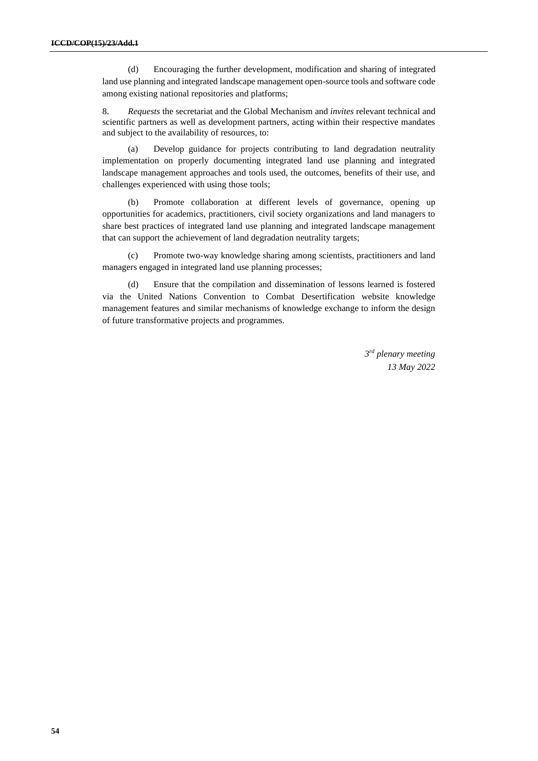(d) Encouraging the further development, modification and sharing of integrated land use planning and integrated landscape management open-source tools and software code among existing national repositories and platforms;

8. *Requests* the secretariat and the Global Mechanism and *invites* relevant technical and scientific partners as well as development partners, acting within their respective mandates and subject to the availability of resources, to:

(a) Develop guidance for projects contributing to land degradation neutrality implementation on properly documenting integrated land use planning and integrated landscape management approaches and tools used, the outcomes, benefits of their use, and challenges experienced with using those tools;

(b) Promote collaboration at different levels of governance, opening up opportunities for academics, practitioners, civil society organizations and land managers to share best practices of integrated land use planning and integrated landscape management that can support the achievement of land degradation neutrality targets;

(c) Promote two-way knowledge sharing among scientists, practitioners and land managers engaged in integrated land use planning processes;

(d) Ensure that the compilation and dissemination of lessons learned is fostered via the United Nations Convention to Combat Desertification website knowledge management features and similar mechanisms of knowledge exchange to inform the design of future transformative projects and programmes.

*3rd plenary meeting*
*13 May 2022*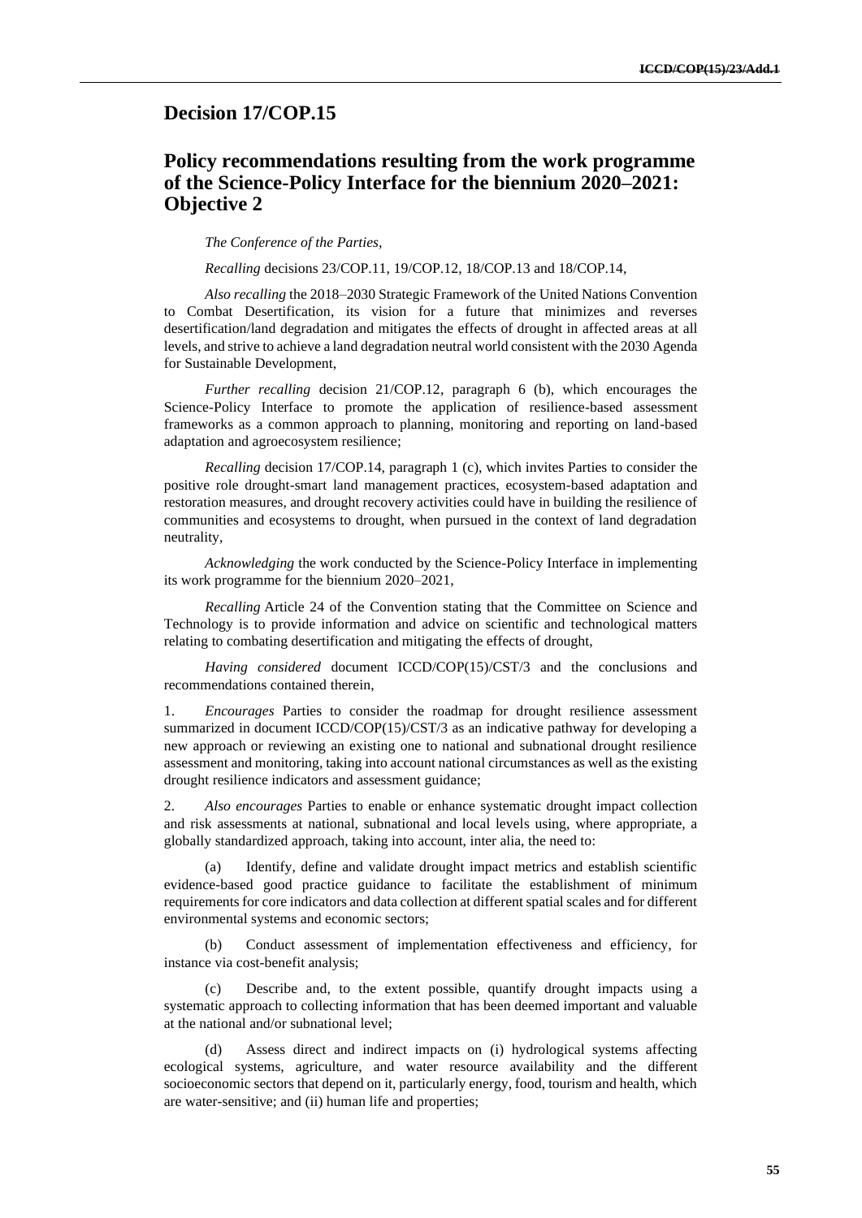## Decision 17/COP.15

## Policy recommendations resulting from the work programme of the Science-Policy Interface for the biennium 2020–2021: Objective 2

*The Conference of the Parties,*

*Recalling* decisions 23/COP.11, 19/COP.12, 18/COP.13 and 18/COP.14,

*Also recalling* the 2018–2030 Strategic Framework of the United Nations Convention to Combat Desertification, its vision for a future that minimizes and reverses desertification/land degradation and mitigates the effects of drought in affected areas at all levels, and strive to achieve a land degradation neutral world consistent with the 2030 Agenda for Sustainable Development,

*Further recalling* decision 21/COP.12, paragraph 6 (b), which encourages the Science-Policy Interface to promote the application of resilience-based assessment frameworks as a common approach to planning, monitoring and reporting on land-based adaptation and agroecosystem resilience;

*Recalling* decision 17/COP.14, paragraph 1 (c), which invites Parties to consider the positive role drought-smart land management practices, ecosystem-based adaptation and restoration measures, and drought recovery activities could have in building the resilience of communities and ecosystems to drought, when pursued in the context of land degradation neutrality,

*Acknowledging* the work conducted by the Science-Policy Interface in implementing its work programme for the biennium 2020–2021,

*Recalling* Article 24 of the Convention stating that the Committee on Science and Technology is to provide information and advice on scientific and technological matters relating to combating desertification and mitigating the effects of drought,

*Having considered* document ICCD/COP(15)/CST/3 and the conclusions and recommendations contained therein,

1. *Encourages* Parties to consider the roadmap for drought resilience assessment summarized in document ICCD/COP(15)/CST/3 as an indicative pathway for developing a new approach or reviewing an existing one to national and subnational drought resilience assessment and monitoring, taking into account national circumstances as well as the existing drought resilience indicators and assessment guidance;

2. *Also encourages* Parties to enable or enhance systematic drought impact collection and risk assessments at national, subnational and local levels using, where appropriate, a globally standardized approach, taking into account, inter alia, the need to:

(a) Identify, define and validate drought impact metrics and establish scientific evidence-based good practice guidance to facilitate the establishment of minimum requirements for core indicators and data collection at different spatial scales and for different environmental systems and economic sectors;

(b) Conduct assessment of implementation effectiveness and efficiency, for instance via cost-benefit analysis;

(c) Describe and, to the extent possible, quantify drought impacts using a systematic approach to collecting information that has been deemed important and valuable at the national and/or subnational level;

(d) Assess direct and indirect impacts on (i) hydrological systems affecting ecological systems, agriculture, and water resource availability and the different socioeconomic sectors that depend on it, particularly energy, food, tourism and health, which are water-sensitive; and (ii) human life and properties;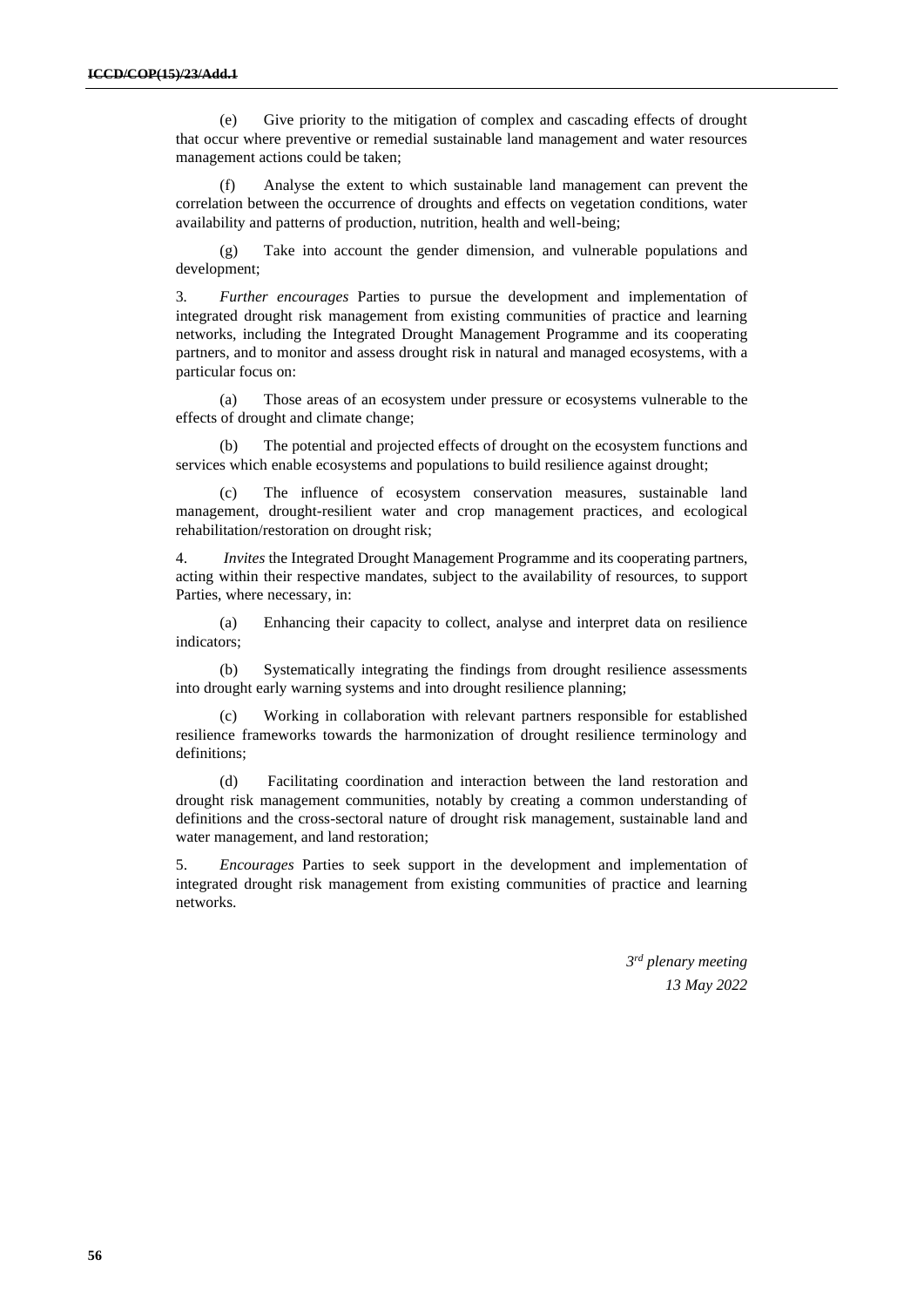(e) Give priority to the mitigation of complex and cascading effects of drought that occur where preventive or remedial sustainable land management and water resources management actions could be taken;

(f) Analyse the extent to which sustainable land management can prevent the correlation between the occurrence of droughts and effects on vegetation conditions, water availability and patterns of production, nutrition, health and well-being;

(g) Take into account the gender dimension, and vulnerable populations and development;

3. *Further encourages* Parties to pursue the development and implementation of integrated drought risk management from existing communities of practice and learning networks, including the Integrated Drought Management Programme and its cooperating partners, and to monitor and assess drought risk in natural and managed ecosystems, with a particular focus on:

(a) Those areas of an ecosystem under pressure or ecosystems vulnerable to the effects of drought and climate change;

(b) The potential and projected effects of drought on the ecosystem functions and services which enable ecosystems and populations to build resilience against drought;

(c) The influence of ecosystem conservation measures, sustainable land management, drought-resilient water and crop management practices, and ecological rehabilitation/restoration on drought risk;

4. *Invites* the Integrated Drought Management Programme and its cooperating partners, acting within their respective mandates, subject to the availability of resources, to support Parties, where necessary, in:

(a) Enhancing their capacity to collect, analyse and interpret data on resilience indicators;

(b) Systematically integrating the findings from drought resilience assessments into drought early warning systems and into drought resilience planning;

(c) Working in collaboration with relevant partners responsible for established resilience frameworks towards the harmonization of drought resilience terminology and definitions;

(d) Facilitating coordination and interaction between the land restoration and drought risk management communities, notably by creating a common understanding of definitions and the cross-sectoral nature of drought risk management, sustainable land and water management, and land restoration;

5. *Encourages* Parties to seek support in the development and implementation of integrated drought risk management from existing communities of practice and learning networks.

*3rd plenary meeting*
*13 May 2022*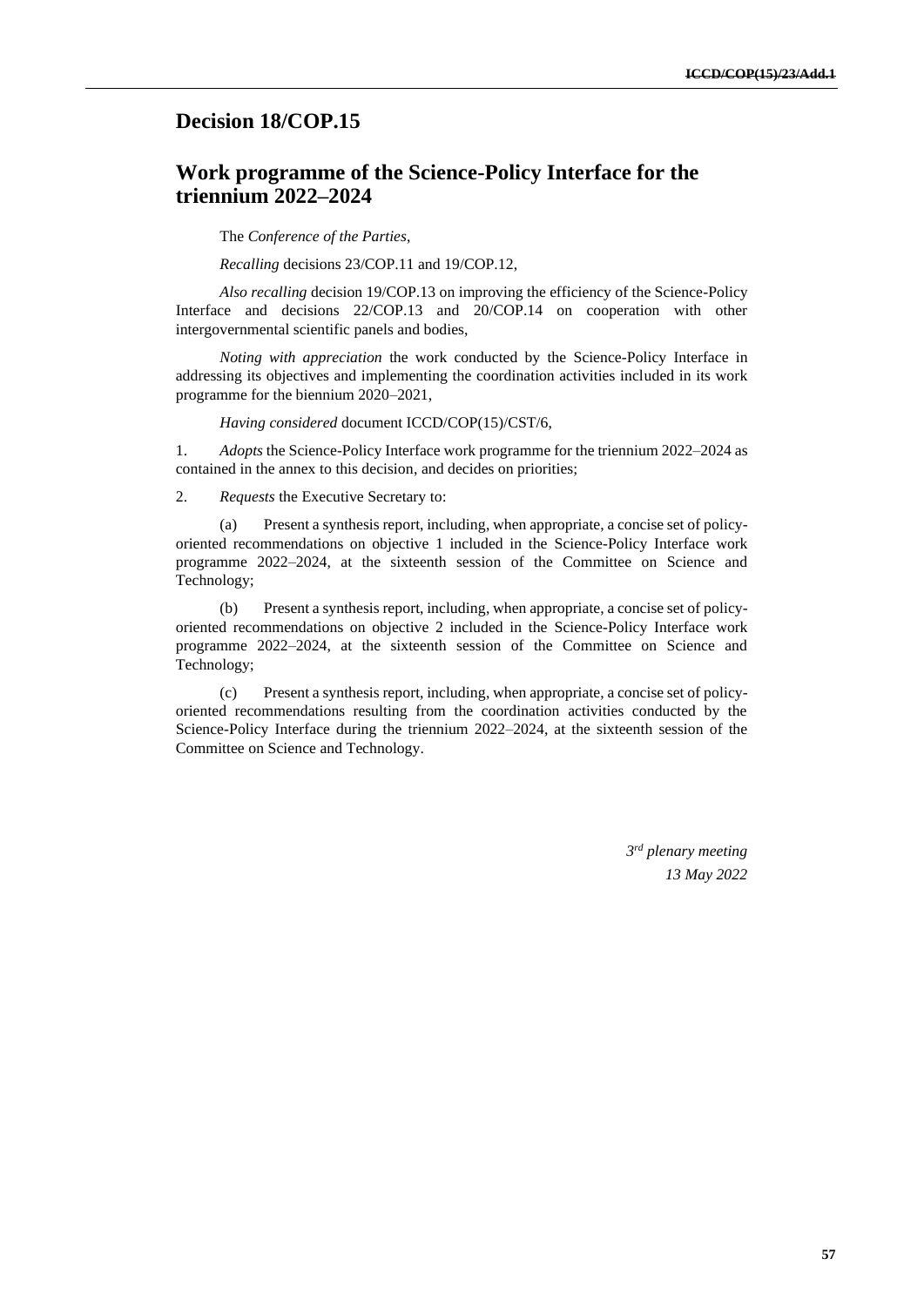## Decision 18/COP.15

## Work programme of the Science-Policy Interface for the triennium 2022–2024

The *Conference of the Parties*,

*Recalling* decisions 23/COP.11 and 19/COP.12,

*Also recalling* decision 19/COP.13 on improving the efficiency of the Science-Policy Interface and decisions 22/COP.13 and 20/COP.14 on cooperation with other intergovernmental scientific panels and bodies,

*Noting with appreciation* the work conducted by the Science-Policy Interface in addressing its objectives and implementing the coordination activities included in its work programme for the biennium 2020–2021,

*Having considered* document ICCD/COP(15)/CST/6,

1. *Adopts* the Science-Policy Interface work programme for the triennium 2022–2024 as contained in the annex to this decision, and decides on priorities;

2. *Requests* the Executive Secretary to:

(a) Present a synthesis report, including, when appropriate, a concise set of policy-oriented recommendations on objective 1 included in the Science-Policy Interface work programme 2022–2024, at the sixteenth session of the Committee on Science and Technology;

(b) Present a synthesis report, including, when appropriate, a concise set of policy-oriented recommendations on objective 2 included in the Science-Policy Interface work programme 2022–2024, at the sixteenth session of the Committee on Science and Technology;

(c) Present a synthesis report, including, when appropriate, a concise set of policy-oriented recommendations resulting from the coordination activities conducted by the Science-Policy Interface during the triennium 2022–2024, at the sixteenth session of the Committee on Science and Technology.

*3rd plenary meeting*
*13 May 2022*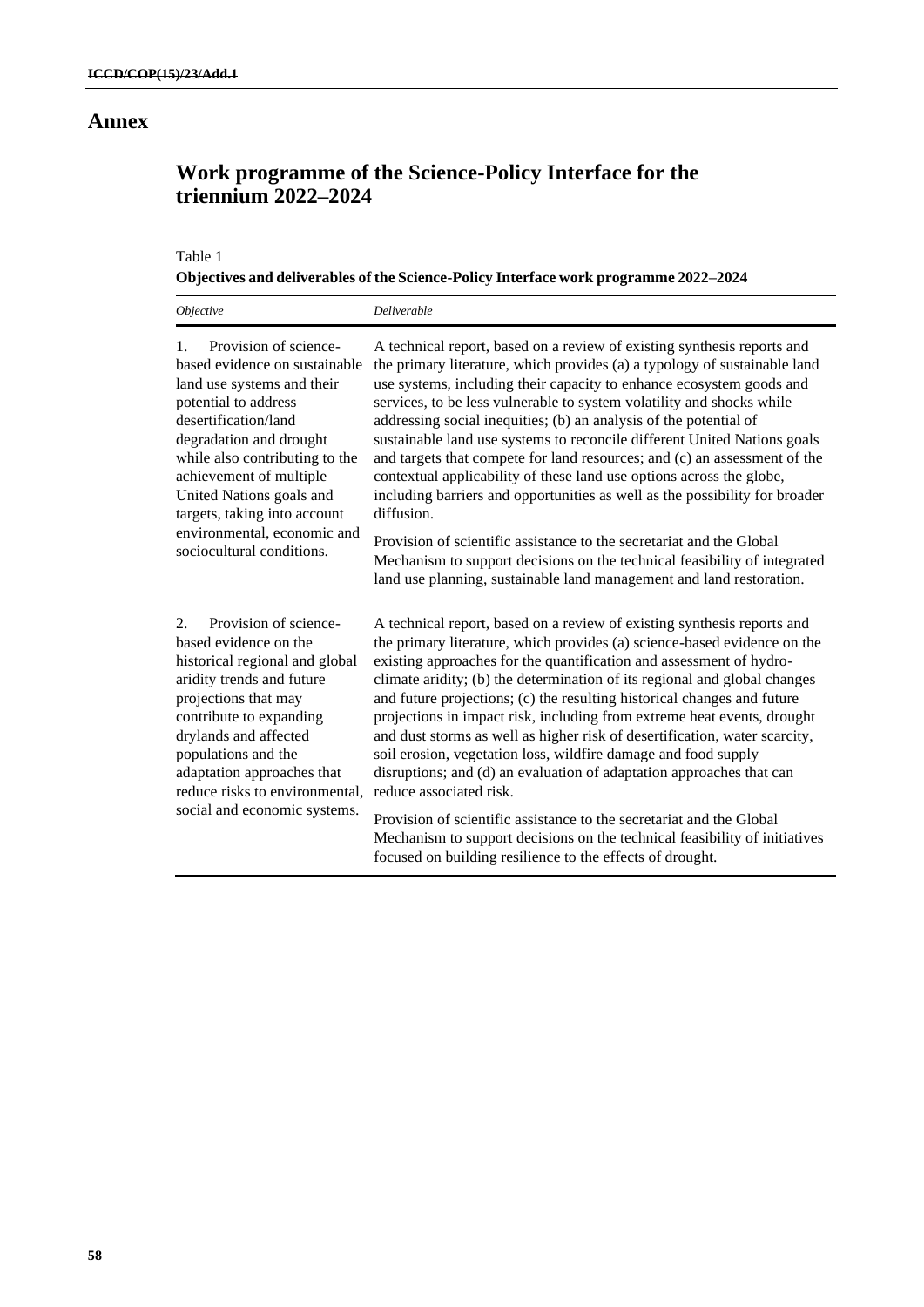# Annex

## Work programme of the Science-Policy Interface for the triennium 2022–2024

Table 1
**Objectives and deliverables of the Science-Policy Interface work programme 2022–2024**

| *Objective* | *Deliverable* |
|---|---|
| 1. Provision of science-based evidence on sustainable land use systems and their potential to address desertification/land degradation and drought while also contributing to the achievement of multiple United Nations goals and targets, taking into account environmental, economic and sociocultural conditions. | A technical report, based on a review of existing synthesis reports and the primary literature, which provides (a) a typology of sustainable land use systems, including their capacity to enhance ecosystem goods and services, to be less vulnerable to system volatility and shocks while addressing social inequities; (b) an analysis of the potential of sustainable land use systems to reconcile different United Nations goals and targets that compete for land resources; and (c) an assessment of the contextual applicability of these land use options across the globe, including barriers and opportunities as well as the possibility for broader diffusion.<br><br>Provision of scientific assistance to the secretariat and the Global Mechanism to support decisions on the technical feasibility of integrated land use planning, sustainable land management and land restoration. |
| 2. Provision of science-based evidence on the historical regional and global aridity trends and future projections that may contribute to expanding drylands and affected populations and the adaptation approaches that reduce risks to environmental, social and economic systems. | A technical report, based on a review of existing synthesis reports and the primary literature, which provides (a) science-based evidence on the existing approaches for the quantification and assessment of hydro-climate aridity; (b) the determination of its regional and global changes and future projections; (c) the resulting historical changes and future projections in impact risk, including from extreme heat events, drought and dust storms as well as higher risk of desertification, water scarcity, soil erosion, vegetation loss, wildfire damage and food supply disruptions; and (d) an evaluation of adaptation approaches that can reduce associated risk.<br><br>Provision of scientific assistance to the secretariat and the Global Mechanism to support decisions on the technical feasibility of initiatives focused on building resilience to the effects of drought. |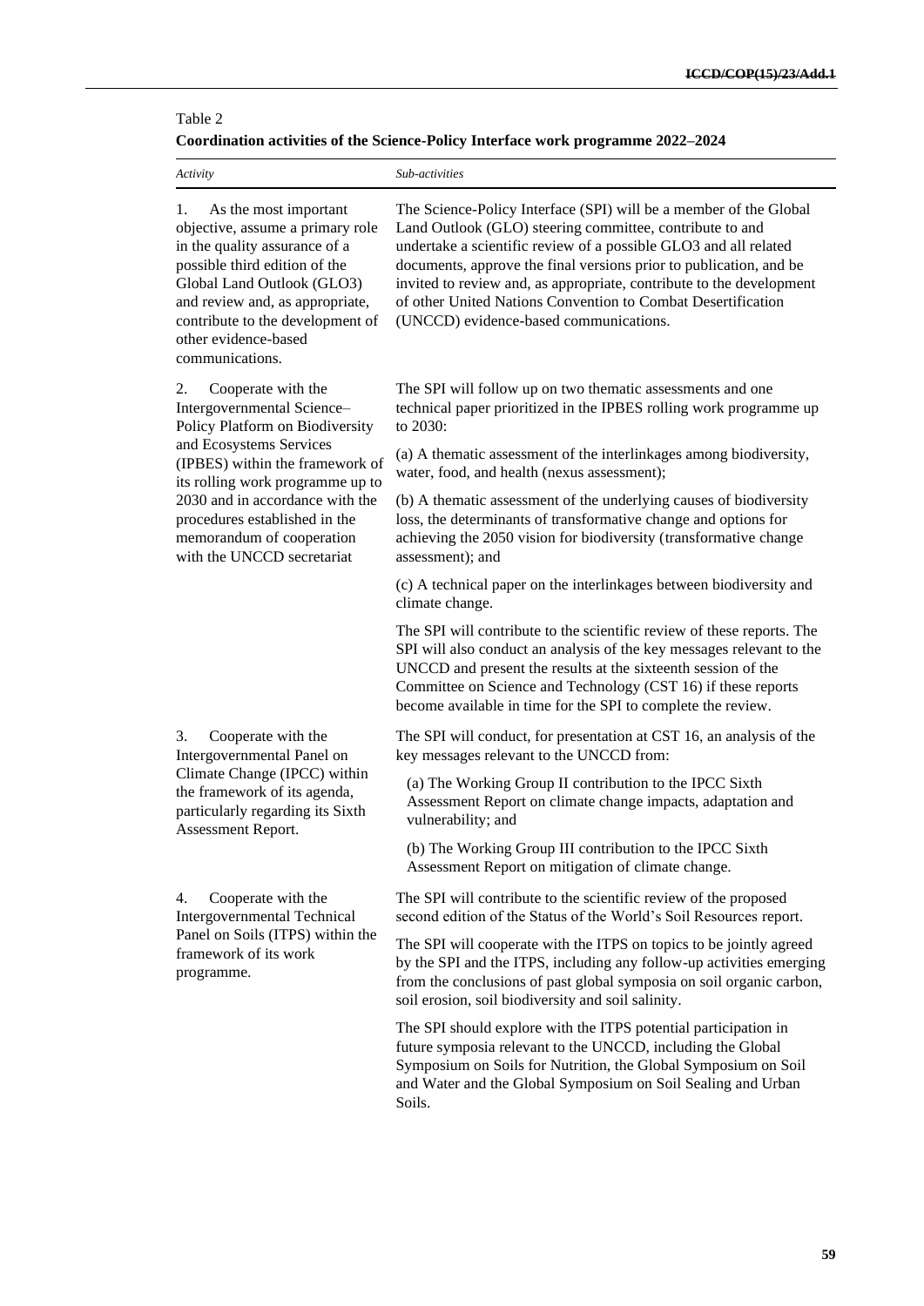Table 2

**Coordination activities of the Science-Policy Interface work programme 2022–2024**

| *Activity* | *Sub-activities* |
|---|---|
| 1. As the most important objective, assume a primary role in the quality assurance of a possible third edition of the Global Land Outlook (GLO3) and review and, as appropriate, contribute to the development of other evidence-based communications. | The Science-Policy Interface (SPI) will be a member of the Global Land Outlook (GLO) steering committee, contribute to and undertake a scientific review of a possible GLO3 and all related documents, approve the final versions prior to publication, and be invited to review and, as appropriate, contribute to the development of other United Nations Convention to Combat Desertification (UNCCD) evidence-based communications. |
| 2. Cooperate with the Intergovernmental Science–Policy Platform on Biodiversity and Ecosystems Services (IPBES) within the framework of its rolling work programme up to 2030 and in accordance with the procedures established in the memorandum of cooperation with the UNCCD secretariat | The SPI will follow up on two thematic assessments and one technical paper prioritized in the IPBES rolling work programme up to 2030:<br><br>(a) A thematic assessment of the interlinkages among biodiversity, water, food, and health (nexus assessment);<br><br>(b) A thematic assessment of the underlying causes of biodiversity loss, the determinants of transformative change and options for achieving the 2050 vision for biodiversity (transformative change assessment); and<br><br>(c) A technical paper on the interlinkages between biodiversity and climate change.<br><br>The SPI will contribute to the scientific review of these reports. The SPI will also conduct an analysis of the key messages relevant to the UNCCD and present the results at the sixteenth session of the Committee on Science and Technology (CST 16) if these reports become available in time for the SPI to complete the review. |
| 3. Cooperate with the Intergovernmental Panel on Climate Change (IPCC) within the framework of its agenda, particularly regarding its Sixth Assessment Report. | The SPI will conduct, for presentation at CST 16, an analysis of the key messages relevant to the UNCCD from:<br><br>(a) The Working Group II contribution to the IPCC Sixth Assessment Report on climate change impacts, adaptation and vulnerability; and<br><br>(b) The Working Group III contribution to the IPCC Sixth Assessment Report on mitigation of climate change. |
| 4. Cooperate with the Intergovernmental Technical Panel on Soils (ITPS) within the framework of its work programme. | The SPI will contribute to the scientific review of the proposed second edition of the Status of the World's Soil Resources report.<br><br>The SPI will cooperate with the ITPS on topics to be jointly agreed by the SPI and the ITPS, including any follow-up activities emerging from the conclusions of past global symposia on soil organic carbon, soil erosion, soil biodiversity and soil salinity.<br><br>The SPI should explore with the ITPS potential participation in future symposia relevant to the UNCCD, including the Global Symposium on Soils for Nutrition, the Global Symposium on Soil and Water and the Global Symposium on Soil Sealing and Urban Soils. |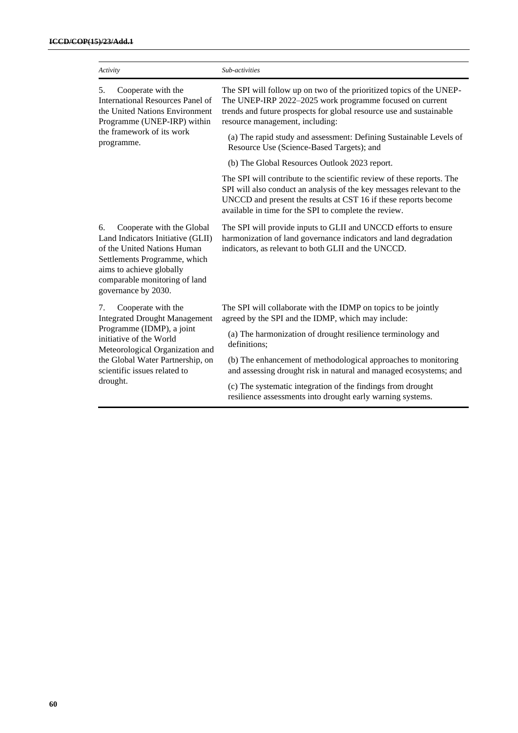| *Activity* | *Sub-activities* |
| --- | --- |
| 5. Cooperate with the International Resources Panel of the United Nations Environment Programme (UNEP-IRP) within the framework of its work programme. | The SPI will follow up on two of the prioritized topics of the UNEP-The UNEP-IRP 2022–2025 work programme focused on current trends and future prospects for global resource use and sustainable resource management, including:<br><br>(a) The rapid study and assessment: Defining Sustainable Levels of Resource Use (Science-Based Targets); and<br><br>(b) The Global Resources Outlook 2023 report.<br><br>The SPI will contribute to the scientific review of these reports. The SPI will also conduct an analysis of the key messages relevant to the UNCCD and present the results at CST 16 if these reports become available in time for the SPI to complete the review. |
| 6. Cooperate with the Global Land Indicators Initiative (GLII) of the United Nations Human Settlements Programme, which aims to achieve globally comparable monitoring of land governance by 2030. | The SPI will provide inputs to GLII and UNCCD efforts to ensure harmonization of land governance indicators and land degradation indicators, as relevant to both GLII and the UNCCD. |
| 7. Cooperate with the Integrated Drought Management Programme (IDMP), a joint initiative of the World Meteorological Organization and the Global Water Partnership, on scientific issues related to drought. | The SPI will collaborate with the IDMP on topics to be jointly agreed by the SPI and the IDMP, which may include:<br><br>(a) The harmonization of drought resilience terminology and definitions;<br><br>(b) The enhancement of methodological approaches to monitoring and assessing drought risk in natural and managed ecosystems; and<br><br>(c) The systematic integration of the findings from drought resilience assessments into drought early warning systems. |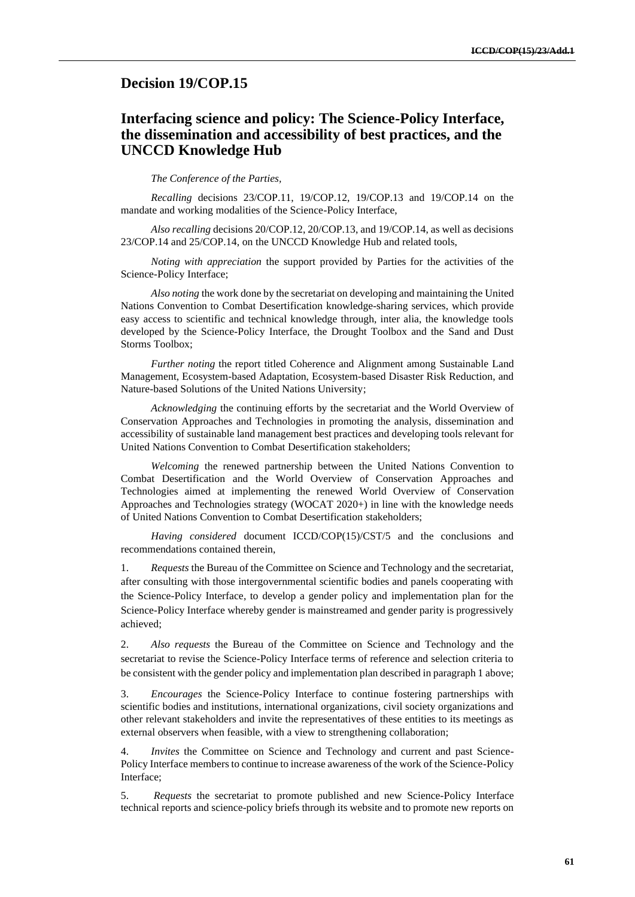## Decision 19/COP.15

## Interfacing science and policy: The Science-Policy Interface, the dissemination and accessibility of best practices, and the UNCCD Knowledge Hub

*The Conference of the Parties,*

*Recalling* decisions 23/COP.11, 19/COP.12, 19/COP.13 and 19/COP.14 on the mandate and working modalities of the Science-Policy Interface,

*Also recalling* decisions 20/COP.12, 20/COP.13, and 19/COP.14, as well as decisions 23/COP.14 and 25/COP.14, on the UNCCD Knowledge Hub and related tools,

*Noting with appreciation* the support provided by Parties for the activities of the Science-Policy Interface;

*Also noting* the work done by the secretariat on developing and maintaining the United Nations Convention to Combat Desertification knowledge-sharing services, which provide easy access to scientific and technical knowledge through, inter alia, the knowledge tools developed by the Science-Policy Interface, the Drought Toolbox and the Sand and Dust Storms Toolbox;

*Further noting* the report titled Coherence and Alignment among Sustainable Land Management, Ecosystem-based Adaptation, Ecosystem-based Disaster Risk Reduction, and Nature-based Solutions of the United Nations University;

*Acknowledging* the continuing efforts by the secretariat and the World Overview of Conservation Approaches and Technologies in promoting the analysis, dissemination and accessibility of sustainable land management best practices and developing tools relevant for United Nations Convention to Combat Desertification stakeholders;

*Welcoming* the renewed partnership between the United Nations Convention to Combat Desertification and the World Overview of Conservation Approaches and Technologies aimed at implementing the renewed World Overview of Conservation Approaches and Technologies strategy (WOCAT 2020+) in line with the knowledge needs of United Nations Convention to Combat Desertification stakeholders;

*Having considered* document ICCD/COP(15)/CST/5 and the conclusions and recommendations contained therein,

1. *Requests* the Bureau of the Committee on Science and Technology and the secretariat, after consulting with those intergovernmental scientific bodies and panels cooperating with the Science-Policy Interface, to develop a gender policy and implementation plan for the Science-Policy Interface whereby gender is mainstreamed and gender parity is progressively achieved;

2. *Also requests* the Bureau of the Committee on Science and Technology and the secretariat to revise the Science-Policy Interface terms of reference and selection criteria to be consistent with the gender policy and implementation plan described in paragraph 1 above;

3. *Encourages* the Science-Policy Interface to continue fostering partnerships with scientific bodies and institutions, international organizations, civil society organizations and other relevant stakeholders and invite the representatives of these entities to its meetings as external observers when feasible, with a view to strengthening collaboration;

4. *Invites* the Committee on Science and Technology and current and past Science-Policy Interface members to continue to increase awareness of the work of the Science-Policy Interface;

5. *Requests* the secretariat to promote published and new Science-Policy Interface technical reports and science-policy briefs through its website and to promote new reports on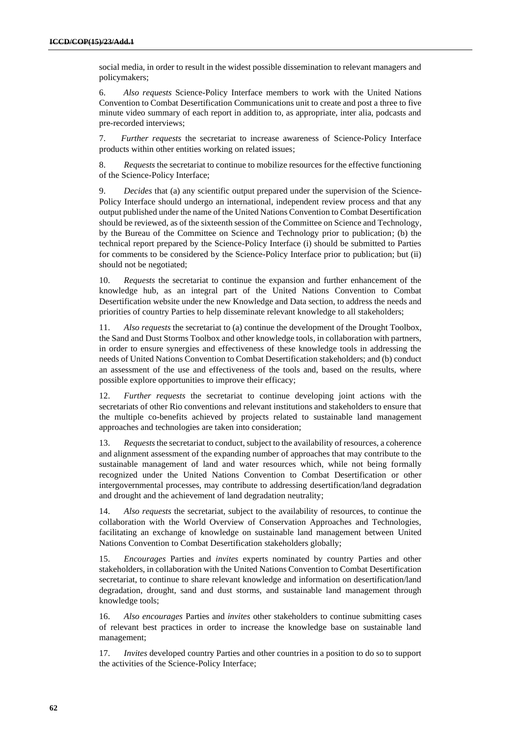social media, in order to result in the widest possible dissemination to relevant managers and policymakers;

6. *Also requests* Science-Policy Interface members to work with the United Nations Convention to Combat Desertification Communications unit to create and post a three to five minute video summary of each report in addition to, as appropriate, inter alia, podcasts and pre-recorded interviews;

7. *Further requests* the secretariat to increase awareness of Science-Policy Interface products within other entities working on related issues;

8. *Requests* the secretariat to continue to mobilize resources for the effective functioning of the Science-Policy Interface;

9. *Decides* that (a) any scientific output prepared under the supervision of the Science-Policy Interface should undergo an international, independent review process and that any output published under the name of the United Nations Convention to Combat Desertification should be reviewed, as of the sixteenth session of the Committee on Science and Technology, by the Bureau of the Committee on Science and Technology prior to publication; (b) the technical report prepared by the Science-Policy Interface (i) should be submitted to Parties for comments to be considered by the Science-Policy Interface prior to publication; but (ii) should not be negotiated;

10. *Requests* the secretariat to continue the expansion and further enhancement of the knowledge hub, as an integral part of the United Nations Convention to Combat Desertification website under the new Knowledge and Data section, to address the needs and priorities of country Parties to help disseminate relevant knowledge to all stakeholders;

11. *Also requests* the secretariat to (a) continue the development of the Drought Toolbox, the Sand and Dust Storms Toolbox and other knowledge tools, in collaboration with partners, in order to ensure synergies and effectiveness of these knowledge tools in addressing the needs of United Nations Convention to Combat Desertification stakeholders; and (b) conduct an assessment of the use and effectiveness of the tools and, based on the results, where possible explore opportunities to improve their efficacy;

12. *Further requests* the secretariat to continue developing joint actions with the secretariats of other Rio conventions and relevant institutions and stakeholders to ensure that the multiple co-benefits achieved by projects related to sustainable land management approaches and technologies are taken into consideration;

13. *Requests* the secretariat to conduct, subject to the availability of resources, a coherence and alignment assessment of the expanding number of approaches that may contribute to the sustainable management of land and water resources which, while not being formally recognized under the United Nations Convention to Combat Desertification or other intergovernmental processes, may contribute to addressing desertification/land degradation and drought and the achievement of land degradation neutrality;

14. *Also requests* the secretariat, subject to the availability of resources, to continue the collaboration with the World Overview of Conservation Approaches and Technologies, facilitating an exchange of knowledge on sustainable land management between United Nations Convention to Combat Desertification stakeholders globally;

15. *Encourages* Parties and *invites* experts nominated by country Parties and other stakeholders, in collaboration with the United Nations Convention to Combat Desertification secretariat, to continue to share relevant knowledge and information on desertification/land degradation, drought, sand and dust storms, and sustainable land management through knowledge tools;

16. *Also encourages* Parties and *invites* other stakeholders to continue submitting cases of relevant best practices in order to increase the knowledge base on sustainable land management;

17. *Invites* developed country Parties and other countries in a position to do so to support the activities of the Science-Policy Interface;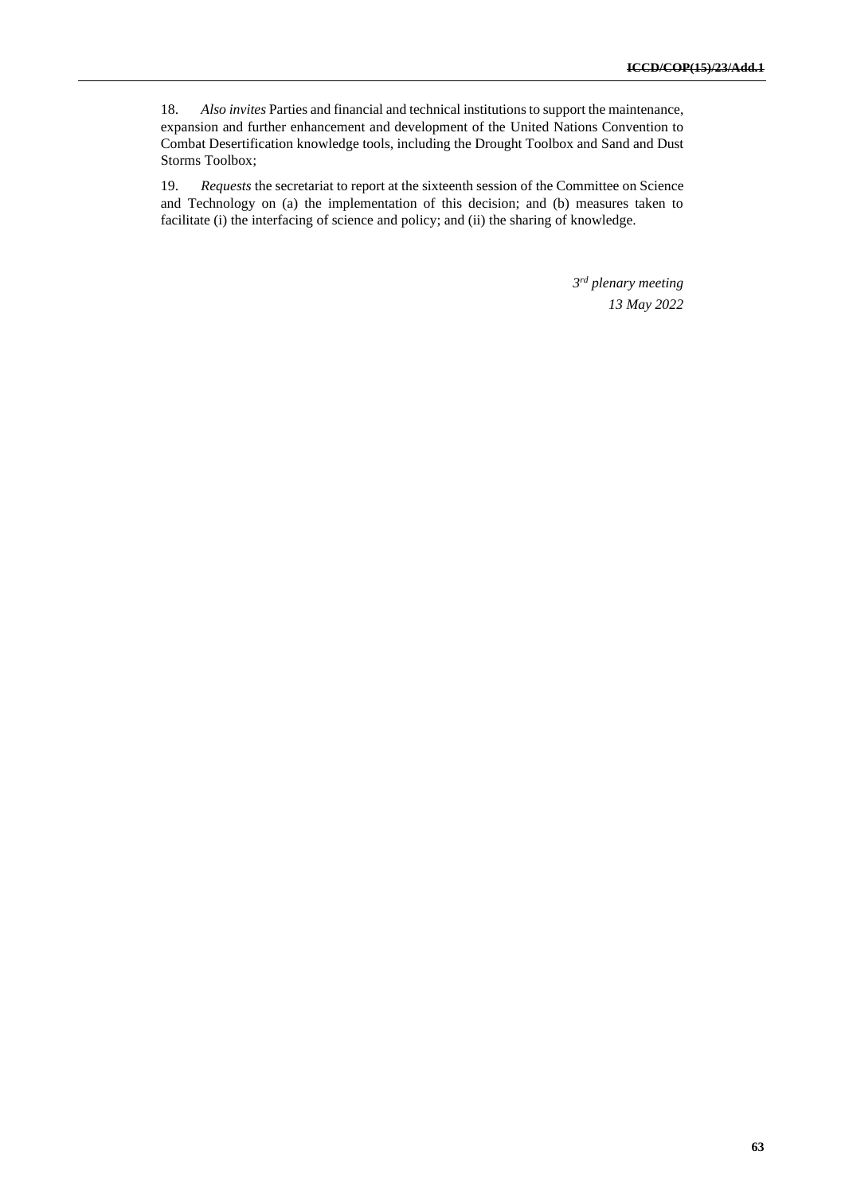18. *Also invites* Parties and financial and technical institutions to support the maintenance, expansion and further enhancement and development of the United Nations Convention to Combat Desertification knowledge tools, including the Drought Toolbox and Sand and Dust Storms Toolbox;

19. *Requests* the secretariat to report at the sixteenth session of the Committee on Science and Technology on (a) the implementation of this decision; and (b) measures taken to facilitate (i) the interfacing of science and policy; and (ii) the sharing of knowledge.

*3rd plenary meeting*
*13 May 2022*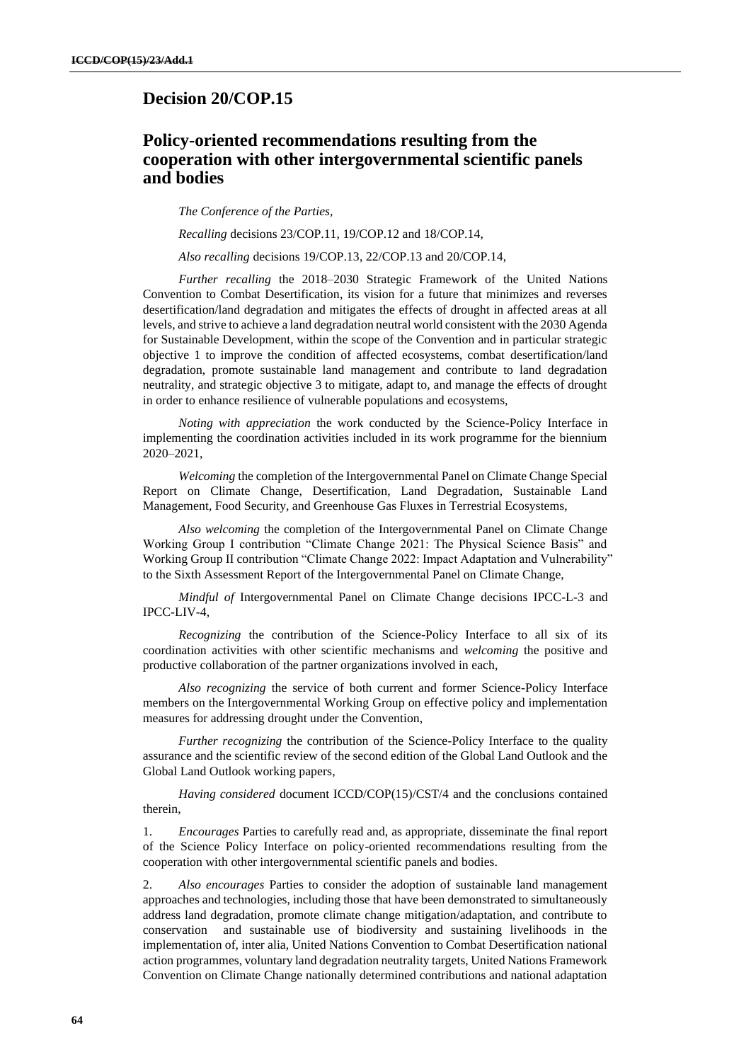## Decision 20/COP.15

## Policy-oriented recommendations resulting from the cooperation with other intergovernmental scientific panels and bodies

*The Conference of the Parties,*

*Recalling* decisions 23/COP.11, 19/COP.12 and 18/COP.14,

*Also recalling* decisions 19/COP.13, 22/COP.13 and 20/COP.14,

*Further recalling* the 2018–2030 Strategic Framework of the United Nations Convention to Combat Desertification, its vision for a future that minimizes and reverses desertification/land degradation and mitigates the effects of drought in affected areas at all levels, and strive to achieve a land degradation neutral world consistent with the 2030 Agenda for Sustainable Development, within the scope of the Convention and in particular strategic objective 1 to improve the condition of affected ecosystems, combat desertification/land degradation, promote sustainable land management and contribute to land degradation neutrality, and strategic objective 3 to mitigate, adapt to, and manage the effects of drought in order to enhance resilience of vulnerable populations and ecosystems,

*Noting with appreciation* the work conducted by the Science-Policy Interface in implementing the coordination activities included in its work programme for the biennium 2020–2021,

*Welcoming* the completion of the Intergovernmental Panel on Climate Change Special Report on Climate Change, Desertification, Land Degradation, Sustainable Land Management, Food Security, and Greenhouse Gas Fluxes in Terrestrial Ecosystems,

*Also welcoming* the completion of the Intergovernmental Panel on Climate Change Working Group I contribution "Climate Change 2021: The Physical Science Basis" and Working Group II contribution "Climate Change 2022: Impact Adaptation and Vulnerability" to the Sixth Assessment Report of the Intergovernmental Panel on Climate Change,

*Mindful of* Intergovernmental Panel on Climate Change decisions IPCC-L-3 and IPCC-LIV-4,

*Recognizing* the contribution of the Science-Policy Interface to all six of its coordination activities with other scientific mechanisms and *welcoming* the positive and productive collaboration of the partner organizations involved in each,

*Also recognizing* the service of both current and former Science-Policy Interface members on the Intergovernmental Working Group on effective policy and implementation measures for addressing drought under the Convention,

*Further recognizing* the contribution of the Science-Policy Interface to the quality assurance and the scientific review of the second edition of the Global Land Outlook and the Global Land Outlook working papers,

*Having considered* document ICCD/COP(15)/CST/4 and the conclusions contained therein,

1. *Encourages* Parties to carefully read and, as appropriate, disseminate the final report of the Science Policy Interface on policy-oriented recommendations resulting from the cooperation with other intergovernmental scientific panels and bodies.

2. *Also encourages* Parties to consider the adoption of sustainable land management approaches and technologies, including those that have been demonstrated to simultaneously address land degradation, promote climate change mitigation/adaptation, and contribute to conservation and sustainable use of biodiversity and sustaining livelihoods in the implementation of, inter alia, United Nations Convention to Combat Desertification national action programmes, voluntary land degradation neutrality targets, United Nations Framework Convention on Climate Change nationally determined contributions and national adaptation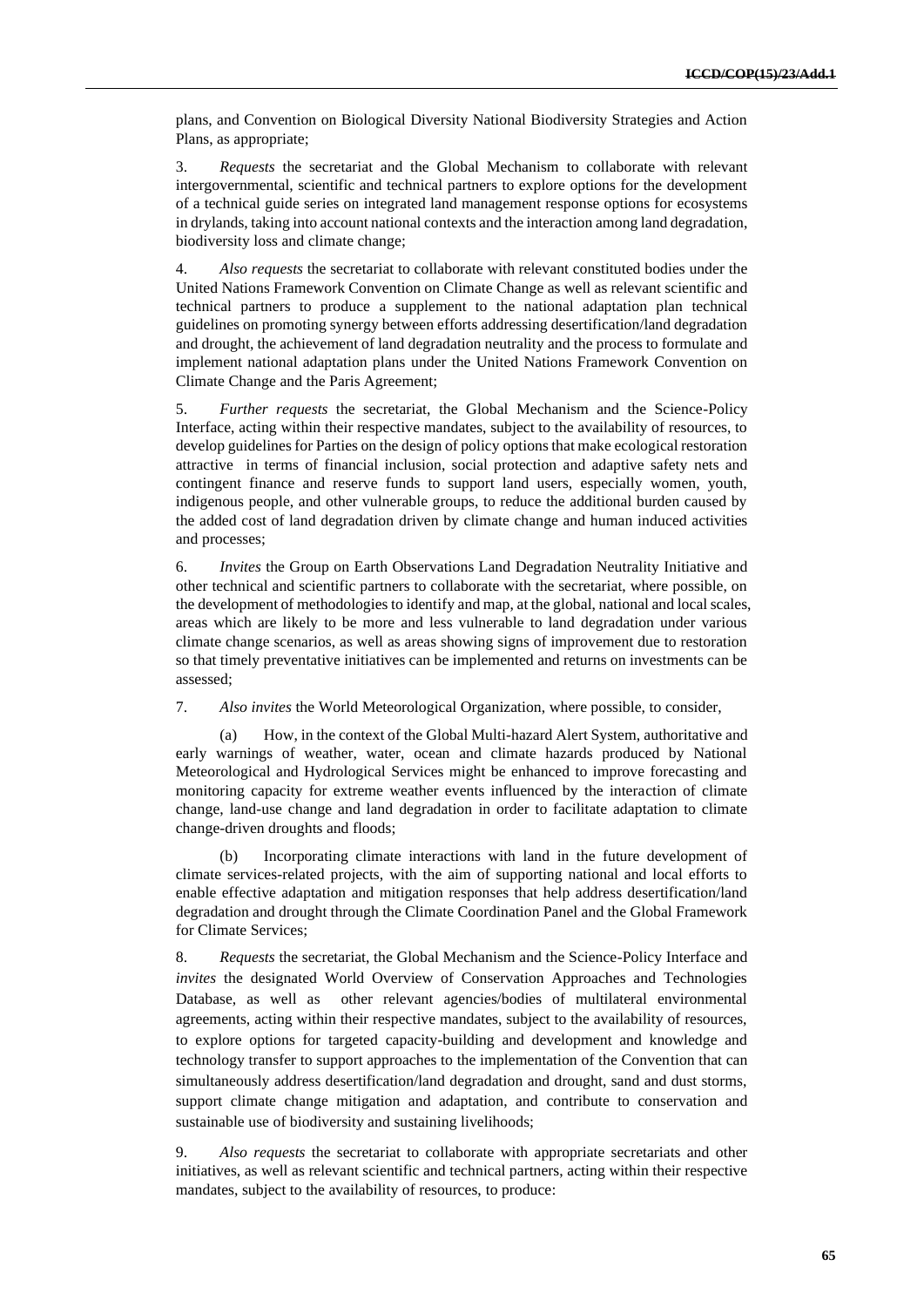plans, and Convention on Biological Diversity National Biodiversity Strategies and Action Plans, as appropriate;

3. *Requests* the secretariat and the Global Mechanism to collaborate with relevant intergovernmental, scientific and technical partners to explore options for the development of a technical guide series on integrated land management response options for ecosystems in drylands, taking into account national contexts and the interaction among land degradation, biodiversity loss and climate change;

4. *Also requests* the secretariat to collaborate with relevant constituted bodies under the United Nations Framework Convention on Climate Change as well as relevant scientific and technical partners to produce a supplement to the national adaptation plan technical guidelines on promoting synergy between efforts addressing desertification/land degradation and drought, the achievement of land degradation neutrality and the process to formulate and implement national adaptation plans under the United Nations Framework Convention on Climate Change and the Paris Agreement;

5. *Further requests* the secretariat, the Global Mechanism and the Science-Policy Interface, acting within their respective mandates, subject to the availability of resources, to develop guidelines for Parties on the design of policy options that make ecological restoration attractive in terms of financial inclusion, social protection and adaptive safety nets and contingent finance and reserve funds to support land users, especially women, youth, indigenous people, and other vulnerable groups, to reduce the additional burden caused by the added cost of land degradation driven by climate change and human induced activities and processes;

6. *Invites* the Group on Earth Observations Land Degradation Neutrality Initiative and other technical and scientific partners to collaborate with the secretariat, where possible, on the development of methodologies to identify and map, at the global, national and local scales, areas which are likely to be more and less vulnerable to land degradation under various climate change scenarios, as well as areas showing signs of improvement due to restoration so that timely preventative initiatives can be implemented and returns on investments can be assessed;

7. *Also invites* the World Meteorological Organization, where possible, to consider,

(a) How, in the context of the Global Multi-hazard Alert System, authoritative and early warnings of weather, water, ocean and climate hazards produced by National Meteorological and Hydrological Services might be enhanced to improve forecasting and monitoring capacity for extreme weather events influenced by the interaction of climate change, land-use change and land degradation in order to facilitate adaptation to climate change-driven droughts and floods;

(b) Incorporating climate interactions with land in the future development of climate services-related projects, with the aim of supporting national and local efforts to enable effective adaptation and mitigation responses that help address desertification/land degradation and drought through the Climate Coordination Panel and the Global Framework for Climate Services;

8. *Requests* the secretariat, the Global Mechanism and the Science-Policy Interface and *invites* the designated World Overview of Conservation Approaches and Technologies Database, as well as other relevant agencies/bodies of multilateral environmental agreements, acting within their respective mandates, subject to the availability of resources, to explore options for targeted capacity-building and development and knowledge and technology transfer to support approaches to the implementation of the Convention that can simultaneously address desertification/land degradation and drought, sand and dust storms, support climate change mitigation and adaptation, and contribute to conservation and sustainable use of biodiversity and sustaining livelihoods;

9. *Also requests* the secretariat to collaborate with appropriate secretariats and other initiatives, as well as relevant scientific and technical partners, acting within their respective mandates, subject to the availability of resources, to produce: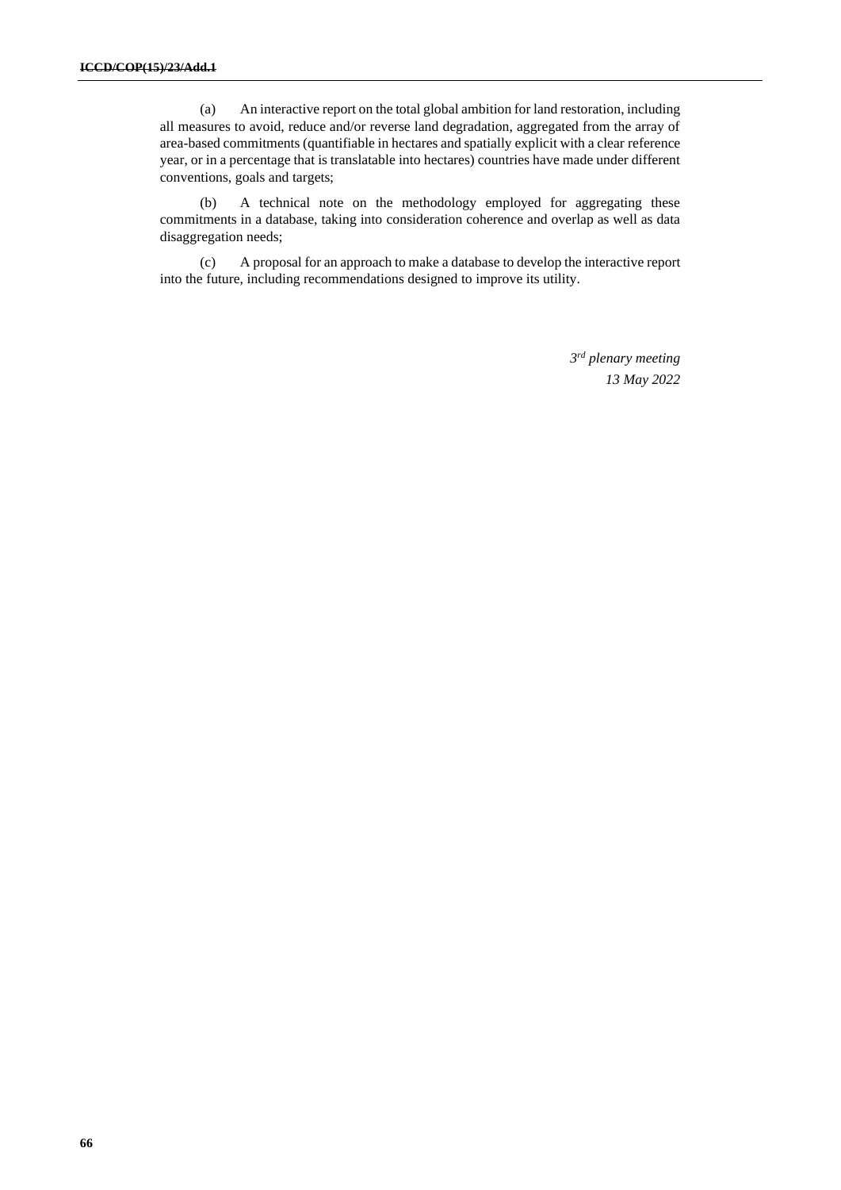(a) An interactive report on the total global ambition for land restoration, including all measures to avoid, reduce and/or reverse land degradation, aggregated from the array of area-based commitments (quantifiable in hectares and spatially explicit with a clear reference year, or in a percentage that is translatable into hectares) countries have made under different conventions, goals and targets;

(b) A technical note on the methodology employed for aggregating these commitments in a database, taking into consideration coherence and overlap as well as data disaggregation needs;

(c) A proposal for an approach to make a database to develop the interactive report into the future, including recommendations designed to improve its utility.

*3rd plenary meeting*
*13 May 2022*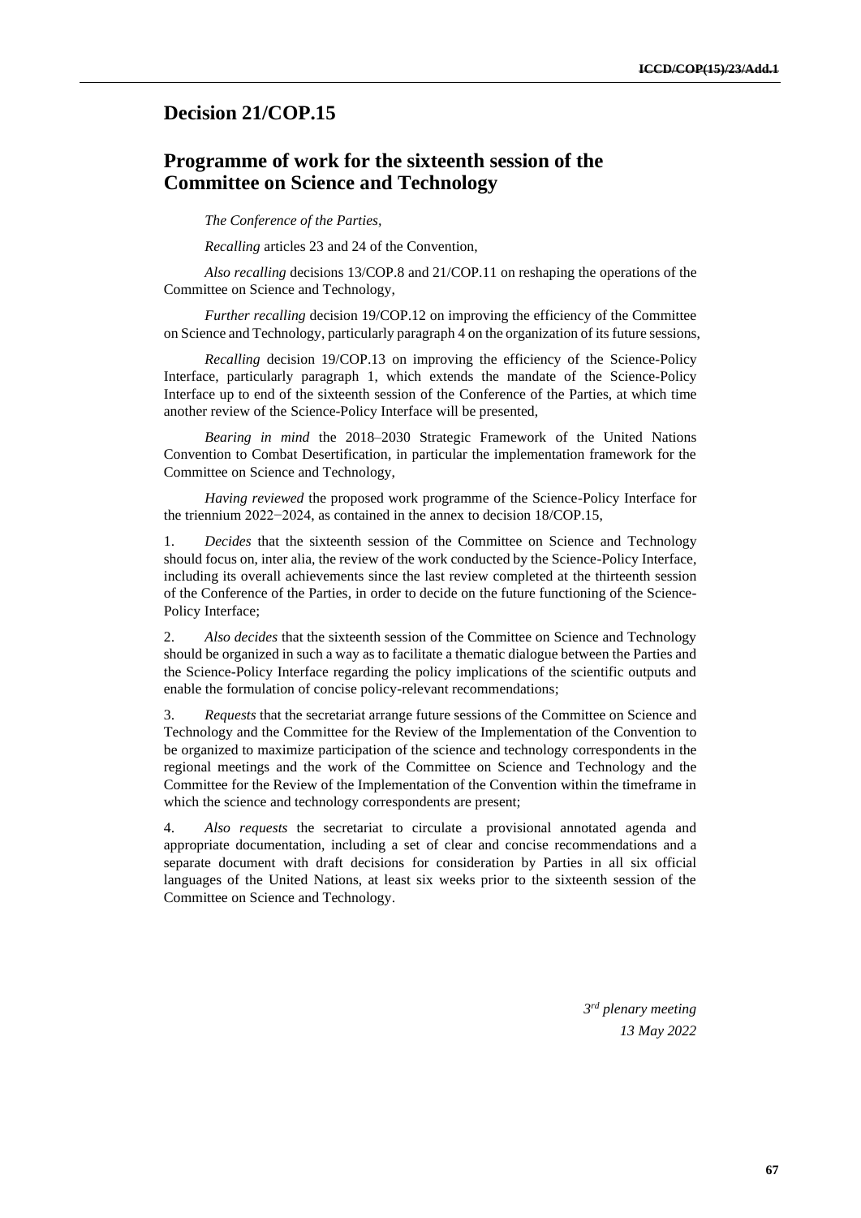## Decision 21/COP.15

## Programme of work for the sixteenth session of the Committee on Science and Technology

*The Conference of the Parties,*

*Recalling* articles 23 and 24 of the Convention,

*Also recalling* decisions 13/COP.8 and 21/COP.11 on reshaping the operations of the Committee on Science and Technology,

*Further recalling* decision 19/COP.12 on improving the efficiency of the Committee on Science and Technology, particularly paragraph 4 on the organization of its future sessions,

*Recalling* decision 19/COP.13 on improving the efficiency of the Science-Policy Interface, particularly paragraph 1, which extends the mandate of the Science-Policy Interface up to end of the sixteenth session of the Conference of the Parties, at which time another review of the Science-Policy Interface will be presented,

*Bearing in mind* the 2018–2030 Strategic Framework of the United Nations Convention to Combat Desertification, in particular the implementation framework for the Committee on Science and Technology,

*Having reviewed* the proposed work programme of the Science-Policy Interface for the triennium 2022−2024, as contained in the annex to decision 18/COP.15,

1. *Decides* that the sixteenth session of the Committee on Science and Technology should focus on, inter alia, the review of the work conducted by the Science-Policy Interface, including its overall achievements since the last review completed at the thirteenth session of the Conference of the Parties, in order to decide on the future functioning of the Science-Policy Interface;

2. *Also decides* that the sixteenth session of the Committee on Science and Technology should be organized in such a way as to facilitate a thematic dialogue between the Parties and the Science-Policy Interface regarding the policy implications of the scientific outputs and enable the formulation of concise policy-relevant recommendations;

3. *Requests* that the secretariat arrange future sessions of the Committee on Science and Technology and the Committee for the Review of the Implementation of the Convention to be organized to maximize participation of the science and technology correspondents in the regional meetings and the work of the Committee on Science and Technology and the Committee for the Review of the Implementation of the Convention within the timeframe in which the science and technology correspondents are present;

4. *Also requests* the secretariat to circulate a provisional annotated agenda and appropriate documentation, including a set of clear and concise recommendations and a separate document with draft decisions for consideration by Parties in all six official languages of the United Nations, at least six weeks prior to the sixteenth session of the Committee on Science and Technology.

*3rd plenary meeting*
*13 May 2022*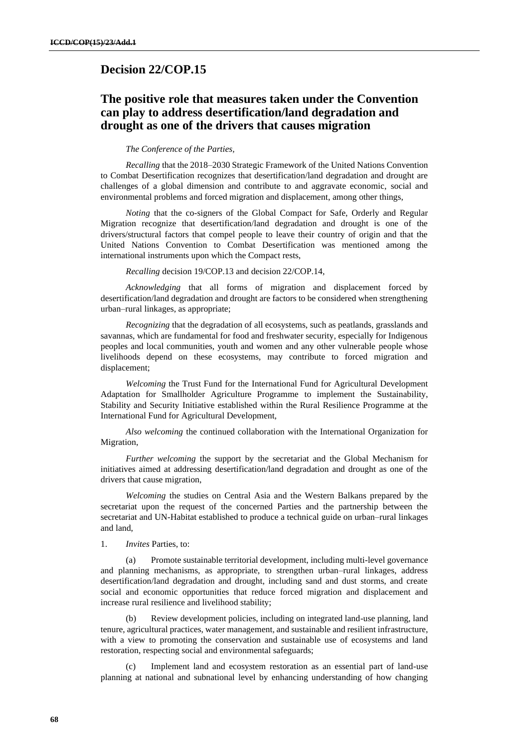## Decision 22/COP.15

## The positive role that measures taken under the Convention can play to address desertification/land degradation and drought as one of the drivers that causes migration

*The Conference of the Parties*,

*Recalling* that the 2018–2030 Strategic Framework of the United Nations Convention to Combat Desertification recognizes that desertification/land degradation and drought are challenges of a global dimension and contribute to and aggravate economic, social and environmental problems and forced migration and displacement, among other things,

*Noting* that the co-signers of the Global Compact for Safe, Orderly and Regular Migration recognize that desertification/land degradation and drought is one of the drivers/structural factors that compel people to leave their country of origin and that the United Nations Convention to Combat Desertification was mentioned among the international instruments upon which the Compact rests,

*Recalling* decision 19/COP.13 and decision 22/COP.14,

*Acknowledging* that all forms of migration and displacement forced by desertification/land degradation and drought are factors to be considered when strengthening urban–rural linkages, as appropriate;

*Recognizing* that the degradation of all ecosystems, such as peatlands, grasslands and savannas, which are fundamental for food and freshwater security, especially for Indigenous peoples and local communities, youth and women and any other vulnerable people whose livelihoods depend on these ecosystems, may contribute to forced migration and displacement;

*Welcoming* the Trust Fund for the International Fund for Agricultural Development Adaptation for Smallholder Agriculture Programme to implement the Sustainability, Stability and Security Initiative established within the Rural Resilience Programme at the International Fund for Agricultural Development,

*Also welcoming* the continued collaboration with the International Organization for Migration,

*Further welcoming* the support by the secretariat and the Global Mechanism for initiatives aimed at addressing desertification/land degradation and drought as one of the drivers that cause migration,

*Welcoming* the studies on Central Asia and the Western Balkans prepared by the secretariat upon the request of the concerned Parties and the partnership between the secretariat and UN-Habitat established to produce a technical guide on urban–rural linkages and land,

1. *Invites* Parties, to:

(a) Promote sustainable territorial development, including multi-level governance and planning mechanisms, as appropriate, to strengthen urban–rural linkages, address desertification/land degradation and drought, including sand and dust storms, and create social and economic opportunities that reduce forced migration and displacement and increase rural resilience and livelihood stability;

(b) Review development policies, including on integrated land-use planning, land tenure, agricultural practices, water management, and sustainable and resilient infrastructure, with a view to promoting the conservation and sustainable use of ecosystems and land restoration, respecting social and environmental safeguards;

(c) Implement land and ecosystem restoration as an essential part of land-use planning at national and subnational level by enhancing understanding of how changing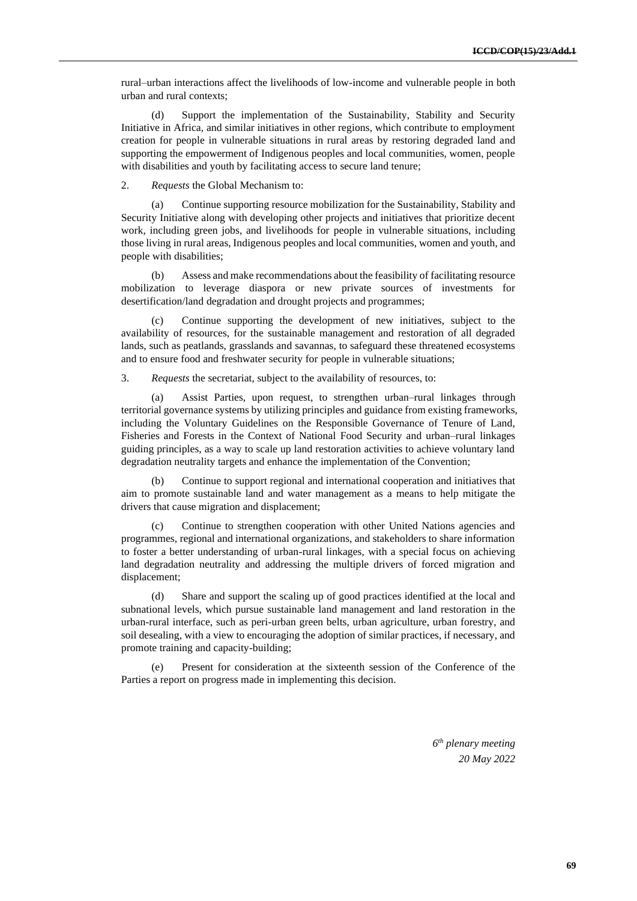rural–urban interactions affect the livelihoods of low-income and vulnerable people in both urban and rural contexts;

(d) Support the implementation of the Sustainability, Stability and Security Initiative in Africa, and similar initiatives in other regions, which contribute to employment creation for people in vulnerable situations in rural areas by restoring degraded land and supporting the empowerment of Indigenous peoples and local communities, women, people with disabilities and youth by facilitating access to secure land tenure;

2. *Requests* the Global Mechanism to:

(a) Continue supporting resource mobilization for the Sustainability, Stability and Security Initiative along with developing other projects and initiatives that prioritize decent work, including green jobs, and livelihoods for people in vulnerable situations, including those living in rural areas, Indigenous peoples and local communities, women and youth, and people with disabilities;

(b) Assess and make recommendations about the feasibility of facilitating resource mobilization to leverage diaspora or new private sources of investments for desertification/land degradation and drought projects and programmes;

(c) Continue supporting the development of new initiatives, subject to the availability of resources, for the sustainable management and restoration of all degraded lands, such as peatlands, grasslands and savannas, to safeguard these threatened ecosystems and to ensure food and freshwater security for people in vulnerable situations;

3. *Requests* the secretariat, subject to the availability of resources, to:

(a) Assist Parties, upon request, to strengthen urban–rural linkages through territorial governance systems by utilizing principles and guidance from existing frameworks, including the Voluntary Guidelines on the Responsible Governance of Tenure of Land, Fisheries and Forests in the Context of National Food Security and urban–rural linkages guiding principles, as a way to scale up land restoration activities to achieve voluntary land degradation neutrality targets and enhance the implementation of the Convention;

(b) Continue to support regional and international cooperation and initiatives that aim to promote sustainable land and water management as a means to help mitigate the drivers that cause migration and displacement;

(c) Continue to strengthen cooperation with other United Nations agencies and programmes, regional and international organizations, and stakeholders to share information to foster a better understanding of urban-rural linkages, with a special focus on achieving land degradation neutrality and addressing the multiple drivers of forced migration and displacement;

(d) Share and support the scaling up of good practices identified at the local and subnational levels, which pursue sustainable land management and land restoration in the urban-rural interface, such as peri-urban green belts, urban agriculture, urban forestry, and soil desealing, with a view to encouraging the adoption of similar practices, if necessary, and promote training and capacity-building;

(e) Present for consideration at the sixteenth session of the Conference of the Parties a report on progress made in implementing this decision.

*6th plenary meeting*
*20 May 2022*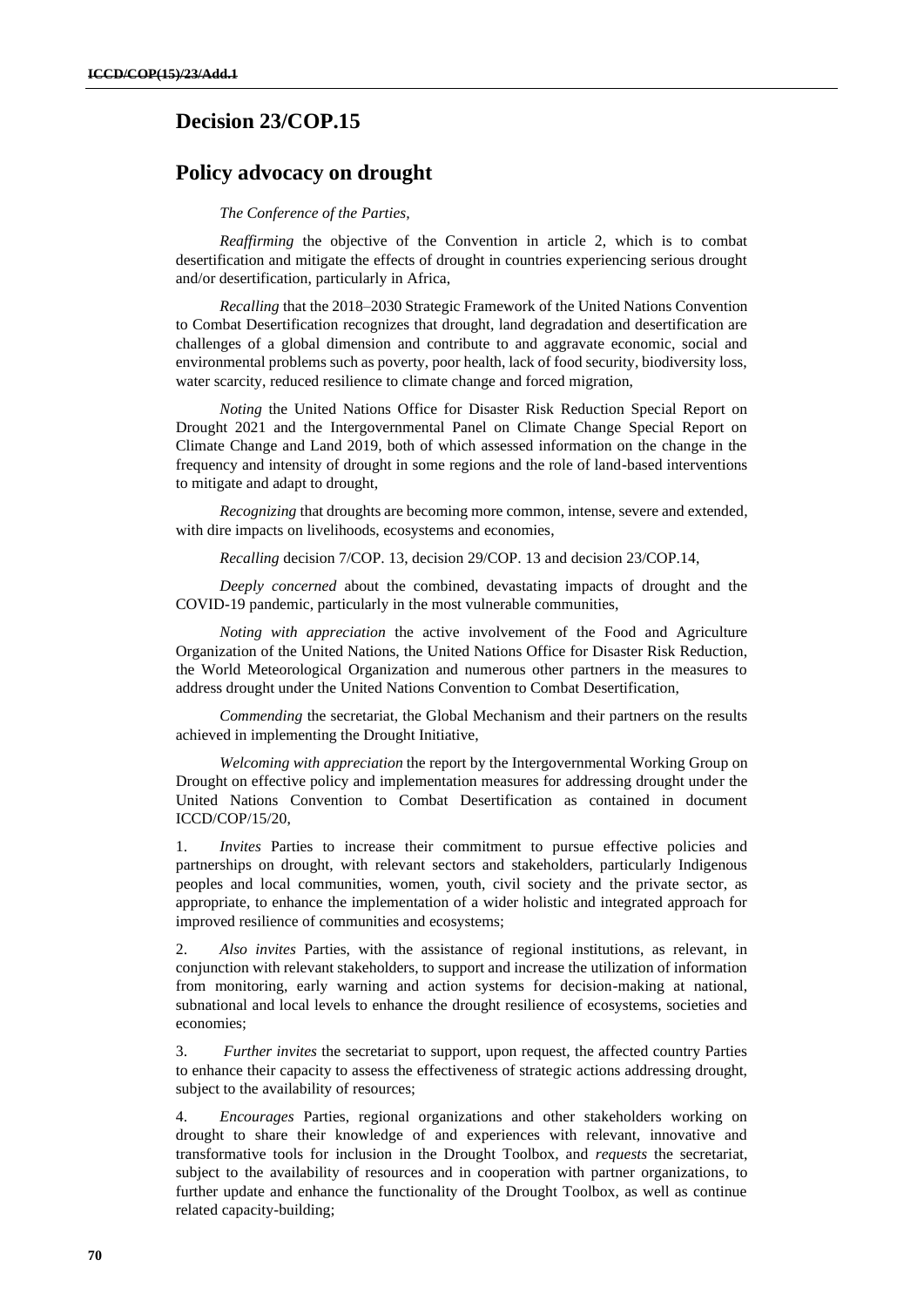## Decision 23/COP.15

## Policy advocacy on drought

*The Conference of the Parties,*

*Reaffirming* the objective of the Convention in article 2, which is to combat desertification and mitigate the effects of drought in countries experiencing serious drought and/or desertification, particularly in Africa,

*Recalling* that the 2018–2030 Strategic Framework of the United Nations Convention to Combat Desertification recognizes that drought, land degradation and desertification are challenges of a global dimension and contribute to and aggravate economic, social and environmental problems such as poverty, poor health, lack of food security, biodiversity loss, water scarcity, reduced resilience to climate change and forced migration,

*Noting* the United Nations Office for Disaster Risk Reduction Special Report on Drought 2021 and the Intergovernmental Panel on Climate Change Special Report on Climate Change and Land 2019, both of which assessed information on the change in the frequency and intensity of drought in some regions and the role of land-based interventions to mitigate and adapt to drought,

*Recognizing* that droughts are becoming more common, intense, severe and extended, with dire impacts on livelihoods, ecosystems and economies,

*Recalling* decision 7/COP. 13, decision 29/COP. 13 and decision 23/COP.14,

*Deeply concerned* about the combined, devastating impacts of drought and the COVID-19 pandemic, particularly in the most vulnerable communities,

*Noting with appreciation* the active involvement of the Food and Agriculture Organization of the United Nations, the United Nations Office for Disaster Risk Reduction, the World Meteorological Organization and numerous other partners in the measures to address drought under the United Nations Convention to Combat Desertification,

*Commending* the secretariat, the Global Mechanism and their partners on the results achieved in implementing the Drought Initiative,

*Welcoming with appreciation* the report by the Intergovernmental Working Group on Drought on effective policy and implementation measures for addressing drought under the United Nations Convention to Combat Desertification as contained in document ICCD/COP/15/20,

1. *Invites* Parties to increase their commitment to pursue effective policies and partnerships on drought, with relevant sectors and stakeholders, particularly Indigenous peoples and local communities, women, youth, civil society and the private sector, as appropriate, to enhance the implementation of a wider holistic and integrated approach for improved resilience of communities and ecosystems;

2. *Also invites* Parties, with the assistance of regional institutions, as relevant, in conjunction with relevant stakeholders, to support and increase the utilization of information from monitoring, early warning and action systems for decision-making at national, subnational and local levels to enhance the drought resilience of ecosystems, societies and economies;

3. *Further invites* the secretariat to support, upon request, the affected country Parties to enhance their capacity to assess the effectiveness of strategic actions addressing drought, subject to the availability of resources;

4. *Encourages* Parties, regional organizations and other stakeholders working on drought to share their knowledge of and experiences with relevant, innovative and transformative tools for inclusion in the Drought Toolbox, and *requests* the secretariat, subject to the availability of resources and in cooperation with partner organizations, to further update and enhance the functionality of the Drought Toolbox, as well as continue related capacity-building;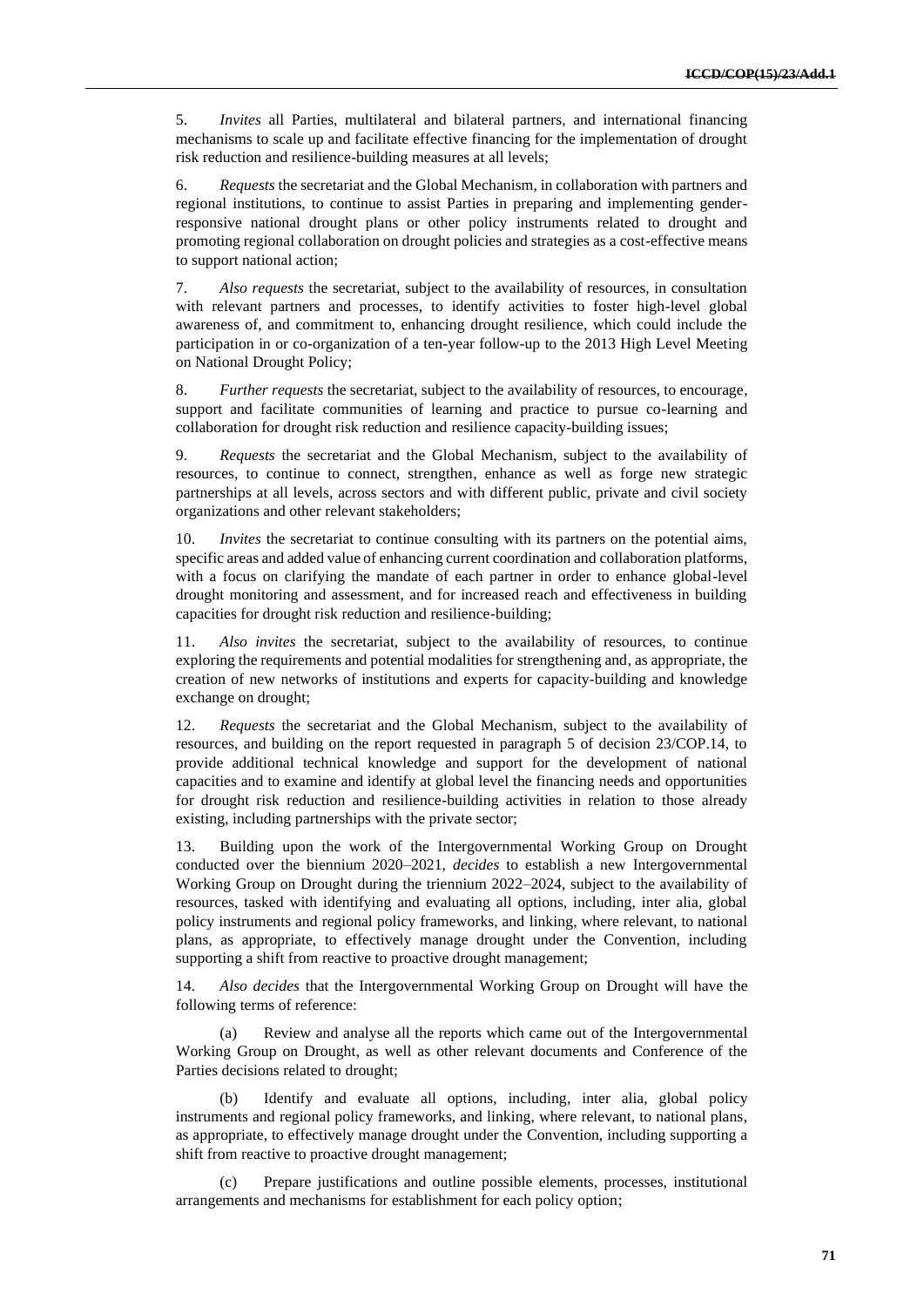5. *Invites* all Parties, multilateral and bilateral partners, and international financing mechanisms to scale up and facilitate effective financing for the implementation of drought risk reduction and resilience-building measures at all levels;

6. *Requests* the secretariat and the Global Mechanism, in collaboration with partners and regional institutions, to continue to assist Parties in preparing and implementing gender-responsive national drought plans or other policy instruments related to drought and promoting regional collaboration on drought policies and strategies as a cost-effective means to support national action;

7. *Also requests* the secretariat, subject to the availability of resources, in consultation with relevant partners and processes, to identify activities to foster high-level global awareness of, and commitment to, enhancing drought resilience, which could include the participation in or co-organization of a ten-year follow-up to the 2013 High Level Meeting on National Drought Policy;

8. *Further requests* the secretariat, subject to the availability of resources, to encourage, support and facilitate communities of learning and practice to pursue co-learning and collaboration for drought risk reduction and resilience capacity-building issues;

9. *Requests* the secretariat and the Global Mechanism, subject to the availability of resources, to continue to connect, strengthen, enhance as well as forge new strategic partnerships at all levels, across sectors and with different public, private and civil society organizations and other relevant stakeholders;

10. *Invites* the secretariat to continue consulting with its partners on the potential aims, specific areas and added value of enhancing current coordination and collaboration platforms, with a focus on clarifying the mandate of each partner in order to enhance global-level drought monitoring and assessment, and for increased reach and effectiveness in building capacities for drought risk reduction and resilience-building;

11. *Also invites* the secretariat, subject to the availability of resources, to continue exploring the requirements and potential modalities for strengthening and, as appropriate, the creation of new networks of institutions and experts for capacity-building and knowledge exchange on drought;

12. *Requests* the secretariat and the Global Mechanism, subject to the availability of resources, and building on the report requested in paragraph 5 of decision 23/COP.14, to provide additional technical knowledge and support for the development of national capacities and to examine and identify at global level the financing needs and opportunities for drought risk reduction and resilience-building activities in relation to those already existing, including partnerships with the private sector;

13. Building upon the work of the Intergovernmental Working Group on Drought conducted over the biennium 2020–2021, *decides* to establish a new Intergovernmental Working Group on Drought during the triennium 2022–2024, subject to the availability of resources, tasked with identifying and evaluating all options, including, inter alia, global policy instruments and regional policy frameworks, and linking, where relevant, to national plans, as appropriate, to effectively manage drought under the Convention, including supporting a shift from reactive to proactive drought management;

14. *Also decides* that the Intergovernmental Working Group on Drought will have the following terms of reference:

(a) Review and analyse all the reports which came out of the Intergovernmental Working Group on Drought, as well as other relevant documents and Conference of the Parties decisions related to drought;

(b) Identify and evaluate all options, including, inter alia, global policy instruments and regional policy frameworks, and linking, where relevant, to national plans, as appropriate, to effectively manage drought under the Convention, including supporting a shift from reactive to proactive drought management;

(c) Prepare justifications and outline possible elements, processes, institutional arrangements and mechanisms for establishment for each policy option;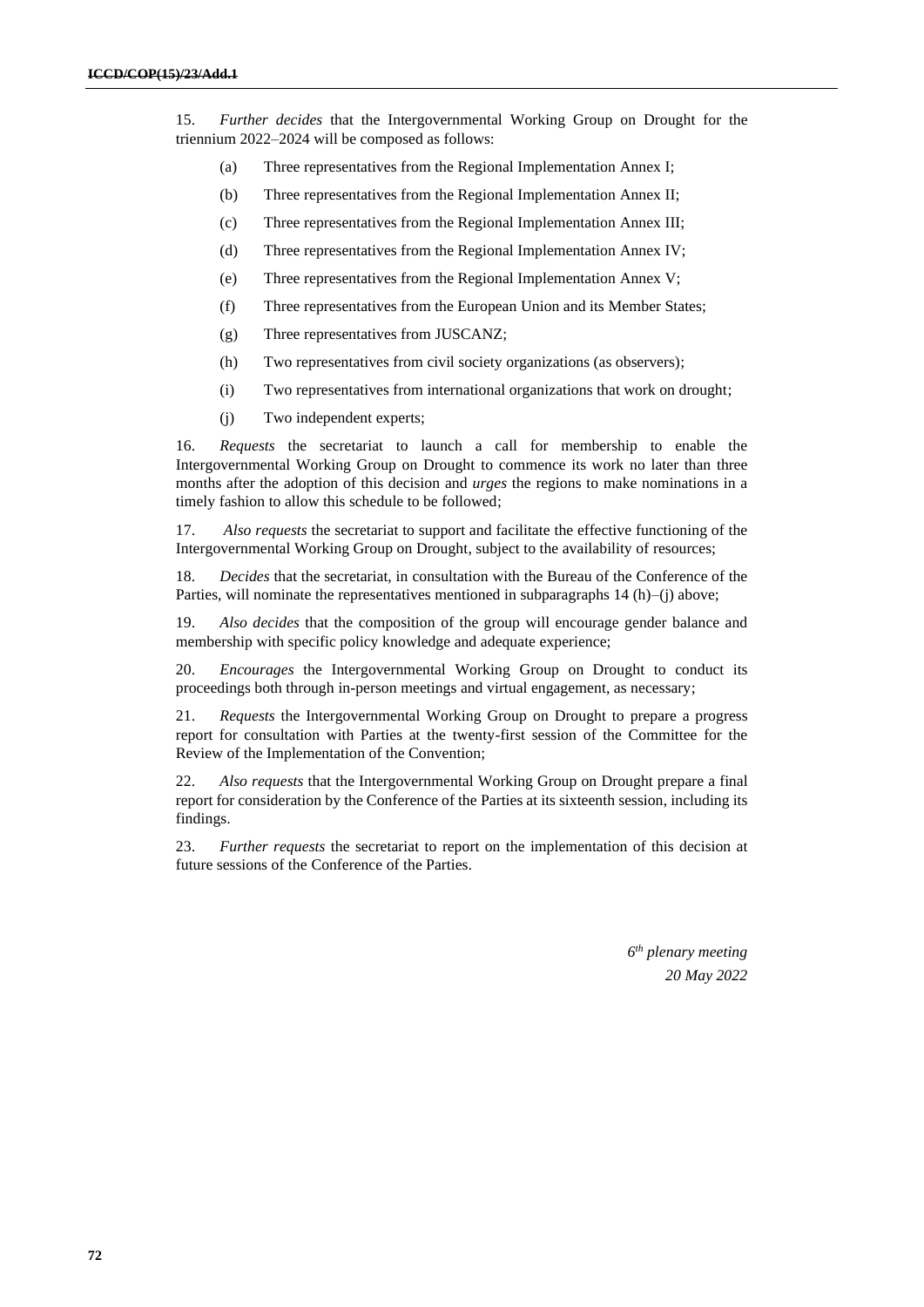15. *Further decides* that the Intergovernmental Working Group on Drought for the triennium 2022–2024 will be composed as follows:

(a) Three representatives from the Regional Implementation Annex I;

(b) Three representatives from the Regional Implementation Annex II;

(c) Three representatives from the Regional Implementation Annex III;

(d) Three representatives from the Regional Implementation Annex IV;

(e) Three representatives from the Regional Implementation Annex V;

(f) Three representatives from the European Union and its Member States;

(g) Three representatives from JUSCANZ;

(h) Two representatives from civil society organizations (as observers);

(i) Two representatives from international organizations that work on drought;

(j) Two independent experts;

16. *Requests* the secretariat to launch a call for membership to enable the Intergovernmental Working Group on Drought to commence its work no later than three months after the adoption of this decision and *urges* the regions to make nominations in a timely fashion to allow this schedule to be followed;

17. *Also requests* the secretariat to support and facilitate the effective functioning of the Intergovernmental Working Group on Drought, subject to the availability of resources;

18. *Decides* that the secretariat, in consultation with the Bureau of the Conference of the Parties, will nominate the representatives mentioned in subparagraphs 14 (h)–(j) above;

19. *Also decides* that the composition of the group will encourage gender balance and membership with specific policy knowledge and adequate experience;

20. *Encourages* the Intergovernmental Working Group on Drought to conduct its proceedings both through in-person meetings and virtual engagement, as necessary;

21. *Requests* the Intergovernmental Working Group on Drought to prepare a progress report for consultation with Parties at the twenty-first session of the Committee for the Review of the Implementation of the Convention;

22. *Also requests* that the Intergovernmental Working Group on Drought prepare a final report for consideration by the Conference of the Parties at its sixteenth session, including its findings.

23. *Further requests* the secretariat to report on the implementation of this decision at future sessions of the Conference of the Parties.

*6th plenary meeting*
*20 May 2022*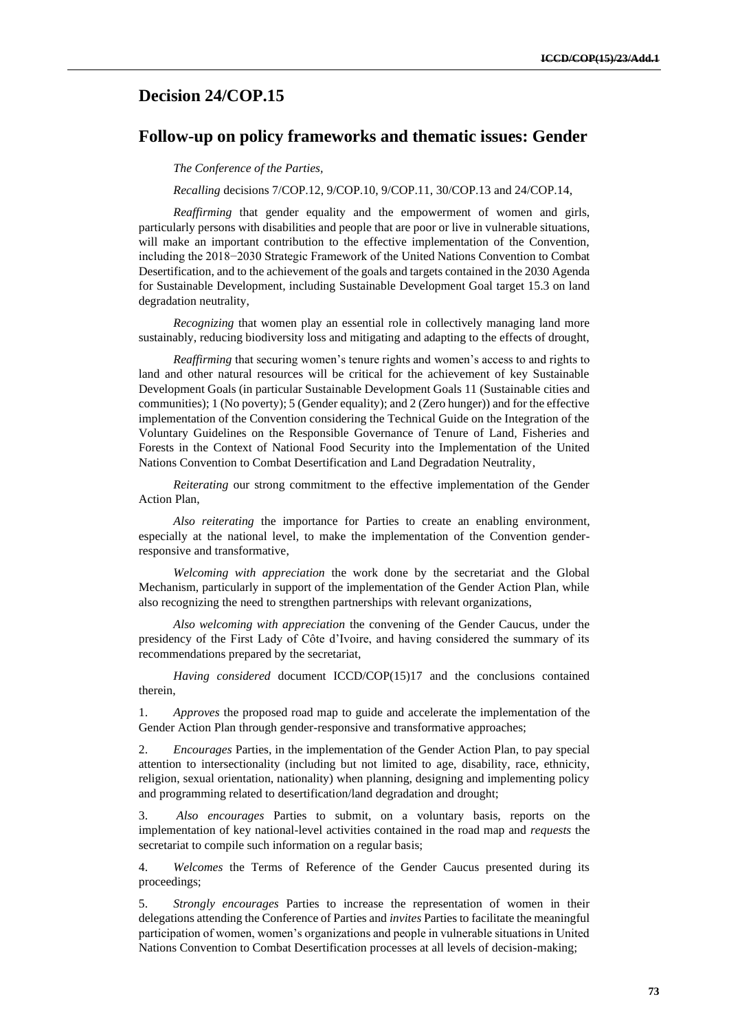## Decision 24/COP.15

## Follow-up on policy frameworks and thematic issues: Gender

*The Conference of the Parties*,

*Recalling* decisions 7/COP.12, 9/COP.10, 9/COP.11, 30/COP.13 and 24/COP.14,

*Reaffirming* that gender equality and the empowerment of women and girls, particularly persons with disabilities and people that are poor or live in vulnerable situations, will make an important contribution to the effective implementation of the Convention, including the 2018−2030 Strategic Framework of the United Nations Convention to Combat Desertification, and to the achievement of the goals and targets contained in the 2030 Agenda for Sustainable Development, including Sustainable Development Goal target 15.3 on land degradation neutrality,

*Recognizing* that women play an essential role in collectively managing land more sustainably, reducing biodiversity loss and mitigating and adapting to the effects of drought,

*Reaffirming* that securing women's tenure rights and women's access to and rights to land and other natural resources will be critical for the achievement of key Sustainable Development Goals (in particular Sustainable Development Goals 11 (Sustainable cities and communities); 1 (No poverty); 5 (Gender equality); and 2 (Zero hunger)) and for the effective implementation of the Convention considering the Technical Guide on the Integration of the Voluntary Guidelines on the Responsible Governance of Tenure of Land, Fisheries and Forests in the Context of National Food Security into the Implementation of the United Nations Convention to Combat Desertification and Land Degradation Neutrality,

*Reiterating* our strong commitment to the effective implementation of the Gender Action Plan,

*Also reiterating* the importance for Parties to create an enabling environment, especially at the national level, to make the implementation of the Convention gender-responsive and transformative,

*Welcoming with appreciation* the work done by the secretariat and the Global Mechanism, particularly in support of the implementation of the Gender Action Plan, while also recognizing the need to strengthen partnerships with relevant organizations,

*Also welcoming with appreciation* the convening of the Gender Caucus, under the presidency of the First Lady of Côte d'Ivoire, and having considered the summary of its recommendations prepared by the secretariat,

*Having considered* document ICCD/COP(15)17 and the conclusions contained therein,

1. *Approves* the proposed road map to guide and accelerate the implementation of the Gender Action Plan through gender-responsive and transformative approaches;

2. *Encourages* Parties, in the implementation of the Gender Action Plan, to pay special attention to intersectionality (including but not limited to age, disability, race, ethnicity, religion, sexual orientation, nationality) when planning, designing and implementing policy and programming related to desertification/land degradation and drought;

3. *Also encourages* Parties to submit, on a voluntary basis, reports on the implementation of key national-level activities contained in the road map and *requests* the secretariat to compile such information on a regular basis;

4. *Welcomes* the Terms of Reference of the Gender Caucus presented during its proceedings;

5. *Strongly encourages* Parties to increase the representation of women in their delegations attending the Conference of Parties and *invites* Parties to facilitate the meaningful participation of women, women's organizations and people in vulnerable situations in United Nations Convention to Combat Desertification processes at all levels of decision-making;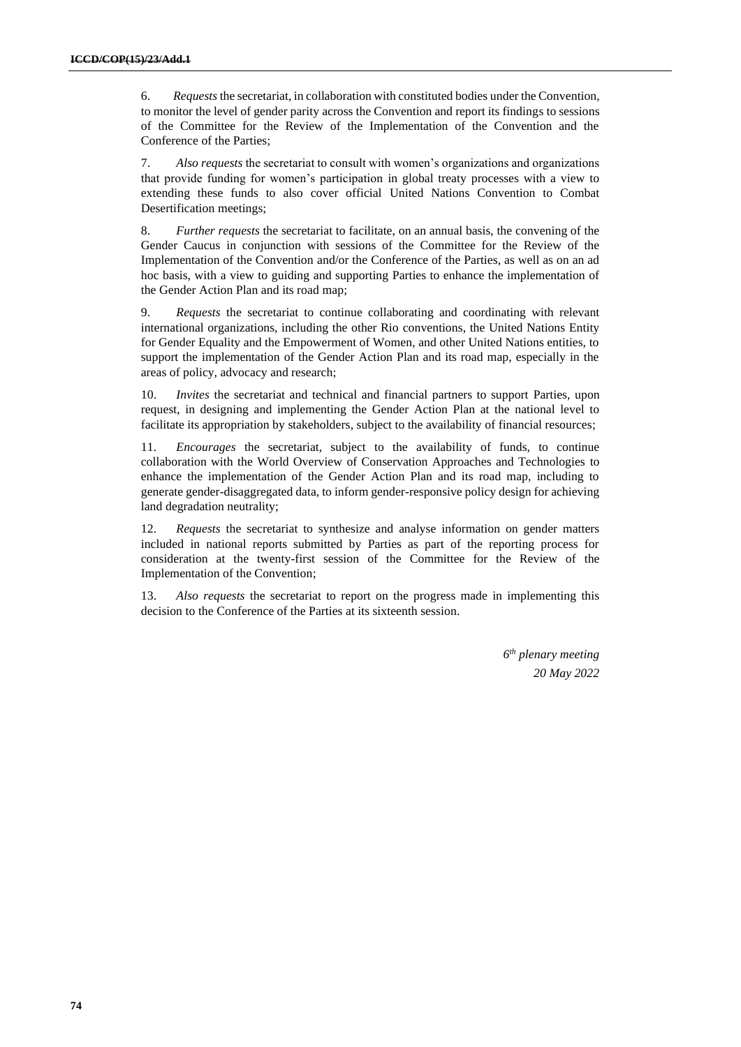6. *Requests* the secretariat, in collaboration with constituted bodies under the Convention, to monitor the level of gender parity across the Convention and report its findings to sessions of the Committee for the Review of the Implementation of the Convention and the Conference of the Parties;

7. *Also requests* the secretariat to consult with women's organizations and organizations that provide funding for women's participation in global treaty processes with a view to extending these funds to also cover official United Nations Convention to Combat Desertification meetings;

8. *Further requests* the secretariat to facilitate, on an annual basis, the convening of the Gender Caucus in conjunction with sessions of the Committee for the Review of the Implementation of the Convention and/or the Conference of the Parties, as well as on an ad hoc basis, with a view to guiding and supporting Parties to enhance the implementation of the Gender Action Plan and its road map;

9. *Requests* the secretariat to continue collaborating and coordinating with relevant international organizations, including the other Rio conventions, the United Nations Entity for Gender Equality and the Empowerment of Women, and other United Nations entities, to support the implementation of the Gender Action Plan and its road map, especially in the areas of policy, advocacy and research;

10. *Invites* the secretariat and technical and financial partners to support Parties, upon request, in designing and implementing the Gender Action Plan at the national level to facilitate its appropriation by stakeholders, subject to the availability of financial resources;

11. *Encourages* the secretariat, subject to the availability of funds, to continue collaboration with the World Overview of Conservation Approaches and Technologies to enhance the implementation of the Gender Action Plan and its road map, including to generate gender-disaggregated data, to inform gender-responsive policy design for achieving land degradation neutrality;

12. *Requests* the secretariat to synthesize and analyse information on gender matters included in national reports submitted by Parties as part of the reporting process for consideration at the twenty-first session of the Committee for the Review of the Implementation of the Convention;

13. *Also requests* the secretariat to report on the progress made in implementing this decision to the Conference of the Parties at its sixteenth session.

*6th plenary meeting*
*20 May 2022*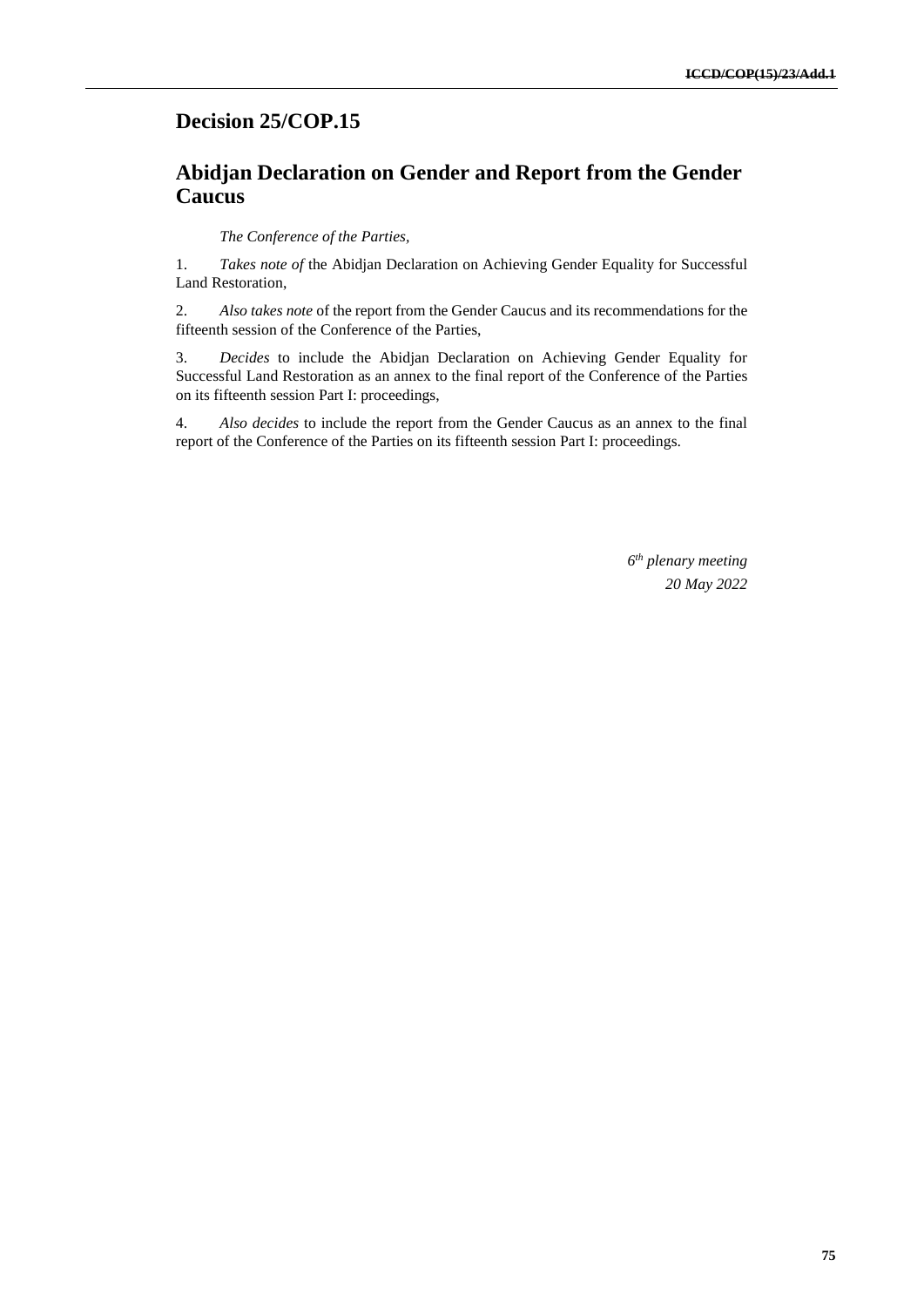## Decision 25/COP.15

## Abidjan Declaration on Gender and Report from the Gender Caucus

*The Conference of the Parties,*

1. *Takes note of* the Abidjan Declaration on Achieving Gender Equality for Successful Land Restoration,

2. *Also takes note* of the report from the Gender Caucus and its recommendations for the fifteenth session of the Conference of the Parties,

3. *Decides* to include the Abidjan Declaration on Achieving Gender Equality for Successful Land Restoration as an annex to the final report of the Conference of the Parties on its fifteenth session Part I: proceedings,

4. *Also decides* to include the report from the Gender Caucus as an annex to the final report of the Conference of the Parties on its fifteenth session Part I: proceedings.

*6th plenary meeting*
*20 May 2022*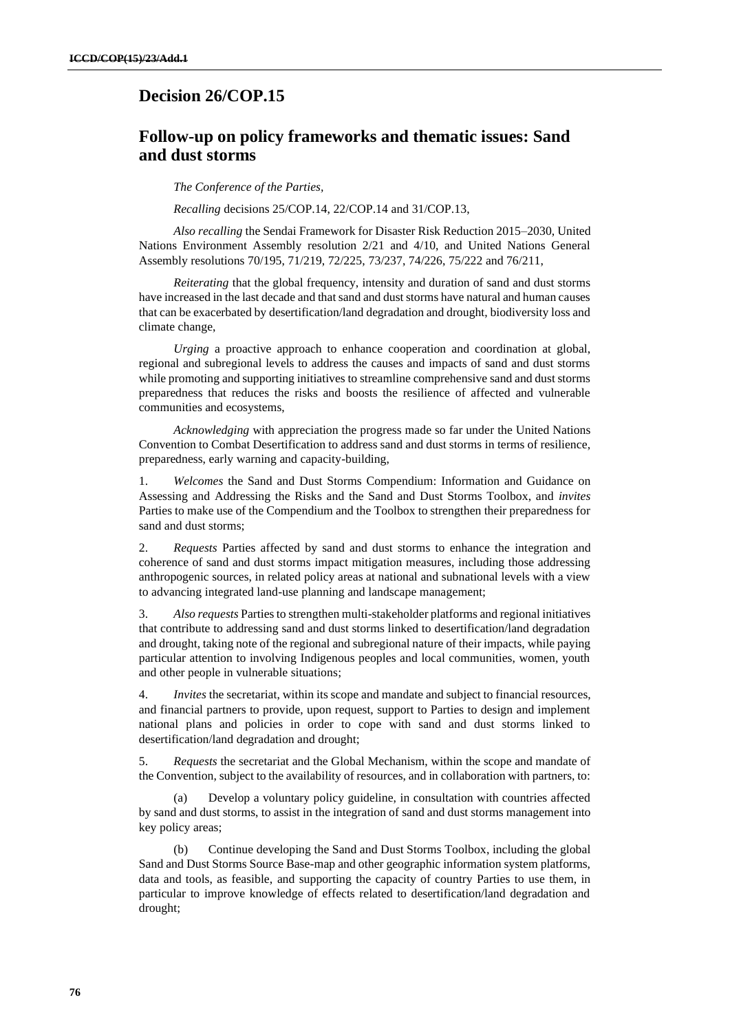## Decision 26/COP.15

## Follow-up on policy frameworks and thematic issues: Sand and dust storms

*The Conference of the Parties,*

*Recalling* decisions 25/COP.14, 22/COP.14 and 31/COP.13,

*Also recalling* the Sendai Framework for Disaster Risk Reduction 2015–2030, United Nations Environment Assembly resolution 2/21 and 4/10, and United Nations General Assembly resolutions 70/195, 71/219, 72/225, 73/237, 74/226, 75/222 and 76/211,

*Reiterating* that the global frequency, intensity and duration of sand and dust storms have increased in the last decade and that sand and dust storms have natural and human causes that can be exacerbated by desertification/land degradation and drought, biodiversity loss and climate change,

*Urging* a proactive approach to enhance cooperation and coordination at global, regional and subregional levels to address the causes and impacts of sand and dust storms while promoting and supporting initiatives to streamline comprehensive sand and dust storms preparedness that reduces the risks and boosts the resilience of affected and vulnerable communities and ecosystems,

*Acknowledging* with appreciation the progress made so far under the United Nations Convention to Combat Desertification to address sand and dust storms in terms of resilience, preparedness, early warning and capacity-building,

1. *Welcomes* the Sand and Dust Storms Compendium: Information and Guidance on Assessing and Addressing the Risks and the Sand and Dust Storms Toolbox, and *invites* Parties to make use of the Compendium and the Toolbox to strengthen their preparedness for sand and dust storms;

2. *Requests* Parties affected by sand and dust storms to enhance the integration and coherence of sand and dust storms impact mitigation measures, including those addressing anthropogenic sources, in related policy areas at national and subnational levels with a view to advancing integrated land-use planning and landscape management;

3. *Also requests* Parties to strengthen multi-stakeholder platforms and regional initiatives that contribute to addressing sand and dust storms linked to desertification/land degradation and drought, taking note of the regional and subregional nature of their impacts, while paying particular attention to involving Indigenous peoples and local communities, women, youth and other people in vulnerable situations;

4. *Invites* the secretariat, within its scope and mandate and subject to financial resources, and financial partners to provide, upon request, support to Parties to design and implement national plans and policies in order to cope with sand and dust storms linked to desertification/land degradation and drought;

5. *Requests* the secretariat and the Global Mechanism, within the scope and mandate of the Convention, subject to the availability of resources, and in collaboration with partners, to:

(a) Develop a voluntary policy guideline, in consultation with countries affected by sand and dust storms, to assist in the integration of sand and dust storms management into key policy areas;

(b) Continue developing the Sand and Dust Storms Toolbox, including the global Sand and Dust Storms Source Base-map and other geographic information system platforms, data and tools, as feasible, and supporting the capacity of country Parties to use them, in particular to improve knowledge of effects related to desertification/land degradation and drought;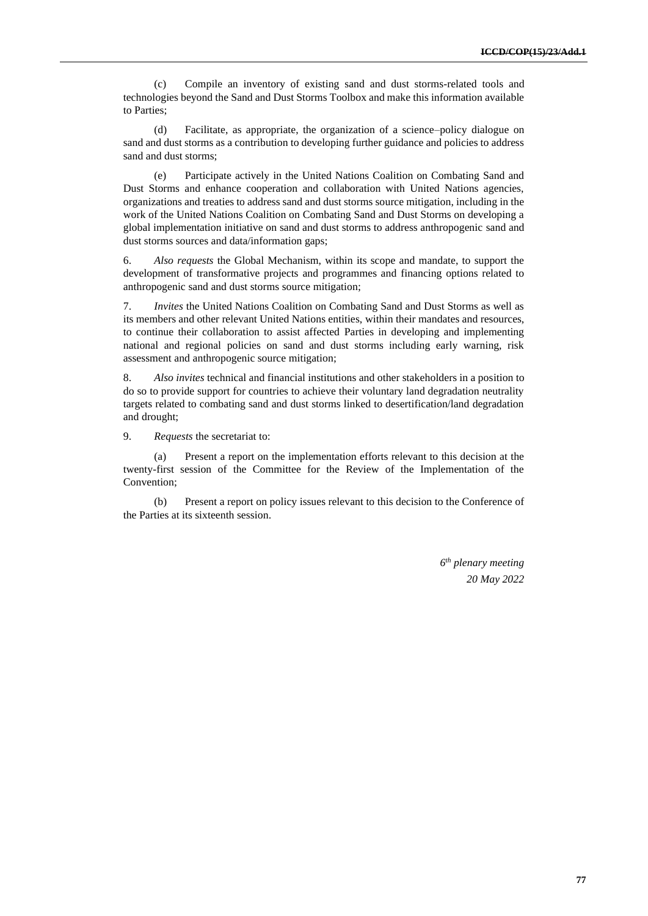(c) Compile an inventory of existing sand and dust storms-related tools and technologies beyond the Sand and Dust Storms Toolbox and make this information available to Parties;

(d) Facilitate, as appropriate, the organization of a science–policy dialogue on sand and dust storms as a contribution to developing further guidance and policies to address sand and dust storms;

(e) Participate actively in the United Nations Coalition on Combating Sand and Dust Storms and enhance cooperation and collaboration with United Nations agencies, organizations and treaties to address sand and dust storms source mitigation, including in the work of the United Nations Coalition on Combating Sand and Dust Storms on developing a global implementation initiative on sand and dust storms to address anthropogenic sand and dust storms sources and data/information gaps;

6. *Also requests* the Global Mechanism, within its scope and mandate, to support the development of transformative projects and programmes and financing options related to anthropogenic sand and dust storms source mitigation;

7. *Invites* the United Nations Coalition on Combating Sand and Dust Storms as well as its members and other relevant United Nations entities, within their mandates and resources, to continue their collaboration to assist affected Parties in developing and implementing national and regional policies on sand and dust storms including early warning, risk assessment and anthropogenic source mitigation;

8. *Also invites* technical and financial institutions and other stakeholders in a position to do so to provide support for countries to achieve their voluntary land degradation neutrality targets related to combating sand and dust storms linked to desertification/land degradation and drought;

9. *Requests* the secretariat to:

(a) Present a report on the implementation efforts relevant to this decision at the twenty-first session of the Committee for the Review of the Implementation of the Convention;

(b) Present a report on policy issues relevant to this decision to the Conference of the Parties at its sixteenth session.

*6th plenary meeting*
*20 May 2022*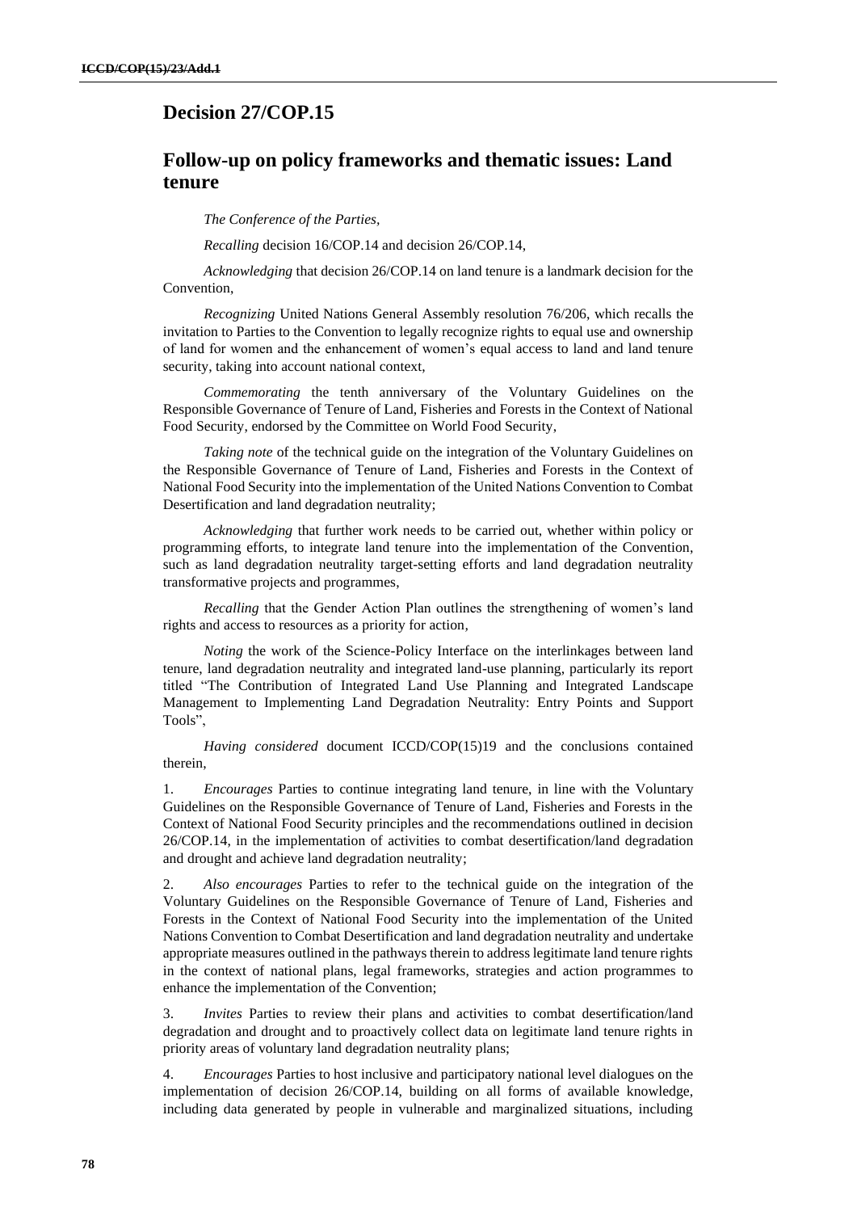## Decision 27/COP.15

## Follow-up on policy frameworks and thematic issues: Land tenure

*The Conference of the Parties,*

*Recalling* decision 16/COP.14 and decision 26/COP.14,

*Acknowledging* that decision 26/COP.14 on land tenure is a landmark decision for the Convention,

*Recognizing* United Nations General Assembly resolution 76/206, which recalls the invitation to Parties to the Convention to legally recognize rights to equal use and ownership of land for women and the enhancement of women's equal access to land and land tenure security, taking into account national context,

*Commemorating* the tenth anniversary of the Voluntary Guidelines on the Responsible Governance of Tenure of Land, Fisheries and Forests in the Context of National Food Security, endorsed by the Committee on World Food Security,

*Taking note* of the technical guide on the integration of the Voluntary Guidelines on the Responsible Governance of Tenure of Land, Fisheries and Forests in the Context of National Food Security into the implementation of the United Nations Convention to Combat Desertification and land degradation neutrality;

*Acknowledging* that further work needs to be carried out, whether within policy or programming efforts, to integrate land tenure into the implementation of the Convention, such as land degradation neutrality target-setting efforts and land degradation neutrality transformative projects and programmes,

*Recalling* that the Gender Action Plan outlines the strengthening of women's land rights and access to resources as a priority for action,

*Noting* the work of the Science-Policy Interface on the interlinkages between land tenure, land degradation neutrality and integrated land-use planning, particularly its report titled "The Contribution of Integrated Land Use Planning and Integrated Landscape Management to Implementing Land Degradation Neutrality: Entry Points and Support Tools",

*Having considered* document ICCD/COP(15)19 and the conclusions contained therein,

1. *Encourages* Parties to continue integrating land tenure, in line with the Voluntary Guidelines on the Responsible Governance of Tenure of Land, Fisheries and Forests in the Context of National Food Security principles and the recommendations outlined in decision 26/COP.14, in the implementation of activities to combat desertification/land degradation and drought and achieve land degradation neutrality;

2. *Also encourages* Parties to refer to the technical guide on the integration of the Voluntary Guidelines on the Responsible Governance of Tenure of Land, Fisheries and Forests in the Context of National Food Security into the implementation of the United Nations Convention to Combat Desertification and land degradation neutrality and undertake appropriate measures outlined in the pathways therein to address legitimate land tenure rights in the context of national plans, legal frameworks, strategies and action programmes to enhance the implementation of the Convention;

3. *Invites* Parties to review their plans and activities to combat desertification/land degradation and drought and to proactively collect data on legitimate land tenure rights in priority areas of voluntary land degradation neutrality plans;

4. *Encourages* Parties to host inclusive and participatory national level dialogues on the implementation of decision 26/COP.14, building on all forms of available knowledge, including data generated by people in vulnerable and marginalized situations, including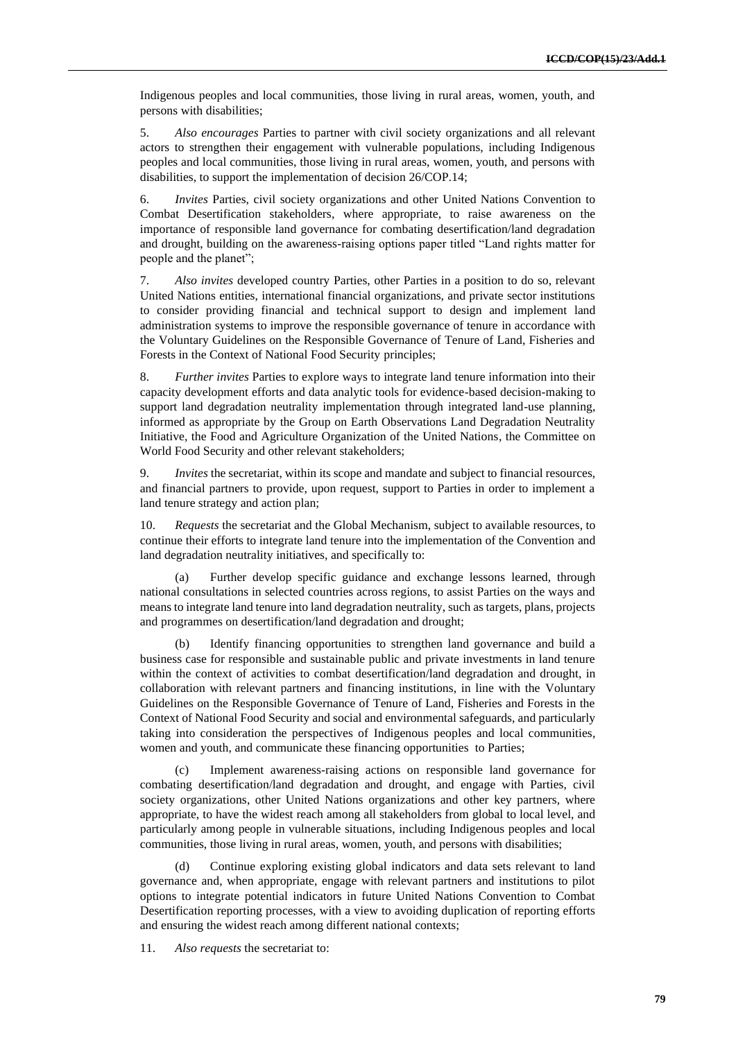Indigenous peoples and local communities, those living in rural areas, women, youth, and persons with disabilities;

5. *Also encourages* Parties to partner with civil society organizations and all relevant actors to strengthen their engagement with vulnerable populations, including Indigenous peoples and local communities, those living in rural areas, women, youth, and persons with disabilities, to support the implementation of decision 26/COP.14;

6. *Invites* Parties, civil society organizations and other United Nations Convention to Combat Desertification stakeholders, where appropriate, to raise awareness on the importance of responsible land governance for combating desertification/land degradation and drought, building on the awareness-raising options paper titled "Land rights matter for people and the planet";

7. *Also invites* developed country Parties, other Parties in a position to do so, relevant United Nations entities, international financial organizations, and private sector institutions to consider providing financial and technical support to design and implement land administration systems to improve the responsible governance of tenure in accordance with the Voluntary Guidelines on the Responsible Governance of Tenure of Land, Fisheries and Forests in the Context of National Food Security principles;

8. *Further invites* Parties to explore ways to integrate land tenure information into their capacity development efforts and data analytic tools for evidence-based decision-making to support land degradation neutrality implementation through integrated land-use planning, informed as appropriate by the Group on Earth Observations Land Degradation Neutrality Initiative, the Food and Agriculture Organization of the United Nations, the Committee on World Food Security and other relevant stakeholders;

9. *Invites* the secretariat, within its scope and mandate and subject to financial resources, and financial partners to provide, upon request, support to Parties in order to implement a land tenure strategy and action plan;

10. *Requests* the secretariat and the Global Mechanism, subject to available resources, to continue their efforts to integrate land tenure into the implementation of the Convention and land degradation neutrality initiatives, and specifically to:

(a) Further develop specific guidance and exchange lessons learned, through national consultations in selected countries across regions, to assist Parties on the ways and means to integrate land tenure into land degradation neutrality, such as targets, plans, projects and programmes on desertification/land degradation and drought;

(b) Identify financing opportunities to strengthen land governance and build a business case for responsible and sustainable public and private investments in land tenure within the context of activities to combat desertification/land degradation and drought, in collaboration with relevant partners and financing institutions, in line with the Voluntary Guidelines on the Responsible Governance of Tenure of Land, Fisheries and Forests in the Context of National Food Security and social and environmental safeguards, and particularly taking into consideration the perspectives of Indigenous peoples and local communities, women and youth, and communicate these financing opportunities to Parties;

(c) Implement awareness-raising actions on responsible land governance for combating desertification/land degradation and drought, and engage with Parties, civil society organizations, other United Nations organizations and other key partners, where appropriate, to have the widest reach among all stakeholders from global to local level, and particularly among people in vulnerable situations, including Indigenous peoples and local communities, those living in rural areas, women, youth, and persons with disabilities;

(d) Continue exploring existing global indicators and data sets relevant to land governance and, when appropriate, engage with relevant partners and institutions to pilot options to integrate potential indicators in future United Nations Convention to Combat Desertification reporting processes, with a view to avoiding duplication of reporting efforts and ensuring the widest reach among different national contexts;

11. *Also requests* the secretariat to: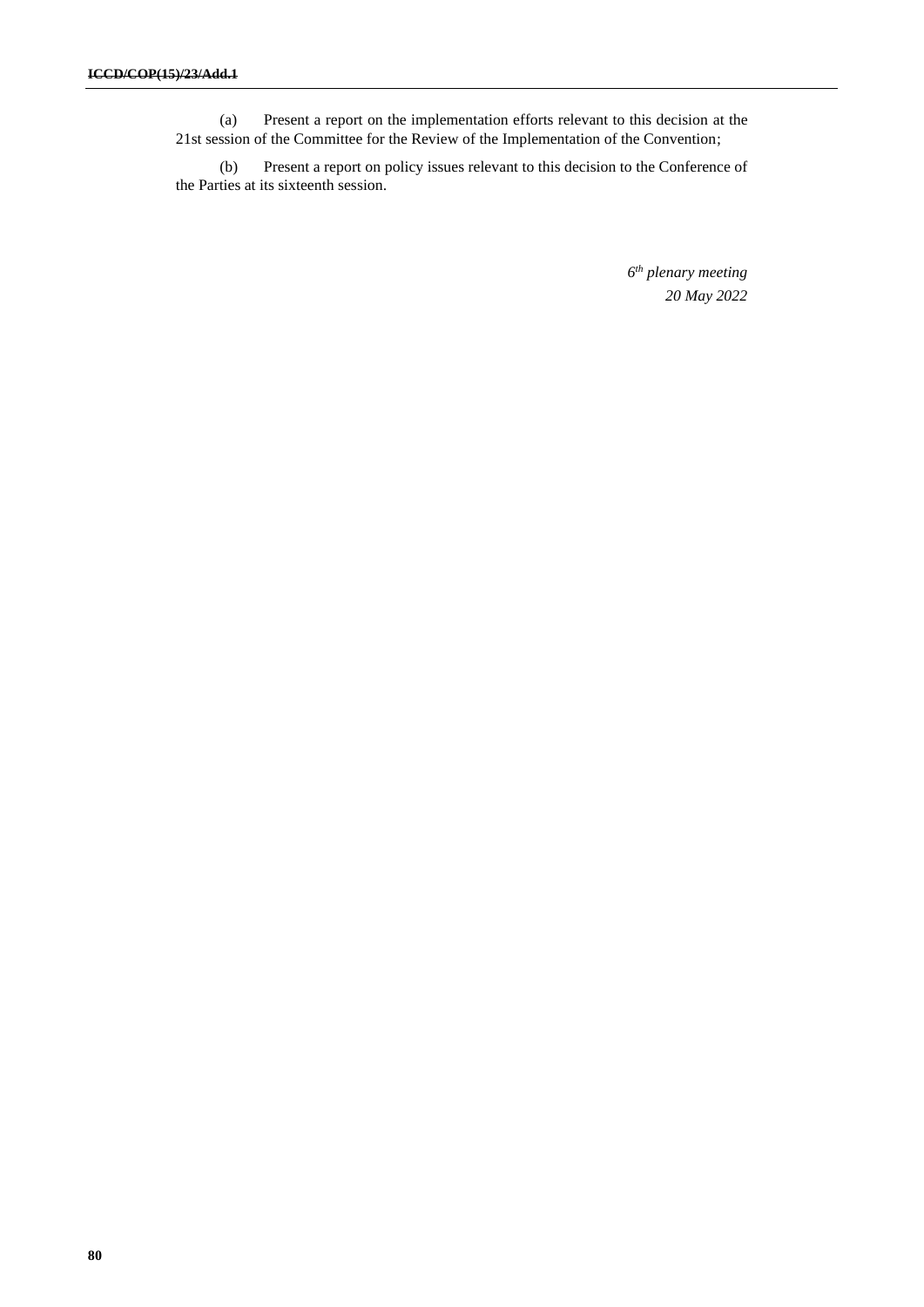(a) Present a report on the implementation efforts relevant to this decision at the 21st session of the Committee for the Review of the Implementation of the Convention;

(b) Present a report on policy issues relevant to this decision to the Conference of the Parties at its sixteenth session.

*6th plenary meeting*
*20 May 2022*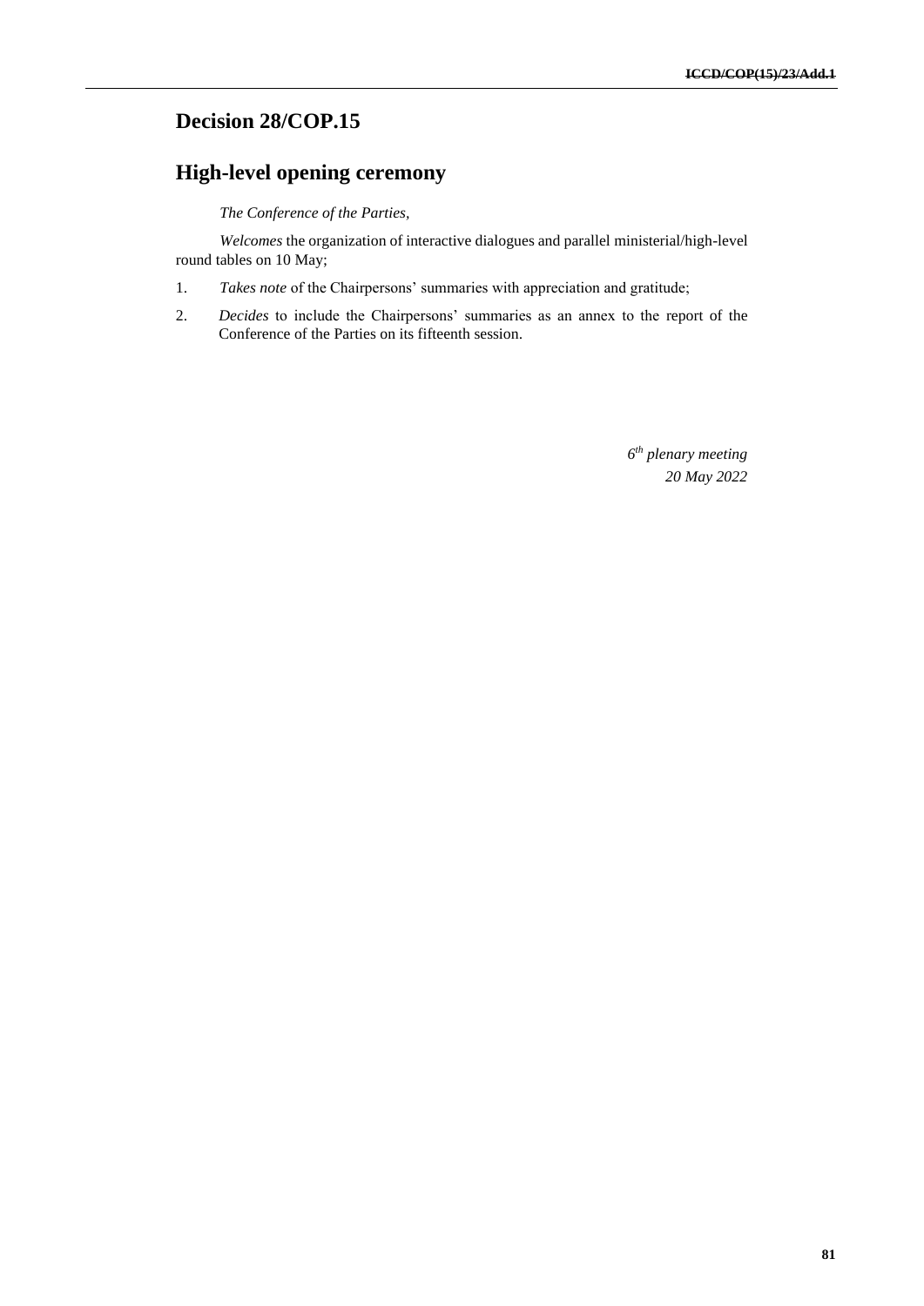## Decision 28/COP.15

## High-level opening ceremony

*The Conference of the Parties,*

*Welcomes* the organization of interactive dialogues and parallel ministerial/high-level round tables on 10 May;

1. *Takes note* of the Chairpersons' summaries with appreciation and gratitude;

2. *Decides* to include the Chairpersons' summaries as an annex to the report of the Conference of the Parties on its fifteenth session.

*6th plenary meeting*
*20 May 2022*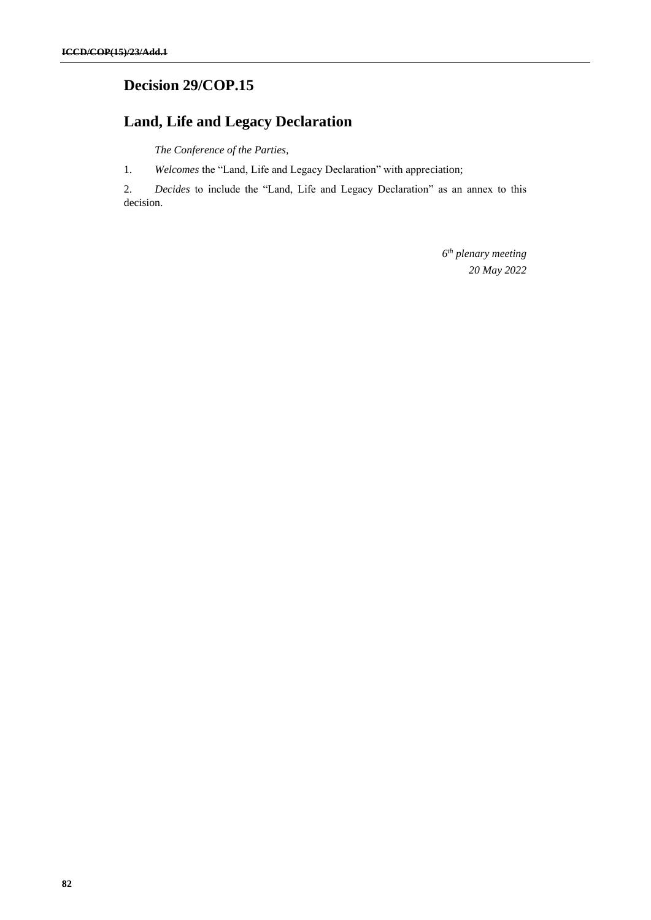# Decision 29/COP.15

# Land, Life and Legacy Declaration

*The Conference of the Parties,*

1. *Welcomes* the "Land, Life and Legacy Declaration" with appreciation;

2. *Decides* to include the "Land, Life and Legacy Declaration" as an annex to this decision.

*6th plenary meeting*
*20 May 2022*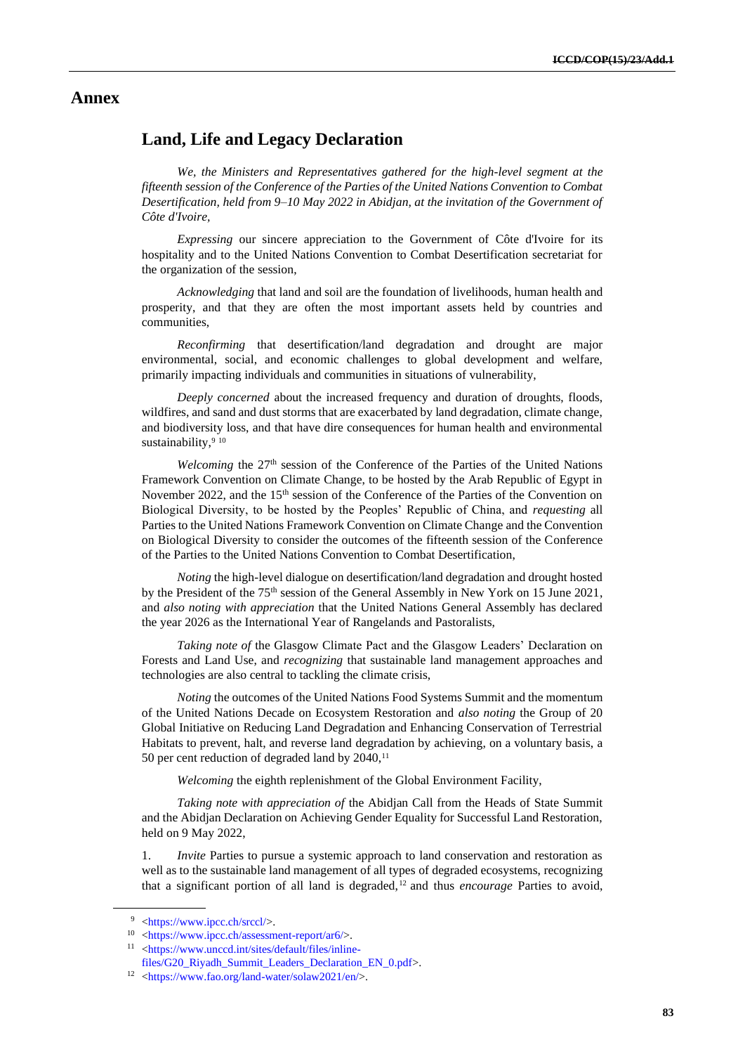# Annex

## Land, Life and Legacy Declaration

*We, the Ministers and Representatives gathered for the high-level segment at the fifteenth session of the Conference of the Parties of the United Nations Convention to Combat Desertification, held from 9–10 May 2022 in Abidjan, at the invitation of the Government of Côte d'Ivoire,*

*Expressing* our sincere appreciation to the Government of Côte d'Ivoire for its hospitality and to the United Nations Convention to Combat Desertification secretariat for the organization of the session,

*Acknowledging* that land and soil are the foundation of livelihoods, human health and prosperity, and that they are often the most important assets held by countries and communities,

*Reconfirming* that desertification/land degradation and drought are major environmental, social, and economic challenges to global development and welfare, primarily impacting individuals and communities in situations of vulnerability,

*Deeply concerned* about the increased frequency and duration of droughts, floods, wildfires, and sand and dust storms that are exacerbated by land degradation, climate change, and biodiversity loss, and that have dire consequences for human health and environmental sustainability,[9] [10]

*Welcoming* the 27th session of the Conference of the Parties of the United Nations Framework Convention on Climate Change, to be hosted by the Arab Republic of Egypt in November 2022, and the 15th session of the Conference of the Parties of the Convention on Biological Diversity, to be hosted by the Peoples' Republic of China, and *requesting* all Parties to the United Nations Framework Convention on Climate Change and the Convention on Biological Diversity to consider the outcomes of the fifteenth session of the Conference of the Parties to the United Nations Convention to Combat Desertification,

*Noting* the high-level dialogue on desertification/land degradation and drought hosted by the President of the 75th session of the General Assembly in New York on 15 June 2021, and *also noting with appreciation* that the United Nations General Assembly has declared the year 2026 as the International Year of Rangelands and Pastoralists,

*Taking note of* the Glasgow Climate Pact and the Glasgow Leaders' Declaration on Forests and Land Use, and *recognizing* that sustainable land management approaches and technologies are also central to tackling the climate crisis,

*Noting* the outcomes of the United Nations Food Systems Summit and the momentum of the United Nations Decade on Ecosystem Restoration and *also noting* the Group of 20 Global Initiative on Reducing Land Degradation and Enhancing Conservation of Terrestrial Habitats to prevent, halt, and reverse land degradation by achieving, on a voluntary basis, a 50 per cent reduction of degraded land by 2040,[11]

*Welcoming* the eighth replenishment of the Global Environment Facility,

*Taking note with appreciation of* the Abidjan Call from the Heads of State Summit and the Abidjan Declaration on Achieving Gender Equality for Successful Land Restoration, held on 9 May 2022,

1. *Invite* Parties to pursue a systemic approach to land conservation and restoration as well as to the sustainable land management of all types of degraded ecosystems, recognizing that a significant portion of all land is degraded,[12] and thus *encourage* Parties to avoid,

---

[9] <https://www.ipcc.ch/srccl/>.

[10] <https://www.ipcc.ch/assessment-report/ar6/>.

[11] <https://www.unccd.int/sites/default/files/inline-files/G20_Riyadh_Summit_Leaders_Declaration_EN_0.pdf>.

[12] <https://www.fao.org/land-water/solaw2021/en/>.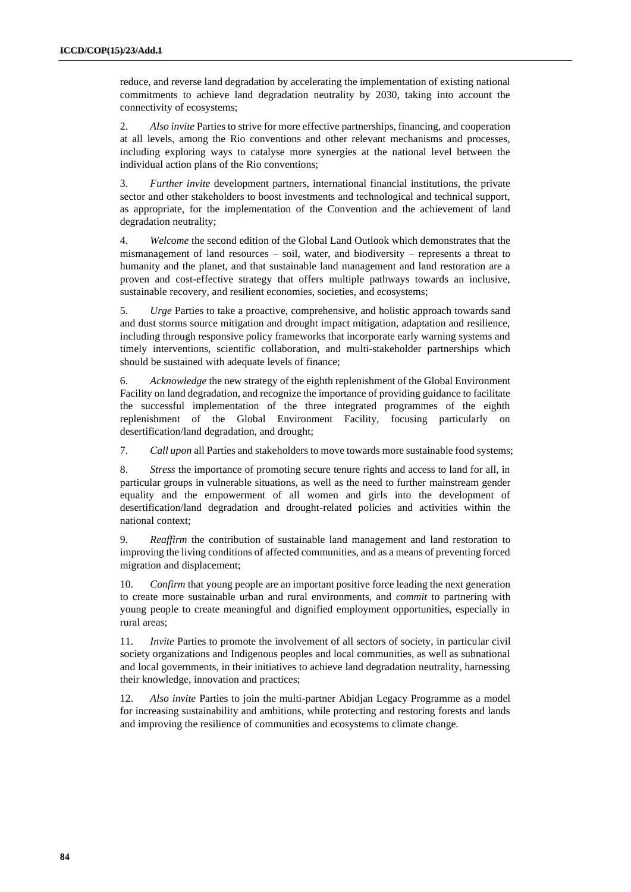reduce, and reverse land degradation by accelerating the implementation of existing national commitments to achieve land degradation neutrality by 2030, taking into account the connectivity of ecosystems;

2. *Also invite* Parties to strive for more effective partnerships, financing, and cooperation at all levels, among the Rio conventions and other relevant mechanisms and processes, including exploring ways to catalyse more synergies at the national level between the individual action plans of the Rio conventions;

3. *Further invite* development partners, international financial institutions, the private sector and other stakeholders to boost investments and technological and technical support, as appropriate, for the implementation of the Convention and the achievement of land degradation neutrality;

4. *Welcome* the second edition of the Global Land Outlook which demonstrates that the mismanagement of land resources – soil, water, and biodiversity – represents a threat to humanity and the planet, and that sustainable land management and land restoration are a proven and cost-effective strategy that offers multiple pathways towards an inclusive, sustainable recovery, and resilient economies, societies, and ecosystems;

5. *Urge* Parties to take a proactive, comprehensive, and holistic approach towards sand and dust storms source mitigation and drought impact mitigation, adaptation and resilience, including through responsive policy frameworks that incorporate early warning systems and timely interventions, scientific collaboration, and multi-stakeholder partnerships which should be sustained with adequate levels of finance;

6. *Acknowledge* the new strategy of the eighth replenishment of the Global Environment Facility on land degradation, and recognize the importance of providing guidance to facilitate the successful implementation of the three integrated programmes of the eighth replenishment of the Global Environment Facility, focusing particularly on desertification/land degradation, and drought;

7. *Call upon* all Parties and stakeholders to move towards more sustainable food systems;

8. *Stress* the importance of promoting secure tenure rights and access to land for all, in particular groups in vulnerable situations, as well as the need to further mainstream gender equality and the empowerment of all women and girls into the development of desertification/land degradation and drought-related policies and activities within the national context;

9. *Reaffirm* the contribution of sustainable land management and land restoration to improving the living conditions of affected communities, and as a means of preventing forced migration and displacement;

10. *Confirm* that young people are an important positive force leading the next generation to create more sustainable urban and rural environments, and *commit* to partnering with young people to create meaningful and dignified employment opportunities, especially in rural areas;

11. *Invite* Parties to promote the involvement of all sectors of society, in particular civil society organizations and Indigenous peoples and local communities, as well as subnational and local governments, in their initiatives to achieve land degradation neutrality, harnessing their knowledge, innovation and practices;

12. *Also invite* Parties to join the multi-partner Abidjan Legacy Programme as a model for increasing sustainability and ambitions, while protecting and restoring forests and lands and improving the resilience of communities and ecosystems to climate change.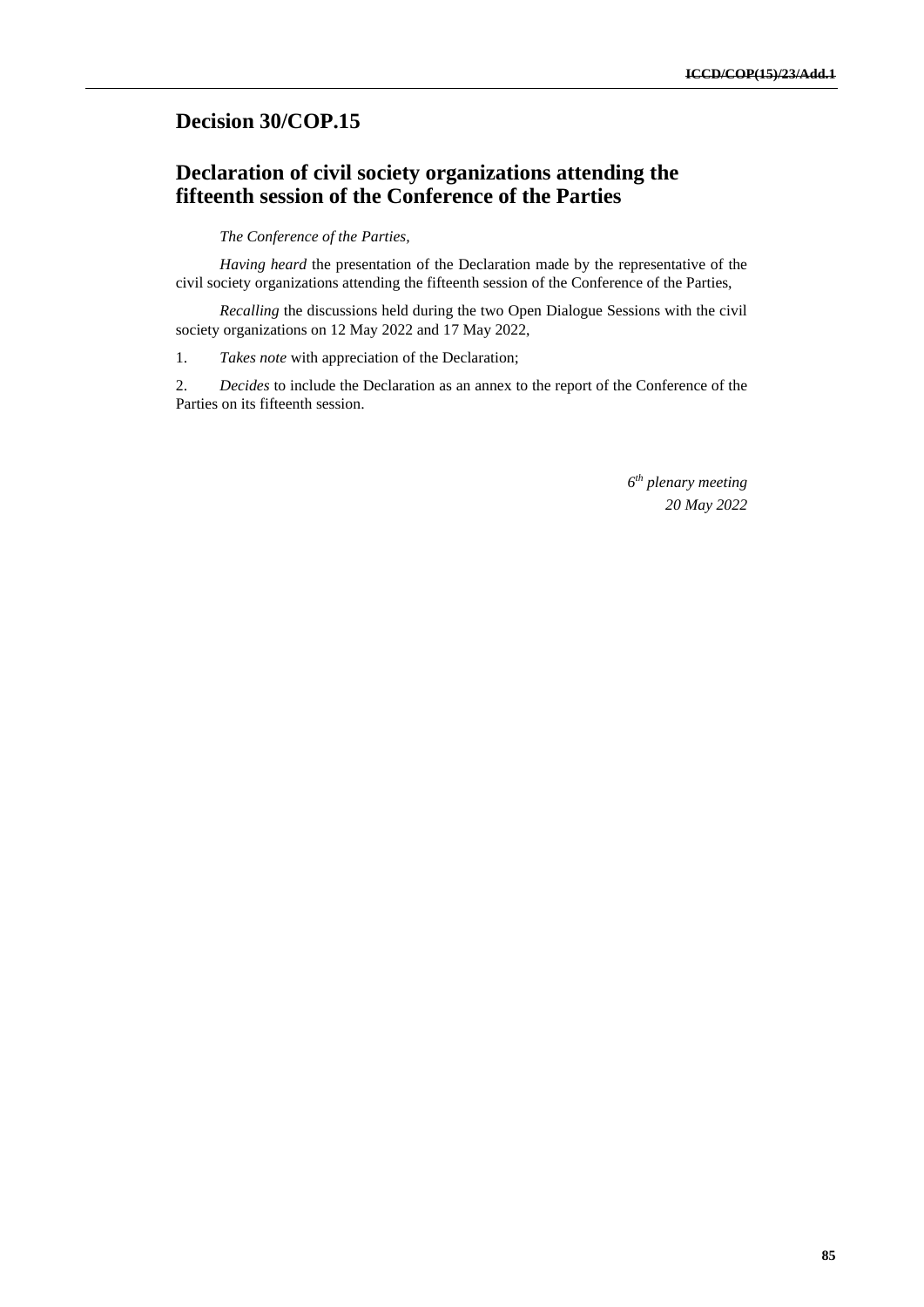## Decision 30/COP.15

## Declaration of civil society organizations attending the fifteenth session of the Conference of the Parties

*The Conference of the Parties,*

*Having heard* the presentation of the Declaration made by the representative of the civil society organizations attending the fifteenth session of the Conference of the Parties,

*Recalling* the discussions held during the two Open Dialogue Sessions with the civil society organizations on 12 May 2022 and 17 May 2022,

1. *Takes note* with appreciation of the Declaration;

2. *Decides* to include the Declaration as an annex to the report of the Conference of the Parties on its fifteenth session.

*6th plenary meeting*
*20 May 2022*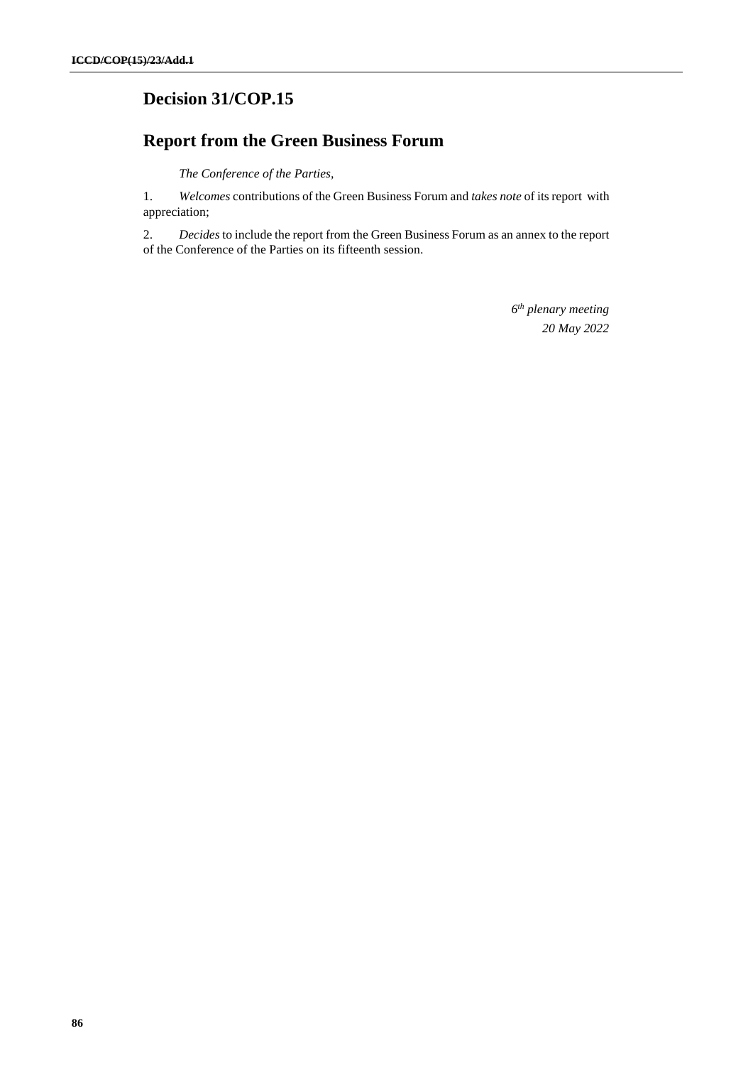# Decision 31/COP.15

# Report from the Green Business Forum

*The Conference of the Parties,*

1. *Welcomes* contributions of the Green Business Forum and *takes note* of its report with appreciation;

2. *Decides* to include the report from the Green Business Forum as an annex to the report of the Conference of the Parties on its fifteenth session.

*6th plenary meeting*
*20 May 2022*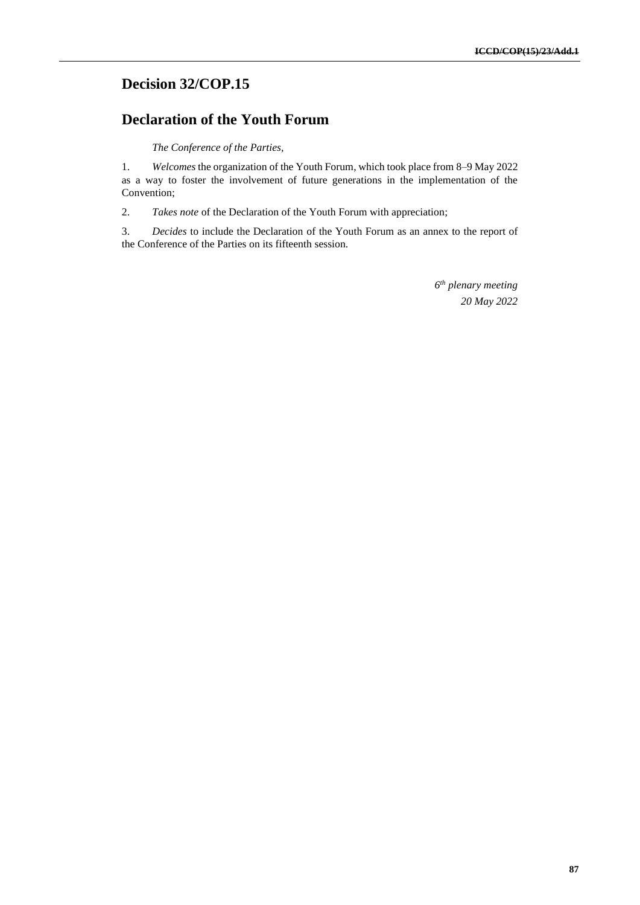# Decision 32/COP.15

# Declaration of the Youth Forum

*The Conference of the Parties*,

1. *Welcomes* the organization of the Youth Forum, which took place from 8–9 May 2022 as a way to foster the involvement of future generations in the implementation of the Convention;

2. *Takes note* of the Declaration of the Youth Forum with appreciation;

3. *Decides* to include the Declaration of the Youth Forum as an annex to the report of the Conference of the Parties on its fifteenth session.

*6th plenary meeting*
*20 May 2022*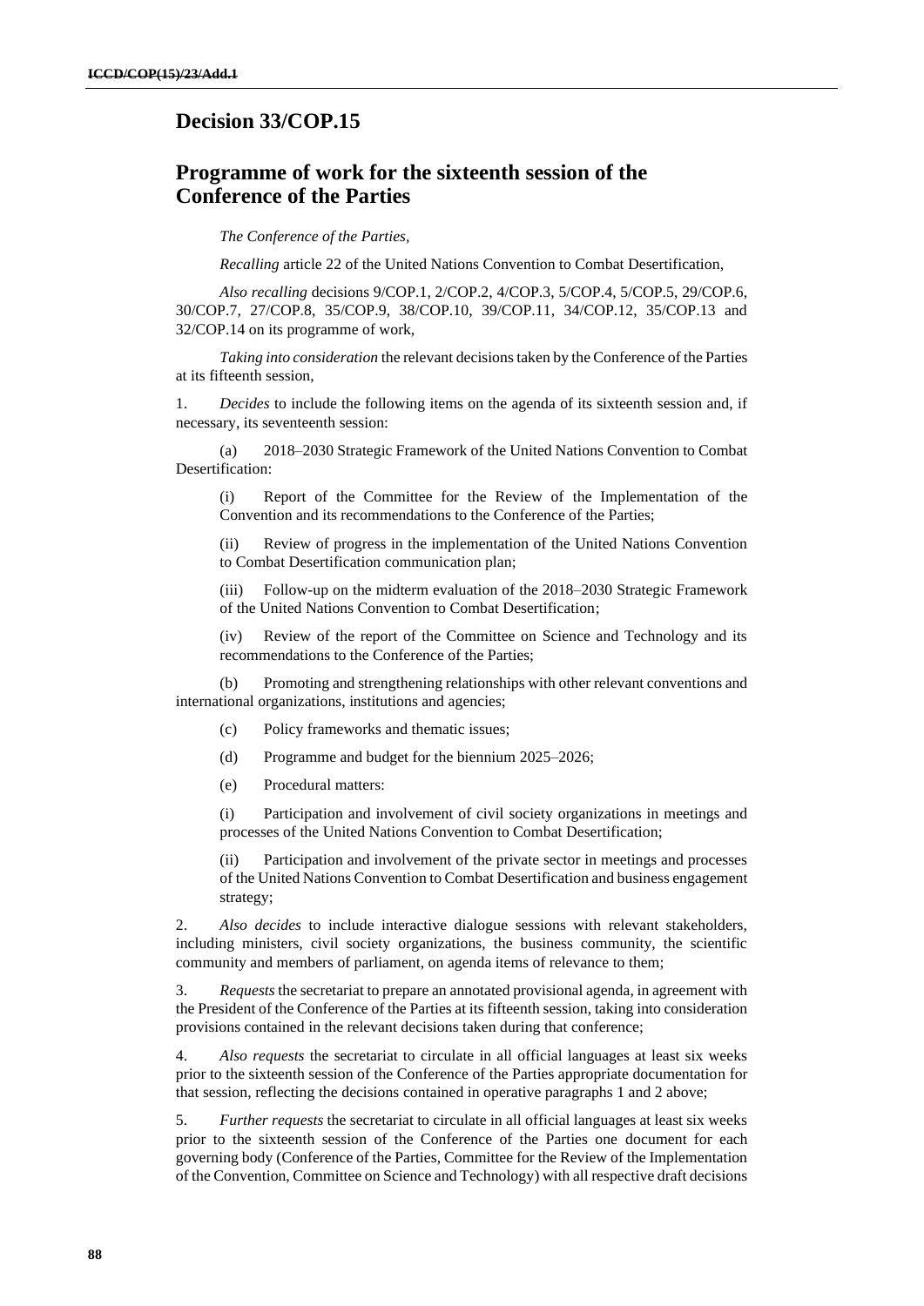## Decision 33/COP.15

## Programme of work for the sixteenth session of the Conference of the Parties

*The Conference of the Parties,*

*Recalling* article 22 of the United Nations Convention to Combat Desertification,

*Also recalling* decisions 9/COP.1, 2/COP.2, 4/COP.3, 5/COP.4, 5/COP.5, 29/COP.6, 30/COP.7, 27/COP.8, 35/COP.9, 38/COP.10, 39/COP.11, 34/COP.12, 35/COP.13 and 32/COP.14 on its programme of work,

*Taking into consideration* the relevant decisions taken by the Conference of the Parties at its fifteenth session,

1. *Decides* to include the following items on the agenda of its sixteenth session and, if necessary, its seventeenth session:

   (a) 2018–2030 Strategic Framework of the United Nations Convention to Combat Desertification:

   (i) Report of the Committee for the Review of the Implementation of the Convention and its recommendations to the Conference of the Parties;

   (ii) Review of progress in the implementation of the United Nations Convention to Combat Desertification communication plan;

   (iii) Follow-up on the midterm evaluation of the 2018–2030 Strategic Framework of the United Nations Convention to Combat Desertification;

   (iv) Review of the report of the Committee on Science and Technology and its recommendations to the Conference of the Parties;

   (b) Promoting and strengthening relationships with other relevant conventions and international organizations, institutions and agencies;

   (c) Policy frameworks and thematic issues;

   (d) Programme and budget for the biennium 2025–2026;

   (e) Procedural matters:

   (i) Participation and involvement of civil society organizations in meetings and processes of the United Nations Convention to Combat Desertification;

   (ii) Participation and involvement of the private sector in meetings and processes of the United Nations Convention to Combat Desertification and business engagement strategy;

2. *Also decides* to include interactive dialogue sessions with relevant stakeholders, including ministers, civil society organizations, the business community, the scientific community and members of parliament, on agenda items of relevance to them;

3. *Requests* the secretariat to prepare an annotated provisional agenda, in agreement with the President of the Conference of the Parties at its fifteenth session, taking into consideration provisions contained in the relevant decisions taken during that conference;

4. *Also requests* the secretariat to circulate in all official languages at least six weeks prior to the sixteenth session of the Conference of the Parties appropriate documentation for that session, reflecting the decisions contained in operative paragraphs 1 and 2 above;

5. *Further requests* the secretariat to circulate in all official languages at least six weeks prior to the sixteenth session of the Conference of the Parties one document for each governing body (Conference of the Parties, Committee for the Review of the Implementation of the Convention, Committee on Science and Technology) with all respective draft decisions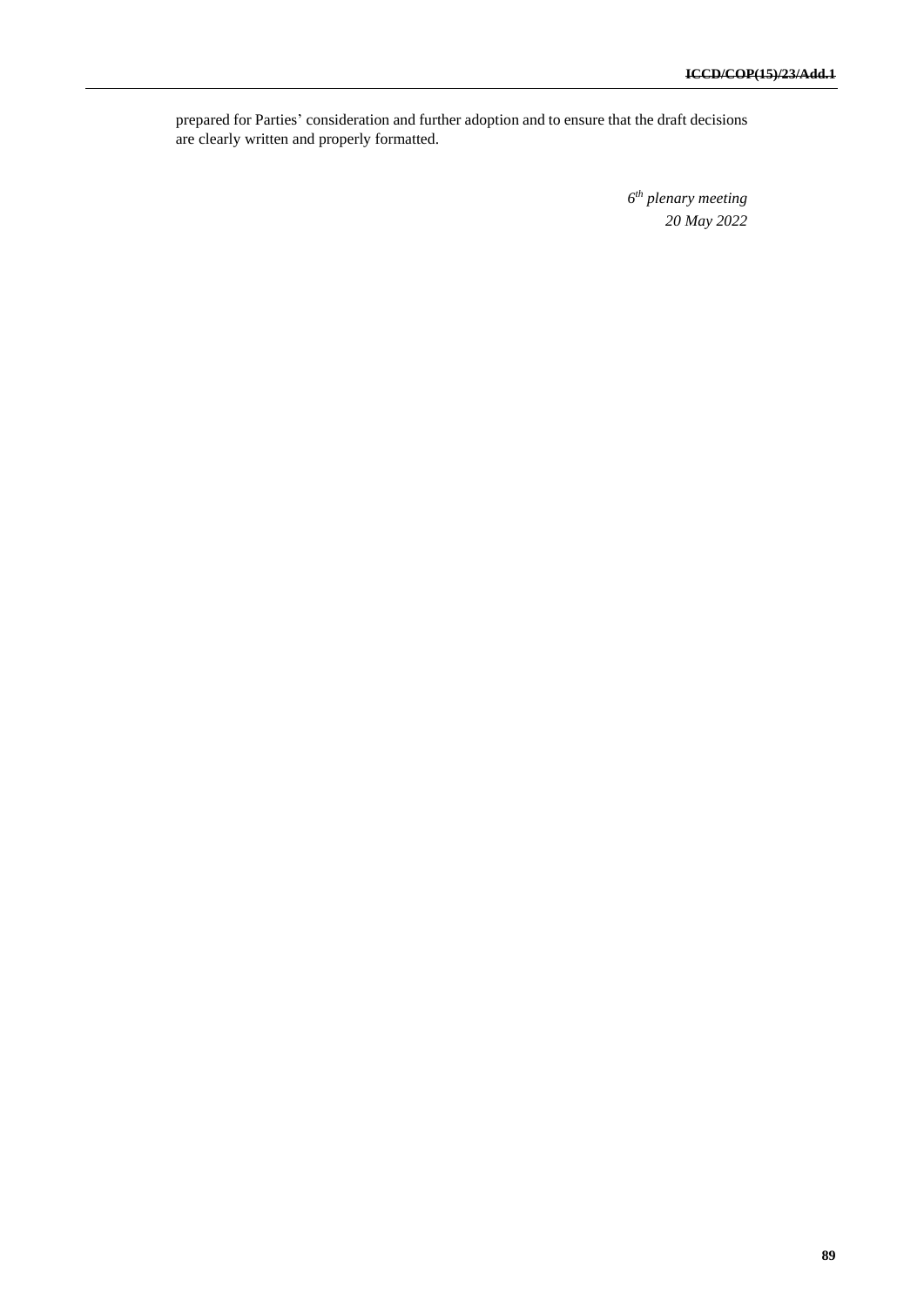prepared for Parties' consideration and further adoption and to ensure that the draft decisions are clearly written and properly formatted.

*6th plenary meeting*
*20 May 2022*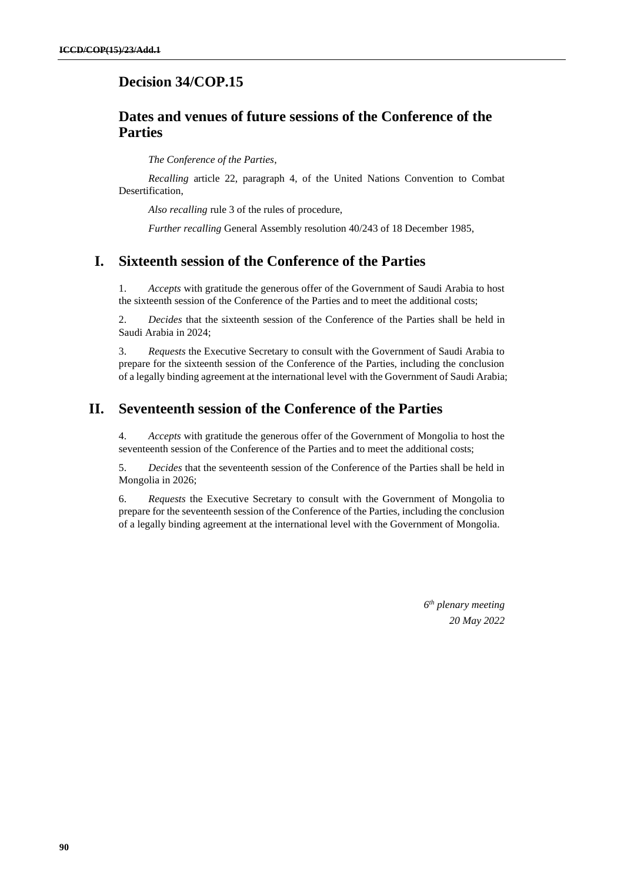# Decision 34/COP.15

## Dates and venues of future sessions of the Conference of the Parties

*The Conference of the Parties*,

*Recalling* article 22, paragraph 4, of the United Nations Convention to Combat Desertification,

*Also recalling* rule 3 of the rules of procedure,

*Further recalling* General Assembly resolution 40/243 of 18 December 1985,

## I. Sixteenth session of the Conference of the Parties

1. *Accepts* with gratitude the generous offer of the Government of Saudi Arabia to host the sixteenth session of the Conference of the Parties and to meet the additional costs;

2. *Decides* that the sixteenth session of the Conference of the Parties shall be held in Saudi Arabia in 2024;

3. *Requests* the Executive Secretary to consult with the Government of Saudi Arabia to prepare for the sixteenth session of the Conference of the Parties, including the conclusion of a legally binding agreement at the international level with the Government of Saudi Arabia;

## II. Seventeenth session of the Conference of the Parties

4. *Accepts* with gratitude the generous offer of the Government of Mongolia to host the seventeenth session of the Conference of the Parties and to meet the additional costs;

5. *Decides* that the seventeenth session of the Conference of the Parties shall be held in Mongolia in 2026;

6. *Requests* the Executive Secretary to consult with the Government of Mongolia to prepare for the seventeenth session of the Conference of the Parties, including the conclusion of a legally binding agreement at the international level with the Government of Mongolia.

*6th plenary meeting*
*20 May 2022*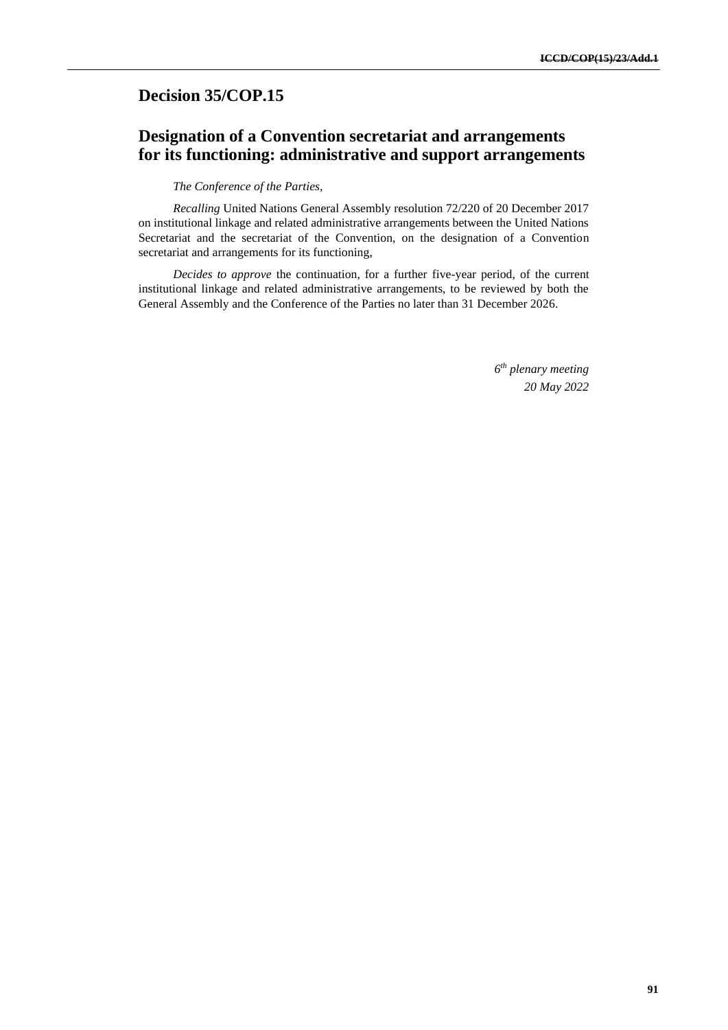## Decision 35/COP.15

## Designation of a Convention secretariat and arrangements for its functioning: administrative and support arrangements

*The Conference of the Parties,*

*Recalling* United Nations General Assembly resolution 72/220 of 20 December 2017 on institutional linkage and related administrative arrangements between the United Nations Secretariat and the secretariat of the Convention, on the designation of a Convention secretariat and arrangements for its functioning,

*Decides to approve* the continuation, for a further five-year period, of the current institutional linkage and related administrative arrangements, to be reviewed by both the General Assembly and the Conference of the Parties no later than 31 December 2026.

*6th plenary meeting*
*20 May 2022*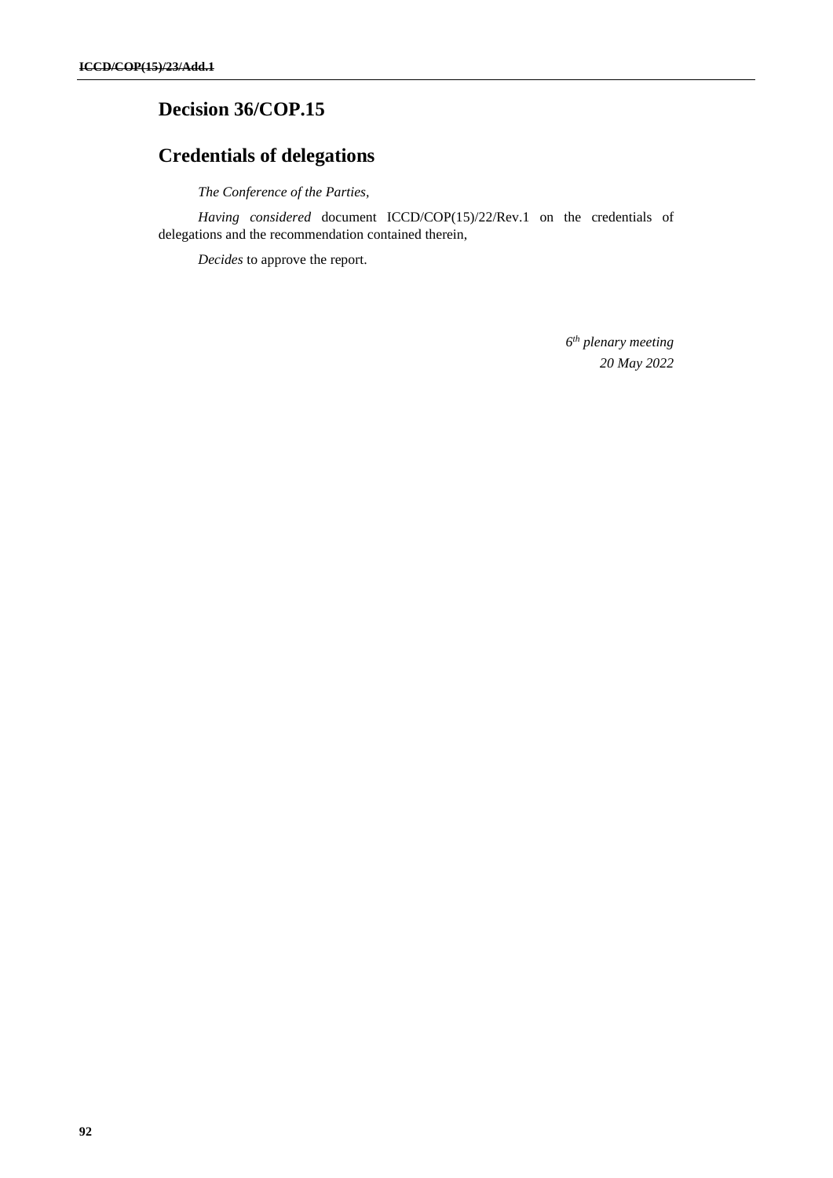# Decision 36/COP.15

# Credentials of delegations

*The Conference of the Parties*,

*Having considered* document ICCD/COP(15)/22/Rev.1 on the credentials of delegations and the recommendation contained therein,

*Decides* to approve the report.

*6th plenary meeting*
*20 May 2022*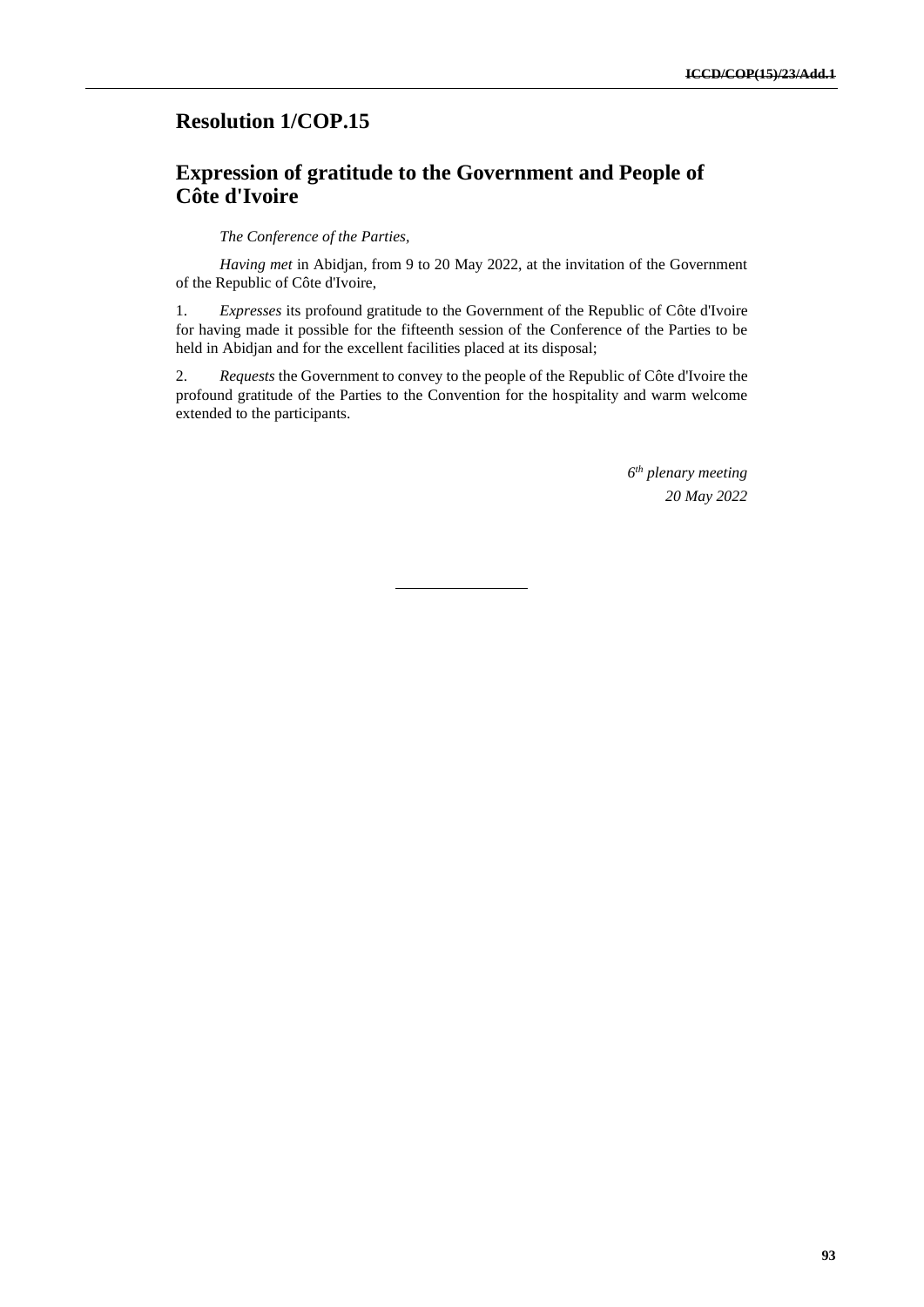## Resolution 1/COP.15

## Expression of gratitude to the Government and People of Côte d'Ivoire

*The Conference of the Parties,*

*Having met* in Abidjan, from 9 to 20 May 2022, at the invitation of the Government of the Republic of Côte d'Ivoire,

1. *Expresses* its profound gratitude to the Government of the Republic of Côte d'Ivoire for having made it possible for the fifteenth session of the Conference of the Parties to be held in Abidjan and for the excellent facilities placed at its disposal;

2. *Requests* the Government to convey to the people of the Republic of Côte d'Ivoire the profound gratitude of the Parties to the Convention for the hospitality and warm welcome extended to the participants.

*6th plenary meeting*
*20 May 2022*